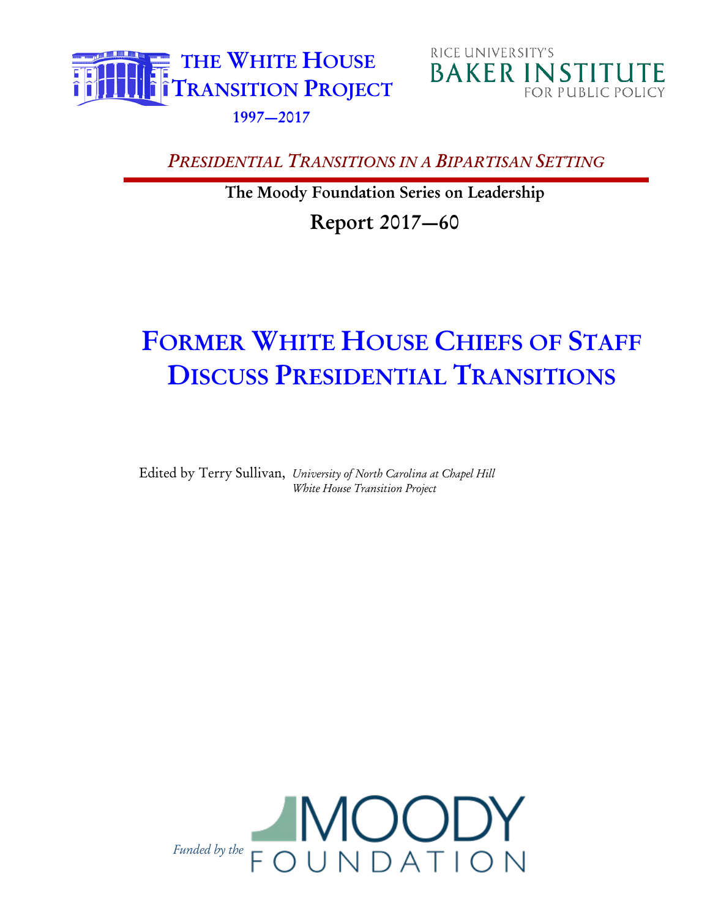THE WHITE HOUSE TRANSITION PROJECT
1997—2017

RICE UNIVERSITY'S
BAKER INSTITUTE
FOR PUBLIC POLICY

*PRESIDENTIAL TRANSITIONS IN A BIPARTISAN SETTING*

**The Moody Foundation Series on Leadership**

**Report 2017—60**

# FORMER WHITE HOUSE CHIEFS OF STAFF DISCUSS PRESIDENTIAL TRANSITIONS

Edited by Terry Sullivan, *University of North Carolina at Chapel Hill*
*White House Transition Project*

*Funded by the* MOODY FOUNDATION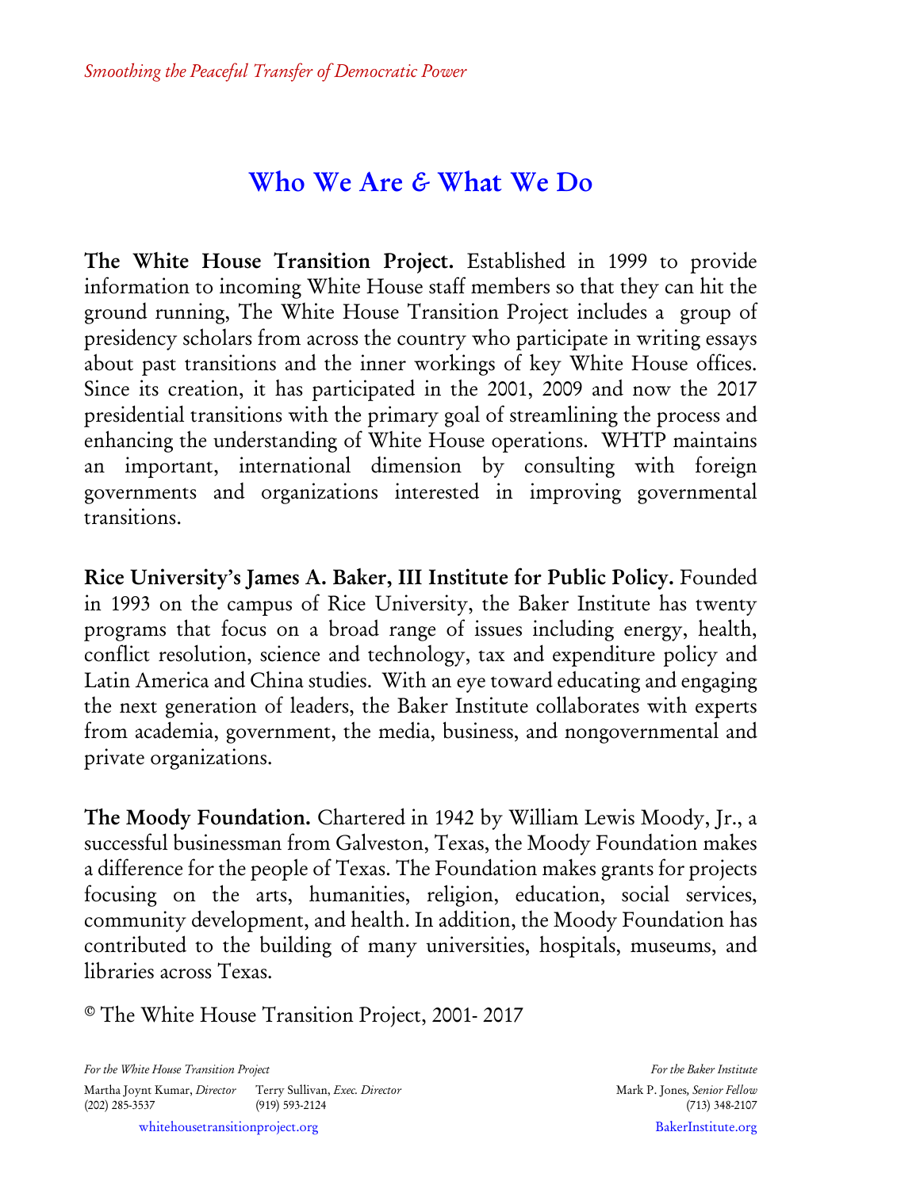*Smoothing the Peaceful Transfer of Democratic Power*

# Who We Are & What We Do

**The White House Transition Project.** Established in 1999 to provide information to incoming White House staff members so that they can hit the ground running, The White House Transition Project includes a group of presidency scholars from across the country who participate in writing essays about past transitions and the inner workings of key White House offices. Since its creation, it has participated in the 2001, 2009 and now the 2017 presidential transitions with the primary goal of streamlining the process and enhancing the understanding of White House operations. WHTP maintains an important, international dimension by consulting with foreign governments and organizations interested in improving governmental transitions.

**Rice University's James A. Baker, III Institute for Public Policy.** Founded in 1993 on the campus of Rice University, the Baker Institute has twenty programs that focus on a broad range of issues including energy, health, conflict resolution, science and technology, tax and expenditure policy and Latin America and China studies. With an eye toward educating and engaging the next generation of leaders, the Baker Institute collaborates with experts from academia, government, the media, business, and nongovernmental and private organizations.

**The Moody Foundation.** Chartered in 1942 by William Lewis Moody, Jr., a successful businessman from Galveston, Texas, the Moody Foundation makes a difference for the people of Texas. The Foundation makes grants for projects focusing on the arts, humanities, religion, education, social services, community development, and health. In addition, the Moody Foundation has contributed to the building of many universities, hospitals, museums, and libraries across Texas.

© The White House Transition Project, 2001- 2017

*For the White House Transition Project*

Martha Joynt Kumar, *Director* (202) 285-3537

Terry Sullivan, *Exec. Director* (919) 593-2124

whitehousetransitionproject.org

*For the Baker Institute*

Mark P. Jones, *Senior Fellow* (713) 348-2107

BakerInstitute.org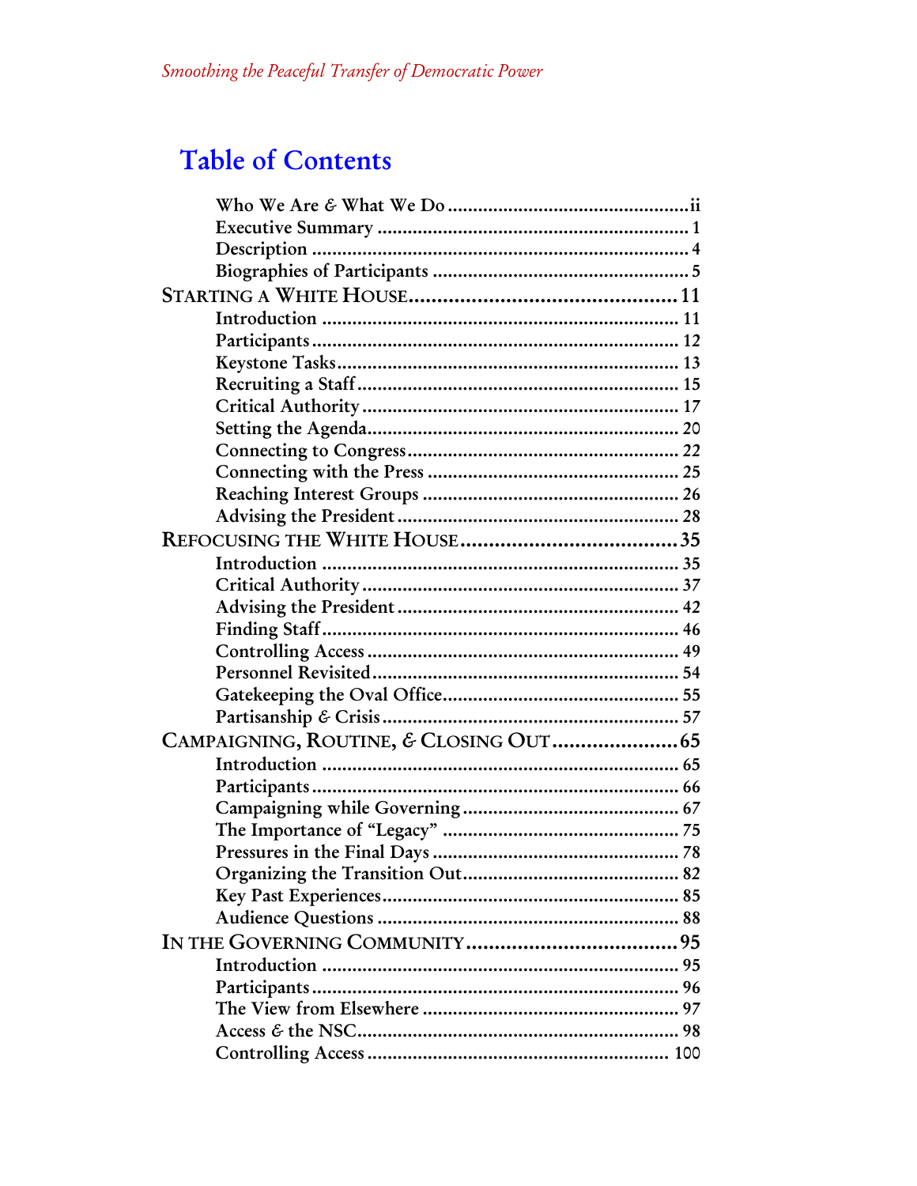# Table of Contents

- Who We Are & What We Do ........ ii
- Executive Summary ........ 1
- Description ........ 4
- Biographies of Participants ........ 5

**STARTING A WHITE HOUSE ........ 11**

- Introduction ........ 11
- Participants ........ 12
- Keystone Tasks ........ 13
- Recruiting a Staff ........ 15
- Critical Authority ........ 17
- Setting the Agenda ........ 20
- Connecting to Congress ........ 22
- Connecting with the Press ........ 25
- Reaching Interest Groups ........ 26
- Advising the President ........ 28

**REFOCUSING THE WHITE HOUSE ........ 35**

- Introduction ........ 35
- Critical Authority ........ 37
- Advising the President ........ 42
- Finding Staff ........ 46
- Controlling Access ........ 49
- Personnel Revisited ........ 54
- Gatekeeping the Oval Office ........ 55
- Partisanship & Crisis ........ 57

**CAMPAIGNING, ROUTINE, & CLOSING OUT ........ 65**

- Introduction ........ 65
- Participants ........ 66
- Campaigning while Governing ........ 67
- The Importance of "Legacy" ........ 75
- Pressures in the Final Days ........ 78
- Organizing the Transition Out ........ 82
- Key Past Experiences ........ 85
- Audience Questions ........ 88

**IN THE GOVERNING COMMUNITY ........ 95**

- Introduction ........ 95
- Participants ........ 96
- The View from Elsewhere ........ 97
- Access & the NSC ........ 98
- Controlling Access ........ 100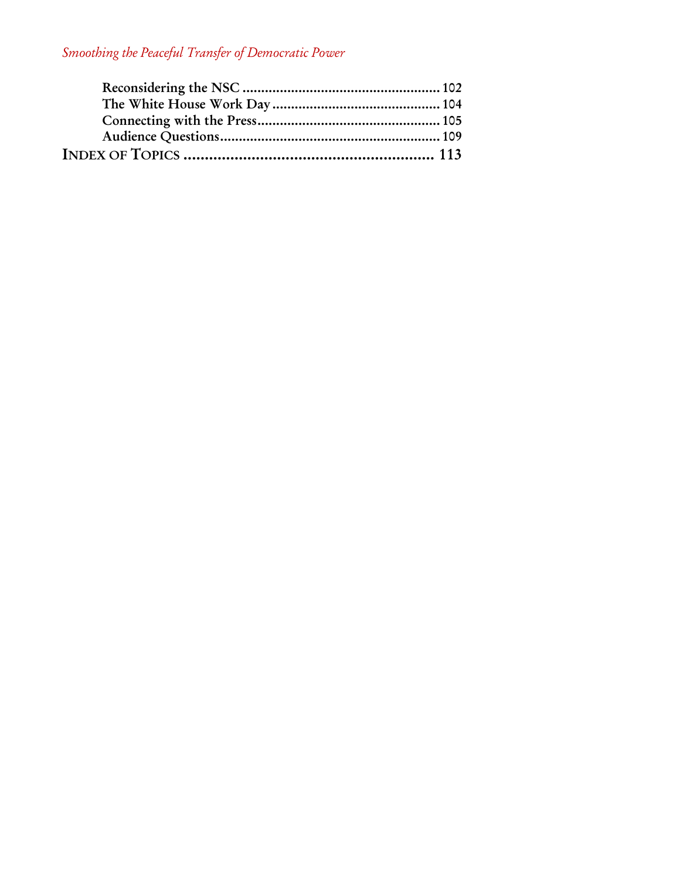**Reconsidering the NSC** .................................................... 102
**The White House Work Day** ............................................ 104
**Connecting with the Press** ................................................ 105
**Audience Questions** .......................................................... 109

**INDEX OF TOPICS** ........................................................... 113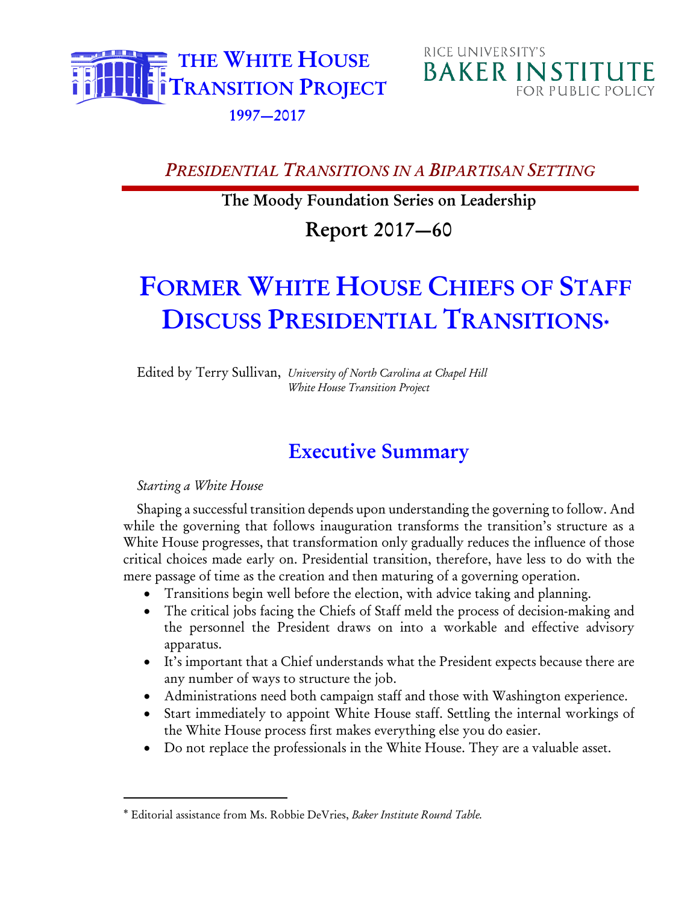THE WHITE HOUSE TRANSITION PROJECT
1997—2017

RICE UNIVERSITY'S
BAKER INSTITUTE
FOR PUBLIC POLICY

*PRESIDENTIAL TRANSITIONS IN A BIPARTISAN SETTING*

**The Moody Foundation Series on Leadership**

**Report 2017—60**

# FORMER WHITE HOUSE CHIEFS OF STAFF DISCUSS PRESIDENTIAL TRANSITIONS*

Edited by Terry Sullivan, *University of North Carolina at Chapel Hill*
*White House Transition Project*

## Executive Summary

*Starting a White House*

Shaping a successful transition depends upon understanding the governing to follow. And while the governing that follows inauguration transforms the transition's structure as a White House progresses, that transformation only gradually reduces the influence of those critical choices made early on. Presidential transition, therefore, have less to do with the mere passage of time as the creation and then maturing of a governing operation.

- Transitions begin well before the election, with advice taking and planning.
- The critical jobs facing the Chiefs of Staff meld the process of decision-making and the personnel the President draws on into a workable and effective advisory apparatus.
- It's important that a Chief understands what the President expects because there are any number of ways to structure the job.
- Administrations need both campaign staff and those with Washington experience.
- Start immediately to appoint White House staff. Settling the internal workings of the White House process first makes everything else you do easier.
- Do not replace the professionals in the White House. They are a valuable asset.

---

* Editorial assistance from Ms. Robbie DeVries, *Baker Institute Round Table.*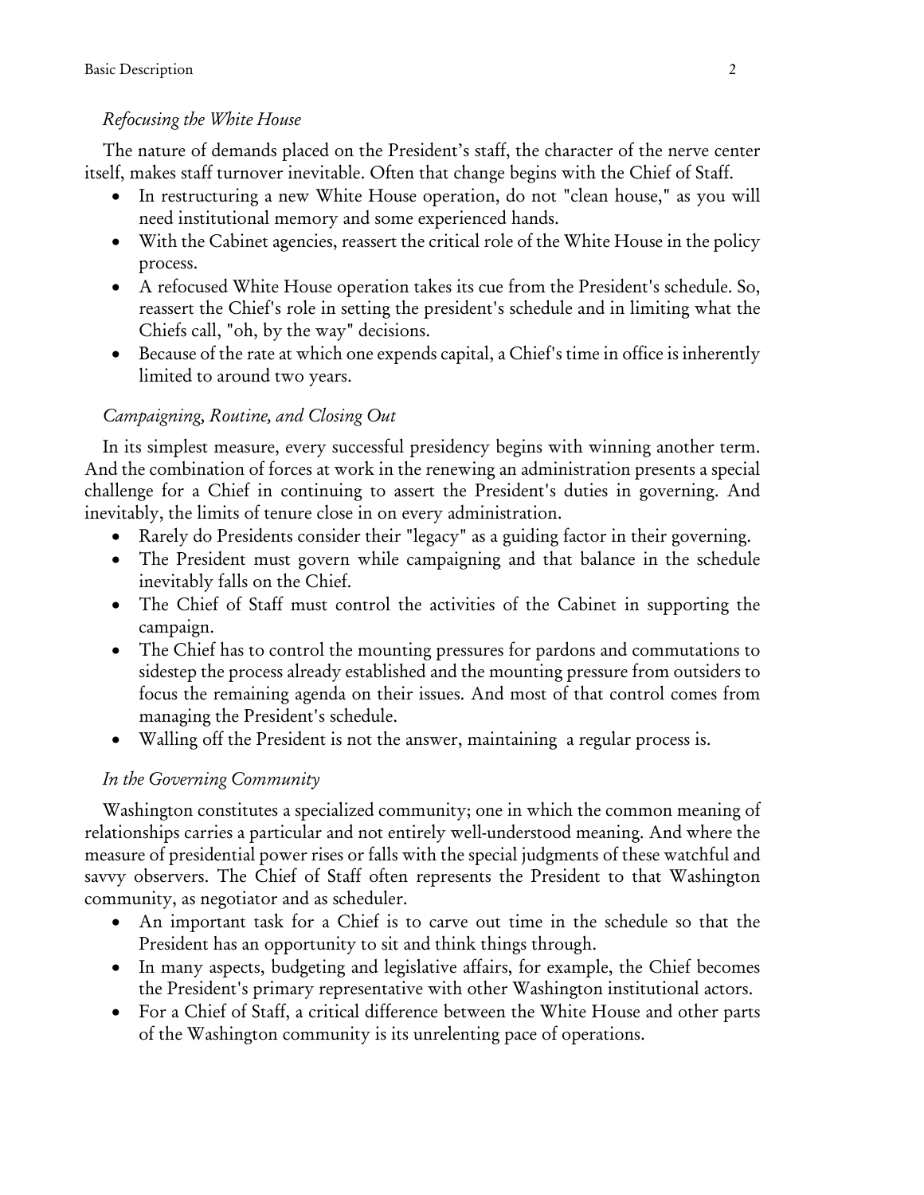*Refocusing the White House*

The nature of demands placed on the President's staff, the character of the nerve center itself, makes staff turnover inevitable. Often that change begins with the Chief of Staff.

- In restructuring a new White House operation, do not "clean house," as you will need institutional memory and some experienced hands.
- With the Cabinet agencies, reassert the critical role of the White House in the policy process.
- A refocused White House operation takes its cue from the President's schedule. So, reassert the Chief's role in setting the president's schedule and in limiting what the Chiefs call, "oh, by the way" decisions.
- Because of the rate at which one expends capital, a Chief's time in office is inherently limited to around two years.

*Campaigning, Routine, and Closing Out*

In its simplest measure, every successful presidency begins with winning another term. And the combination of forces at work in the renewing an administration presents a special challenge for a Chief in continuing to assert the President's duties in governing. And inevitably, the limits of tenure close in on every administration.

- Rarely do Presidents consider their "legacy" as a guiding factor in their governing.
- The President must govern while campaigning and that balance in the schedule inevitably falls on the Chief.
- The Chief of Staff must control the activities of the Cabinet in supporting the campaign.
- The Chief has to control the mounting pressures for pardons and commutations to sidestep the process already established and the mounting pressure from outsiders to focus the remaining agenda on their issues. And most of that control comes from managing the President's schedule.
- Walling off the President is not the answer, maintaining a regular process is.

*In the Governing Community*

Washington constitutes a specialized community; one in which the common meaning of relationships carries a particular and not entirely well-understood meaning. And where the measure of presidential power rises or falls with the special judgments of these watchful and savvy observers. The Chief of Staff often represents the President to that Washington community, as negotiator and as scheduler.

- An important task for a Chief is to carve out time in the schedule so that the President has an opportunity to sit and think things through.
- In many aspects, budgeting and legislative affairs, for example, the Chief becomes the President's primary representative with other Washington institutional actors.
- For a Chief of Staff, a critical difference between the White House and other parts of the Washington community is its unrelenting pace of operations.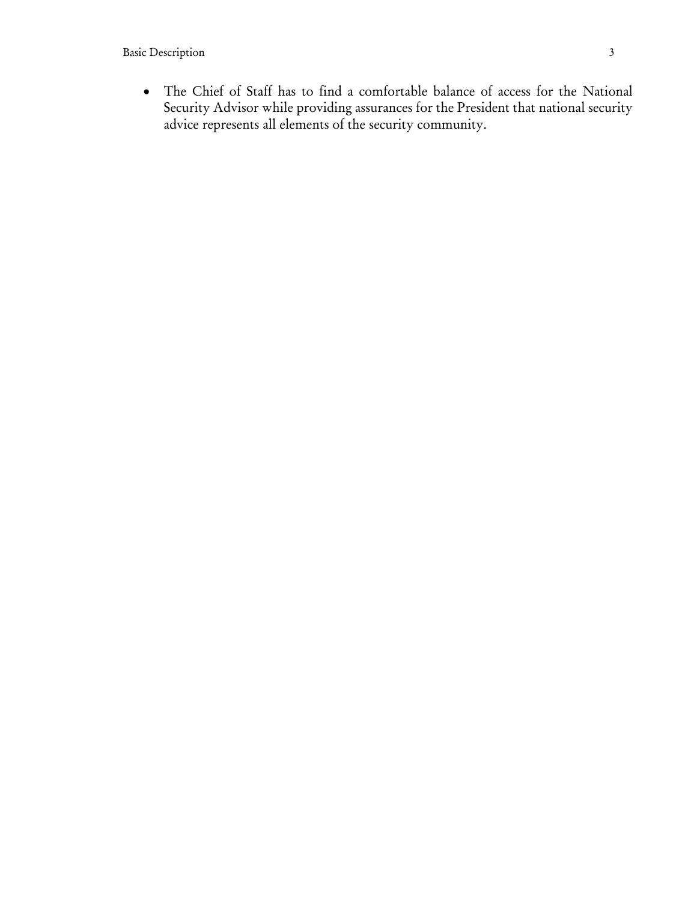- The Chief of Staff has to find a comfortable balance of access for the National Security Advisor while providing assurances for the President that national security advice represents all elements of the security community.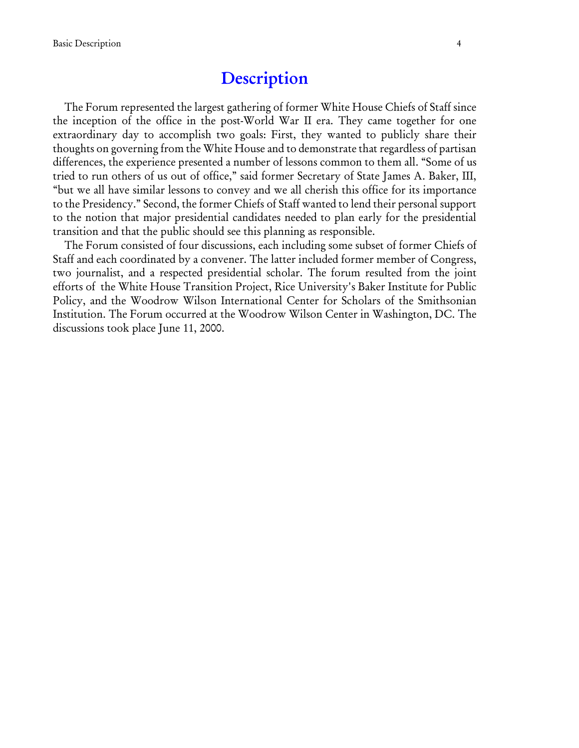# Description

The Forum represented the largest gathering of former White House Chiefs of Staff since the inception of the office in the post-World War II era. They came together for one extraordinary day to accomplish two goals: First, they wanted to publicly share their thoughts on governing from the White House and to demonstrate that regardless of partisan differences, the experience presented a number of lessons common to them all. "Some of us tried to run others of us out of office," said former Secretary of State James A. Baker, III, "but we all have similar lessons to convey and we all cherish this office for its importance to the Presidency." Second, the former Chiefs of Staff wanted to lend their personal support to the notion that major presidential candidates needed to plan early for the presidential transition and that the public should see this planning as responsible.

The Forum consisted of four discussions, each including some subset of former Chiefs of Staff and each coordinated by a convener. The latter included former member of Congress, two journalist, and a respected presidential scholar. The forum resulted from the joint efforts of the White House Transition Project, Rice University's Baker Institute for Public Policy, and the Woodrow Wilson International Center for Scholars of the Smithsonian Institution. The Forum occurred at the Woodrow Wilson Center in Washington, DC. The discussions took place June 11, 2000.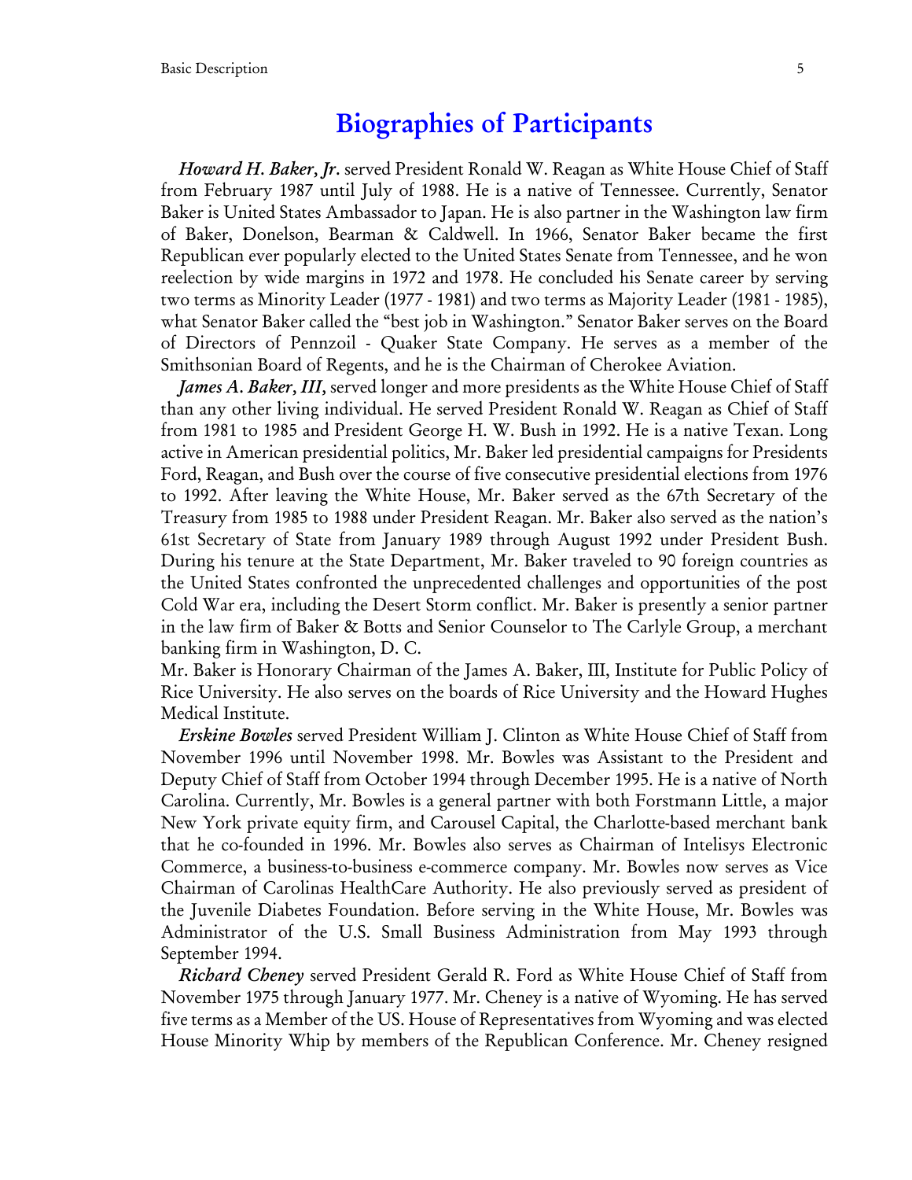## Biographies of Participants

*Howard H. Baker, Jr.* served President Ronald W. Reagan as White House Chief of Staff from February 1987 until July of 1988. He is a native of Tennessee. Currently, Senator Baker is United States Ambassador to Japan. He is also partner in the Washington law firm of Baker, Donelson, Bearman & Caldwell. In 1966, Senator Baker became the first Republican ever popularly elected to the United States Senate from Tennessee, and he won reelection by wide margins in 1972 and 1978. He concluded his Senate career by serving two terms as Minority Leader (1977 - 1981) and two terms as Majority Leader (1981 - 1985), what Senator Baker called the "best job in Washington." Senator Baker serves on the Board of Directors of Pennzoil - Quaker State Company. He serves as a member of the Smithsonian Board of Regents, and he is the Chairman of Cherokee Aviation.

*James A. Baker, III,* served longer and more presidents as the White House Chief of Staff than any other living individual. He served President Ronald W. Reagan as Chief of Staff from 1981 to 1985 and President George H. W. Bush in 1992. He is a native Texan. Long active in American presidential politics, Mr. Baker led presidential campaigns for Presidents Ford, Reagan, and Bush over the course of five consecutive presidential elections from 1976 to 1992. After leaving the White House, Mr. Baker served as the 67th Secretary of the Treasury from 1985 to 1988 under President Reagan. Mr. Baker also served as the nation's 61st Secretary of State from January 1989 through August 1992 under President Bush. During his tenure at the State Department, Mr. Baker traveled to 90 foreign countries as the United States confronted the unprecedented challenges and opportunities of the post Cold War era, including the Desert Storm conflict. Mr. Baker is presently a senior partner in the law firm of Baker & Botts and Senior Counselor to The Carlyle Group, a merchant banking firm in Washington, D. C.

Mr. Baker is Honorary Chairman of the James A. Baker, III, Institute for Public Policy of Rice University. He also serves on the boards of Rice University and the Howard Hughes Medical Institute.

*Erskine Bowles* served President William J. Clinton as White House Chief of Staff from November 1996 until November 1998. Mr. Bowles was Assistant to the President and Deputy Chief of Staff from October 1994 through December 1995. He is a native of North Carolina. Currently, Mr. Bowles is a general partner with both Forstmann Little, a major New York private equity firm, and Carousel Capital, the Charlotte-based merchant bank that he co-founded in 1996. Mr. Bowles also serves as Chairman of Intelisys Electronic Commerce, a business-to-business e-commerce company. Mr. Bowles now serves as Vice Chairman of Carolinas HealthCare Authority. He also previously served as president of the Juvenile Diabetes Foundation. Before serving in the White House, Mr. Bowles was Administrator of the U.S. Small Business Administration from May 1993 through September 1994.

*Richard Cheney* served President Gerald R. Ford as White House Chief of Staff from November 1975 through January 1977. Mr. Cheney is a native of Wyoming. He has served five terms as a Member of the US. House of Representatives from Wyoming and was elected House Minority Whip by members of the Republican Conference. Mr. Cheney resigned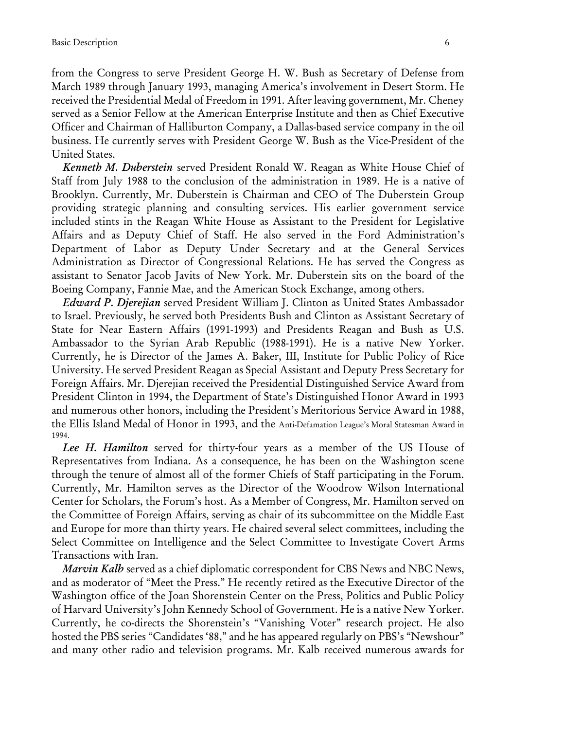from the Congress to serve President George H. W. Bush as Secretary of Defense from March 1989 through January 1993, managing America's involvement in Desert Storm. He received the Presidential Medal of Freedom in 1991. After leaving government, Mr. Cheney served as a Senior Fellow at the American Enterprise Institute and then as Chief Executive Officer and Chairman of Halliburton Company, a Dallas-based service company in the oil business. He currently serves with President George W. Bush as the Vice-President of the United States.

***Kenneth M. Duberstein*** served President Ronald W. Reagan as White House Chief of Staff from July 1988 to the conclusion of the administration in 1989. He is a native of Brooklyn. Currently, Mr. Duberstein is Chairman and CEO of The Duberstein Group providing strategic planning and consulting services. His earlier government service included stints in the Reagan White House as Assistant to the President for Legislative Affairs and as Deputy Chief of Staff. He also served in the Ford Administration's Department of Labor as Deputy Under Secretary and at the General Services Administration as Director of Congressional Relations. He has served the Congress as assistant to Senator Jacob Javits of New York. Mr. Duberstein sits on the board of the Boeing Company, Fannie Mae, and the American Stock Exchange, among others.

***Edward P. Djerejian*** served President William J. Clinton as United States Ambassador to Israel. Previously, he served both Presidents Bush and Clinton as Assistant Secretary of State for Near Eastern Affairs (1991-1993) and Presidents Reagan and Bush as U.S. Ambassador to the Syrian Arab Republic (1988-1991). He is a native New Yorker. Currently, he is Director of the James A. Baker, III, Institute for Public Policy of Rice University. He served President Reagan as Special Assistant and Deputy Press Secretary for Foreign Affairs. Mr. Djerejian received the Presidential Distinguished Service Award from President Clinton in 1994, the Department of State's Distinguished Honor Award in 1993 and numerous other honors, including the President's Meritorious Service Award in 1988, the Ellis Island Medal of Honor in 1993, and the Anti-Defamation League's Moral Statesman Award in 1994.

***Lee H. Hamilton*** served for thirty-four years as a member of the US House of Representatives from Indiana. As a consequence, he has been on the Washington scene through the tenure of almost all of the former Chiefs of Staff participating in the Forum. Currently, Mr. Hamilton serves as the Director of the Woodrow Wilson International Center for Scholars, the Forum's host. As a Member of Congress, Mr. Hamilton served on the Committee of Foreign Affairs, serving as chair of its subcommittee on the Middle East and Europe for more than thirty years. He chaired several select committees, including the Select Committee on Intelligence and the Select Committee to Investigate Covert Arms Transactions with Iran.

***Marvin Kalb*** served as a chief diplomatic correspondent for CBS News and NBC News, and as moderator of "Meet the Press." He recently retired as the Executive Director of the Washington office of the Joan Shorenstein Center on the Press, Politics and Public Policy of Harvard University's John Kennedy School of Government. He is a native New Yorker. Currently, he co-directs the Shorenstein's "Vanishing Voter" research project. He also hosted the PBS series "Candidates '88," and he has appeared regularly on PBS's "Newshour" and many other radio and television programs. Mr. Kalb received numerous awards for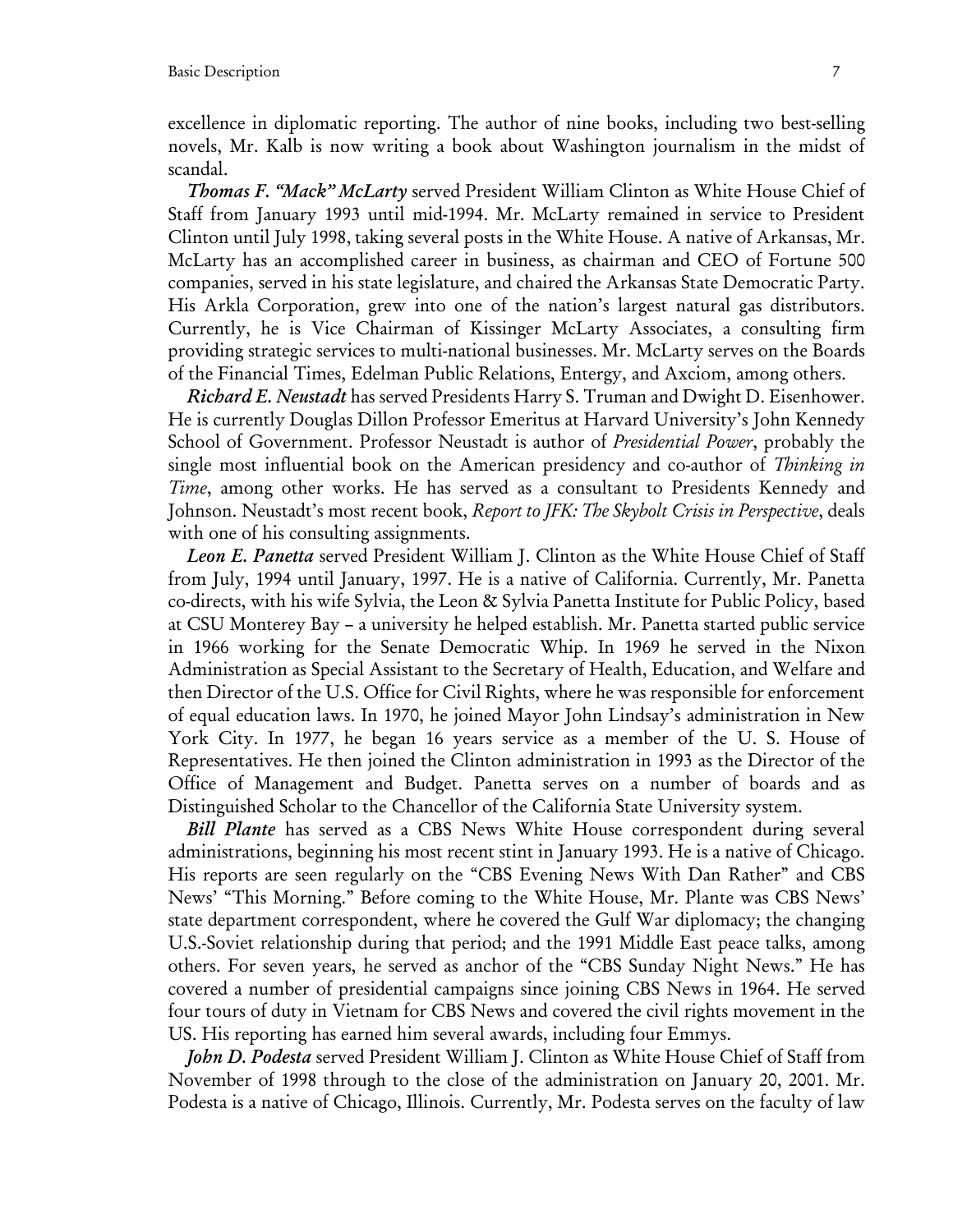excellence in diplomatic reporting. The author of nine books, including two best-selling novels, Mr. Kalb is now writing a book about Washington journalism in the midst of scandal.

***Thomas F. "Mack" McLarty*** served President William Clinton as White House Chief of Staff from January 1993 until mid-1994. Mr. McLarty remained in service to President Clinton until July 1998, taking several posts in the White House. A native of Arkansas, Mr. McLarty has an accomplished career in business, as chairman and CEO of Fortune 500 companies, served in his state legislature, and chaired the Arkansas State Democratic Party. His Arkla Corporation, grew into one of the nation's largest natural gas distributors. Currently, he is Vice Chairman of Kissinger McLarty Associates, a consulting firm providing strategic services to multi-national businesses. Mr. McLarty serves on the Boards of the Financial Times, Edelman Public Relations, Entergy, and Axciom, among others.

***Richard E. Neustadt*** has served Presidents Harry S. Truman and Dwight D. Eisenhower. He is currently Douglas Dillon Professor Emeritus at Harvard University's John Kennedy School of Government. Professor Neustadt is author of *Presidential Power*, probably the single most influential book on the American presidency and co-author of *Thinking in Time*, among other works. He has served as a consultant to Presidents Kennedy and Johnson. Neustadt's most recent book, *Report to JFK: The Skybolt Crisis in Perspective*, deals with one of his consulting assignments.

***Leon E. Panetta*** served President William J. Clinton as the White House Chief of Staff from July, 1994 until January, 1997. He is a native of California. Currently, Mr. Panetta co-directs, with his wife Sylvia, the Leon & Sylvia Panetta Institute for Public Policy, based at CSU Monterey Bay – a university he helped establish. Mr. Panetta started public service in 1966 working for the Senate Democratic Whip. In 1969 he served in the Nixon Administration as Special Assistant to the Secretary of Health, Education, and Welfare and then Director of the U.S. Office for Civil Rights, where he was responsible for enforcement of equal education laws. In 1970, he joined Mayor John Lindsay's administration in New York City. In 1977, he began 16 years service as a member of the U. S. House of Representatives. He then joined the Clinton administration in 1993 as the Director of the Office of Management and Budget. Panetta serves on a number of boards and as Distinguished Scholar to the Chancellor of the California State University system.

***Bill Plante*** has served as a CBS News White House correspondent during several administrations, beginning his most recent stint in January 1993. He is a native of Chicago. His reports are seen regularly on the "CBS Evening News With Dan Rather" and CBS News' "This Morning." Before coming to the White House, Mr. Plante was CBS News' state department correspondent, where he covered the Gulf War diplomacy; the changing U.S.-Soviet relationship during that period; and the 1991 Middle East peace talks, among others. For seven years, he served as anchor of the "CBS Sunday Night News." He has covered a number of presidential campaigns since joining CBS News in 1964. He served four tours of duty in Vietnam for CBS News and covered the civil rights movement in the US. His reporting has earned him several awards, including four Emmys.

***John D. Podesta*** served President William J. Clinton as White House Chief of Staff from November of 1998 through to the close of the administration on January 20, 2001. Mr. Podesta is a native of Chicago, Illinois. Currently, Mr. Podesta serves on the faculty of law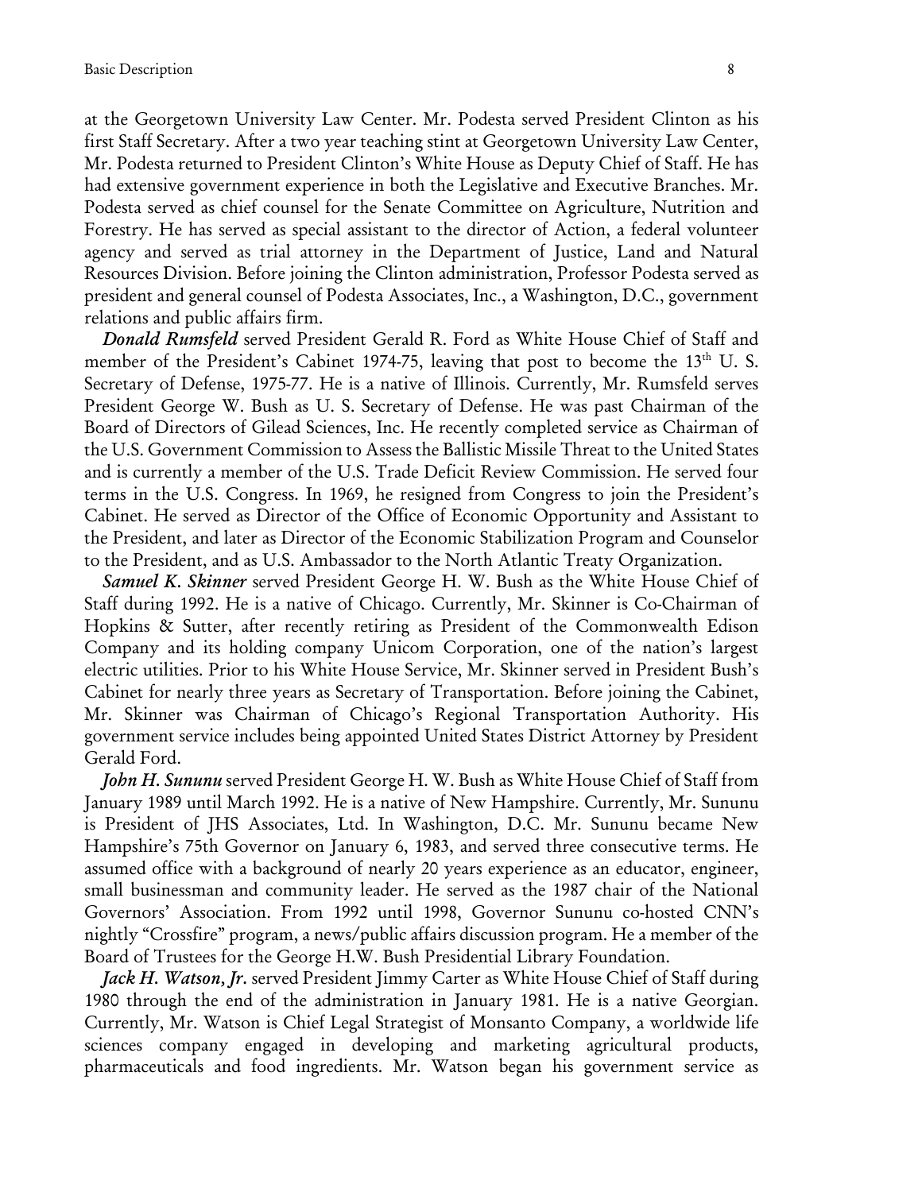at the Georgetown University Law Center. Mr. Podesta served President Clinton as his first Staff Secretary. After a two year teaching stint at Georgetown University Law Center, Mr. Podesta returned to President Clinton's White House as Deputy Chief of Staff. He has had extensive government experience in both the Legislative and Executive Branches. Mr. Podesta served as chief counsel for the Senate Committee on Agriculture, Nutrition and Forestry. He has served as special assistant to the director of Action, a federal volunteer agency and served as trial attorney in the Department of Justice, Land and Natural Resources Division. Before joining the Clinton administration, Professor Podesta served as president and general counsel of Podesta Associates, Inc., a Washington, D.C., government relations and public affairs firm.

***Donald Rumsfeld*** served President Gerald R. Ford as White House Chief of Staff and member of the President's Cabinet 1974-75, leaving that post to become the 13th U. S. Secretary of Defense, 1975-77. He is a native of Illinois. Currently, Mr. Rumsfeld serves President George W. Bush as U. S. Secretary of Defense. He was past Chairman of the Board of Directors of Gilead Sciences, Inc. He recently completed service as Chairman of the U.S. Government Commission to Assess the Ballistic Missile Threat to the United States and is currently a member of the U.S. Trade Deficit Review Commission. He served four terms in the U.S. Congress. In 1969, he resigned from Congress to join the President's Cabinet. He served as Director of the Office of Economic Opportunity and Assistant to the President, and later as Director of the Economic Stabilization Program and Counselor to the President, and as U.S. Ambassador to the North Atlantic Treaty Organization.

***Samuel K. Skinner*** served President George H. W. Bush as the White House Chief of Staff during 1992. He is a native of Chicago. Currently, Mr. Skinner is Co-Chairman of Hopkins & Sutter, after recently retiring as President of the Commonwealth Edison Company and its holding company Unicom Corporation, one of the nation's largest electric utilities. Prior to his White House Service, Mr. Skinner served in President Bush's Cabinet for nearly three years as Secretary of Transportation. Before joining the Cabinet, Mr. Skinner was Chairman of Chicago's Regional Transportation Authority. His government service includes being appointed United States District Attorney by President Gerald Ford.

***John H. Sununu*** served President George H. W. Bush as White House Chief of Staff from January 1989 until March 1992. He is a native of New Hampshire. Currently, Mr. Sununu is President of JHS Associates, Ltd. In Washington, D.C. Mr. Sununu became New Hampshire's 75th Governor on January 6, 1983, and served three consecutive terms. He assumed office with a background of nearly 20 years experience as an educator, engineer, small businessman and community leader. He served as the 1987 chair of the National Governors' Association. From 1992 until 1998, Governor Sununu co-hosted CNN's nightly "Crossfire" program, a news/public affairs discussion program. He a member of the Board of Trustees for the George H.W. Bush Presidential Library Foundation.

***Jack H. Watson, Jr.*** served President Jimmy Carter as White House Chief of Staff during 1980 through the end of the administration in January 1981. He is a native Georgian. Currently, Mr. Watson is Chief Legal Strategist of Monsanto Company, a worldwide life sciences company engaged in developing and marketing agricultural products, pharmaceuticals and food ingredients. Mr. Watson began his government service as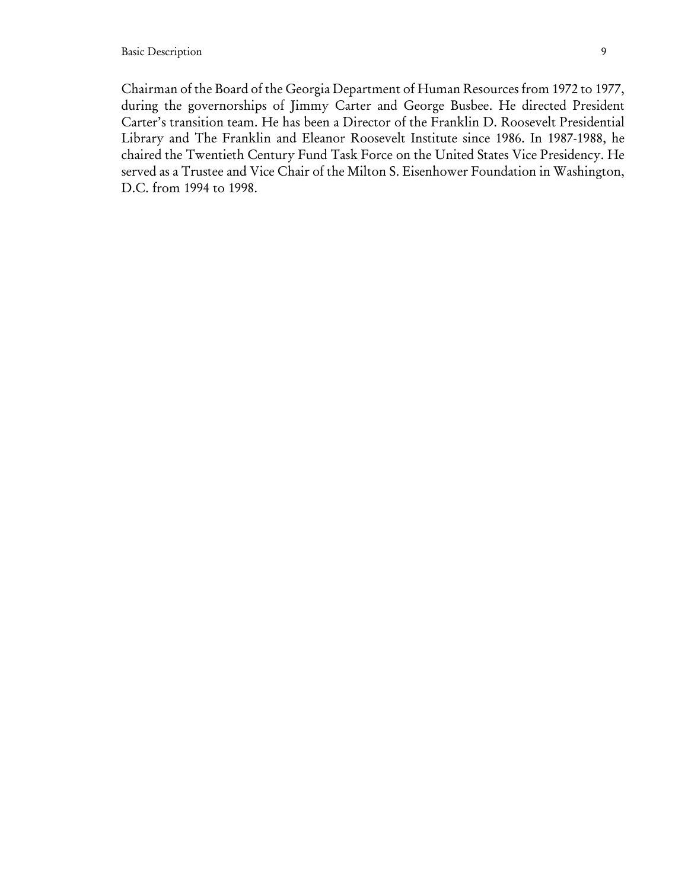Chairman of the Board of the Georgia Department of Human Resources from 1972 to 1977, during the governorships of Jimmy Carter and George Busbee. He directed President Carter's transition team. He has been a Director of the Franklin D. Roosevelt Presidential Library and The Franklin and Eleanor Roosevelt Institute since 1986. In 1987-1988, he chaired the Twentieth Century Fund Task Force on the United States Vice Presidency. He served as a Trustee and Vice Chair of the Milton S. Eisenhower Foundation in Washington, D.C. from 1994 to 1998.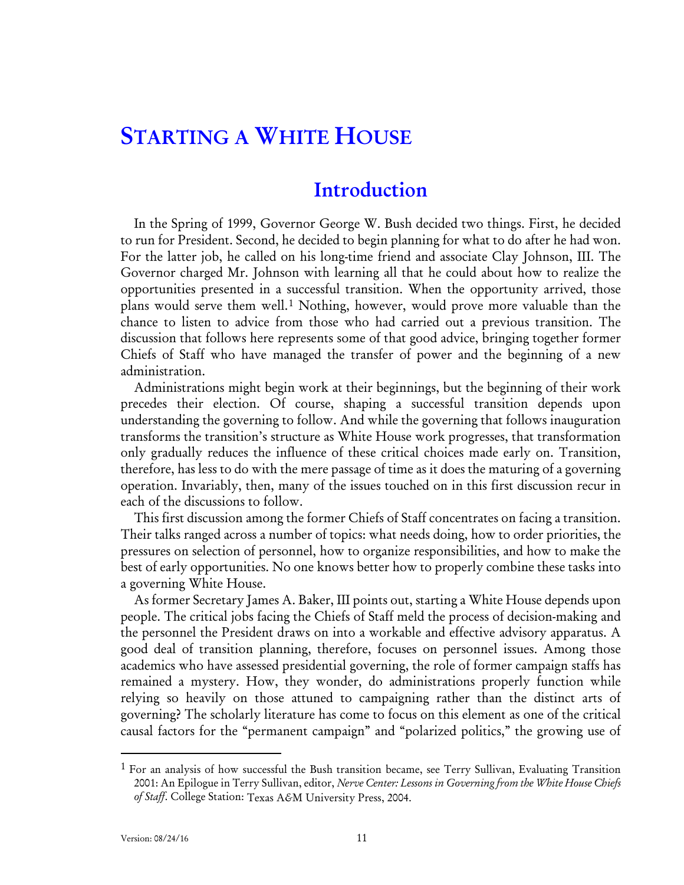# Starting a White House

## Introduction

In the Spring of 1999, Governor George W. Bush decided two things. First, he decided to run for President. Second, he decided to begin planning for what to do after he had won. For the latter job, he called on his long-time friend and associate Clay Johnson, III. The Governor charged Mr. Johnson with learning all that he could about how to realize the opportunities presented in a successful transition. When the opportunity arrived, those plans would serve them well.[1] Nothing, however, would prove more valuable than the chance to listen to advice from those who had carried out a previous transition. The discussion that follows here represents some of that good advice, bringing together former Chiefs of Staff who have managed the transfer of power and the beginning of a new administration.

Administrations might begin work at their beginnings, but the beginning of their work precedes their election. Of course, shaping a successful transition depends upon understanding the governing to follow. And while the governing that follows inauguration transforms the transition's structure as White House work progresses, that transformation only gradually reduces the influence of these critical choices made early on. Transition, therefore, has less to do with the mere passage of time as it does the maturing of a governing operation. Invariably, then, many of the issues touched on in this first discussion recur in each of the discussions to follow.

This first discussion among the former Chiefs of Staff concentrates on facing a transition. Their talks ranged across a number of topics: what needs doing, how to order priorities, the pressures on selection of personnel, how to organize responsibilities, and how to make the best of early opportunities. No one knows better how to properly combine these tasks into a governing White House.

As former Secretary James A. Baker, III points out, starting a White House depends upon people. The critical jobs facing the Chiefs of Staff meld the process of decision-making and the personnel the President draws on into a workable and effective advisory apparatus. A good deal of transition planning, therefore, focuses on personnel issues. Among those academics who have assessed presidential governing, the role of former campaign staffs has remained a mystery. How, they wonder, do administrations properly function while relying so heavily on those attuned to campaigning rather than the distinct arts of governing? The scholarly literature has come to focus on this element as one of the critical causal factors for the "permanent campaign" and "polarized politics," the growing use of

---

[1] For an analysis of how successful the Bush transition became, see Terry Sullivan, Evaluating Transition 2001: An Epilogue in Terry Sullivan, editor, *Nerve Center: Lessons in Governing from the White House Chiefs of Staff*. College Station: Texas A&M University Press, 2004.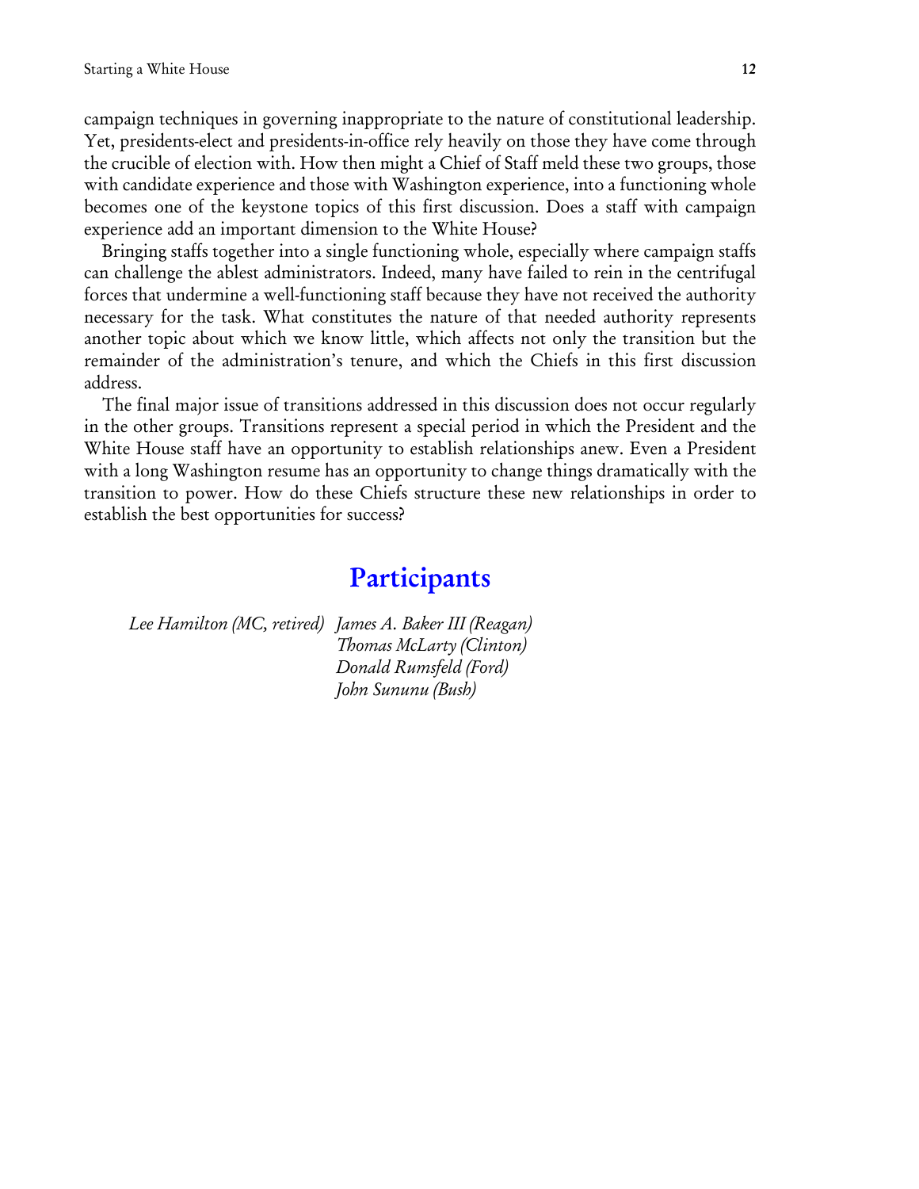campaign techniques in governing inappropriate to the nature of constitutional leadership. Yet, presidents-elect and presidents-in-office rely heavily on those they have come through the crucible of election with. How then might a Chief of Staff meld these two groups, those with candidate experience and those with Washington experience, into a functioning whole becomes one of the keystone topics of this first discussion. Does a staff with campaign experience add an important dimension to the White House?

Bringing staffs together into a single functioning whole, especially where campaign staffs can challenge the ablest administrators. Indeed, many have failed to rein in the centrifugal forces that undermine a well-functioning staff because they have not received the authority necessary for the task. What constitutes the nature of that needed authority represents another topic about which we know little, which affects not only the transition but the remainder of the administration's tenure, and which the Chiefs in this first discussion address.

The final major issue of transitions addressed in this discussion does not occur regularly in the other groups. Transitions represent a special period in which the President and the White House staff have an opportunity to establish relationships anew. Even a President with a long Washington resume has an opportunity to change things dramatically with the transition to power. How do these Chiefs structure these new relationships in order to establish the best opportunities for success?

## Participants

*Lee Hamilton (MC, retired)*

*James A. Baker III (Reagan)*
*Thomas McLarty (Clinton)*
*Donald Rumsfeld (Ford)*
*John Sununu (Bush)*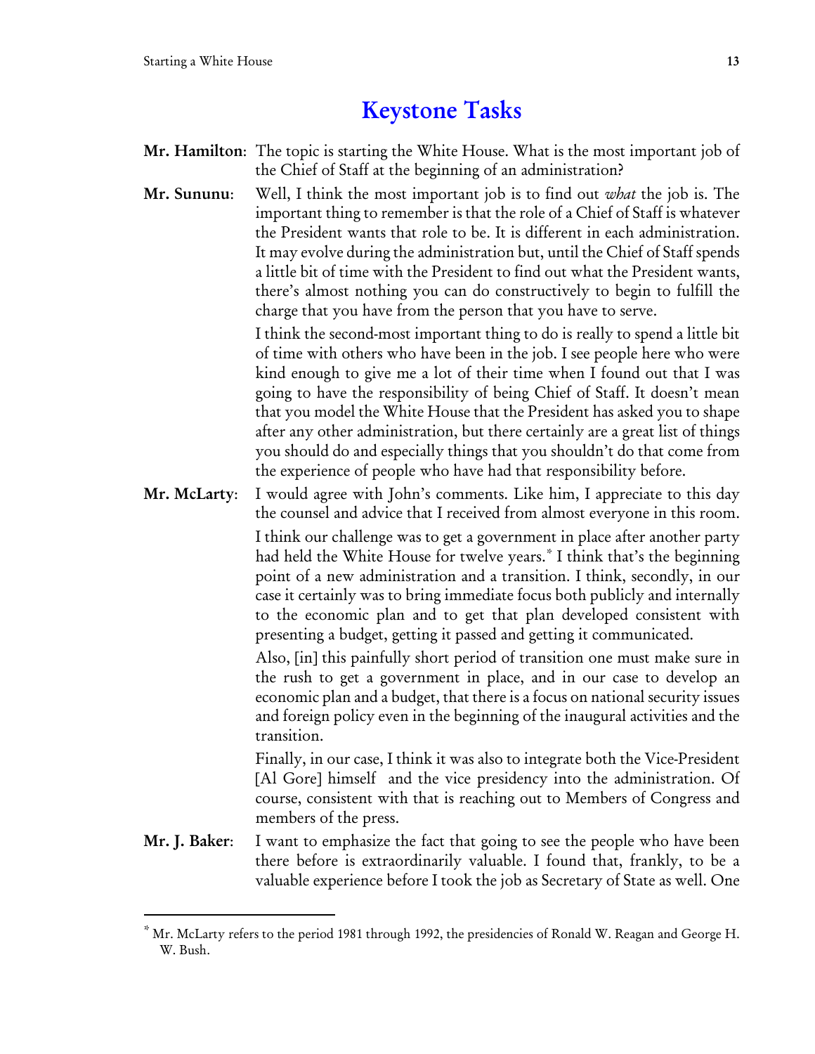## Keystone Tasks

**Mr. Hamilton**: The topic is starting the White House. What is the most important job of the Chief of Staff at the beginning of an administration?

**Mr. Sununu**: Well, I think the most important job is to find out *what* the job is. The important thing to remember is that the role of a Chief of Staff is whatever the President wants that role to be. It is different in each administration. It may evolve during the administration but, until the Chief of Staff spends a little bit of time with the President to find out what the President wants, there's almost nothing you can do constructively to begin to fulfill the charge that you have from the person that you have to serve.

I think the second-most important thing to do is really to spend a little bit of time with others who have been in the job. I see people here who were kind enough to give me a lot of their time when I found out that I was going to have the responsibility of being Chief of Staff. It doesn't mean that you model the White House that the President has asked you to shape after any other administration, but there certainly are a great list of things you should do and especially things that you shouldn't do that come from the experience of people who have had that responsibility before.

**Mr. McLarty**: I would agree with John's comments. Like him, I appreciate to this day the counsel and advice that I received from almost everyone in this room.

I think our challenge was to get a government in place after another party had held the White House for twelve years.* I think that's the beginning point of a new administration and a transition. I think, secondly, in our case it certainly was to bring immediate focus both publicly and internally to the economic plan and to get that plan developed consistent with presenting a budget, getting it passed and getting it communicated.

Also, [in] this painfully short period of transition one must make sure in the rush to get a government in place, and in our case to develop an economic plan and a budget, that there is a focus on national security issues and foreign policy even in the beginning of the inaugural activities and the transition.

Finally, in our case, I think it was also to integrate both the Vice-President [Al Gore] himself and the vice presidency into the administration. Of course, consistent with that is reaching out to Members of Congress and members of the press.

**Mr. J. Baker**: I want to emphasize the fact that going to see the people who have been there before is extraordinarily valuable. I found that, frankly, to be a valuable experience before I took the job as Secretary of State as well. One

---

* Mr. McLarty refers to the period 1981 through 1992, the presidencies of Ronald W. Reagan and George H. W. Bush.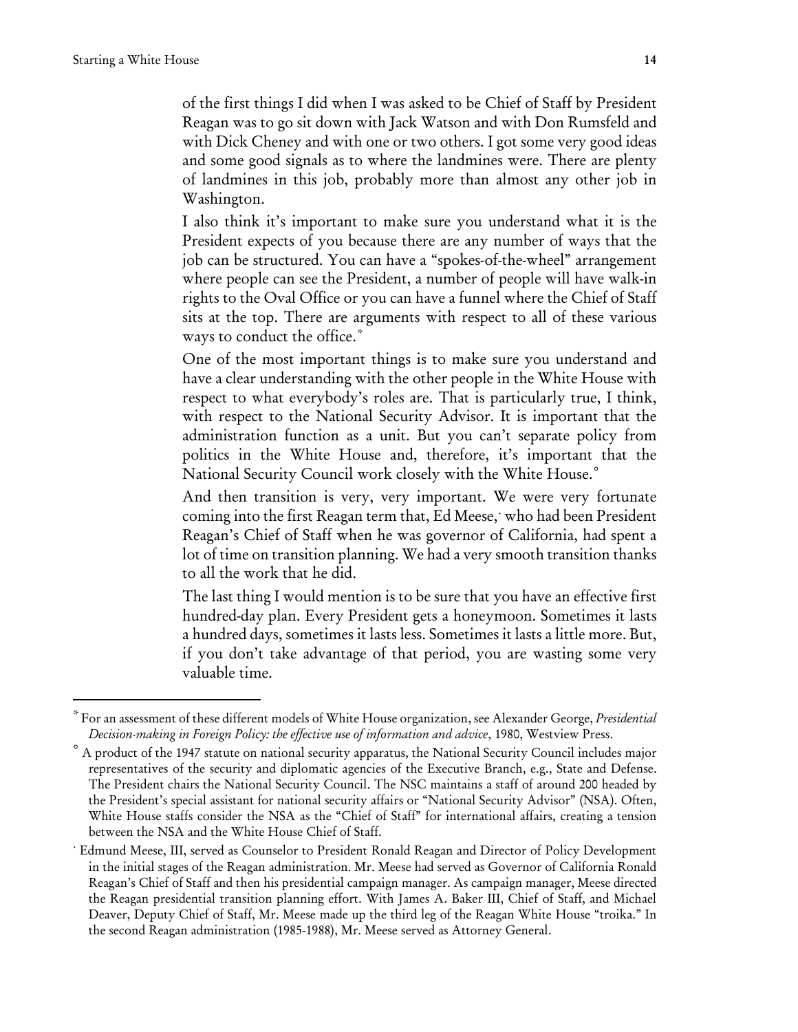of the first things I did when I was asked to be Chief of Staff by President Reagan was to go sit down with Jack Watson and with Don Rumsfeld and with Dick Cheney and with one or two others. I got some very good ideas and some good signals as to where the landmines were. There are plenty of landmines in this job, probably more than almost any other job in Washington.

I also think it's important to make sure you understand what it is the President expects of you because there are any number of ways that the job can be structured. You can have a "spokes-of-the-wheel" arrangement where people can see the President, a number of people will have walk-in rights to the Oval Office or you can have a funnel where the Chief of Staff sits at the top. There are arguments with respect to all of these various ways to conduct the office.[*]

One of the most important things is to make sure you understand and have a clear understanding with the other people in the White House with respect to what everybody's roles are. That is particularly true, I think, with respect to the National Security Advisor. It is important that the administration function as a unit. But you can't separate policy from politics in the White House and, therefore, it's important that the National Security Council work closely with the White House.[°]

And then transition is very, very important. We were very fortunate coming into the first Reagan term that, Ed Meese,[·] who had been President Reagan's Chief of Staff when he was governor of California, had spent a lot of time on transition planning. We had a very smooth transition thanks to all the work that he did.

The last thing I would mention is to be sure that you have an effective first hundred-day plan. Every President gets a honeymoon. Sometimes it lasts a hundred days, sometimes it lasts less. Sometimes it lasts a little more. But, if you don't take advantage of that period, you are wasting some very valuable time.

---

[*] For an assessment of these different models of White House organization, see Alexander George, *Presidential Decision-making in Foreign Policy: the effective use of information and advice*, 1980, Westview Press.

[°] A product of the 1947 statute on national security apparatus, the National Security Council includes major representatives of the security and diplomatic agencies of the Executive Branch, e.g., State and Defense. The President chairs the National Security Council. The NSC maintains a staff of around 200 headed by the President's special assistant for national security affairs or "National Security Advisor" (NSA). Often, White House staffs consider the NSA as the "Chief of Staff" for international affairs, creating a tension between the NSA and the White House Chief of Staff.

[·] Edmund Meese, III, served as Counselor to President Ronald Reagan and Director of Policy Development in the initial stages of the Reagan administration. Mr. Meese had served as Governor of California Ronald Reagan's Chief of Staff and then his presidential campaign manager. As campaign manager, Meese directed the Reagan presidential transition planning effort. With James A. Baker III, Chief of Staff, and Michael Deaver, Deputy Chief of Staff, Mr. Meese made up the third leg of the Reagan White House "troika." In the second Reagan administration (1985-1988), Mr. Meese served as Attorney General.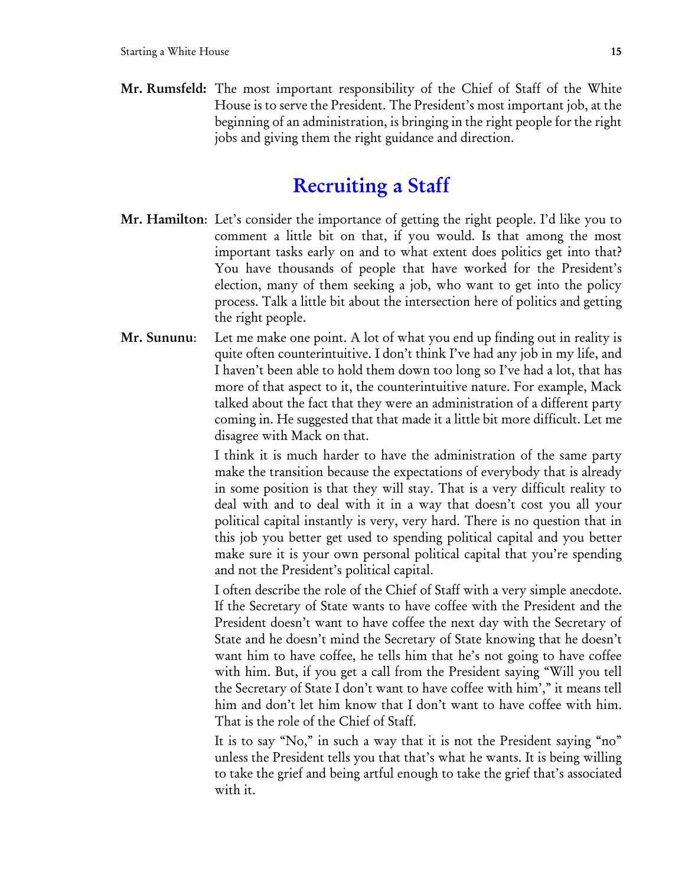**Mr. Rumsfeld:** The most important responsibility of the Chief of Staff of the White House is to serve the President. The President's most important job, at the beginning of an administration, is bringing in the right people for the right jobs and giving them the right guidance and direction.

## Recruiting a Staff

**Mr. Hamilton**: Let's consider the importance of getting the right people. I'd like you to comment a little bit on that, if you would. Is that among the most important tasks early on and to what extent does politics get into that? You have thousands of people that have worked for the President's election, many of them seeking a job, who want to get into the policy process. Talk a little bit about the intersection here of politics and getting the right people.

**Mr. Sununu**: Let me make one point. A lot of what you end up finding out in reality is quite often counterintuitive. I don't think I've had any job in my life, and I haven't been able to hold them down too long so I've had a lot, that has more of that aspect to it, the counterintuitive nature. For example, Mack talked about the fact that they were an administration of a different party coming in. He suggested that that made it a little bit more difficult. Let me disagree with Mack on that.

I think it is much harder to have the administration of the same party make the transition because the expectations of everybody that is already in some position is that they will stay. That is a very difficult reality to deal with and to deal with it in a way that doesn't cost you all your political capital instantly is very, very hard. There is no question that in this job you better get used to spending political capital and you better make sure it is your own personal political capital that you're spending and not the President's political capital.

I often describe the role of the Chief of Staff with a very simple anecdote. If the Secretary of State wants to have coffee with the President and the President doesn't want to have coffee the next day with the Secretary of State and he doesn't mind the Secretary of State knowing that he doesn't want him to have coffee, he tells him that he's not going to have coffee with him. But, if you get a call from the President saying "Will you tell the Secretary of State I don't want to have coffee with him'," it means tell him and don't let him know that I don't want to have coffee with him. That is the role of the Chief of Staff.

It is to say "No," in such a way that it is not the President saying "no" unless the President tells you that that's what he wants. It is being willing to take the grief and being artful enough to take the grief that's associated with it.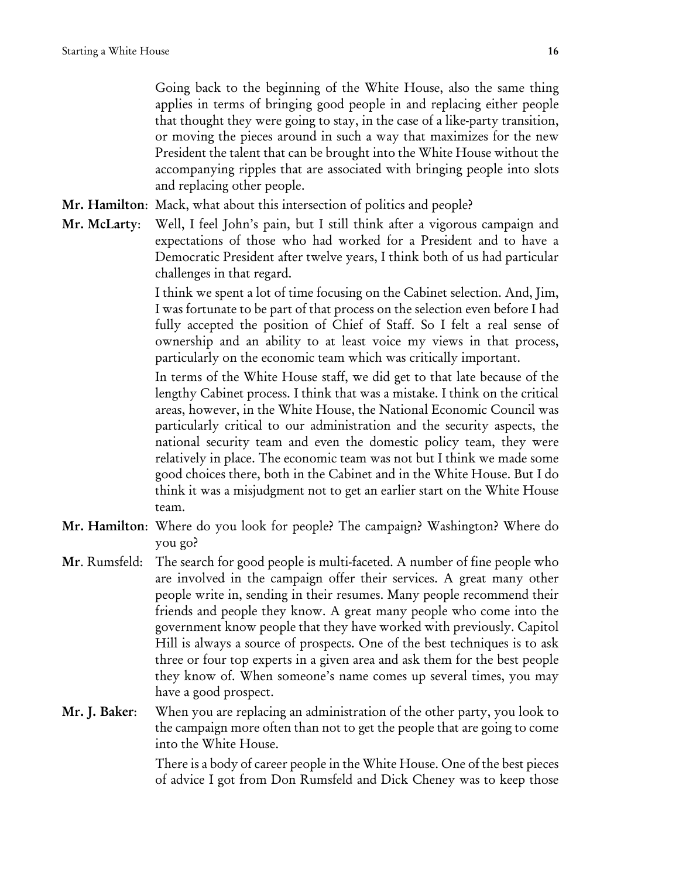Going back to the beginning of the White House, also the same thing applies in terms of bringing good people in and replacing either people that thought they were going to stay, in the case of a like-party transition, or moving the pieces around in such a way that maximizes for the new President the talent that can be brought into the White House without the accompanying ripples that are associated with bringing people into slots and replacing other people.

**Mr. Hamilton**: Mack, what about this intersection of politics and people?

**Mr. McLarty**: Well, I feel John's pain, but I still think after a vigorous campaign and expectations of those who had worked for a President and to have a Democratic President after twelve years, I think both of us had particular challenges in that regard.

I think we spent a lot of time focusing on the Cabinet selection. And, Jim, I was fortunate to be part of that process on the selection even before I had fully accepted the position of Chief of Staff. So I felt a real sense of ownership and an ability to at least voice my views in that process, particularly on the economic team which was critically important.

In terms of the White House staff, we did get to that late because of the lengthy Cabinet process. I think that was a mistake. I think on the critical areas, however, in the White House, the National Economic Council was particularly critical to our administration and the security aspects, the national security team and even the domestic policy team, they were relatively in place. The economic team was not but I think we made some good choices there, both in the Cabinet and in the White House. But I do think it was a misjudgment not to get an earlier start on the White House team.

**Mr. Hamilton**: Where do you look for people? The campaign? Washington? Where do you go?

**Mr**. Rumsfeld: The search for good people is multi-faceted. A number of fine people who are involved in the campaign offer their services. A great many other people write in, sending in their resumes. Many people recommend their friends and people they know. A great many people who come into the government know people that they have worked with previously. Capitol Hill is always a source of prospects. One of the best techniques is to ask three or four top experts in a given area and ask them for the best people they know of. When someone's name comes up several times, you may have a good prospect.

**Mr. J. Baker**: When you are replacing an administration of the other party, you look to the campaign more often than not to get the people that are going to come into the White House.

There is a body of career people in the White House. One of the best pieces of advice I got from Don Rumsfeld and Dick Cheney was to keep those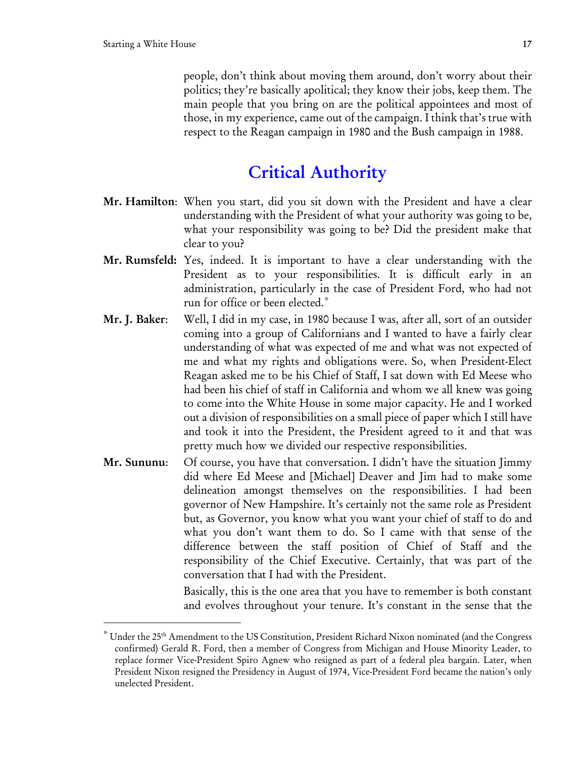people, don't think about moving them around, don't worry about their politics; they're basically apolitical; they know their jobs, keep them. The main people that you bring on are the political appointees and most of those, in my experience, came out of the campaign. I think that's true with respect to the Reagan campaign in 1980 and the Bush campaign in 1988.

## Critical Authority

**Mr. Hamilton**: When you start, did you sit down with the President and have a clear understanding with the President of what your authority was going to be, what your responsibility was going to be? Did the president make that clear to you?

**Mr. Rumsfeld:** Yes, indeed. It is important to have a clear understanding with the President as to your responsibilities. It is difficult early in an administration, particularly in the case of President Ford, who had not run for office or been elected.*

**Mr. J. Baker**: Well, I did in my case, in 1980 because I was, after all, sort of an outsider coming into a group of Californians and I wanted to have a fairly clear understanding of what was expected of me and what was not expected of me and what my rights and obligations were. So, when President-Elect Reagan asked me to be his Chief of Staff, I sat down with Ed Meese who had been his chief of staff in California and whom we all knew was going to come into the White House in some major capacity. He and I worked out a division of responsibilities on a small piece of paper which I still have and took it into the President, the President agreed to it and that was pretty much how we divided our respective responsibilities.

**Mr. Sununu**: Of course, you have that conversation. I didn't have the situation Jimmy did where Ed Meese and [Michael] Deaver and Jim had to make some delineation amongst themselves on the responsibilities. I had been governor of New Hampshire. It's certainly not the same role as President but, as Governor, you know what you want your chief of staff to do and what you don't want them to do. So I came with that sense of the difference between the staff position of Chief of Staff and the responsibility of the Chief Executive. Certainly, that was part of the conversation that I had with the President.

Basically, this is the one area that you have to remember is both constant and evolves throughout your tenure. It's constant in the sense that the

---

* Under the 25th Amendment to the US Constitution, President Richard Nixon nominated (and the Congress confirmed) Gerald R. Ford, then a member of Congress from Michigan and House Minority Leader, to replace former Vice-President Spiro Agnew who resigned as part of a federal plea bargain. Later, when President Nixon resigned the Presidency in August of 1974, Vice-President Ford became the nation's only unelected President.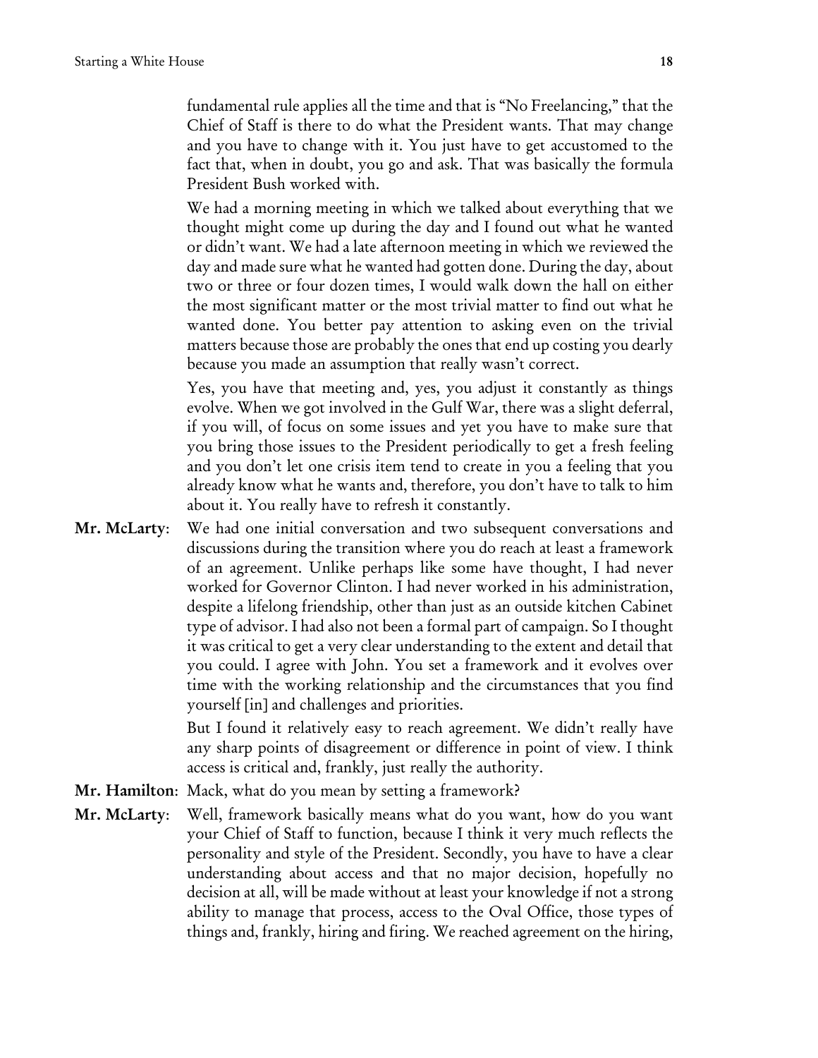fundamental rule applies all the time and that is "No Freelancing," that the Chief of Staff is there to do what the President wants. That may change and you have to change with it. You just have to get accustomed to the fact that, when in doubt, you go and ask. That was basically the formula President Bush worked with.

We had a morning meeting in which we talked about everything that we thought might come up during the day and I found out what he wanted or didn't want. We had a late afternoon meeting in which we reviewed the day and made sure what he wanted had gotten done. During the day, about two or three or four dozen times, I would walk down the hall on either the most significant matter or the most trivial matter to find out what he wanted done. You better pay attention to asking even on the trivial matters because those are probably the ones that end up costing you dearly because you made an assumption that really wasn't correct.

Yes, you have that meeting and, yes, you adjust it constantly as things evolve. When we got involved in the Gulf War, there was a slight deferral, if you will, of focus on some issues and yet you have to make sure that you bring those issues to the President periodically to get a fresh feeling and you don't let one crisis item tend to create in you a feeling that you already know what he wants and, therefore, you don't have to talk to him about it. You really have to refresh it constantly.

**Mr. McLarty**: We had one initial conversation and two subsequent conversations and discussions during the transition where you do reach at least a framework of an agreement. Unlike perhaps like some have thought, I had never worked for Governor Clinton. I had never worked in his administration, despite a lifelong friendship, other than just as an outside kitchen Cabinet type of advisor. I had also not been a formal part of campaign. So I thought it was critical to get a very clear understanding to the extent and detail that you could. I agree with John. You set a framework and it evolves over time with the working relationship and the circumstances that you find yourself [in] and challenges and priorities.

But I found it relatively easy to reach agreement. We didn't really have any sharp points of disagreement or difference in point of view. I think access is critical and, frankly, just really the authority.

**Mr. Hamilton**: Mack, what do you mean by setting a framework?

**Mr. McLarty**: Well, framework basically means what do you want, how do you want your Chief of Staff to function, because I think it very much reflects the personality and style of the President. Secondly, you have to have a clear understanding about access and that no major decision, hopefully no decision at all, will be made without at least your knowledge if not a strong ability to manage that process, access to the Oval Office, those types of things and, frankly, hiring and firing. We reached agreement on the hiring,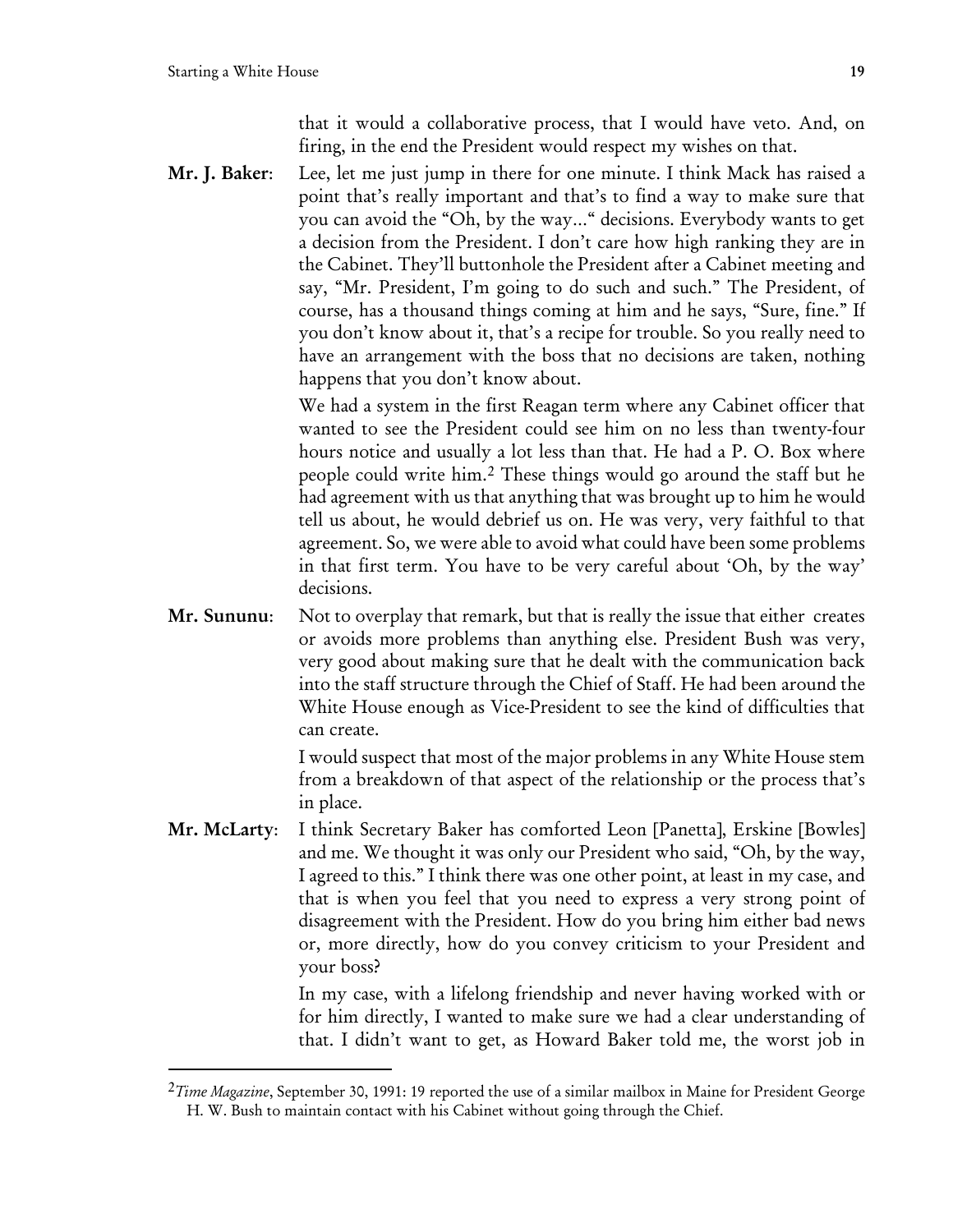that it would a collaborative process, that I would have veto. And, on firing, in the end the President would respect my wishes on that.

**Mr. J. Baker**: Lee, let me just jump in there for one minute. I think Mack has raised a point that's really important and that's to find a way to make sure that you can avoid the "Oh, by the way..." decisions. Everybody wants to get a decision from the President. I don't care how high ranking they are in the Cabinet. They'll buttonhole the President after a Cabinet meeting and say, "Mr. President, I'm going to do such and such." The President, of course, has a thousand things coming at him and he says, "Sure, fine." If you don't know about it, that's a recipe for trouble. So you really need to have an arrangement with the boss that no decisions are taken, nothing happens that you don't know about.

We had a system in the first Reagan term where any Cabinet officer that wanted to see the President could see him on no less than twenty-four hours notice and usually a lot less than that. He had a P. O. Box where people could write him.[2] These things would go around the staff but he had agreement with us that anything that was brought up to him he would tell us about, he would debrief us on. He was very, very faithful to that agreement. So, we were able to avoid what could have been some problems in that first term. You have to be very careful about 'Oh, by the way' decisions.

**Mr. Sununu**: Not to overplay that remark, but that is really the issue that either creates or avoids more problems than anything else. President Bush was very, very good about making sure that he dealt with the communication back into the staff structure through the Chief of Staff. He had been around the White House enough as Vice-President to see the kind of difficulties that can create.

I would suspect that most of the major problems in any White House stem from a breakdown of that aspect of the relationship or the process that's in place.

**Mr. McLarty**: I think Secretary Baker has comforted Leon [Panetta], Erskine [Bowles] and me. We thought it was only our President who said, "Oh, by the way, I agreed to this." I think there was one other point, at least in my case, and that is when you feel that you need to express a very strong point of disagreement with the President. How do you bring him either bad news or, more directly, how do you convey criticism to your President and your boss?

In my case, with a lifelong friendship and never having worked with or for him directly, I wanted to make sure we had a clear understanding of that. I didn't want to get, as Howard Baker told me, the worst job in

---

[2] *Time Magazine*, September 30, 1991: 19 reported the use of a similar mailbox in Maine for President George H. W. Bush to maintain contact with his Cabinet without going through the Chief.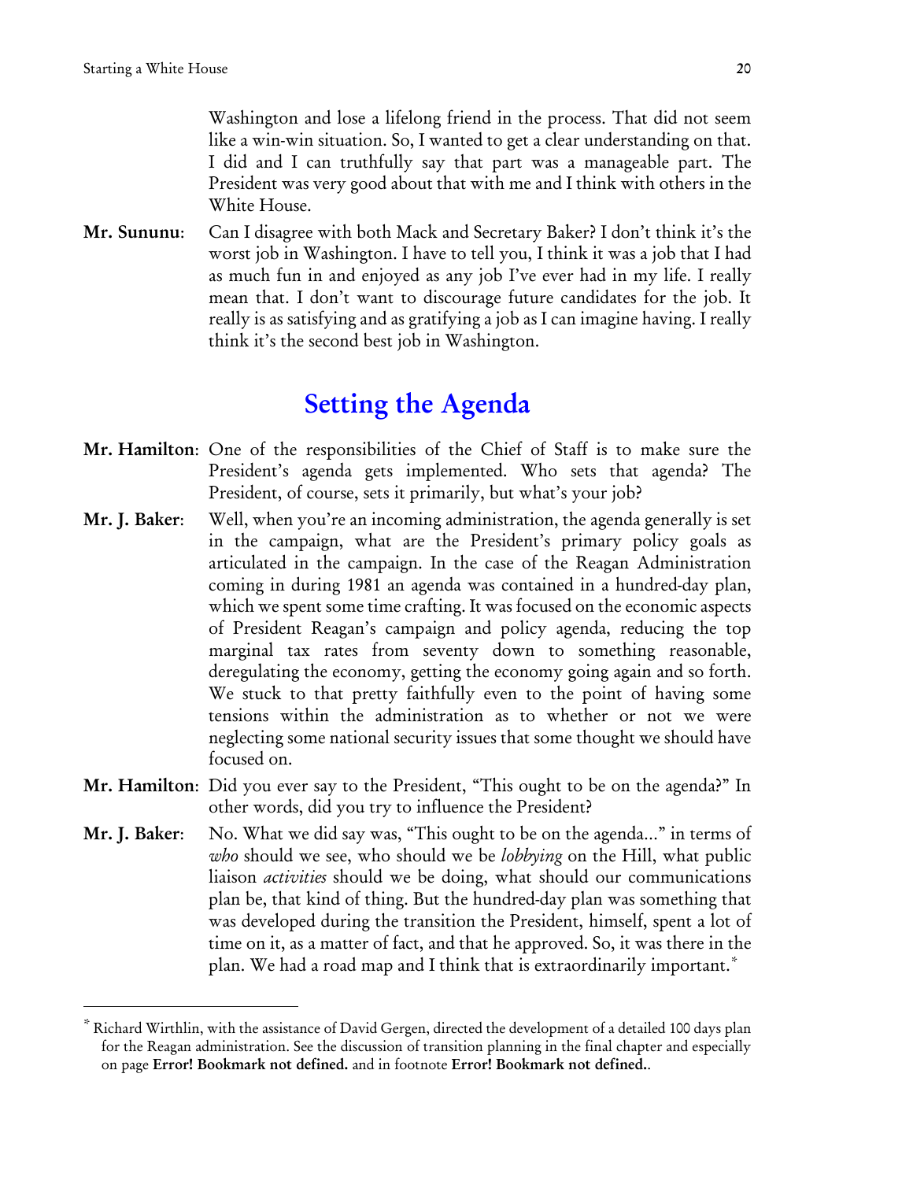Washington and lose a lifelong friend in the process. That did not seem like a win-win situation. So, I wanted to get a clear understanding on that. I did and I can truthfully say that part was a manageable part. The President was very good about that with me and I think with others in the White House.

**Mr. Sununu**: Can I disagree with both Mack and Secretary Baker? I don't think it's the worst job in Washington. I have to tell you, I think it was a job that I had as much fun in and enjoyed as any job I've ever had in my life. I really mean that. I don't want to discourage future candidates for the job. It really is as satisfying and as gratifying a job as I can imagine having. I really think it's the second best job in Washington.

## Setting the Agenda

**Mr. Hamilton**: One of the responsibilities of the Chief of Staff is to make sure the President's agenda gets implemented. Who sets that agenda? The President, of course, sets it primarily, but what's your job?

**Mr. J. Baker**: Well, when you're an incoming administration, the agenda generally is set in the campaign, what are the President's primary policy goals as articulated in the campaign. In the case of the Reagan Administration coming in during 1981 an agenda was contained in a hundred-day plan, which we spent some time crafting. It was focused on the economic aspects of President Reagan's campaign and policy agenda, reducing the top marginal tax rates from seventy down to something reasonable, deregulating the economy, getting the economy going again and so forth. We stuck to that pretty faithfully even to the point of having some tensions within the administration as to whether or not we were neglecting some national security issues that some thought we should have focused on.

**Mr. Hamilton**: Did you ever say to the President, "This ought to be on the agenda?" In other words, did you try to influence the President?

**Mr. J. Baker**: No. What we did say was, "This ought to be on the agenda..." in terms of *who* should we see, who should we be *lobbying* on the Hill, what public liaison *activities* should we be doing, what should our communications plan be, that kind of thing. But the hundred-day plan was something that was developed during the transition the President, himself, spent a lot of time on it, as a matter of fact, and that he approved. So, it was there in the plan. We had a road map and I think that is extraordinarily important.*

---

\* Richard Wirthlin, with the assistance of David Gergen, directed the development of a detailed 100 days plan for the Reagan administration. See the discussion of transition planning in the final chapter and especially on page **Error! Bookmark not defined.** and in footnote **Error! Bookmark not defined.**.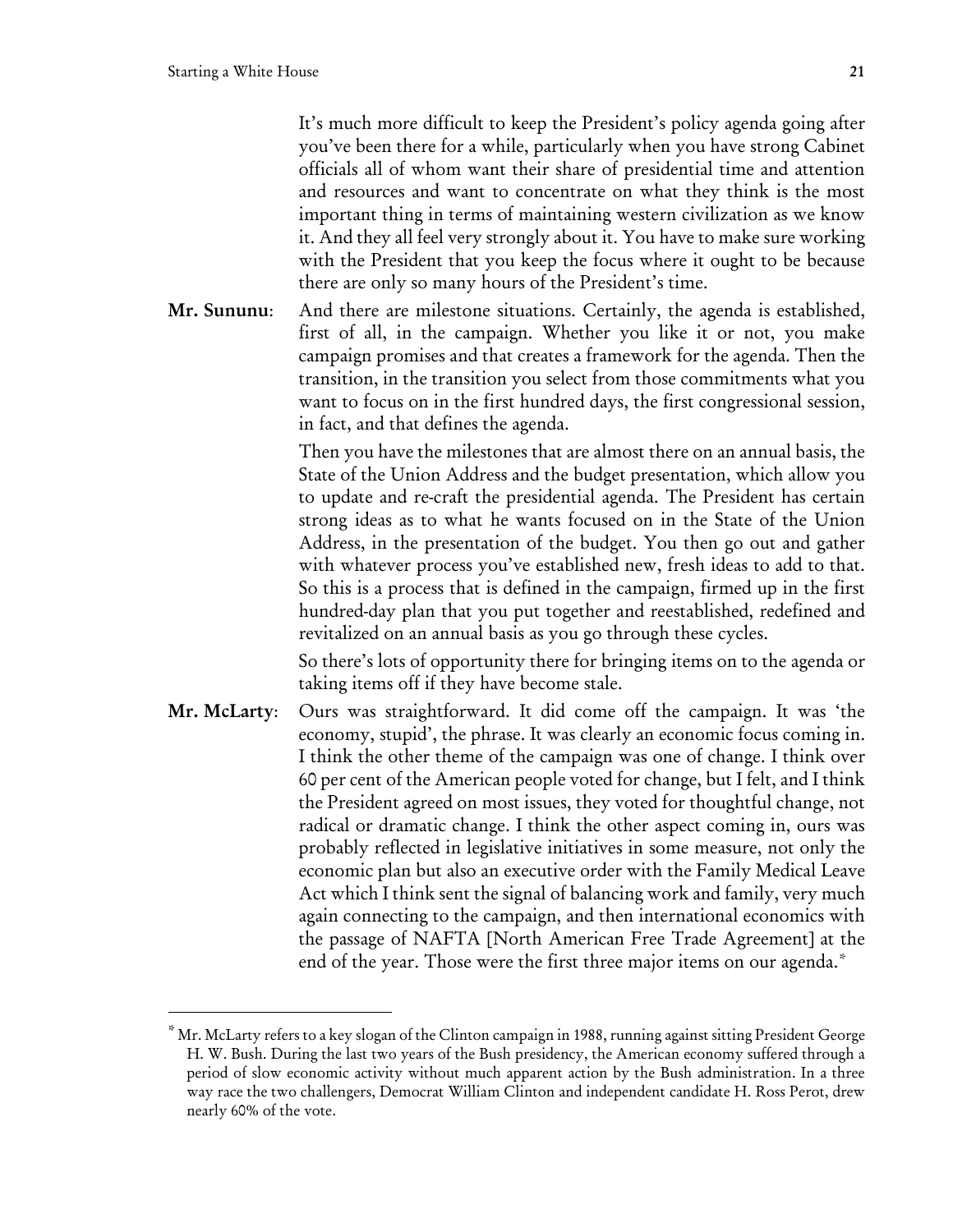It's much more difficult to keep the President's policy agenda going after you've been there for a while, particularly when you have strong Cabinet officials all of whom want their share of presidential time and attention and resources and want to concentrate on what they think is the most important thing in terms of maintaining western civilization as we know it. And they all feel very strongly about it. You have to make sure working with the President that you keep the focus where it ought to be because there are only so many hours of the President's time.

**Mr. Sununu**: And there are milestone situations. Certainly, the agenda is established, first of all, in the campaign. Whether you like it or not, you make campaign promises and that creates a framework for the agenda. Then the transition, in the transition you select from those commitments what you want to focus on in the first hundred days, the first congressional session, in fact, and that defines the agenda.

Then you have the milestones that are almost there on an annual basis, the State of the Union Address and the budget presentation, which allow you to update and re-craft the presidential agenda. The President has certain strong ideas as to what he wants focused on in the State of the Union Address, in the presentation of the budget. You then go out and gather with whatever process you've established new, fresh ideas to add to that. So this is a process that is defined in the campaign, firmed up in the first hundred-day plan that you put together and reestablished, redefined and revitalized on an annual basis as you go through these cycles.

So there's lots of opportunity there for bringing items on to the agenda or taking items off if they have become stale.

**Mr. McLarty**: Ours was straightforward. It did come off the campaign. It was 'the economy, stupid', the phrase. It was clearly an economic focus coming in. I think the other theme of the campaign was one of change. I think over 60 per cent of the American people voted for change, but I felt, and I think the President agreed on most issues, they voted for thoughtful change, not radical or dramatic change. I think the other aspect coming in, ours was probably reflected in legislative initiatives in some measure, not only the economic plan but also an executive order with the Family Medical Leave Act which I think sent the signal of balancing work and family, very much again connecting to the campaign, and then international economics with the passage of NAFTA [North American Free Trade Agreement] at the end of the year. Those were the first three major items on our agenda.*

---

* Mr. McLarty refers to a key slogan of the Clinton campaign in 1988, running against sitting President George H. W. Bush. During the last two years of the Bush presidency, the American economy suffered through a period of slow economic activity without much apparent action by the Bush administration. In a three way race the two challengers, Democrat William Clinton and independent candidate H. Ross Perot, drew nearly 60% of the vote.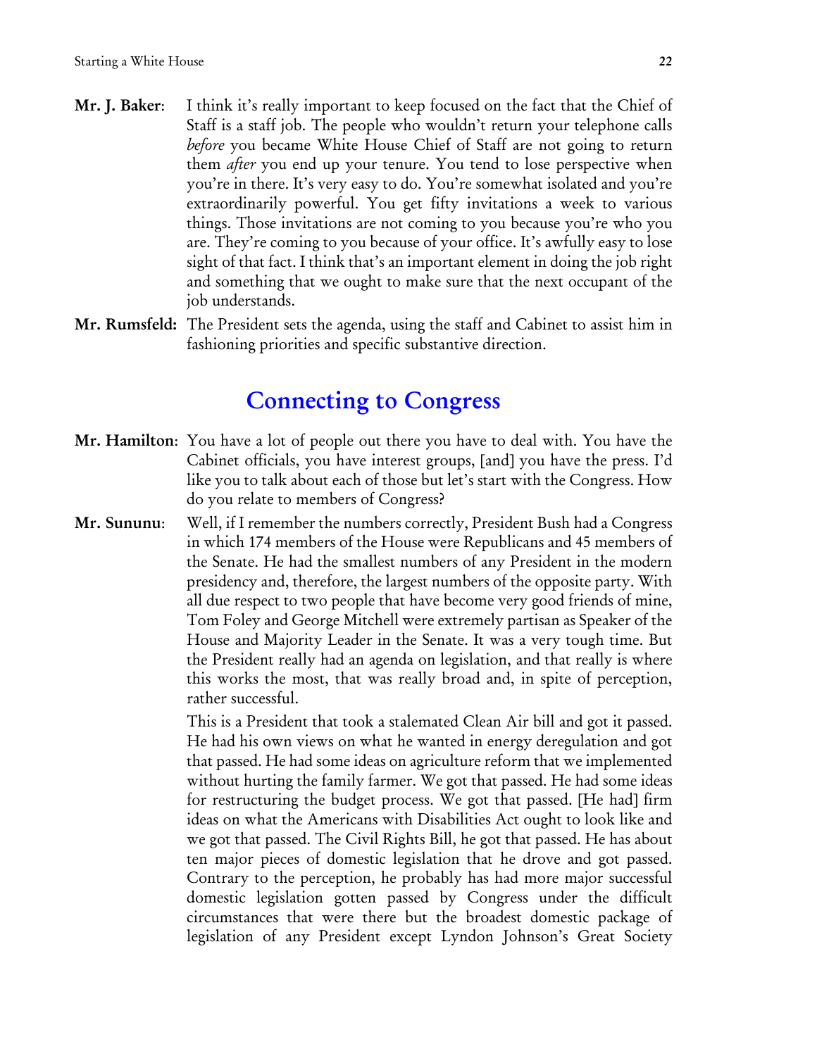**Mr. J. Baker**: I think it's really important to keep focused on the fact that the Chief of Staff is a staff job. The people who wouldn't return your telephone calls *before* you became White House Chief of Staff are not going to return them *after* you end up your tenure. You tend to lose perspective when you're in there. It's very easy to do. You're somewhat isolated and you're extraordinarily powerful. You get fifty invitations a week to various things. Those invitations are not coming to you because you're who you are. They're coming to you because of your office. It's awfully easy to lose sight of that fact. I think that's an important element in doing the job right and something that we ought to make sure that the next occupant of the job understands.

**Mr. Rumsfeld:** The President sets the agenda, using the staff and Cabinet to assist him in fashioning priorities and specific substantive direction.

## Connecting to Congress

**Mr. Hamilton**: You have a lot of people out there you have to deal with. You have the Cabinet officials, you have interest groups, [and] you have the press. I'd like you to talk about each of those but let's start with the Congress. How do you relate to members of Congress?

**Mr. Sununu**: Well, if I remember the numbers correctly, President Bush had a Congress in which 174 members of the House were Republicans and 45 members of the Senate. He had the smallest numbers of any President in the modern presidency and, therefore, the largest numbers of the opposite party. With all due respect to two people that have become very good friends of mine, Tom Foley and George Mitchell were extremely partisan as Speaker of the House and Majority Leader in the Senate. It was a very tough time. But the President really had an agenda on legislation, and that really is where this works the most, that was really broad and, in spite of perception, rather successful.

This is a President that took a stalemated Clean Air bill and got it passed. He had his own views on what he wanted in energy deregulation and got that passed. He had some ideas on agriculture reform that we implemented without hurting the family farmer. We got that passed. He had some ideas for restructuring the budget process. We got that passed. [He had] firm ideas on what the Americans with Disabilities Act ought to look like and we got that passed. The Civil Rights Bill, he got that passed. He has about ten major pieces of domestic legislation that he drove and got passed. Contrary to the perception, he probably has had more major successful domestic legislation gotten passed by Congress under the difficult circumstances that were there but the broadest domestic package of legislation of any President except Lyndon Johnson's Great Society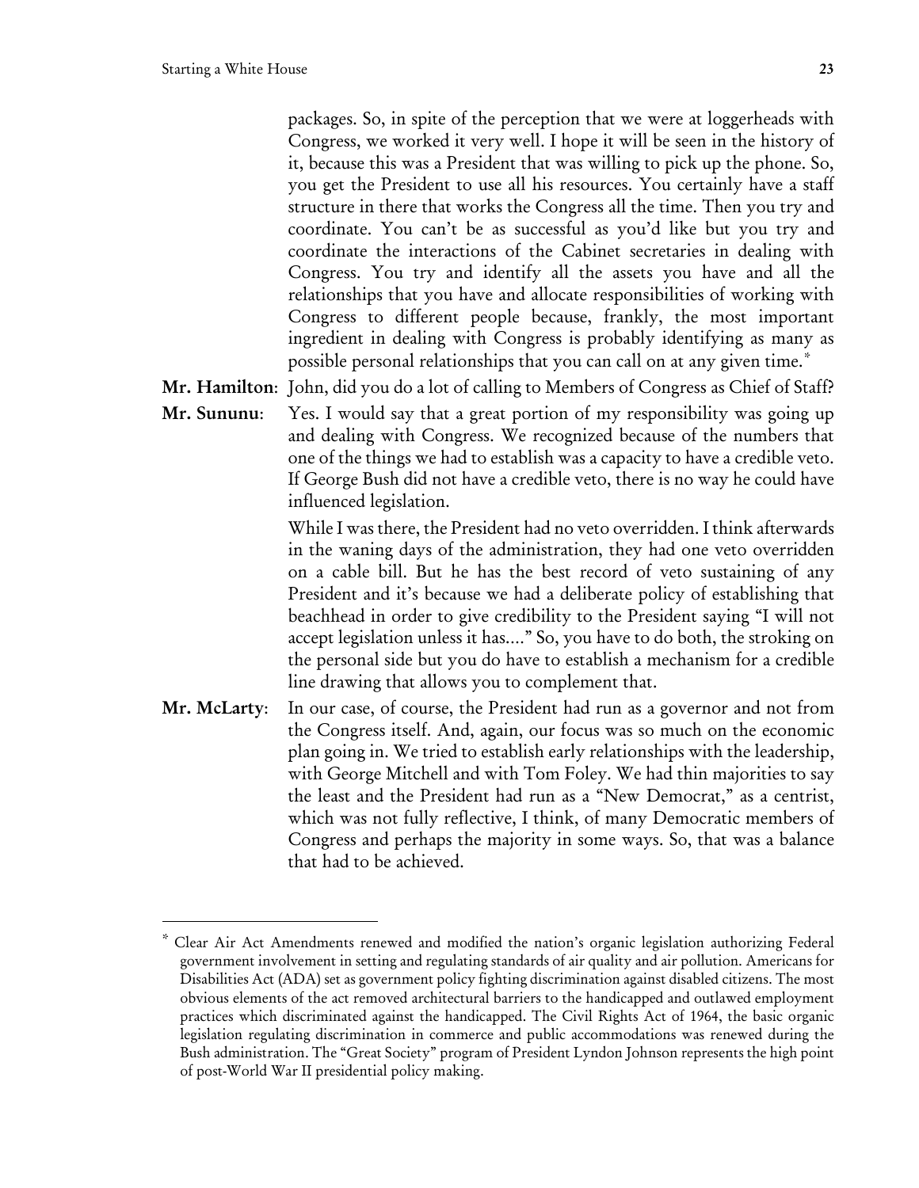packages. So, in spite of the perception that we were at loggerheads with Congress, we worked it very well. I hope it will be seen in the history of it, because this was a President that was willing to pick up the phone. So, you get the President to use all his resources. You certainly have a staff structure in there that works the Congress all the time. Then you try and coordinate. You can't be as successful as you'd like but you try and coordinate the interactions of the Cabinet secretaries in dealing with Congress. You try and identify all the assets you have and all the relationships that you have and allocate responsibilities of working with Congress to different people because, frankly, the most important ingredient in dealing with Congress is probably identifying as many as possible personal relationships that you can call on at any given time.*

**Mr. Hamilton**: John, did you do a lot of calling to Members of Congress as Chief of Staff?

**Mr. Sununu**: Yes. I would say that a great portion of my responsibility was going up and dealing with Congress. We recognized because of the numbers that one of the things we had to establish was a capacity to have a credible veto. If George Bush did not have a credible veto, there is no way he could have influenced legislation.

While I was there, the President had no veto overridden. I think afterwards in the waning days of the administration, they had one veto overridden on a cable bill. But he has the best record of veto sustaining of any President and it's because we had a deliberate policy of establishing that beachhead in order to give credibility to the President saying "I will not accept legislation unless it has...." So, you have to do both, the stroking on the personal side but you do have to establish a mechanism for a credible line drawing that allows you to complement that.

**Mr. McLarty**: In our case, of course, the President had run as a governor and not from the Congress itself. And, again, our focus was so much on the economic plan going in. We tried to establish early relationships with the leadership, with George Mitchell and with Tom Foley. We had thin majorities to say the least and the President had run as a "New Democrat," as a centrist, which was not fully reflective, I think, of many Democratic members of Congress and perhaps the majority in some ways. So, that was a balance that had to be achieved.

---

* Clear Air Act Amendments renewed and modified the nation's organic legislation authorizing Federal government involvement in setting and regulating standards of air quality and air pollution. Americans for Disabilities Act (ADA) set as government policy fighting discrimination against disabled citizens. The most obvious elements of the act removed architectural barriers to the handicapped and outlawed employment practices which discriminated against the handicapped. The Civil Rights Act of 1964, the basic organic legislation regulating discrimination in commerce and public accommodations was renewed during the Bush administration. The "Great Society" program of President Lyndon Johnson represents the high point of post-World War II presidential policy making.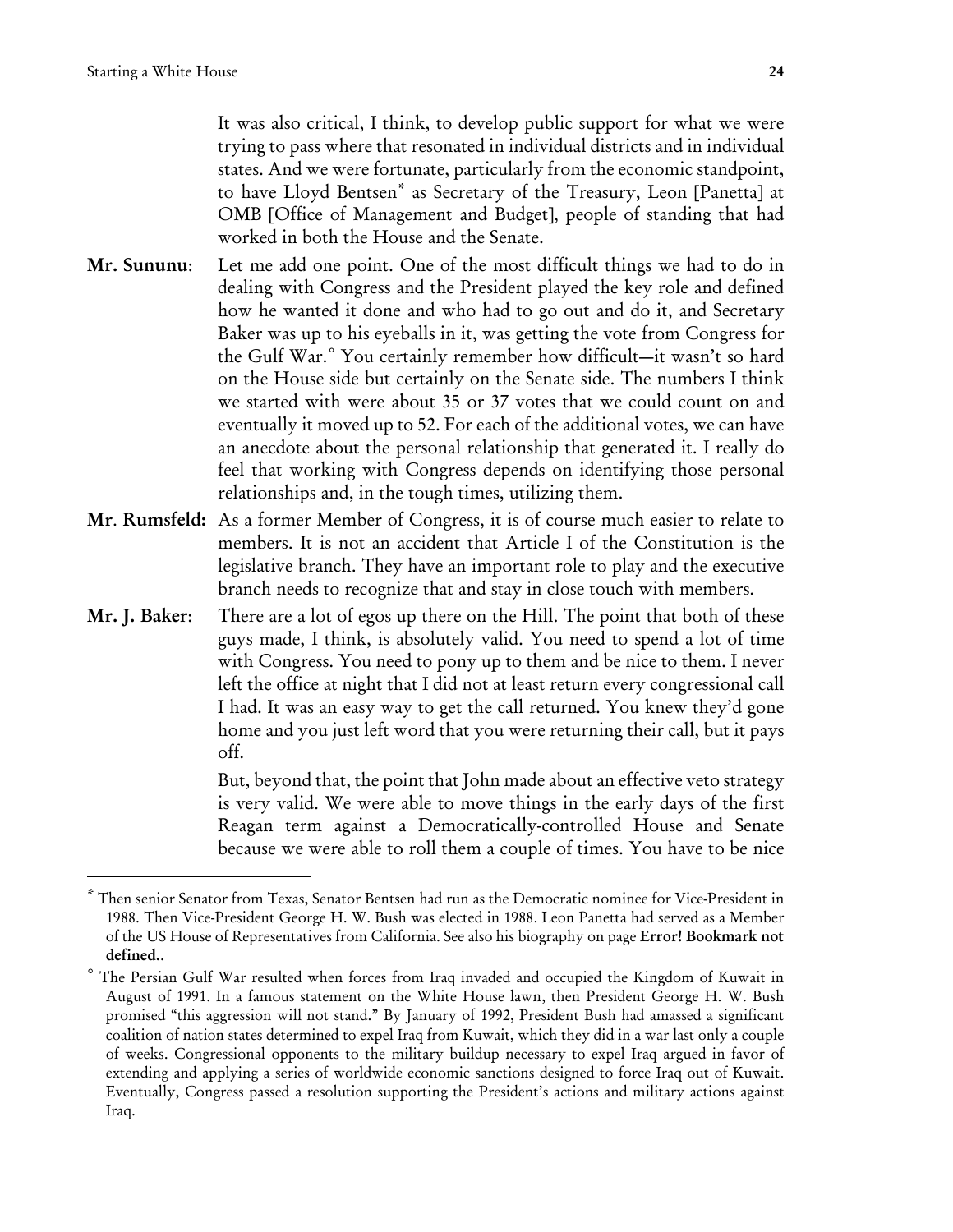It was also critical, I think, to develop public support for what we were trying to pass where that resonated in individual districts and in individual states. And we were fortunate, particularly from the economic standpoint, to have Lloyd Bentsen[*] as Secretary of the Treasury, Leon [Panetta] at OMB [Office of Management and Budget], people of standing that had worked in both the House and the Senate.

**Mr. Sununu**: Let me add one point. One of the most difficult things we had to do in dealing with Congress and the President played the key role and defined how he wanted it done and who had to go out and do it, and Secretary Baker was up to his eyeballs in it, was getting the vote from Congress for the Gulf War.[°] You certainly remember how difficult—it wasn't so hard on the House side but certainly on the Senate side. The numbers I think we started with were about 35 or 37 votes that we could count on and eventually it moved up to 52. For each of the additional votes, we can have an anecdote about the personal relationship that generated it. I really do feel that working with Congress depends on identifying those personal relationships and, in the tough times, utilizing them.

**Mr. Rumsfeld:** As a former Member of Congress, it is of course much easier to relate to members. It is not an accident that Article I of the Constitution is the legislative branch. They have an important role to play and the executive branch needs to recognize that and stay in close touch with members.

**Mr. J. Baker**: There are a lot of egos up there on the Hill. The point that both of these guys made, I think, is absolutely valid. You need to spend a lot of time with Congress. You need to pony up to them and be nice to them. I never left the office at night that I did not at least return every congressional call I had. It was an easy way to get the call returned. You knew they'd gone home and you just left word that you were returning their call, but it pays off.

But, beyond that, the point that John made about an effective veto strategy is very valid. We were able to move things in the early days of the first Reagan term against a Democratically-controlled House and Senate because we were able to roll them a couple of times. You have to be nice

---

[*] Then senior Senator from Texas, Senator Bentsen had run as the Democratic nominee for Vice-President in 1988. Then Vice-President George H. W. Bush was elected in 1988. Leon Panetta had served as a Member of the US House of Representatives from California. See also his biography on page **Error! Bookmark not defined.**.

[°] The Persian Gulf War resulted when forces from Iraq invaded and occupied the Kingdom of Kuwait in August of 1991. In a famous statement on the White House lawn, then President George H. W. Bush promised "this aggression will not stand." By January of 1992, President Bush had amassed a significant coalition of nation states determined to expel Iraq from Kuwait, which they did in a war last only a couple of weeks. Congressional opponents to the military buildup necessary to expel Iraq argued in favor of extending and applying a series of worldwide economic sanctions designed to force Iraq out of Kuwait. Eventually, Congress passed a resolution supporting the President's actions and military actions against Iraq.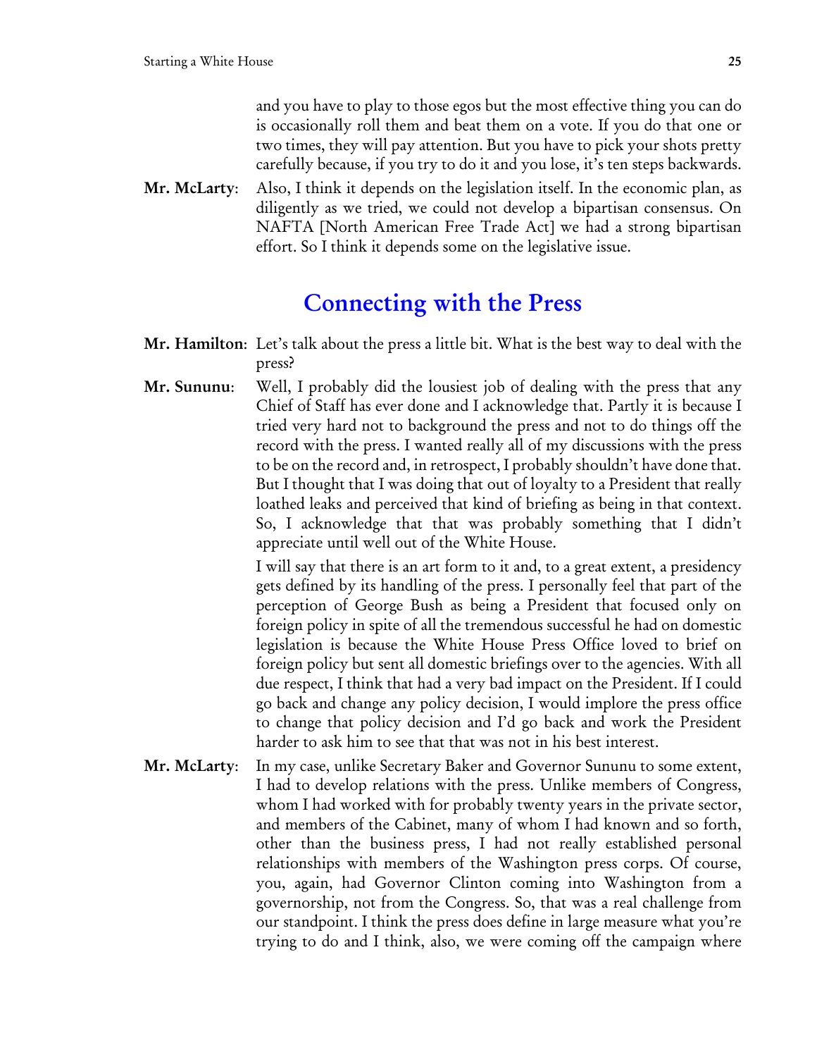and you have to play to those egos but the most effective thing you can do is occasionally roll them and beat them on a vote. If you do that one or two times, they will pay attention. But you have to pick your shots pretty carefully because, if you try to do it and you lose, it's ten steps backwards.

**Mr. McLarty**: Also, I think it depends on the legislation itself. In the economic plan, as diligently as we tried, we could not develop a bipartisan consensus. On NAFTA [North American Free Trade Act] we had a strong bipartisan effort. So I think it depends some on the legislative issue.

## Connecting with the Press

**Mr. Hamilton**: Let's talk about the press a little bit. What is the best way to deal with the press?

**Mr. Sununu**: Well, I probably did the lousiest job of dealing with the press that any Chief of Staff has ever done and I acknowledge that. Partly it is because I tried very hard not to background the press and not to do things off the record with the press. I wanted really all of my discussions with the press to be on the record and, in retrospect, I probably shouldn't have done that. But I thought that I was doing that out of loyalty to a President that really loathed leaks and perceived that kind of briefing as being in that context. So, I acknowledge that that was probably something that I didn't appreciate until well out of the White House.

I will say that there is an art form to it and, to a great extent, a presidency gets defined by its handling of the press. I personally feel that part of the perception of George Bush as being a President that focused only on foreign policy in spite of all the tremendous successful he had on domestic legislation is because the White House Press Office loved to brief on foreign policy but sent all domestic briefings over to the agencies. With all due respect, I think that had a very bad impact on the President. If I could go back and change any policy decision, I would implore the press office to change that policy decision and I'd go back and work the President harder to ask him to see that that was not in his best interest.

**Mr. McLarty**: In my case, unlike Secretary Baker and Governor Sununu to some extent, I had to develop relations with the press. Unlike members of Congress, whom I had worked with for probably twenty years in the private sector, and members of the Cabinet, many of whom I had known and so forth, other than the business press, I had not really established personal relationships with members of the Washington press corps. Of course, you, again, had Governor Clinton coming into Washington from a governorship, not from the Congress. So, that was a real challenge from our standpoint. I think the press does define in large measure what you're trying to do and I think, also, we were coming off the campaign where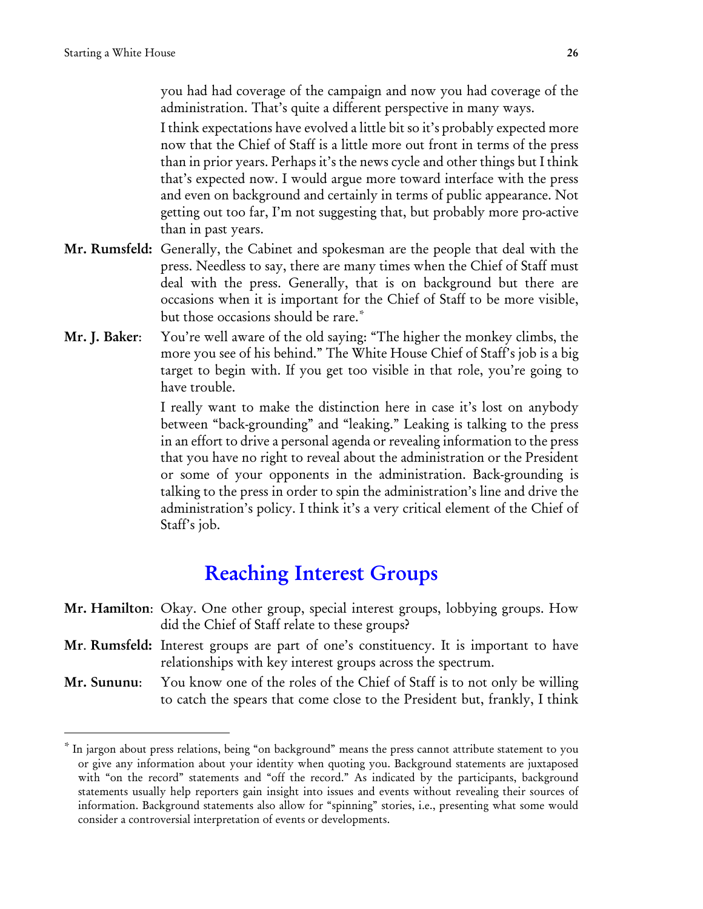you had had coverage of the campaign and now you had coverage of the administration. That's quite a different perspective in many ways.

I think expectations have evolved a little bit so it's probably expected more now that the Chief of Staff is a little more out front in terms of the press than in prior years. Perhaps it's the news cycle and other things but I think that's expected now. I would argue more toward interface with the press and even on background and certainly in terms of public appearance. Not getting out too far, I'm not suggesting that, but probably more pro-active than in past years.

**Mr. Rumsfeld:** Generally, the Cabinet and spokesman are the people that deal with the press. Needless to say, there are many times when the Chief of Staff must deal with the press. Generally, that is on background but there are occasions when it is important for the Chief of Staff to be more visible, but those occasions should be rare.*

**Mr. J. Baker:** You're well aware of the old saying: "The higher the monkey climbs, the more you see of his behind." The White House Chief of Staff's job is a big target to begin with. If you get too visible in that role, you're going to have trouble.

I really want to make the distinction here in case it's lost on anybody between "back-grounding" and "leaking." Leaking is talking to the press in an effort to drive a personal agenda or revealing information to the press that you have no right to reveal about the administration or the President or some of your opponents in the administration. Back-grounding is talking to the press in order to spin the administration's line and drive the administration's policy. I think it's a very critical element of the Chief of Staff's job.

## Reaching Interest Groups

**Mr. Hamilton:** Okay. One other group, special interest groups, lobbying groups. How did the Chief of Staff relate to these groups?

**Mr. Rumsfeld:** Interest groups are part of one's constituency. It is important to have relationships with key interest groups across the spectrum.

**Mr. Sununu:** You know one of the roles of the Chief of Staff is to not only be willing to catch the spears that come close to the President but, frankly, I think

---

* In jargon about press relations, being "on background" means the press cannot attribute statement to you or give any information about your identity when quoting you. Background statements are juxtaposed with "on the record" statements and "off the record." As indicated by the participants, background statements usually help reporters gain insight into issues and events without revealing their sources of information. Background statements also allow for "spinning" stories, i.e., presenting what some would consider a controversial interpretation of events or developments.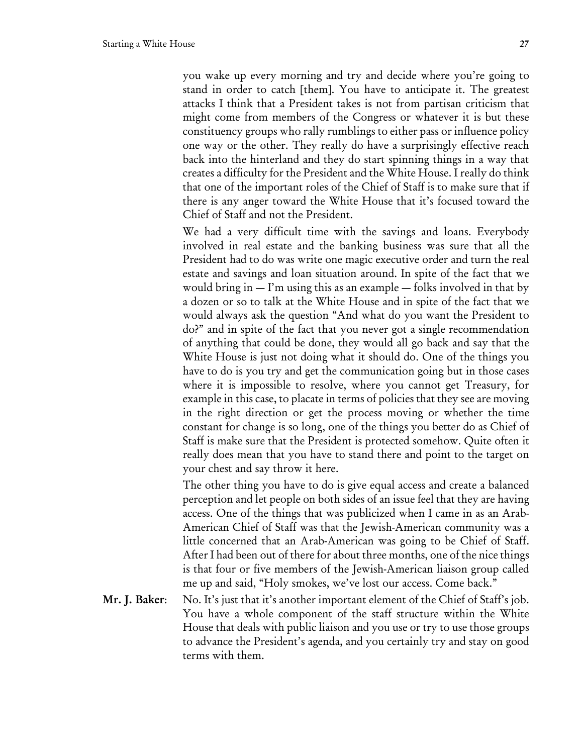you wake up every morning and try and decide where you're going to stand in order to catch [them]. You have to anticipate it. The greatest attacks I think that a President takes is not from partisan criticism that might come from members of the Congress or whatever it is but these constituency groups who rally rumblings to either pass or influence policy one way or the other. They really do have a surprisingly effective reach back into the hinterland and they do start spinning things in a way that creates a difficulty for the President and the White House. I really do think that one of the important roles of the Chief of Staff is to make sure that if there is any anger toward the White House that it's focused toward the Chief of Staff and not the President.

We had a very difficult time with the savings and loans. Everybody involved in real estate and the banking business was sure that all the President had to do was write one magic executive order and turn the real estate and savings and loan situation around. In spite of the fact that we would bring in — I'm using this as an example — folks involved in that by a dozen or so to talk at the White House and in spite of the fact that we would always ask the question "And what do you want the President to do?" and in spite of the fact that you never got a single recommendation of anything that could be done, they would all go back and say that the White House is just not doing what it should do. One of the things you have to do is you try and get the communication going but in those cases where it is impossible to resolve, where you cannot get Treasury, for example in this case, to placate in terms of policies that they see are moving in the right direction or get the process moving or whether the time constant for change is so long, one of the things you better do as Chief of Staff is make sure that the President is protected somehow. Quite often it really does mean that you have to stand there and point to the target on your chest and say throw it here.

The other thing you have to do is give equal access and create a balanced perception and let people on both sides of an issue feel that they are having access. One of the things that was publicized when I came in as an Arab-American Chief of Staff was that the Jewish-American community was a little concerned that an Arab-American was going to be Chief of Staff. After I had been out of there for about three months, one of the nice things is that four or five members of the Jewish-American liaison group called me up and said, "Holy smokes, we've lost our access. Come back."

**Mr. J. Baker**: No. It's just that it's another important element of the Chief of Staff's job. You have a whole component of the staff structure within the White House that deals with public liaison and you use or try to use those groups to advance the President's agenda, and you certainly try and stay on good terms with them.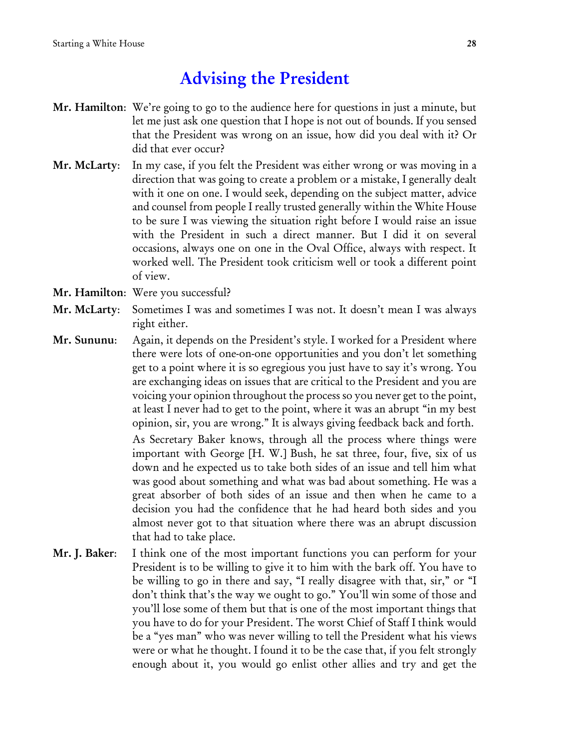## Advising the President

**Mr. Hamilton**: We're going to go to the audience here for questions in just a minute, but let me just ask one question that I hope is not out of bounds. If you sensed that the President was wrong on an issue, how did you deal with it? Or did that ever occur?

**Mr. McLarty**: In my case, if you felt the President was either wrong or was moving in a direction that was going to create a problem or a mistake, I generally dealt with it one on one. I would seek, depending on the subject matter, advice and counsel from people I really trusted generally within the White House to be sure I was viewing the situation right before I would raise an issue with the President in such a direct manner. But I did it on several occasions, always one on one in the Oval Office, always with respect. It worked well. The President took criticism well or took a different point of view.

**Mr. Hamilton**: Were you successful?

**Mr. McLarty**: Sometimes I was and sometimes I was not. It doesn't mean I was always right either.

**Mr. Sununu**: Again, it depends on the President's style. I worked for a President where there were lots of one-on-one opportunities and you don't let something get to a point where it is so egregious you just have to say it's wrong. You are exchanging ideas on issues that are critical to the President and you are voicing your opinion throughout the process so you never get to the point, at least I never had to get to the point, where it was an abrupt "in my best opinion, sir, you are wrong." It is always giving feedback back and forth.

As Secretary Baker knows, through all the process where things were important with George [H. W.] Bush, he sat three, four, five, six of us down and he expected us to take both sides of an issue and tell him what was good about something and what was bad about something. He was a great absorber of both sides of an issue and then when he came to a decision you had the confidence that he had heard both sides and you almost never got to that situation where there was an abrupt discussion that had to take place.

**Mr. J. Baker**: I think one of the most important functions you can perform for your President is to be willing to give it to him with the bark off. You have to be willing to go in there and say, "I really disagree with that, sir," or "I don't think that's the way we ought to go." You'll win some of those and you'll lose some of them but that is one of the most important things that you have to do for your President. The worst Chief of Staff I think would be a "yes man" who was never willing to tell the President what his views were or what he thought. I found it to be the case that, if you felt strongly enough about it, you would go enlist other allies and try and get the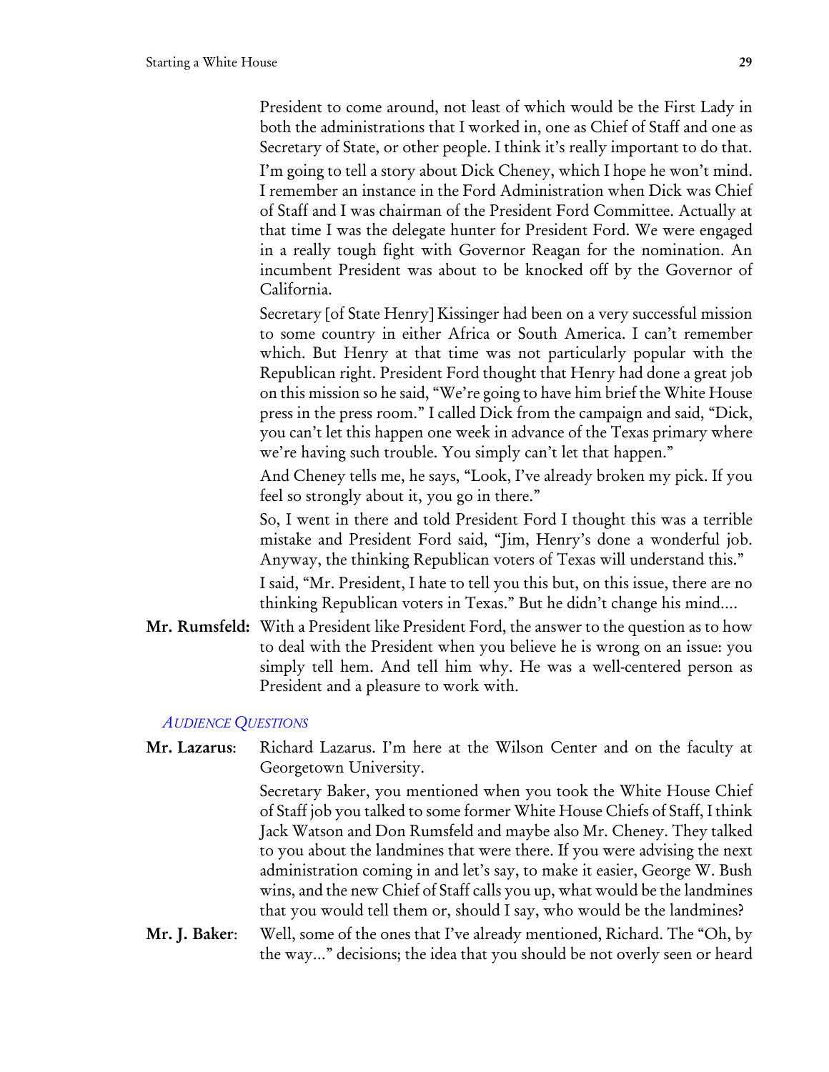President to come around, not least of which would be the First Lady in both the administrations that I worked in, one as Chief of Staff and one as Secretary of State, or other people. I think it's really important to do that.

I'm going to tell a story about Dick Cheney, which I hope he won't mind. I remember an instance in the Ford Administration when Dick was Chief of Staff and I was chairman of the President Ford Committee. Actually at that time I was the delegate hunter for President Ford. We were engaged in a really tough fight with Governor Reagan for the nomination. An incumbent President was about to be knocked off by the Governor of California.

Secretary [of State Henry] Kissinger had been on a very successful mission to some country in either Africa or South America. I can't remember which. But Henry at that time was not particularly popular with the Republican right. President Ford thought that Henry had done a great job on this mission so he said, "We're going to have him brief the White House press in the press room." I called Dick from the campaign and said, "Dick, you can't let this happen one week in advance of the Texas primary where we're having such trouble. You simply can't let that happen."

And Cheney tells me, he says, "Look, I've already broken my pick. If you feel so strongly about it, you go in there."

So, I went in there and told President Ford I thought this was a terrible mistake and President Ford said, "Jim, Henry's done a wonderful job. Anyway, the thinking Republican voters of Texas will understand this."

I said, "Mr. President, I hate to tell you this but, on this issue, there are no thinking Republican voters in Texas." But he didn't change his mind....

**Mr. Rumsfeld:** With a President like President Ford, the answer to the question as to how to deal with the President when you believe he is wrong on an issue: you simply tell hem. And tell him why. He was a well-centered person as President and a pleasure to work with.

*AUDIENCE QUESTIONS*

**Mr. Lazarus**: Richard Lazarus. I'm here at the Wilson Center and on the faculty at Georgetown University.

Secretary Baker, you mentioned when you took the White House Chief of Staff job you talked to some former White House Chiefs of Staff, I think Jack Watson and Don Rumsfeld and maybe also Mr. Cheney. They talked to you about the landmines that were there. If you were advising the next administration coming in and let's say, to make it easier, George W. Bush wins, and the new Chief of Staff calls you up, what would be the landmines that you would tell them or, should I say, who would be the landmines?

**Mr. J. Baker**: Well, some of the ones that I've already mentioned, Richard. The "Oh, by the way..." decisions; the idea that you should be not overly seen or heard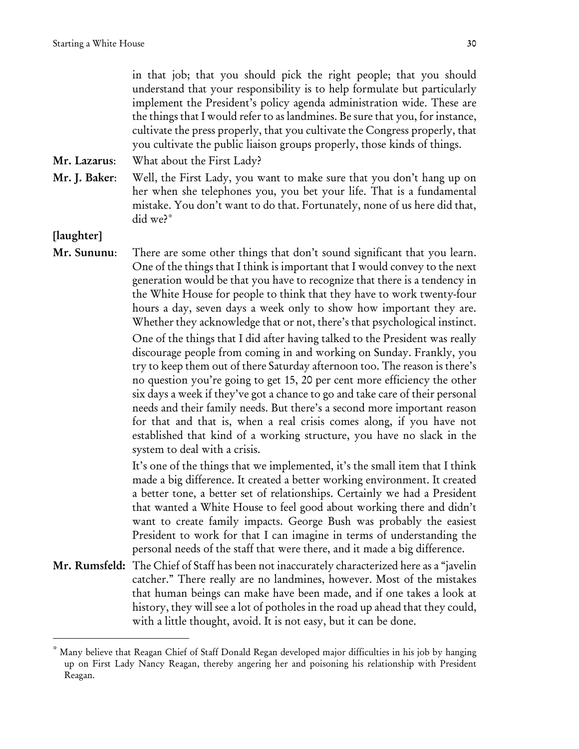in that job; that you should pick the right people; that you should understand that your responsibility is to help formulate but particularly implement the President's policy agenda administration wide. These are the things that I would refer to as landmines. Be sure that you, for instance, cultivate the press properly, that you cultivate the Congress properly, that you cultivate the public liaison groups properly, those kinds of things.

**Mr. Lazarus**: What about the First Lady?

**Mr. J. Baker**: Well, the First Lady, you want to make sure that you don't hang up on her when she telephones you, you bet your life. That is a fundamental mistake. You don't want to do that. Fortunately, none of us here did that, did we?*

**[laughter]**

**Mr. Sununu**: There are some other things that don't sound significant that you learn. One of the things that I think is important that I would convey to the next generation would be that you have to recognize that there is a tendency in the White House for people to think that they have to work twenty-four hours a day, seven days a week only to show how important they are. Whether they acknowledge that or not, there's that psychological instinct.

One of the things that I did after having talked to the President was really discourage people from coming in and working on Sunday. Frankly, you try to keep them out of there Saturday afternoon too. The reason is there's no question you're going to get 15, 20 per cent more efficiency the other six days a week if they've got a chance to go and take care of their personal needs and their family needs. But there's a second more important reason for that and that is, when a real crisis comes along, if you have not established that kind of a working structure, you have no slack in the system to deal with a crisis.

It's one of the things that we implemented, it's the small item that I think made a big difference. It created a better working environment. It created a better tone, a better set of relationships. Certainly we had a President that wanted a White House to feel good about working there and didn't want to create family impacts. George Bush was probably the easiest President to work for that I can imagine in terms of understanding the personal needs of the staff that were there, and it made a big difference.

**Mr. Rumsfeld:** The Chief of Staff has been not inaccurately characterized here as a "javelin catcher." There really are no landmines, however. Most of the mistakes that human beings can make have been made, and if one takes a look at history, they will see a lot of potholes in the road up ahead that they could, with a little thought, avoid. It is not easy, but it can be done.

---

* Many believe that Reagan Chief of Staff Donald Regan developed major difficulties in his job by hanging up on First Lady Nancy Reagan, thereby angering her and poisoning his relationship with President Reagan.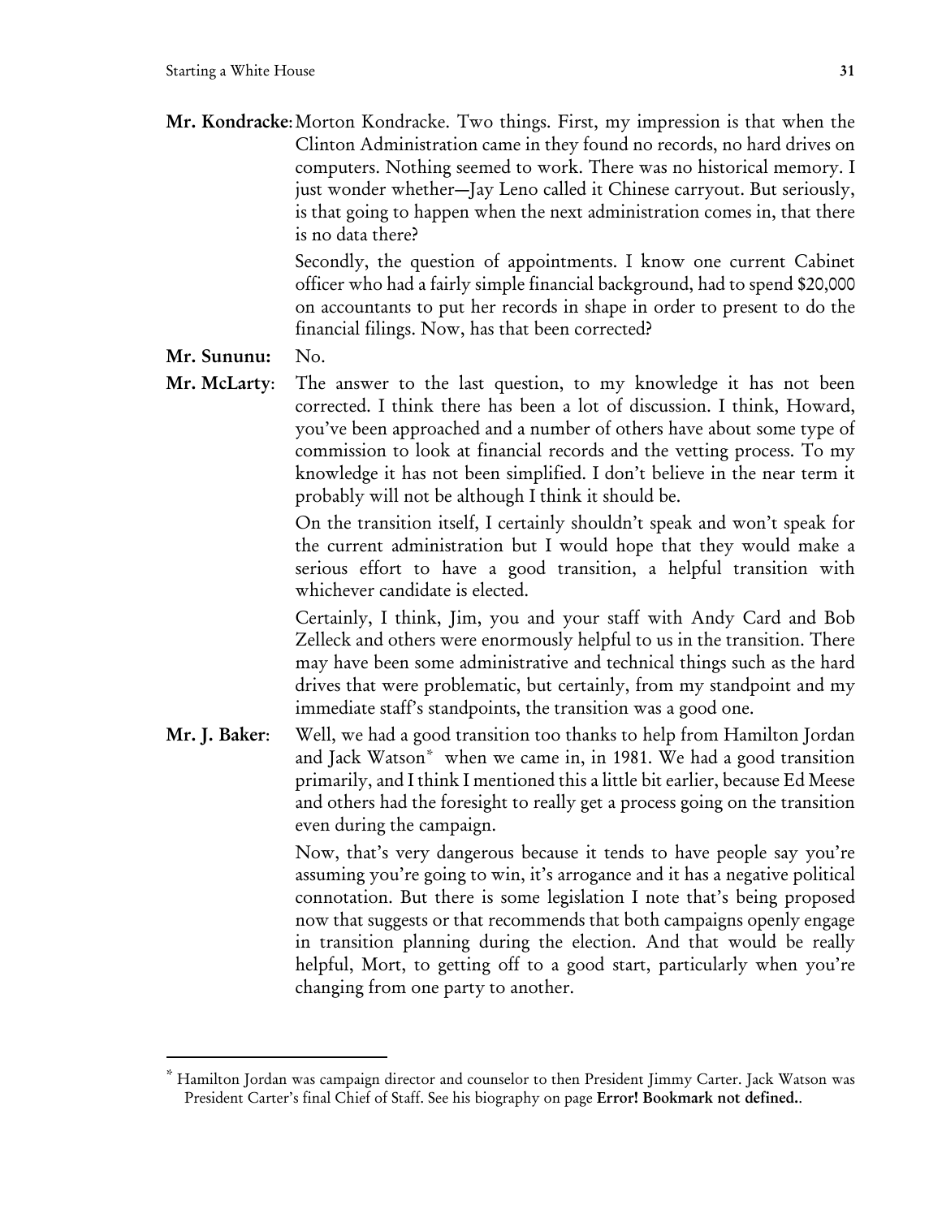**Mr. Kondracke**: Morton Kondracke. Two things. First, my impression is that when the Clinton Administration came in they found no records, no hard drives on computers. Nothing seemed to work. There was no historical memory. I just wonder whether—Jay Leno called it Chinese carryout. But seriously, is that going to happen when the next administration comes in, that there is no data there?

Secondly, the question of appointments. I know one current Cabinet officer who had a fairly simple financial background, had to spend $20,000 on accountants to put her records in shape in order to present to do the financial filings. Now, has that been corrected?

**Mr. Sununu**: No.

**Mr. McLarty**: The answer to the last question, to my knowledge it has not been corrected. I think there has been a lot of discussion. I think, Howard, you've been approached and a number of others have about some type of commission to look at financial records and the vetting process. To my knowledge it has not been simplified. I don't believe in the near term it probably will not be although I think it should be.

On the transition itself, I certainly shouldn't speak and won't speak for the current administration but I would hope that they would make a serious effort to have a good transition, a helpful transition with whichever candidate is elected.

Certainly, I think, Jim, you and your staff with Andy Card and Bob Zelleck and others were enormously helpful to us in the transition. There may have been some administrative and technical things such as the hard drives that were problematic, but certainly, from my standpoint and my immediate staff's standpoints, the transition was a good one.

**Mr. J. Baker**: Well, we had a good transition too thanks to help from Hamilton Jordan and Jack Watson* when we came in, in 1981. We had a good transition primarily, and I think I mentioned this a little bit earlier, because Ed Meese and others had the foresight to really get a process going on the transition even during the campaign.

Now, that's very dangerous because it tends to have people say you're assuming you're going to win, it's arrogance and it has a negative political connotation. But there is some legislation I note that's being proposed now that suggests or that recommends that both campaigns openly engage in transition planning during the election. And that would be really helpful, Mort, to getting off to a good start, particularly when you're changing from one party to another.

---

* Hamilton Jordan was campaign director and counselor to then President Jimmy Carter. Jack Watson was President Carter's final Chief of Staff. See his biography on page **Error! Bookmark not defined.**.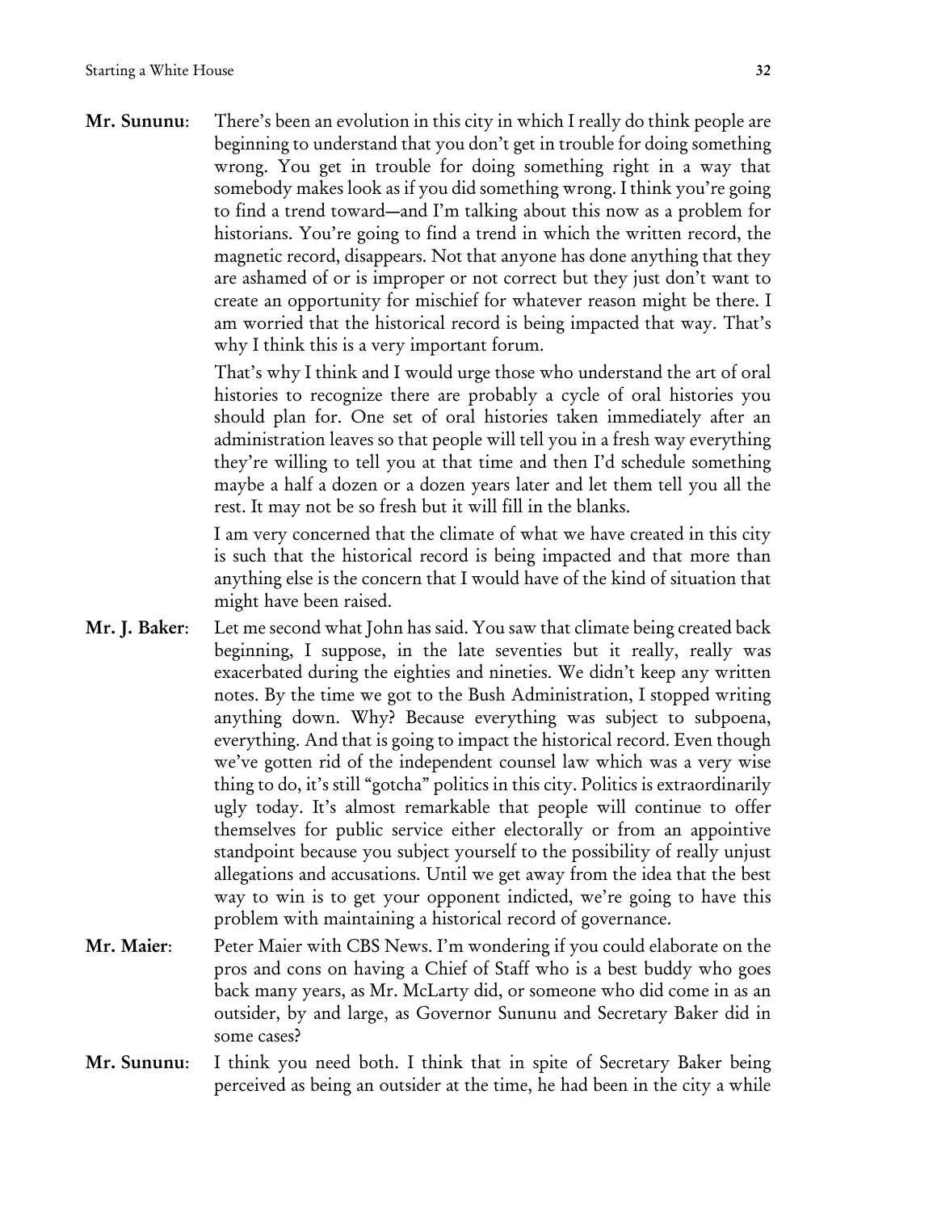**Mr. Sununu**: There's been an evolution in this city in which I really do think people are beginning to understand that you don't get in trouble for doing something wrong. You get in trouble for doing something right in a way that somebody makes look as if you did something wrong. I think you're going to find a trend toward—and I'm talking about this now as a problem for historians. You're going to find a trend in which the written record, the magnetic record, disappears. Not that anyone has done anything that they are ashamed of or is improper or not correct but they just don't want to create an opportunity for mischief for whatever reason might be there. I am worried that the historical record is being impacted that way. That's why I think this is a very important forum.

That's why I think and I would urge those who understand the art of oral histories to recognize there are probably a cycle of oral histories you should plan for. One set of oral histories taken immediately after an administration leaves so that people will tell you in a fresh way everything they're willing to tell you at that time and then I'd schedule something maybe a half a dozen or a dozen years later and let them tell you all the rest. It may not be so fresh but it will fill in the blanks.

I am very concerned that the climate of what we have created in this city is such that the historical record is being impacted and that more than anything else is the concern that I would have of the kind of situation that might have been raised.

**Mr. J. Baker**: Let me second what John has said. You saw that climate being created back beginning, I suppose, in the late seventies but it really, really was exacerbated during the eighties and nineties. We didn't keep any written notes. By the time we got to the Bush Administration, I stopped writing anything down. Why? Because everything was subject to subpoena, everything. And that is going to impact the historical record. Even though we've gotten rid of the independent counsel law which was a very wise thing to do, it's still "gotcha" politics in this city. Politics is extraordinarily ugly today. It's almost remarkable that people will continue to offer themselves for public service either electorally or from an appointive standpoint because you subject yourself to the possibility of really unjust allegations and accusations. Until we get away from the idea that the best way to win is to get your opponent indicted, we're going to have this problem with maintaining a historical record of governance.

**Mr. Maier**: Peter Maier with CBS News. I'm wondering if you could elaborate on the pros and cons on having a Chief of Staff who is a best buddy who goes back many years, as Mr. McLarty did, or someone who did come in as an outsider, by and large, as Governor Sununu and Secretary Baker did in some cases?

**Mr. Sununu**: I think you need both. I think that in spite of Secretary Baker being perceived as being an outsider at the time, he had been in the city a while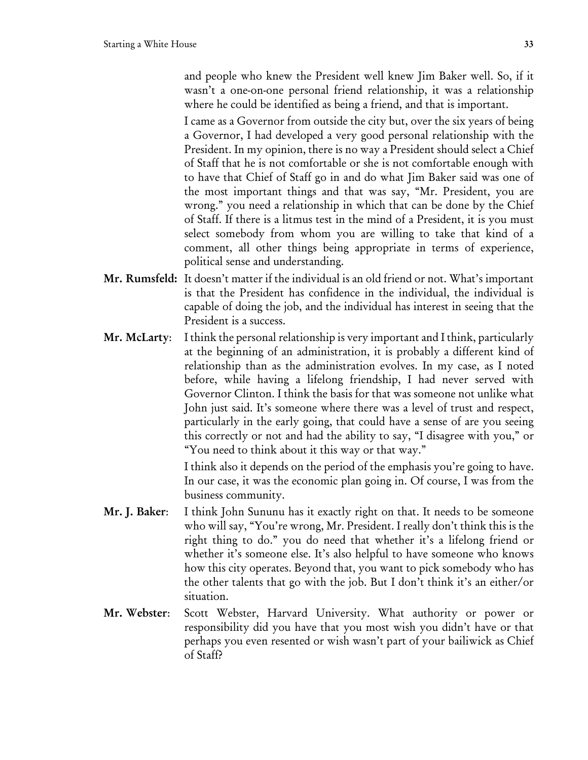and people who knew the President well knew Jim Baker well. So, if it wasn't a one-on-one personal friend relationship, it was a relationship where he could be identified as being a friend, and that is important.

I came as a Governor from outside the city but, over the six years of being a Governor, I had developed a very good personal relationship with the President. In my opinion, there is no way a President should select a Chief of Staff that he is not comfortable or she is not comfortable enough with to have that Chief of Staff go in and do what Jim Baker said was one of the most important things and that was say, "Mr. President, you are wrong." you need a relationship in which that can be done by the Chief of Staff. If there is a litmus test in the mind of a President, it is you must select somebody from whom you are willing to take that kind of a comment, all other things being appropriate in terms of experience, political sense and understanding.

**Mr. Rumsfeld:** It doesn't matter if the individual is an old friend or not. What's important is that the President has confidence in the individual, the individual is capable of doing the job, and the individual has interest in seeing that the President is a success.

**Mr. McLarty**: I think the personal relationship is very important and I think, particularly at the beginning of an administration, it is probably a different kind of relationship than as the administration evolves. In my case, as I noted before, while having a lifelong friendship, I had never served with Governor Clinton. I think the basis for that was someone not unlike what John just said. It's someone where there was a level of trust and respect, particularly in the early going, that could have a sense of are you seeing this correctly or not and had the ability to say, "I disagree with you," or "You need to think about it this way or that way."

I think also it depends on the period of the emphasis you're going to have. In our case, it was the economic plan going in. Of course, I was from the business community.

**Mr. J. Baker**: I think John Sununu has it exactly right on that. It needs to be someone who will say, "You're wrong, Mr. President. I really don't think this is the right thing to do." you do need that whether it's a lifelong friend or whether it's someone else. It's also helpful to have someone who knows how this city operates. Beyond that, you want to pick somebody who has the other talents that go with the job. But I don't think it's an either/or situation.

**Mr. Webster**: Scott Webster, Harvard University. What authority or power or responsibility did you have that you most wish you didn't have or that perhaps you even resented or wish wasn't part of your bailiwick as Chief of Staff?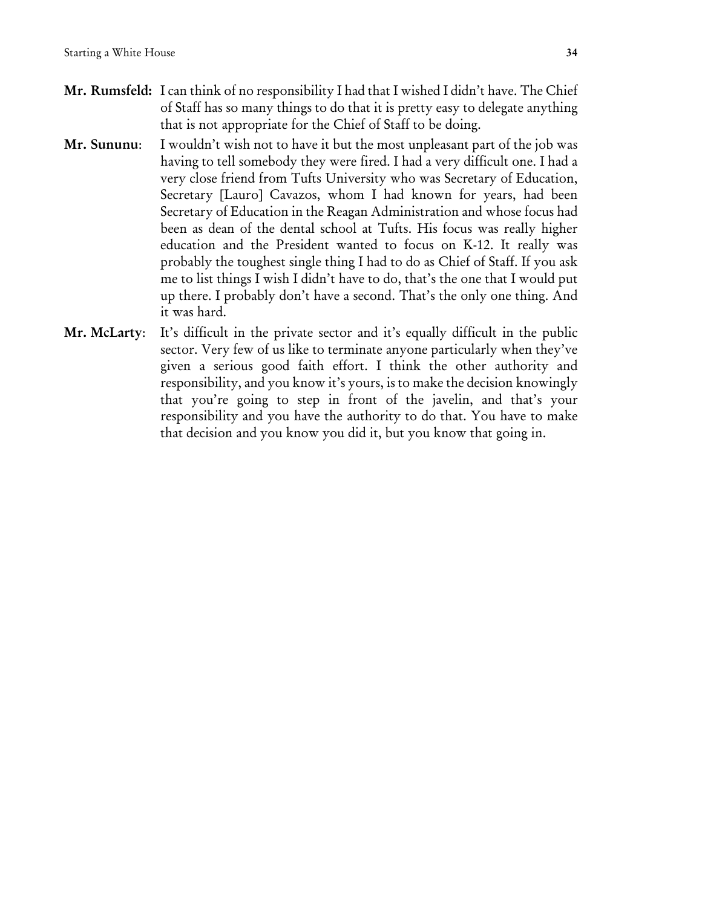**Mr. Rumsfeld:** I can think of no responsibility I had that I wished I didn't have. The Chief of Staff has so many things to do that it is pretty easy to delegate anything that is not appropriate for the Chief of Staff to be doing.

**Mr. Sununu**: I wouldn't wish not to have it but the most unpleasant part of the job was having to tell somebody they were fired. I had a very difficult one. I had a very close friend from Tufts University who was Secretary of Education, Secretary [Lauro] Cavazos, whom I had known for years, had been Secretary of Education in the Reagan Administration and whose focus had been as dean of the dental school at Tufts. His focus was really higher education and the President wanted to focus on K-12. It really was probably the toughest single thing I had to do as Chief of Staff. If you ask me to list things I wish I didn't have to do, that's the one that I would put up there. I probably don't have a second. That's the only one thing. And it was hard.

**Mr. McLarty**: It's difficult in the private sector and it's equally difficult in the public sector. Very few of us like to terminate anyone particularly when they've given a serious good faith effort. I think the other authority and responsibility, and you know it's yours, is to make the decision knowingly that you're going to step in front of the javelin, and that's your responsibility and you have the authority to do that. You have to make that decision and you know you did it, but you know that going in.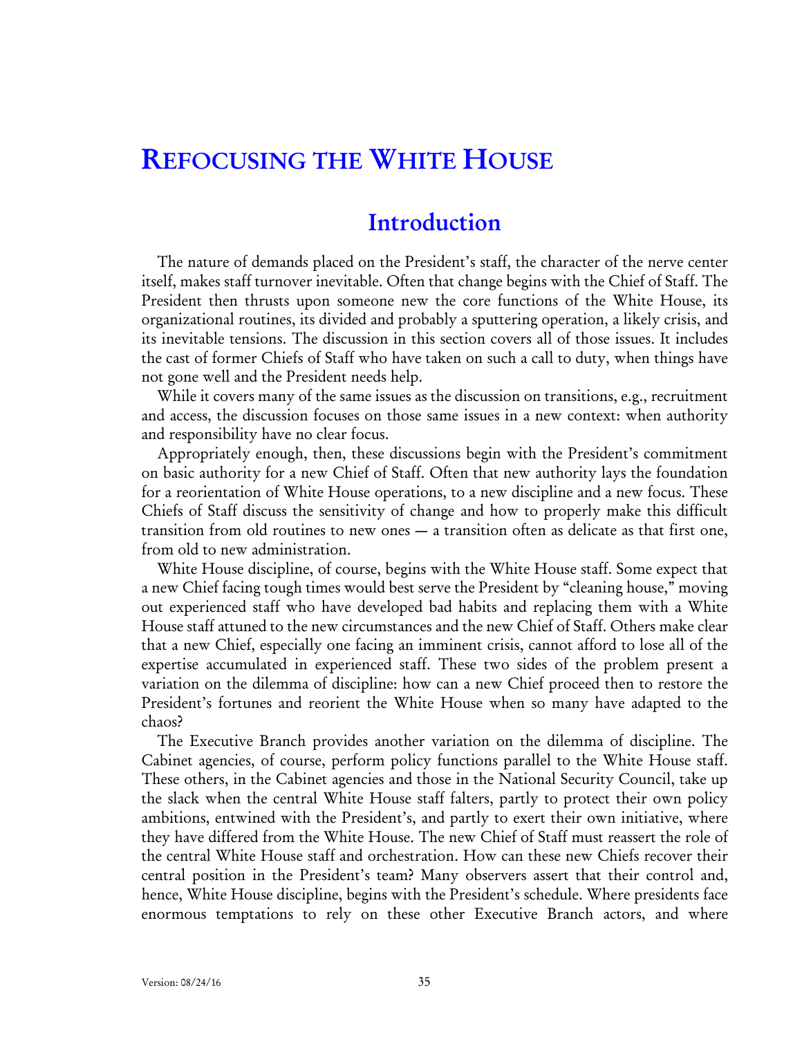# Refocusing the White House

## Introduction

The nature of demands placed on the President's staff, the character of the nerve center itself, makes staff turnover inevitable. Often that change begins with the Chief of Staff. The President then thrusts upon someone new the core functions of the White House, its organizational routines, its divided and probably a sputtering operation, a likely crisis, and its inevitable tensions. The discussion in this section covers all of those issues. It includes the cast of former Chiefs of Staff who have taken on such a call to duty, when things have not gone well and the President needs help.

While it covers many of the same issues as the discussion on transitions, e.g., recruitment and access, the discussion focuses on those same issues in a new context: when authority and responsibility have no clear focus.

Appropriately enough, then, these discussions begin with the President's commitment on basic authority for a new Chief of Staff. Often that new authority lays the foundation for a reorientation of White House operations, to a new discipline and a new focus. These Chiefs of Staff discuss the sensitivity of change and how to properly make this difficult transition from old routines to new ones — a transition often as delicate as that first one, from old to new administration.

White House discipline, of course, begins with the White House staff. Some expect that a new Chief facing tough times would best serve the President by "cleaning house," moving out experienced staff who have developed bad habits and replacing them with a White House staff attuned to the new circumstances and the new Chief of Staff. Others make clear that a new Chief, especially one facing an imminent crisis, cannot afford to lose all of the expertise accumulated in experienced staff. These two sides of the problem present a variation on the dilemma of discipline: how can a new Chief proceed then to restore the President's fortunes and reorient the White House when so many have adapted to the chaos?

The Executive Branch provides another variation on the dilemma of discipline. The Cabinet agencies, of course, perform policy functions parallel to the White House staff. These others, in the Cabinet agencies and those in the National Security Council, take up the slack when the central White House staff falters, partly to protect their own policy ambitions, entwined with the President's, and partly to exert their own initiative, where they have differed from the White House. The new Chief of Staff must reassert the role of the central White House staff and orchestration. How can these new Chiefs recover their central position in the President's team? Many observers assert that their control and, hence, White House discipline, begins with the President's schedule. Where presidents face enormous temptations to rely on these other Executive Branch actors, and where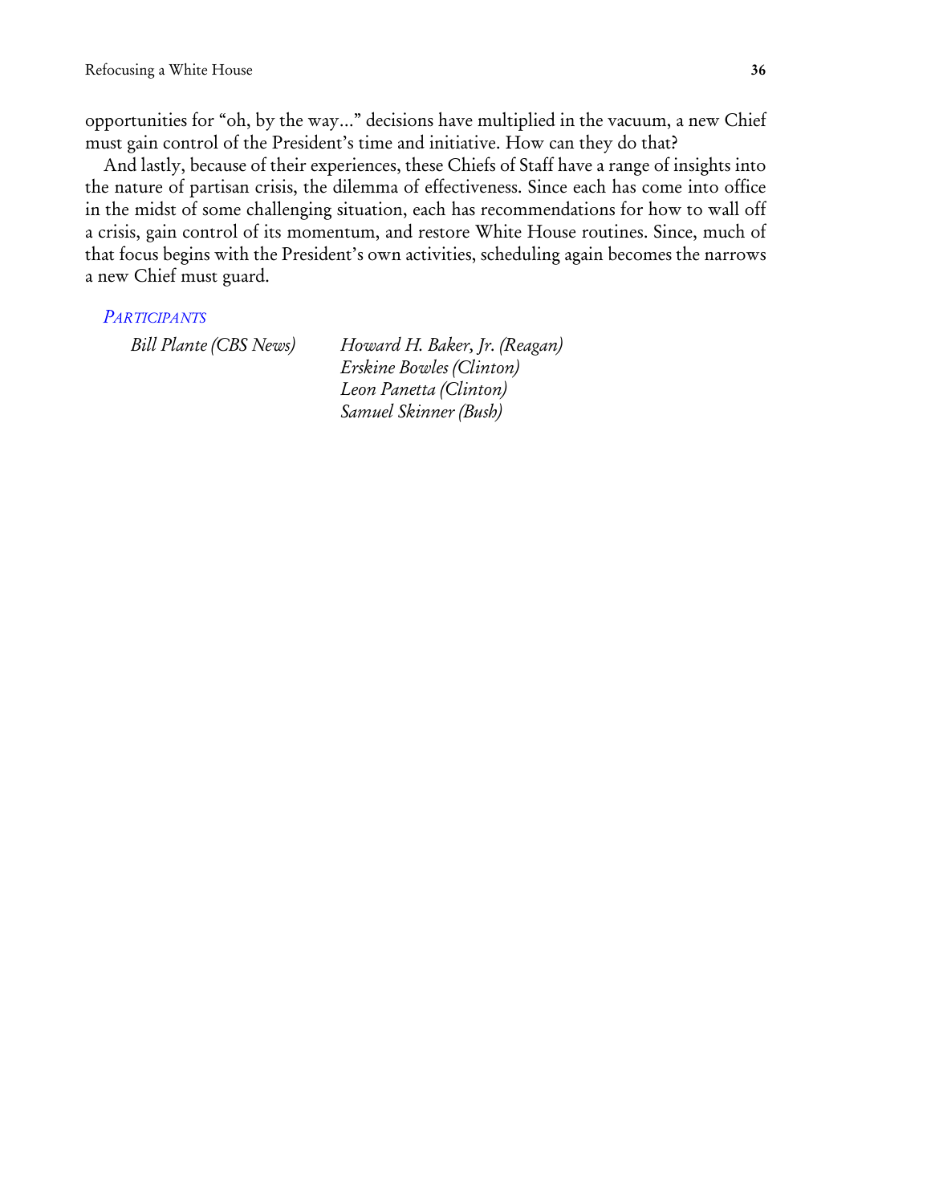opportunities for "oh, by the way..." decisions have multiplied in the vacuum, a new Chief must gain control of the President's time and initiative. How can they do that?

And lastly, because of their experiences, these Chiefs of Staff have a range of insights into the nature of partisan crisis, the dilemma of effectiveness. Since each has come into office in the midst of some challenging situation, each has recommendations for how to wall off a crisis, gain control of its momentum, and restore White House routines. Since, much of that focus begins with the President's own activities, scheduling again becomes the narrows a new Chief must guard.

### *PARTICIPANTS*

| | |
|---|---|
| *Bill Plante (CBS News)* | *Howard H. Baker, Jr. (Reagan)* |
| | *Erskine Bowles (Clinton)* |
| | *Leon Panetta (Clinton)* |
| | *Samuel Skinner (Bush)* |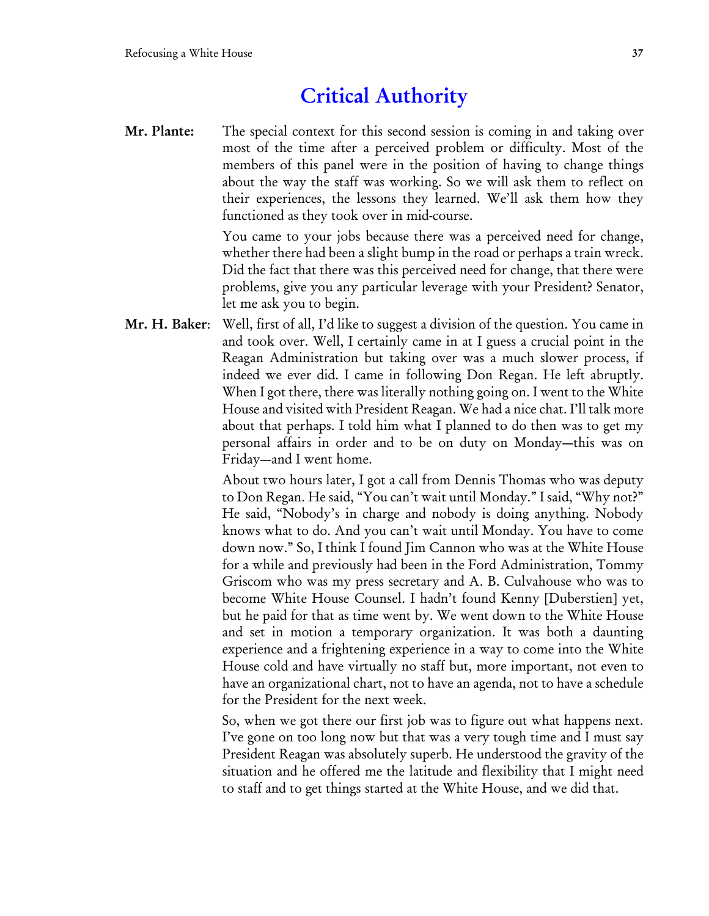## Critical Authority

**Mr. Plante:** The special context for this second session is coming in and taking over most of the time after a perceived problem or difficulty. Most of the members of this panel were in the position of having to change things about the way the staff was working. So we will ask them to reflect on their experiences, the lessons they learned. We'll ask them how they functioned as they took over in mid-course.

You came to your jobs because there was a perceived need for change, whether there had been a slight bump in the road or perhaps a train wreck. Did the fact that there was this perceived need for change, that there were problems, give you any particular leverage with your President? Senator, let me ask you to begin.

**Mr. H. Baker**: Well, first of all, I'd like to suggest a division of the question. You came in and took over. Well, I certainly came in at I guess a crucial point in the Reagan Administration but taking over was a much slower process, if indeed we ever did. I came in following Don Regan. He left abruptly. When I got there, there was literally nothing going on. I went to the White House and visited with President Reagan. We had a nice chat. I'll talk more about that perhaps. I told him what I planned to do then was to get my personal affairs in order and to be on duty on Monday—this was on Friday—and I went home.

About two hours later, I got a call from Dennis Thomas who was deputy to Don Regan. He said, "You can't wait until Monday." I said, "Why not?" He said, "Nobody's in charge and nobody is doing anything. Nobody knows what to do. And you can't wait until Monday. You have to come down now." So, I think I found Jim Cannon who was at the White House for a while and previously had been in the Ford Administration, Tommy Griscom who was my press secretary and A. B. Culvahouse who was to become White House Counsel. I hadn't found Kenny [Duberstien] yet, but he paid for that as time went by. We went down to the White House and set in motion a temporary organization. It was both a daunting experience and a frightening experience in a way to come into the White House cold and have virtually no staff but, more important, not even to have an organizational chart, not to have an agenda, not to have a schedule for the President for the next week.

So, when we got there our first job was to figure out what happens next. I've gone on too long now but that was a very tough time and I must say President Reagan was absolutely superb. He understood the gravity of the situation and he offered me the latitude and flexibility that I might need to staff and to get things started at the White House, and we did that.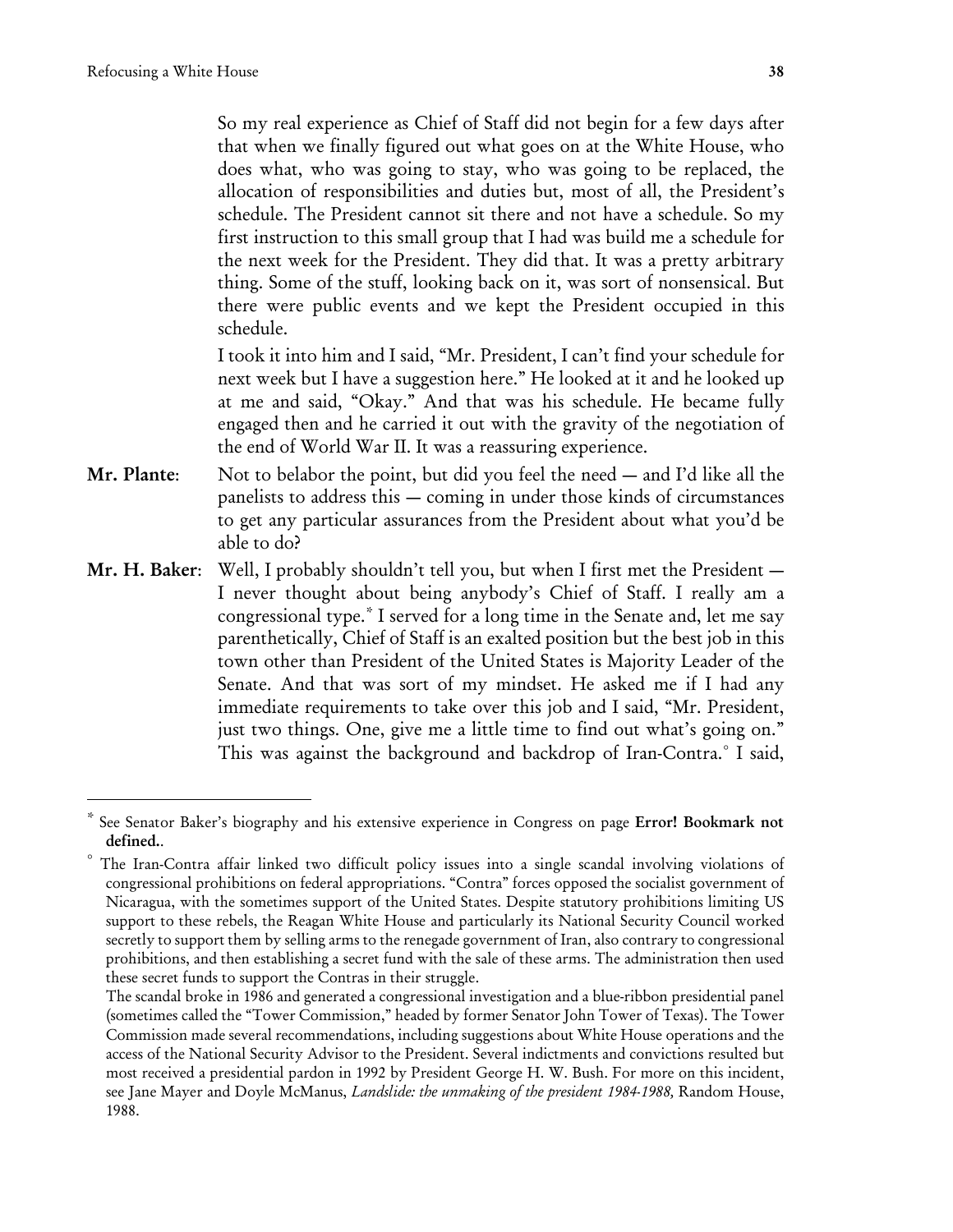So my real experience as Chief of Staff did not begin for a few days after that when we finally figured out what goes on at the White House, who does what, who was going to stay, who was going to be replaced, the allocation of responsibilities and duties but, most of all, the President's schedule. The President cannot sit there and not have a schedule. So my first instruction to this small group that I had was build me a schedule for the next week for the President. They did that. It was a pretty arbitrary thing. Some of the stuff, looking back on it, was sort of nonsensical. But there were public events and we kept the President occupied in this schedule.

I took it into him and I said, "Mr. President, I can't find your schedule for next week but I have a suggestion here." He looked at it and he looked up at me and said, "Okay." And that was his schedule. He became fully engaged then and he carried it out with the gravity of the negotiation of the end of World War II. It was a reassuring experience.

**Mr. Plante**: Not to belabor the point, but did you feel the need — and I'd like all the panelists to address this — coming in under those kinds of circumstances to get any particular assurances from the President about what you'd be able to do?

**Mr. H. Baker**: Well, I probably shouldn't tell you, but when I first met the President — I never thought about being anybody's Chief of Staff. I really am a congressional type.* I served for a long time in the Senate and, let me say parenthetically, Chief of Staff is an exalted position but the best job in this town other than President of the United States is Majority Leader of the Senate. And that was sort of my mindset. He asked me if I had any immediate requirements to take over this job and I said, "Mr. President, just two things. One, give me a little time to find out what's going on." This was against the background and backdrop of Iran-Contra.° I said,

---

* See Senator Baker's biography and his extensive experience in Congress on page **Error! Bookmark not defined.**.

° The Iran-Contra affair linked two difficult policy issues into a single scandal involving violations of congressional prohibitions on federal appropriations. "Contra" forces opposed the socialist government of Nicaragua, with the sometimes support of the United States. Despite statutory prohibitions limiting US support to these rebels, the Reagan White House and particularly its National Security Council worked secretly to support them by selling arms to the renegade government of Iran, also contrary to congressional prohibitions, and then establishing a secret fund with the sale of these arms. The administration then used these secret funds to support the Contras in their struggle.

The scandal broke in 1986 and generated a congressional investigation and a blue-ribbon presidential panel (sometimes called the "Tower Commission," headed by former Senator John Tower of Texas). The Tower Commission made several recommendations, including suggestions about White House operations and the access of the National Security Advisor to the President. Several indictments and convictions resulted but most received a presidential pardon in 1992 by President George H. W. Bush. For more on this incident, see Jane Mayer and Doyle McManus, *Landslide: the unmaking of the president 1984-1988,* Random House, 1988.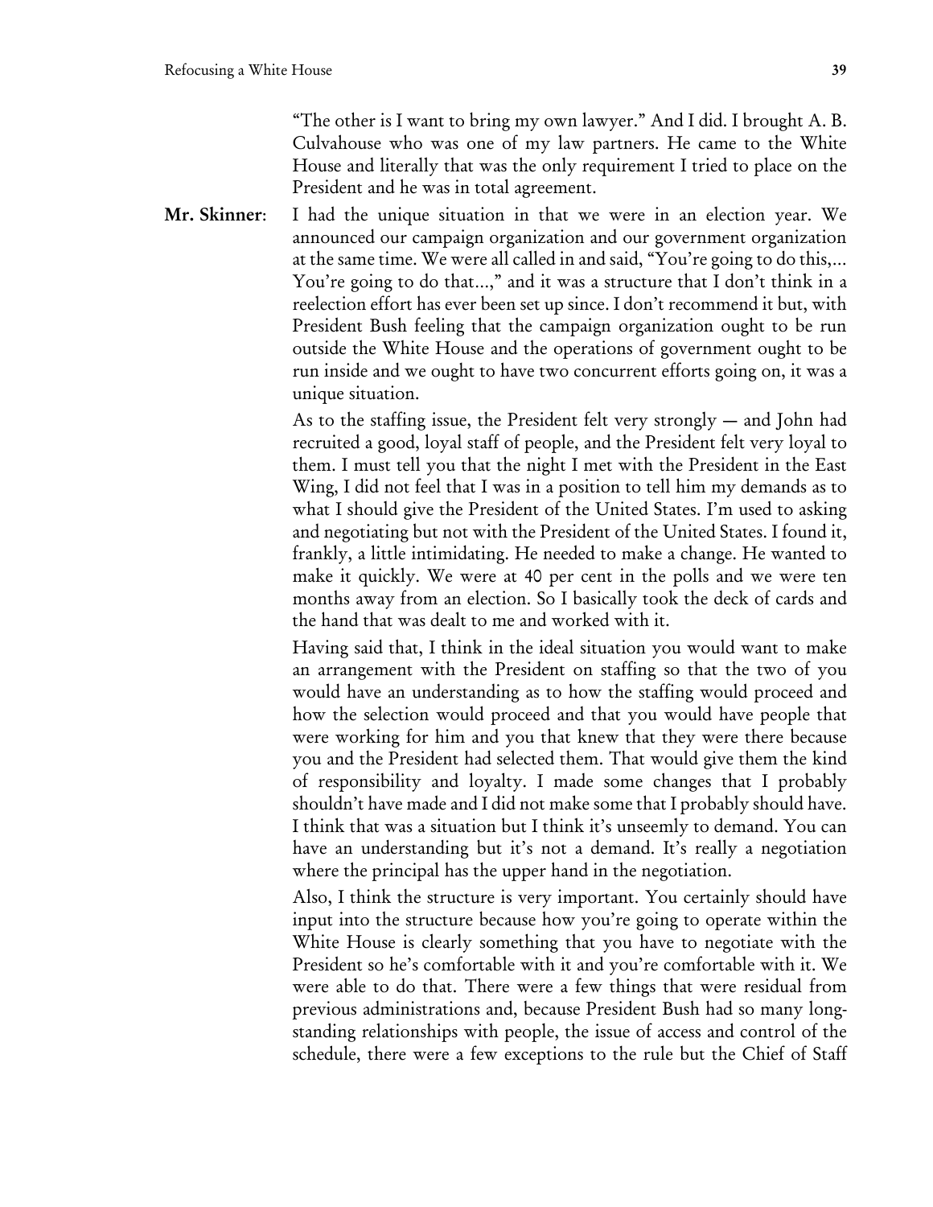"The other is I want to bring my own lawyer." And I did. I brought A. B. Culvahouse who was one of my law partners. He came to the White House and literally that was the only requirement I tried to place on the President and he was in total agreement.

**Mr. Skinner**: I had the unique situation in that we were in an election year. We announced our campaign organization and our government organization at the same time. We were all called in and said, "You're going to do this,... You're going to do that...," and it was a structure that I don't think in a reelection effort has ever been set up since. I don't recommend it but, with President Bush feeling that the campaign organization ought to be run outside the White House and the operations of government ought to be run inside and we ought to have two concurrent efforts going on, it was a unique situation.

As to the staffing issue, the President felt very strongly — and John had recruited a good, loyal staff of people, and the President felt very loyal to them. I must tell you that the night I met with the President in the East Wing, I did not feel that I was in a position to tell him my demands as to what I should give the President of the United States. I'm used to asking and negotiating but not with the President of the United States. I found it, frankly, a little intimidating. He needed to make a change. He wanted to make it quickly. We were at 40 per cent in the polls and we were ten months away from an election. So I basically took the deck of cards and the hand that was dealt to me and worked with it.

Having said that, I think in the ideal situation you would want to make an arrangement with the President on staffing so that the two of you would have an understanding as to how the staffing would proceed and how the selection would proceed and that you would have people that were working for him and you that knew that they were there because you and the President had selected them. That would give them the kind of responsibility and loyalty. I made some changes that I probably shouldn't have made and I did not make some that I probably should have. I think that was a situation but I think it's unseemly to demand. You can have an understanding but it's not a demand. It's really a negotiation where the principal has the upper hand in the negotiation.

Also, I think the structure is very important. You certainly should have input into the structure because how you're going to operate within the White House is clearly something that you have to negotiate with the President so he's comfortable with it and you're comfortable with it. We were able to do that. There were a few things that were residual from previous administrations and, because President Bush had so many long-standing relationships with people, the issue of access and control of the schedule, there were a few exceptions to the rule but the Chief of Staff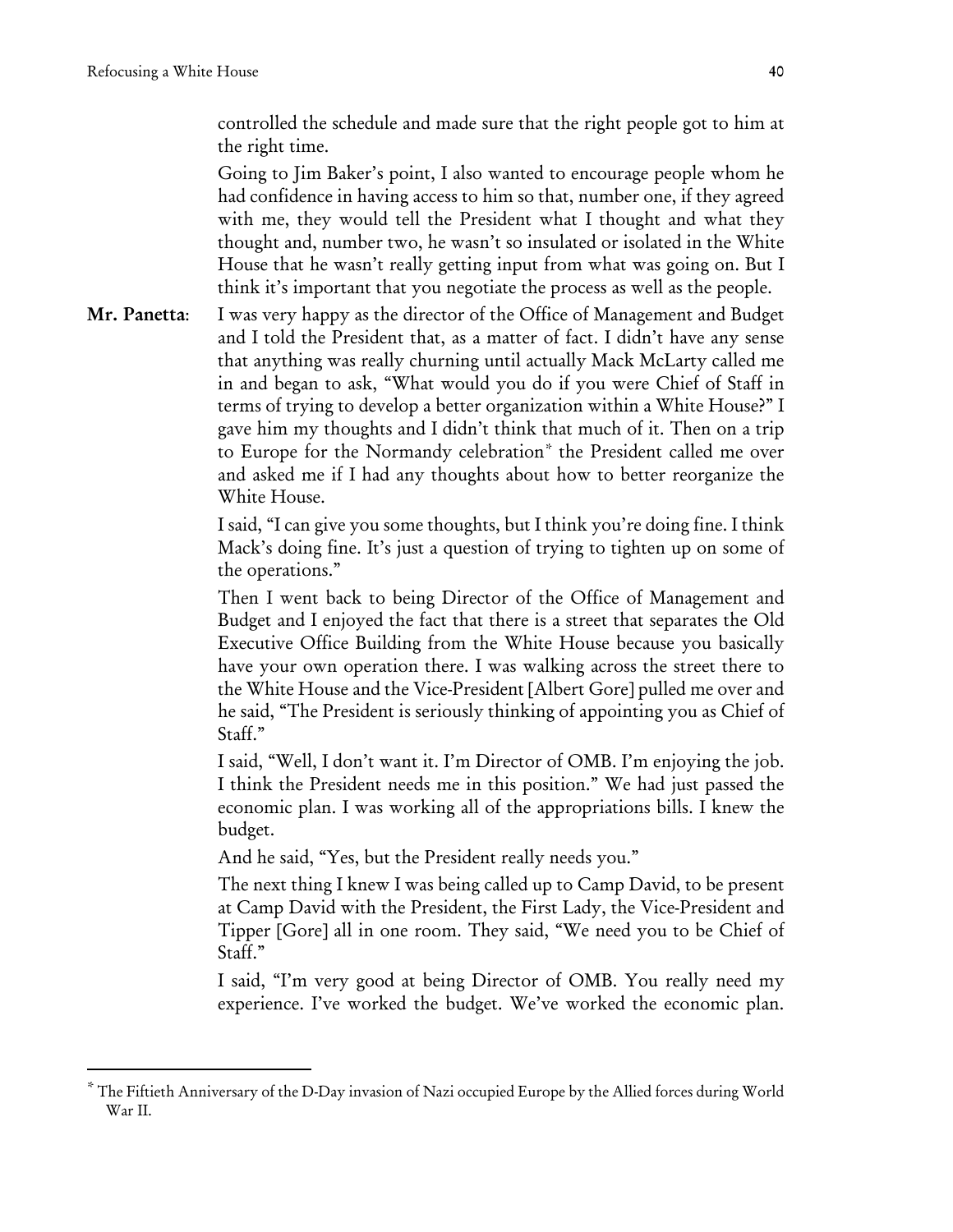controlled the schedule and made sure that the right people got to him at the right time.

Going to Jim Baker's point, I also wanted to encourage people whom he had confidence in having access to him so that, number one, if they agreed with me, they would tell the President what I thought and what they thought and, number two, he wasn't so insulated or isolated in the White House that he wasn't really getting input from what was going on. But I think it's important that you negotiate the process as well as the people.

**Mr. Panetta**: I was very happy as the director of the Office of Management and Budget and I told the President that, as a matter of fact. I didn't have any sense that anything was really churning until actually Mack McLarty called me in and began to ask, "What would you do if you were Chief of Staff in terms of trying to develop a better organization within a White House?" I gave him my thoughts and I didn't think that much of it. Then on a trip to Europe for the Normandy celebration* the President called me over and asked me if I had any thoughts about how to better reorganize the White House.

I said, "I can give you some thoughts, but I think you're doing fine. I think Mack's doing fine. It's just a question of trying to tighten up on some of the operations."

Then I went back to being Director of the Office of Management and Budget and I enjoyed the fact that there is a street that separates the Old Executive Office Building from the White House because you basically have your own operation there. I was walking across the street there to the White House and the Vice-President [Albert Gore] pulled me over and he said, "The President is seriously thinking of appointing you as Chief of Staff."

I said, "Well, I don't want it. I'm Director of OMB. I'm enjoying the job. I think the President needs me in this position." We had just passed the economic plan. I was working all of the appropriations bills. I knew the budget.

And he said, "Yes, but the President really needs you."

The next thing I knew I was being called up to Camp David, to be present at Camp David with the President, the First Lady, the Vice-President and Tipper [Gore] all in one room. They said, "We need you to be Chief of Staff."

I said, "I'm very good at being Director of OMB. You really need my experience. I've worked the budget. We've worked the economic plan.

---

* The Fiftieth Anniversary of the D-Day invasion of Nazi occupied Europe by the Allied forces during World War II.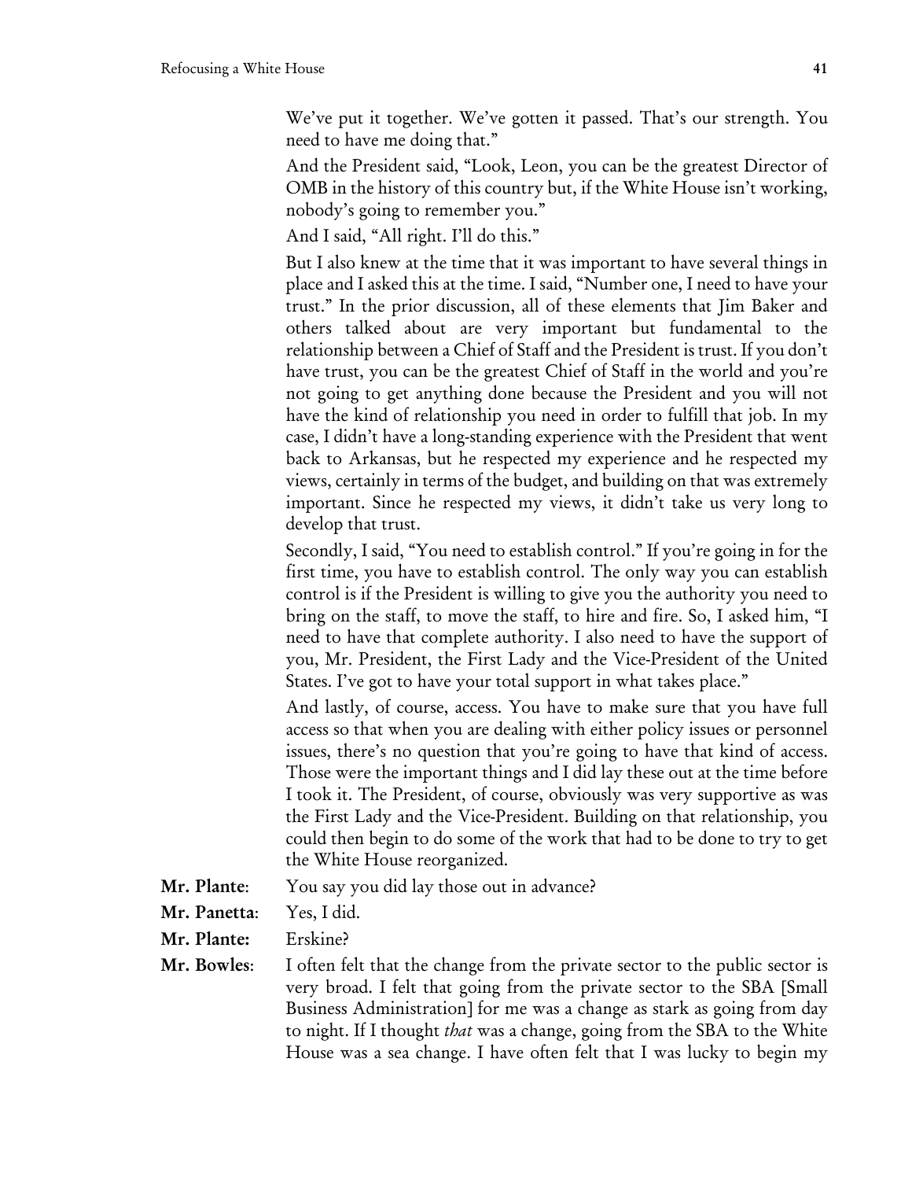We've put it together. We've gotten it passed. That's our strength. You need to have me doing that."

And the President said, "Look, Leon, you can be the greatest Director of OMB in the history of this country but, if the White House isn't working, nobody's going to remember you."

And I said, "All right. I'll do this."

But I also knew at the time that it was important to have several things in place and I asked this at the time. I said, "Number one, I need to have your trust." In the prior discussion, all of these elements that Jim Baker and others talked about are very important but fundamental to the relationship between a Chief of Staff and the President is trust. If you don't have trust, you can be the greatest Chief of Staff in the world and you're not going to get anything done because the President and you will not have the kind of relationship you need in order to fulfill that job. In my case, I didn't have a long-standing experience with the President that went back to Arkansas, but he respected my experience and he respected my views, certainly in terms of the budget, and building on that was extremely important. Since he respected my views, it didn't take us very long to develop that trust.

Secondly, I said, "You need to establish control." If you're going in for the first time, you have to establish control. The only way you can establish control is if the President is willing to give you the authority you need to bring on the staff, to move the staff, to hire and fire. So, I asked him, "I need to have that complete authority. I also need to have the support of you, Mr. President, the First Lady and the Vice-President of the United States. I've got to have your total support in what takes place."

And lastly, of course, access. You have to make sure that you have full access so that when you are dealing with either policy issues or personnel issues, there's no question that you're going to have that kind of access. Those were the important things and I did lay these out at the time before I took it. The President, of course, obviously was very supportive as was the First Lady and the Vice-President. Building on that relationship, you could then begin to do some of the work that had to be done to try to get the White House reorganized.

**Mr. Plante**: You say you did lay those out in advance?

**Mr. Panetta**: Yes, I did.

**Mr. Plante:** Erskine?

**Mr. Bowles**: I often felt that the change from the private sector to the public sector is very broad. I felt that going from the private sector to the SBA [Small Business Administration] for me was a change as stark as going from day to night. If I thought *that* was a change, going from the SBA to the White House was a sea change. I have often felt that I was lucky to begin my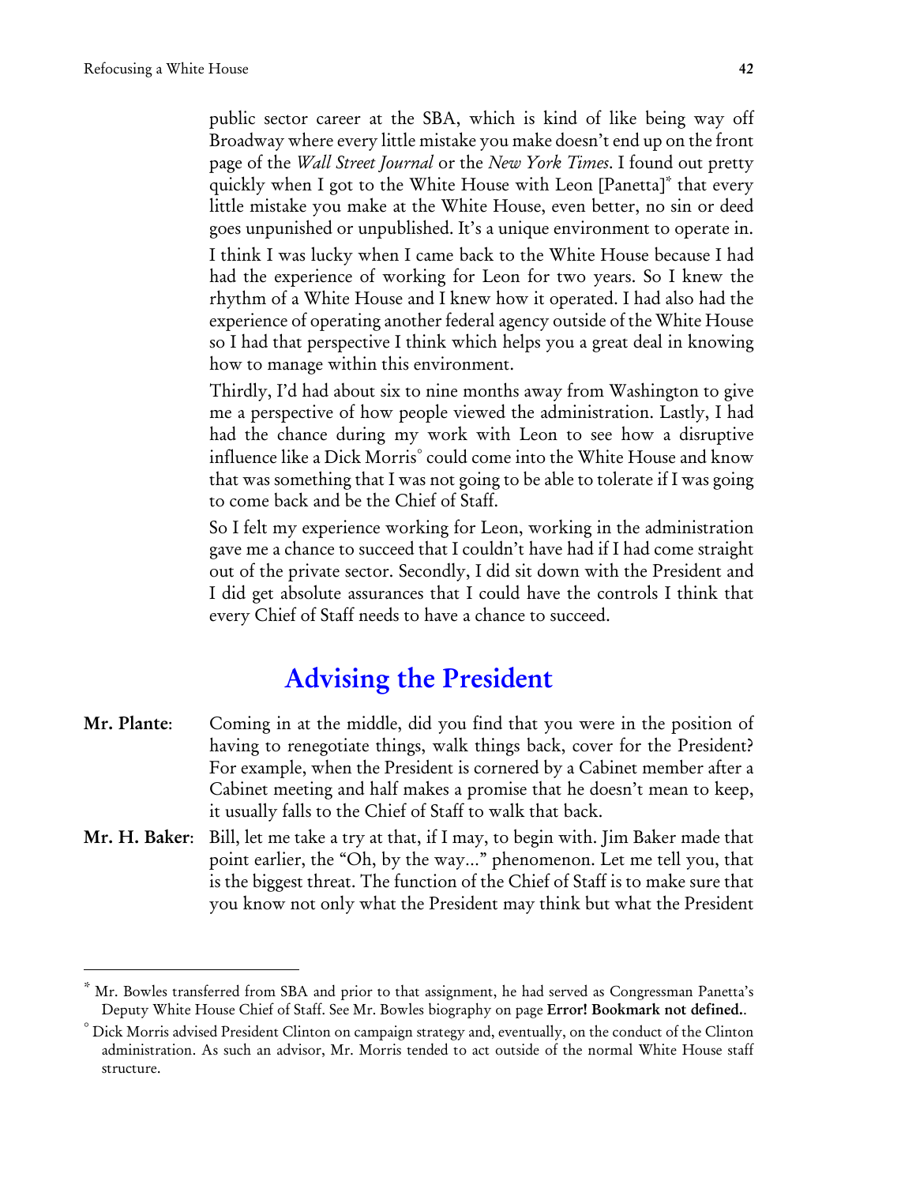public sector career at the SBA, which is kind of like being way off Broadway where every little mistake you make doesn't end up on the front page of the *Wall Street Journal* or the *New York Times*. I found out pretty quickly when I got to the White House with Leon [Panetta][*] that every little mistake you make at the White House, even better, no sin or deed goes unpunished or unpublished. It's a unique environment to operate in.

I think I was lucky when I came back to the White House because I had had the experience of working for Leon for two years. So I knew the rhythm of a White House and I knew how it operated. I had also had the experience of operating another federal agency outside of the White House so I had that perspective I think which helps you a great deal in knowing how to manage within this environment.

Thirdly, I'd had about six to nine months away from Washington to give me a perspective of how people viewed the administration. Lastly, I had had the chance during my work with Leon to see how a disruptive influence like a Dick Morris[°] could come into the White House and know that was something that I was not going to be able to tolerate if I was going to come back and be the Chief of Staff.

So I felt my experience working for Leon, working in the administration gave me a chance to succeed that I couldn't have had if I had come straight out of the private sector. Secondly, I did sit down with the President and I did get absolute assurances that I could have the controls I think that every Chief of Staff needs to have a chance to succeed.

## Advising the President

**Mr. Plante**: Coming in at the middle, did you find that you were in the position of having to renegotiate things, walk things back, cover for the President? For example, when the President is cornered by a Cabinet member after a Cabinet meeting and half makes a promise that he doesn't mean to keep, it usually falls to the Chief of Staff to walk that back.

**Mr. H. Baker**: Bill, let me take a try at that, if I may, to begin with. Jim Baker made that point earlier, the "Oh, by the way..." phenomenon. Let me tell you, that is the biggest threat. The function of the Chief of Staff is to make sure that you know not only what the President may think but what the President

---

[*] Mr. Bowles transferred from SBA and prior to that assignment, he had served as Congressman Panetta's Deputy White House Chief of Staff. See Mr. Bowles biography on page **Error! Bookmark not defined.**.

[°] Dick Morris advised President Clinton on campaign strategy and, eventually, on the conduct of the Clinton administration. As such an advisor, Mr. Morris tended to act outside of the normal White House staff structure.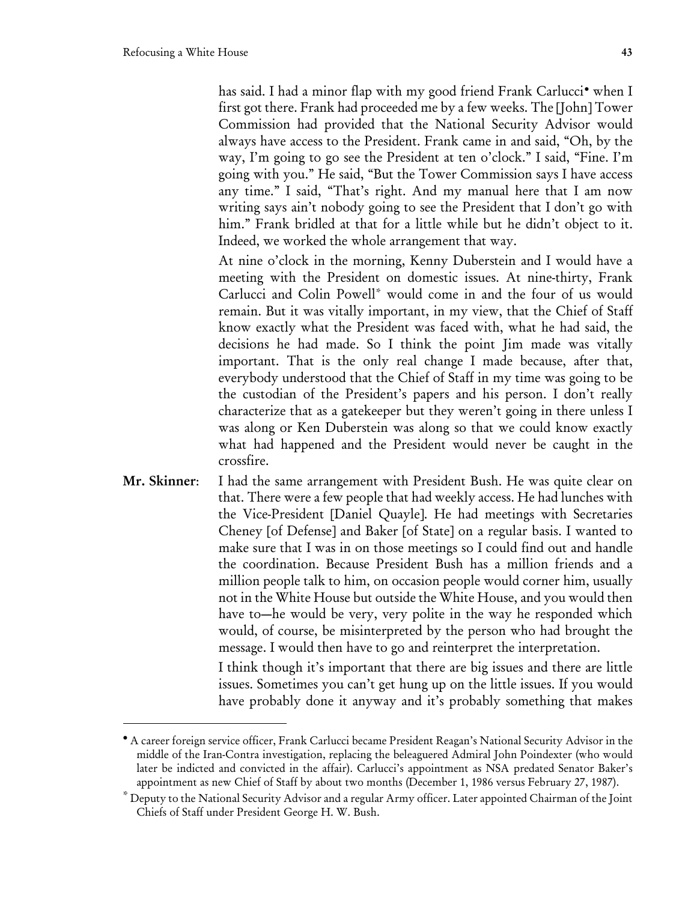has said. I had a minor flap with my good friend Frank Carlucci[•] when I first got there. Frank had proceeded me by a few weeks. The [John] Tower Commission had provided that the National Security Advisor would always have access to the President. Frank came in and said, "Oh, by the way, I'm going to go see the President at ten o'clock." I said, "Fine. I'm going with you." He said, "But the Tower Commission says I have access any time." I said, "That's right. And my manual here that I am now writing says ain't nobody going to see the President that I don't go with him." Frank bridled at that for a little while but he didn't object to it. Indeed, we worked the whole arrangement that way.

At nine o'clock in the morning, Kenny Duberstein and I would have a meeting with the President on domestic issues. At nine-thirty, Frank Carlucci and Colin Powell[*] would come in and the four of us would remain. But it was vitally important, in my view, that the Chief of Staff know exactly what the President was faced with, what he had said, the decisions he had made. So I think the point Jim made was vitally important. That is the only real change I made because, after that, everybody understood that the Chief of Staff in my time was going to be the custodian of the President's papers and his person. I don't really characterize that as a gatekeeper but they weren't going in there unless I was along or Ken Duberstein was along so that we could know exactly what had happened and the President would never be caught in the crossfire.

**Mr. Skinner**: I had the same arrangement with President Bush. He was quite clear on that. There were a few people that had weekly access. He had lunches with the Vice-President [Daniel Quayle]. He had meetings with Secretaries Cheney [of Defense] and Baker [of State] on a regular basis. I wanted to make sure that I was in on those meetings so I could find out and handle the coordination. Because President Bush has a million friends and a million people talk to him, on occasion people would corner him, usually not in the White House but outside the White House, and you would then have to—he would be very, very polite in the way he responded which would, of course, be misinterpreted by the person who had brought the message. I would then have to go and reinterpret the interpretation.

I think though it's important that there are big issues and there are little issues. Sometimes you can't get hung up on the little issues. If you would have probably done it anyway and it's probably something that makes

---

[•] A career foreign service officer, Frank Carlucci became President Reagan's National Security Advisor in the middle of the Iran-Contra investigation, replacing the beleaguered Admiral John Poindexter (who would later be indicted and convicted in the affair). Carlucci's appointment as NSA predated Senator Baker's appointment as new Chief of Staff by about two months (December 1, 1986 versus February 27, 1987).

[*] Deputy to the National Security Advisor and a regular Army officer. Later appointed Chairman of the Joint Chiefs of Staff under President George H. W. Bush.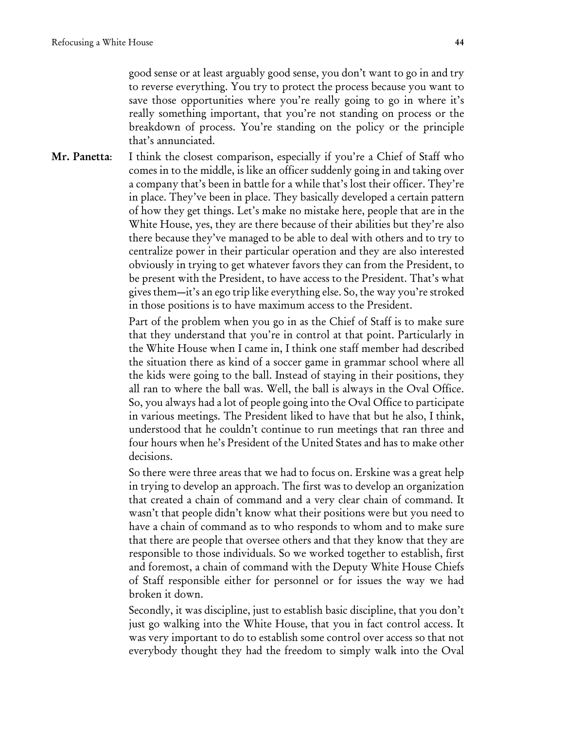good sense or at least arguably good sense, you don't want to go in and try to reverse everything. You try to protect the process because you want to save those opportunities where you're really going to go in where it's really something important, that you're not standing on process or the breakdown of process. You're standing on the policy or the principle that's annunciated.

**Mr. Panetta**: I think the closest comparison, especially if you're a Chief of Staff who comes in to the middle, is like an officer suddenly going in and taking over a company that's been in battle for a while that's lost their officer. They're in place. They've been in place. They basically developed a certain pattern of how they get things. Let's make no mistake here, people that are in the White House, yes, they are there because of their abilities but they're also there because they've managed to be able to deal with others and to try to centralize power in their particular operation and they are also interested obviously in trying to get whatever favors they can from the President, to be present with the President, to have access to the President. That's what gives them—it's an ego trip like everything else. So, the way you're stroked in those positions is to have maximum access to the President.

Part of the problem when you go in as the Chief of Staff is to make sure that they understand that you're in control at that point. Particularly in the White House when I came in, I think one staff member had described the situation there as kind of a soccer game in grammar school where all the kids were going to the ball. Instead of staying in their positions, they all ran to where the ball was. Well, the ball is always in the Oval Office. So, you always had a lot of people going into the Oval Office to participate in various meetings. The President liked to have that but he also, I think, understood that he couldn't continue to run meetings that ran three and four hours when he's President of the United States and has to make other decisions.

So there were three areas that we had to focus on. Erskine was a great help in trying to develop an approach. The first was to develop an organization that created a chain of command and a very clear chain of command. It wasn't that people didn't know what their positions were but you need to have a chain of command as to who responds to whom and to make sure that there are people that oversee others and that they know that they are responsible to those individuals. So we worked together to establish, first and foremost, a chain of command with the Deputy White House Chiefs of Staff responsible either for personnel or for issues the way we had broken it down.

Secondly, it was discipline, just to establish basic discipline, that you don't just go walking into the White House, that you in fact control access. It was very important to do to establish some control over access so that not everybody thought they had the freedom to simply walk into the Oval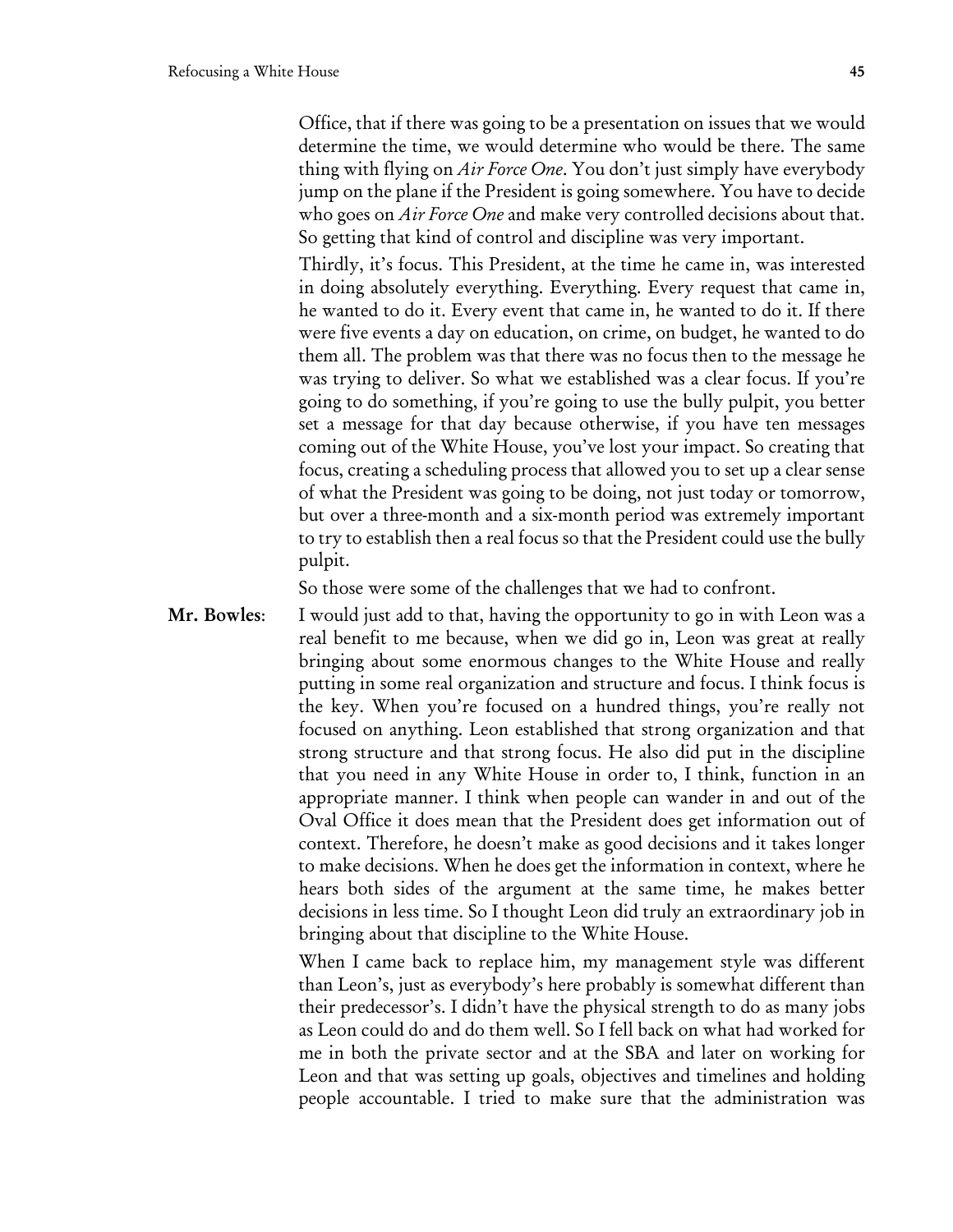Office, that if there was going to be a presentation on issues that we would determine the time, we would determine who would be there. The same thing with flying on *Air Force One*. You don't just simply have everybody jump on the plane if the President is going somewhere. You have to decide who goes on *Air Force One* and make very controlled decisions about that. So getting that kind of control and discipline was very important.

Thirdly, it's focus. This President, at the time he came in, was interested in doing absolutely everything. Everything. Every request that came in, he wanted to do it. Every event that came in, he wanted to do it. If there were five events a day on education, on crime, on budget, he wanted to do them all. The problem was that there was no focus then to the message he was trying to deliver. So what we established was a clear focus. If you're going to do something, if you're going to use the bully pulpit, you better set a message for that day because otherwise, if you have ten messages coming out of the White House, you've lost your impact. So creating that focus, creating a scheduling process that allowed you to set up a clear sense of what the President was going to be doing, not just today or tomorrow, but over a three-month and a six-month period was extremely important to try to establish then a real focus so that the President could use the bully pulpit.

So those were some of the challenges that we had to confront.

**Mr. Bowles**: I would just add to that, having the opportunity to go in with Leon was a real benefit to me because, when we did go in, Leon was great at really bringing about some enormous changes to the White House and really putting in some real organization and structure and focus. I think focus is the key. When you're focused on a hundred things, you're really not focused on anything. Leon established that strong organization and that strong structure and that strong focus. He also did put in the discipline that you need in any White House in order to, I think, function in an appropriate manner. I think when people can wander in and out of the Oval Office it does mean that the President does get information out of context. Therefore, he doesn't make as good decisions and it takes longer to make decisions. When he does get the information in context, where he hears both sides of the argument at the same time, he makes better decisions in less time. So I thought Leon did truly an extraordinary job in bringing about that discipline to the White House.

When I came back to replace him, my management style was different than Leon's, just as everybody's here probably is somewhat different than their predecessor's. I didn't have the physical strength to do as many jobs as Leon could do and do them well. So I fell back on what had worked for me in both the private sector and at the SBA and later on working for Leon and that was setting up goals, objectives and timelines and holding people accountable. I tried to make sure that the administration was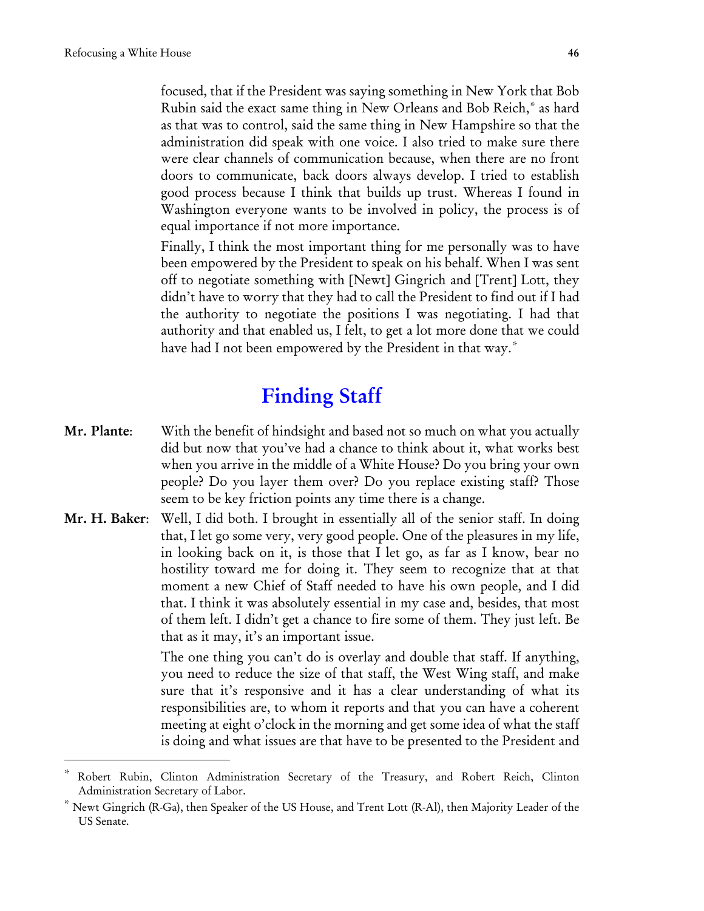focused, that if the President was saying something in New York that Bob Rubin said the exact same thing in New Orleans and Bob Reich,* as hard as that was to control, said the same thing in New Hampshire so that the administration did speak with one voice. I also tried to make sure there were clear channels of communication because, when there are no front doors to communicate, back doors always develop. I tried to establish good process because I think that builds up trust. Whereas I found in Washington everyone wants to be involved in policy, the process is of equal importance if not more importance.

Finally, I think the most important thing for me personally was to have been empowered by the President to speak on his behalf. When I was sent off to negotiate something with [Newt] Gingrich and [Trent] Lott, they didn't have to worry that they had to call the President to find out if I had the authority to negotiate the positions I was negotiating. I had that authority and that enabled us, I felt, to get a lot more done that we could have had I not been empowered by the President in that way.*

## Finding Staff

**Mr. Plante**: With the benefit of hindsight and based not so much on what you actually did but now that you've had a chance to think about it, what works best when you arrive in the middle of a White House? Do you bring your own people? Do you layer them over? Do you replace existing staff? Those seem to be key friction points any time there is a change.

**Mr. H. Baker**: Well, I did both. I brought in essentially all of the senior staff. In doing that, I let go some very, very good people. One of the pleasures in my life, in looking back on it, is those that I let go, as far as I know, bear no hostility toward me for doing it. They seem to recognize that at that moment a new Chief of Staff needed to have his own people, and I did that. I think it was absolutely essential in my case and, besides, that most of them left. I didn't get a chance to fire some of them. They just left. Be that as it may, it's an important issue.

The one thing you can't do is overlay and double that staff. If anything, you need to reduce the size of that staff, the West Wing staff, and make sure that it's responsive and it has a clear understanding of what its responsibilities are, to whom it reports and that you can have a coherent meeting at eight o'clock in the morning and get some idea of what the staff is doing and what issues are that have to be presented to the President and

---

* Robert Rubin, Clinton Administration Secretary of the Treasury, and Robert Reich, Clinton Administration Secretary of Labor.

* Newt Gingrich (R-Ga), then Speaker of the US House, and Trent Lott (R-Al), then Majority Leader of the US Senate.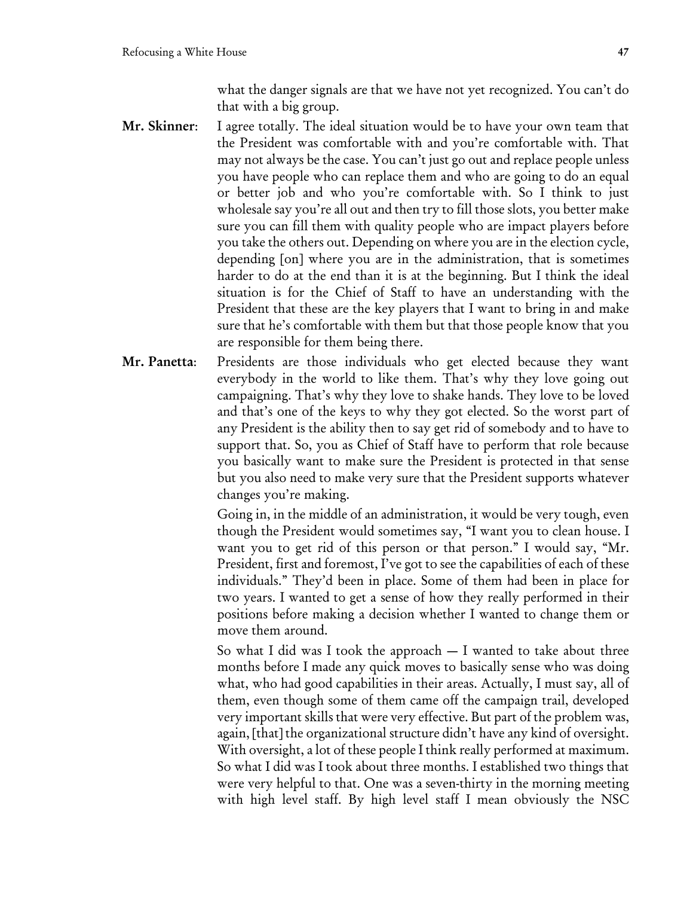what the danger signals are that we have not yet recognized. You can't do that with a big group.

**Mr. Skinner**: I agree totally. The ideal situation would be to have your own team that the President was comfortable with and you're comfortable with. That may not always be the case. You can't just go out and replace people unless you have people who can replace them and who are going to do an equal or better job and who you're comfortable with. So I think to just wholesale say you're all out and then try to fill those slots, you better make sure you can fill them with quality people who are impact players before you take the others out. Depending on where you are in the election cycle, depending [on] where you are in the administration, that is sometimes harder to do at the end than it is at the beginning. But I think the ideal situation is for the Chief of Staff to have an understanding with the President that these are the key players that I want to bring in and make sure that he's comfortable with them but that those people know that you are responsible for them being there.

**Mr. Panetta**: Presidents are those individuals who get elected because they want everybody in the world to like them. That's why they love going out campaigning. That's why they love to shake hands. They love to be loved and that's one of the keys to why they got elected. So the worst part of any President is the ability then to say get rid of somebody and to have to support that. So, you as Chief of Staff have to perform that role because you basically want to make sure the President is protected in that sense but you also need to make very sure that the President supports whatever changes you're making.

Going in, in the middle of an administration, it would be very tough, even though the President would sometimes say, "I want you to clean house. I want you to get rid of this person or that person." I would say, "Mr. President, first and foremost, I've got to see the capabilities of each of these individuals." They'd been in place. Some of them had been in place for two years. I wanted to get a sense of how they really performed in their positions before making a decision whether I wanted to change them or move them around.

So what I did was I took the approach — I wanted to take about three months before I made any quick moves to basically sense who was doing what, who had good capabilities in their areas. Actually, I must say, all of them, even though some of them came off the campaign trail, developed very important skills that were very effective. But part of the problem was, again, [that] the organizational structure didn't have any kind of oversight. With oversight, a lot of these people I think really performed at maximum. So what I did was I took about three months. I established two things that were very helpful to that. One was a seven-thirty in the morning meeting with high level staff. By high level staff I mean obviously the NSC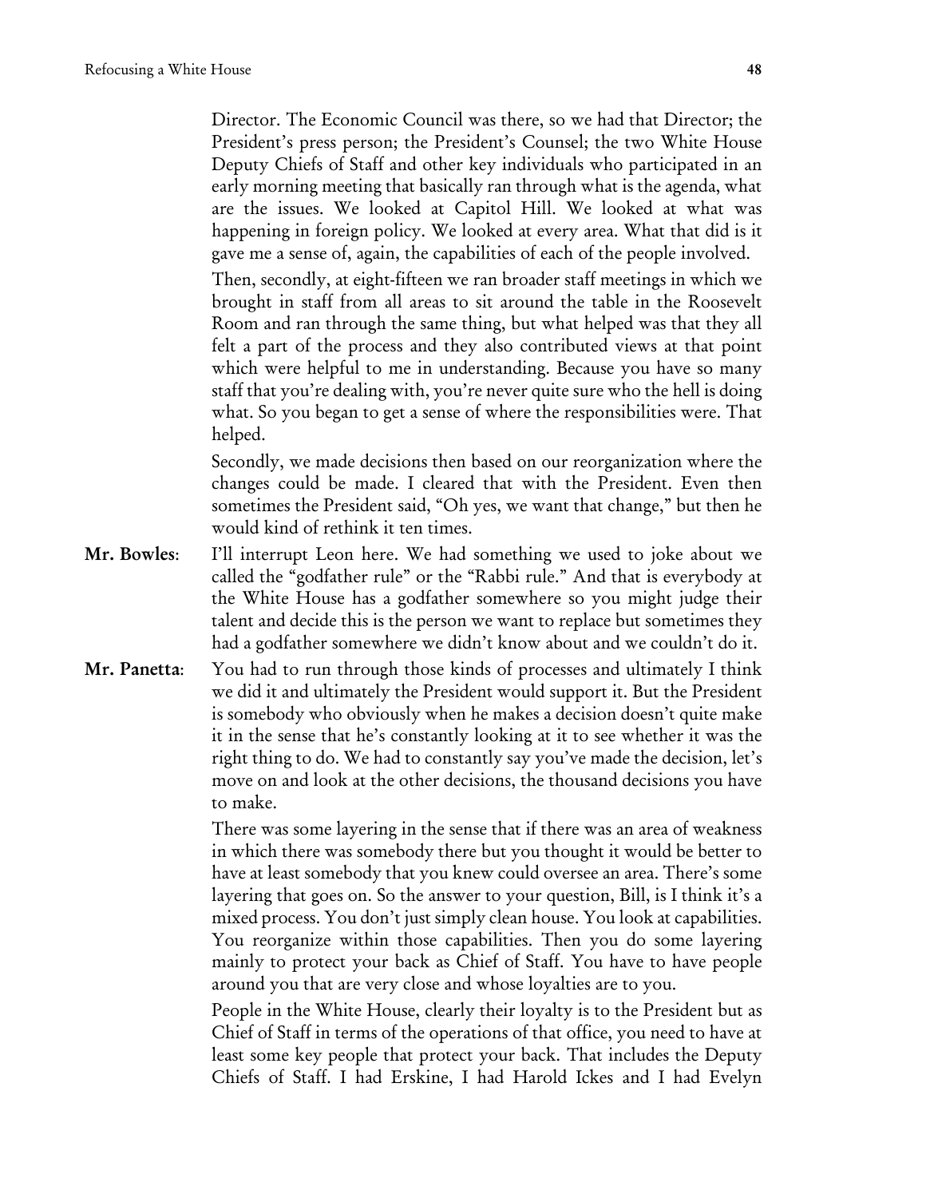Director. The Economic Council was there, so we had that Director; the President's press person; the President's Counsel; the two White House Deputy Chiefs of Staff and other key individuals who participated in an early morning meeting that basically ran through what is the agenda, what are the issues. We looked at Capitol Hill. We looked at what was happening in foreign policy. We looked at every area. What that did is it gave me a sense of, again, the capabilities of each of the people involved.

Then, secondly, at eight-fifteen we ran broader staff meetings in which we brought in staff from all areas to sit around the table in the Roosevelt Room and ran through the same thing, but what helped was that they all felt a part of the process and they also contributed views at that point which were helpful to me in understanding. Because you have so many staff that you're dealing with, you're never quite sure who the hell is doing what. So you began to get a sense of where the responsibilities were. That helped.

Secondly, we made decisions then based on our reorganization where the changes could be made. I cleared that with the President. Even then sometimes the President said, "Oh yes, we want that change," but then he would kind of rethink it ten times.

**Mr. Bowles**: I'll interrupt Leon here. We had something we used to joke about we called the "godfather rule" or the "Rabbi rule." And that is everybody at the White House has a godfather somewhere so you might judge their talent and decide this is the person we want to replace but sometimes they had a godfather somewhere we didn't know about and we couldn't do it.

**Mr. Panetta**: You had to run through those kinds of processes and ultimately I think we did it and ultimately the President would support it. But the President is somebody who obviously when he makes a decision doesn't quite make it in the sense that he's constantly looking at it to see whether it was the right thing to do. We had to constantly say you've made the decision, let's move on and look at the other decisions, the thousand decisions you have to make.

There was some layering in the sense that if there was an area of weakness in which there was somebody there but you thought it would be better to have at least somebody that you knew could oversee an area. There's some layering that goes on. So the answer to your question, Bill, is I think it's a mixed process. You don't just simply clean house. You look at capabilities. You reorganize within those capabilities. Then you do some layering mainly to protect your back as Chief of Staff. You have to have people around you that are very close and whose loyalties are to you.

People in the White House, clearly their loyalty is to the President but as Chief of Staff in terms of the operations of that office, you need to have at least some key people that protect your back. That includes the Deputy Chiefs of Staff. I had Erskine, I had Harold Ickes and I had Evelyn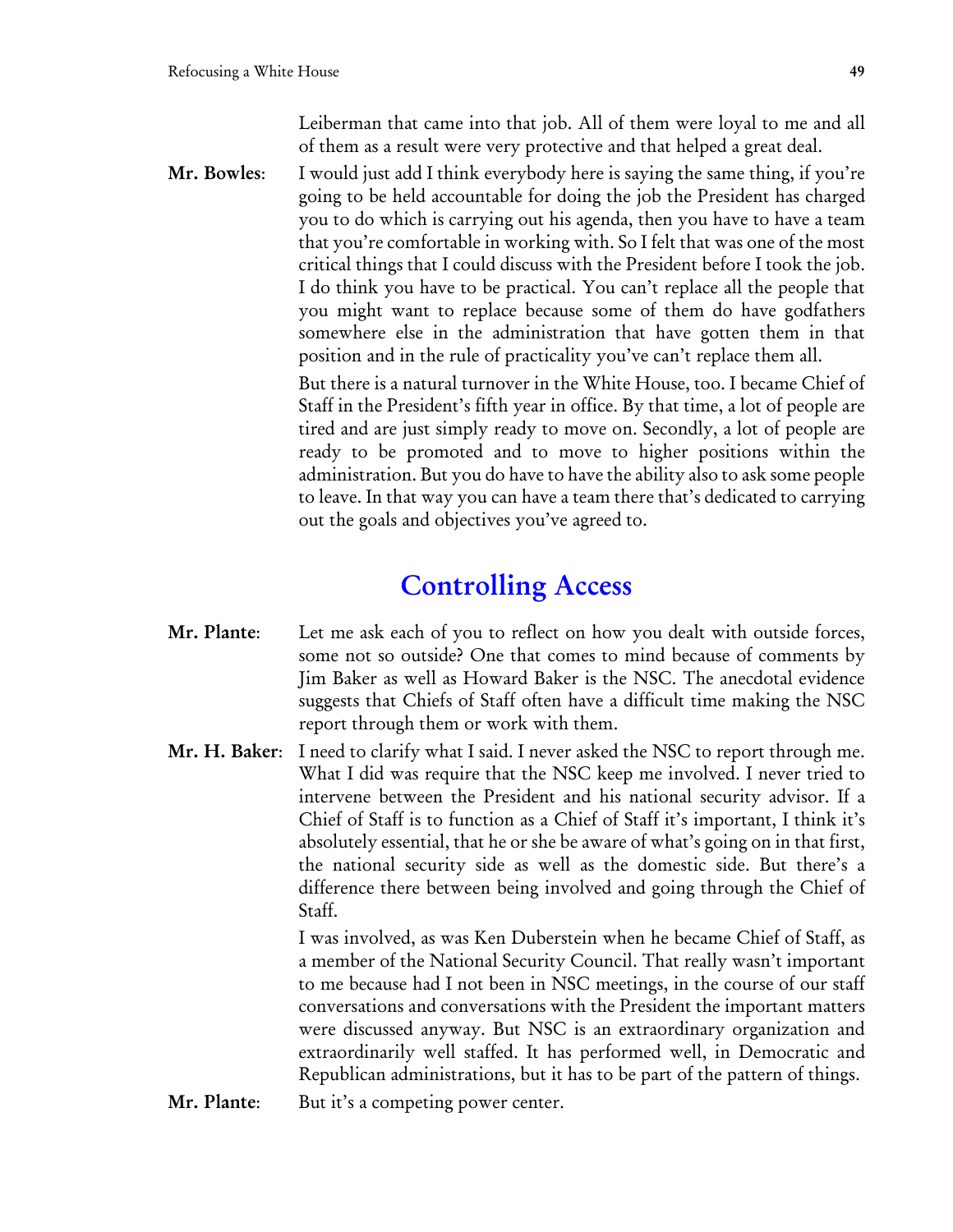Leiberman that came into that job. All of them were loyal to me and all of them as a result were very protective and that helped a great deal.

**Mr. Bowles**: I would just add I think everybody here is saying the same thing, if you're going to be held accountable for doing the job the President has charged you to do which is carrying out his agenda, then you have to have a team that you're comfortable in working with. So I felt that was one of the most critical things that I could discuss with the President before I took the job. I do think you have to be practical. You can't replace all the people that you might want to replace because some of them do have godfathers somewhere else in the administration that have gotten them in that position and in the rule of practicality you've can't replace them all.

But there is a natural turnover in the White House, too. I became Chief of Staff in the President's fifth year in office. By that time, a lot of people are tired and are just simply ready to move on. Secondly, a lot of people are ready to be promoted and to move to higher positions within the administration. But you do have to have the ability also to ask some people to leave. In that way you can have a team there that's dedicated to carrying out the goals and objectives you've agreed to.

## Controlling Access

**Mr. Plante**: Let me ask each of you to reflect on how you dealt with outside forces, some not so outside? One that comes to mind because of comments by Jim Baker as well as Howard Baker is the NSC. The anecdotal evidence suggests that Chiefs of Staff often have a difficult time making the NSC report through them or work with them.

**Mr. H. Baker**: I need to clarify what I said. I never asked the NSC to report through me. What I did was require that the NSC keep me involved. I never tried to intervene between the President and his national security advisor. If a Chief of Staff is to function as a Chief of Staff it's important, I think it's absolutely essential, that he or she be aware of what's going on in that first, the national security side as well as the domestic side. But there's a difference there between being involved and going through the Chief of Staff.

I was involved, as was Ken Duberstein when he became Chief of Staff, as a member of the National Security Council. That really wasn't important to me because had I not been in NSC meetings, in the course of our staff conversations and conversations with the President the important matters were discussed anyway. But NSC is an extraordinary organization and extraordinarily well staffed. It has performed well, in Democratic and Republican administrations, but it has to be part of the pattern of things.

**Mr. Plante**: But it's a competing power center.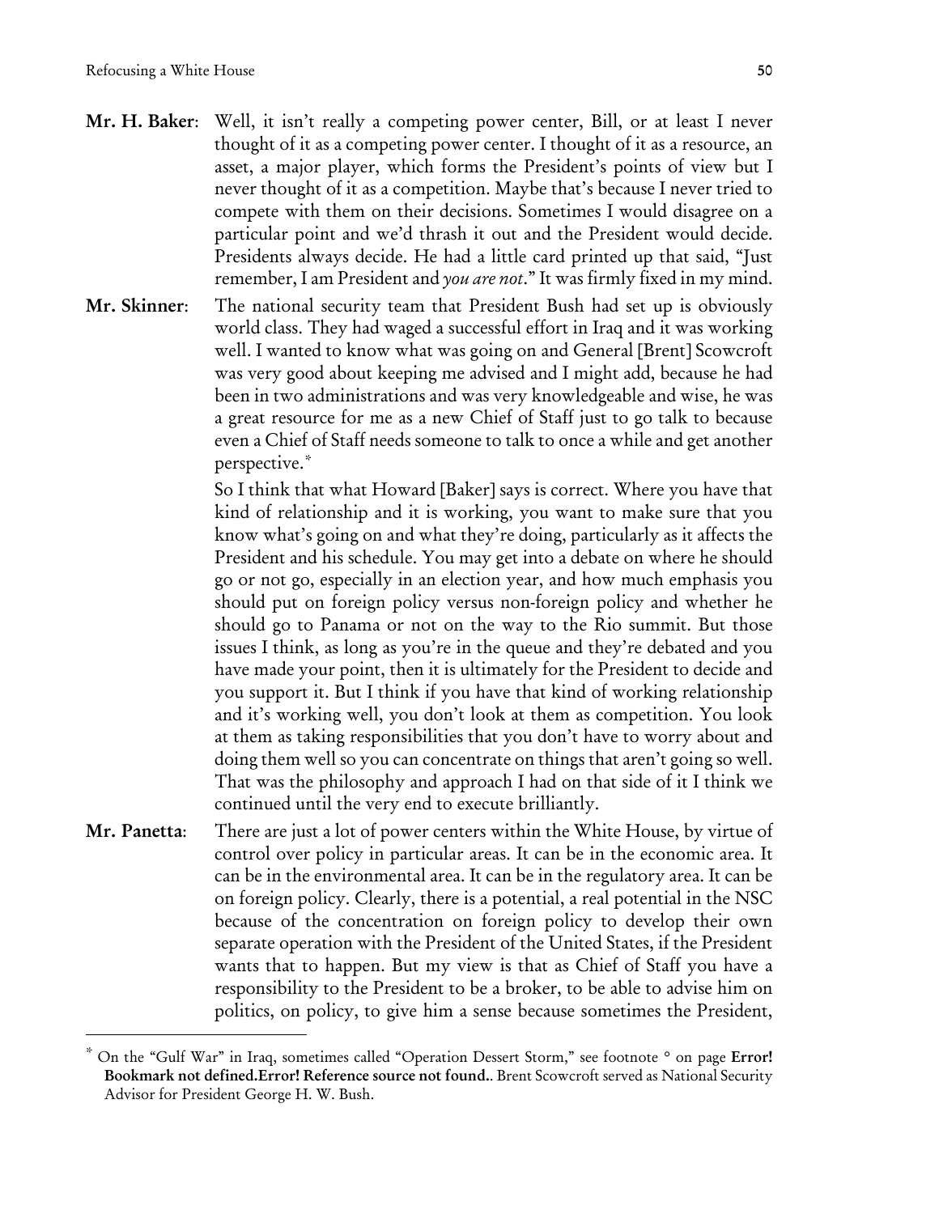**Mr. H. Baker**: Well, it isn't really a competing power center, Bill, or at least I never thought of it as a competing power center. I thought of it as a resource, an asset, a major player, which forms the President's points of view but I never thought of it as a competition. Maybe that's because I never tried to compete with them on their decisions. Sometimes I would disagree on a particular point and we'd thrash it out and the President would decide. Presidents always decide. He had a little card printed up that said, "Just remember, I am President and *you are not*." It was firmly fixed in my mind.

**Mr. Skinner**: The national security team that President Bush had set up is obviously world class. They had waged a successful effort in Iraq and it was working well. I wanted to know what was going on and General [Brent] Scowcroft was very good about keeping me advised and I might add, because he had been in two administrations and was very knowledgeable and wise, he was a great resource for me as a new Chief of Staff just to go talk to because even a Chief of Staff needs someone to talk to once a while and get another perspective.*

So I think that what Howard [Baker] says is correct. Where you have that kind of relationship and it is working, you want to make sure that you know what's going on and what they're doing, particularly as it affects the President and his schedule. You may get into a debate on where he should go or not go, especially in an election year, and how much emphasis you should put on foreign policy versus non-foreign policy and whether he should go to Panama or not on the way to the Rio summit. But those issues I think, as long as you're in the queue and they're debated and you have made your point, then it is ultimately for the President to decide and you support it. But I think if you have that kind of working relationship and it's working well, you don't look at them as competition. You look at them as taking responsibilities that you don't have to worry about and doing them well so you can concentrate on things that aren't going so well. That was the philosophy and approach I had on that side of it I think we continued until the very end to execute brilliantly.

**Mr. Panetta**: There are just a lot of power centers within the White House, by virtue of control over policy in particular areas. It can be in the economic area. It can be in the environmental area. It can be in the regulatory area. It can be on foreign policy. Clearly, there is a potential, a real potential in the NSC because of the concentration on foreign policy to develop their own separate operation with the President of the United States, if the President wants that to happen. But my view is that as Chief of Staff you have a responsibility to the President to be a broker, to be able to advise him on politics, on policy, to give him a sense because sometimes the President,

---

* On the "Gulf War" in Iraq, sometimes called "Operation Dessert Storm," see footnote ° on page **Error! Bookmark not defined.Error! Reference source not found.**. Brent Scowcroft served as National Security Advisor for President George H. W. Bush.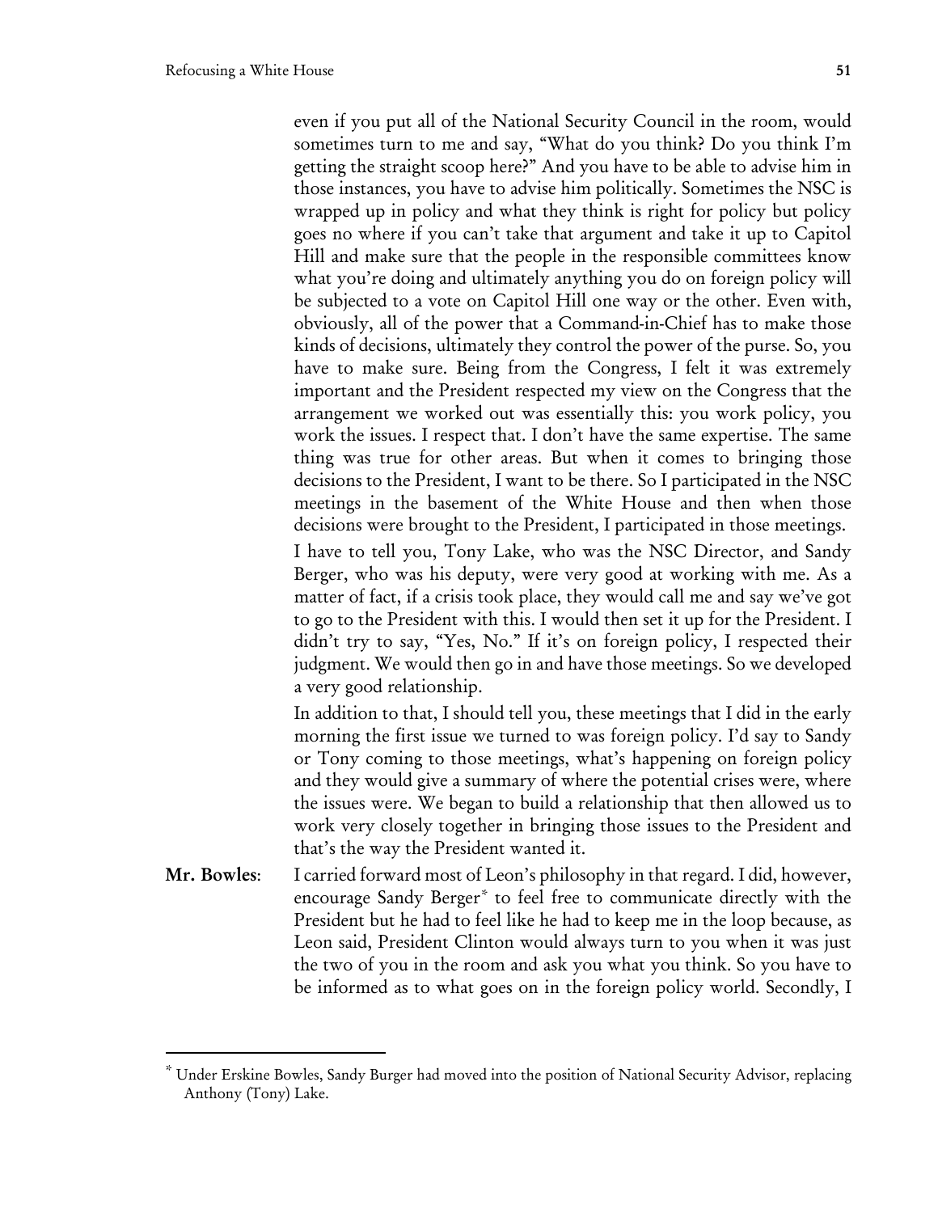even if you put all of the National Security Council in the room, would sometimes turn to me and say, "What do you think? Do you think I'm getting the straight scoop here?" And you have to be able to advise him in those instances, you have to advise him politically. Sometimes the NSC is wrapped up in policy and what they think is right for policy but policy goes no where if you can't take that argument and take it up to Capitol Hill and make sure that the people in the responsible committees know what you're doing and ultimately anything you do on foreign policy will be subjected to a vote on Capitol Hill one way or the other. Even with, obviously, all of the power that a Command-in-Chief has to make those kinds of decisions, ultimately they control the power of the purse. So, you have to make sure. Being from the Congress, I felt it was extremely important and the President respected my view on the Congress that the arrangement we worked out was essentially this: you work policy, you work the issues. I respect that. I don't have the same expertise. The same thing was true for other areas. But when it comes to bringing those decisions to the President, I want to be there. So I participated in the NSC meetings in the basement of the White House and then when those decisions were brought to the President, I participated in those meetings.

I have to tell you, Tony Lake, who was the NSC Director, and Sandy Berger, who was his deputy, were very good at working with me. As a matter of fact, if a crisis took place, they would call me and say we've got to go to the President with this. I would then set it up for the President. I didn't try to say, "Yes, No." If it's on foreign policy, I respected their judgment. We would then go in and have those meetings. So we developed a very good relationship.

In addition to that, I should tell you, these meetings that I did in the early morning the first issue we turned to was foreign policy. I'd say to Sandy or Tony coming to those meetings, what's happening on foreign policy and they would give a summary of where the potential crises were, where the issues were. We began to build a relationship that then allowed us to work very closely together in bringing those issues to the President and that's the way the President wanted it.

**Mr. Bowles**: I carried forward most of Leon's philosophy in that regard. I did, however, encourage Sandy Berger* to feel free to communicate directly with the President but he had to feel like he had to keep me in the loop because, as Leon said, President Clinton would always turn to you when it was just the two of you in the room and ask you what you think. So you have to be informed as to what goes on in the foreign policy world. Secondly, I

---

* Under Erskine Bowles, Sandy Burger had moved into the position of National Security Advisor, replacing Anthony (Tony) Lake.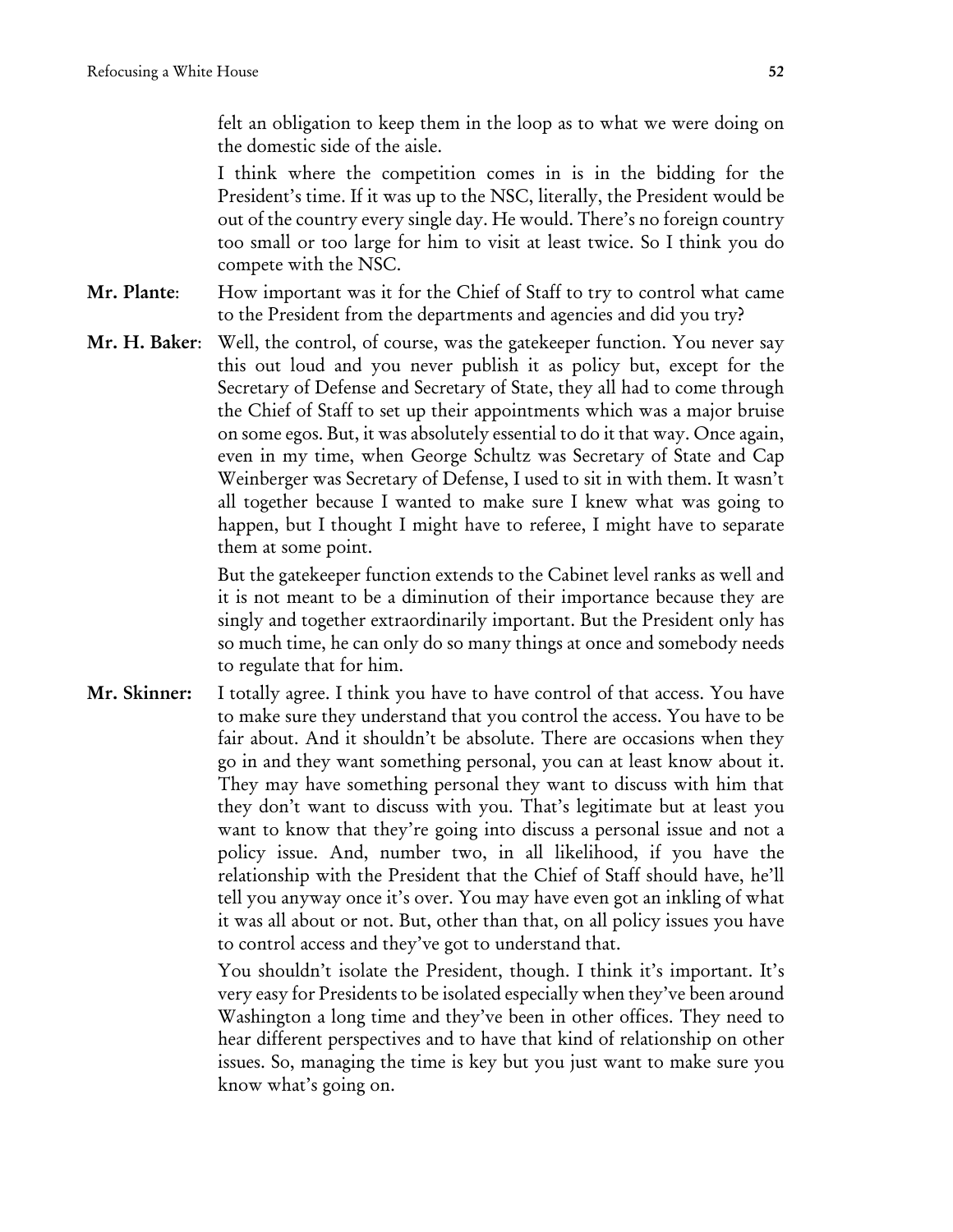felt an obligation to keep them in the loop as to what we were doing on the domestic side of the aisle.

I think where the competition comes in is in the bidding for the President's time. If it was up to the NSC, literally, the President would be out of the country every single day. He would. There's no foreign country too small or too large for him to visit at least twice. So I think you do compete with the NSC.

**Mr. Plante**: How important was it for the Chief of Staff to try to control what came to the President from the departments and agencies and did you try?

**Mr. H. Baker**: Well, the control, of course, was the gatekeeper function. You never say this out loud and you never publish it as policy but, except for the Secretary of Defense and Secretary of State, they all had to come through the Chief of Staff to set up their appointments which was a major bruise on some egos. But, it was absolutely essential to do it that way. Once again, even in my time, when George Schultz was Secretary of State and Cap Weinberger was Secretary of Defense, I used to sit in with them. It wasn't all together because I wanted to make sure I knew what was going to happen, but I thought I might have to referee, I might have to separate them at some point.

But the gatekeeper function extends to the Cabinet level ranks as well and it is not meant to be a diminution of their importance because they are singly and together extraordinarily important. But the President only has so much time, he can only do so many things at once and somebody needs to regulate that for him.

**Mr. Skinner:** I totally agree. I think you have to have control of that access. You have to make sure they understand that you control the access. You have to be fair about. And it shouldn't be absolute. There are occasions when they go in and they want something personal, you can at least know about it. They may have something personal they want to discuss with him that they don't want to discuss with you. That's legitimate but at least you want to know that they're going into discuss a personal issue and not a policy issue. And, number two, in all likelihood, if you have the relationship with the President that the Chief of Staff should have, he'll tell you anyway once it's over. You may have even got an inkling of what it was all about or not. But, other than that, on all policy issues you have to control access and they've got to understand that.

You shouldn't isolate the President, though. I think it's important. It's very easy for Presidents to be isolated especially when they've been around Washington a long time and they've been in other offices. They need to hear different perspectives and to have that kind of relationship on other issues. So, managing the time is key but you just want to make sure you know what's going on.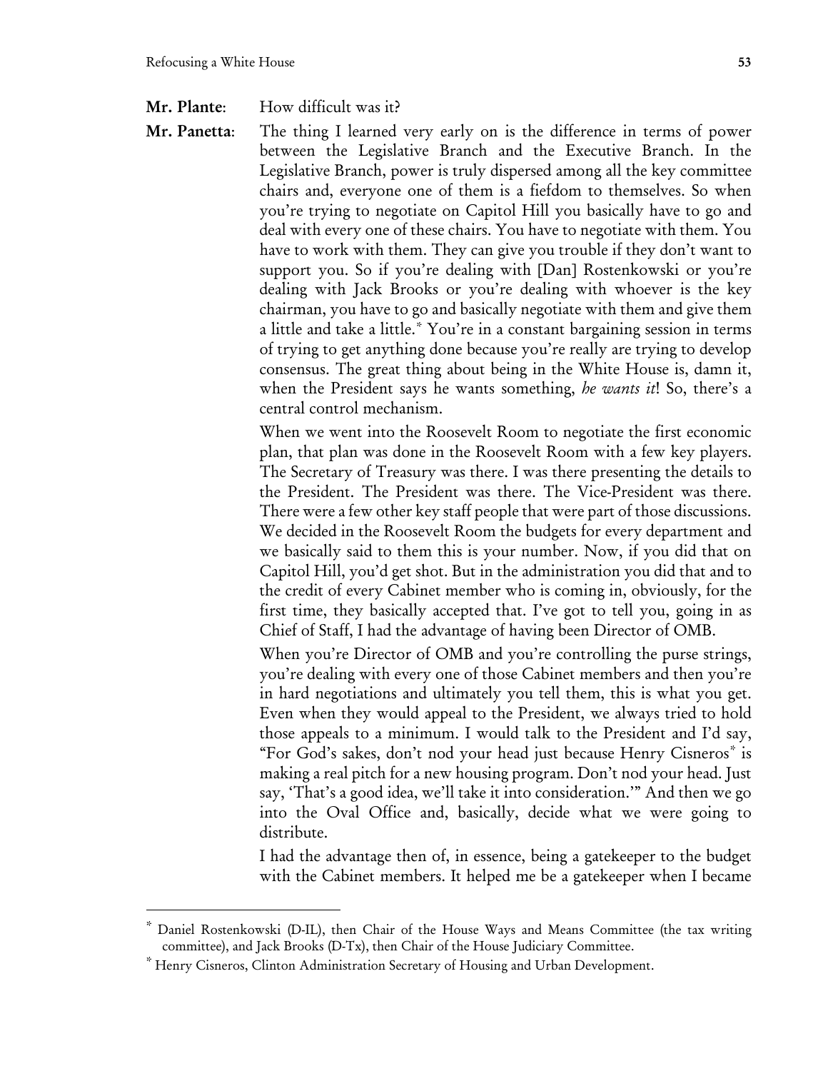**Mr. Plante**: How difficult was it?

**Mr. Panetta**: The thing I learned very early on is the difference in terms of power between the Legislative Branch and the Executive Branch. In the Legislative Branch, power is truly dispersed among all the key committee chairs and, everyone one of them is a fiefdom to themselves. So when you're trying to negotiate on Capitol Hill you basically have to go and deal with every one of these chairs. You have to negotiate with them. You have to work with them. They can give you trouble if they don't want to support you. So if you're dealing with [Dan] Rostenkowski or you're dealing with Jack Brooks or you're dealing with whoever is the key chairman, you have to go and basically negotiate with them and give them a little and take a little.* You're in a constant bargaining session in terms of trying to get anything done because you're really are trying to develop consensus. The great thing about being in the White House is, damn it, when the President says he wants something, *he wants it*! So, there's a central control mechanism.

When we went into the Roosevelt Room to negotiate the first economic plan, that plan was done in the Roosevelt Room with a few key players. The Secretary of Treasury was there. I was there presenting the details to the President. The President was there. The Vice-President was there. There were a few other key staff people that were part of those discussions. We decided in the Roosevelt Room the budgets for every department and we basically said to them this is your number. Now, if you did that on Capitol Hill, you'd get shot. But in the administration you did that and to the credit of every Cabinet member who is coming in, obviously, for the first time, they basically accepted that. I've got to tell you, going in as Chief of Staff, I had the advantage of having been Director of OMB.

When you're Director of OMB and you're controlling the purse strings, you're dealing with every one of those Cabinet members and then you're in hard negotiations and ultimately you tell them, this is what you get. Even when they would appeal to the President, we always tried to hold those appeals to a minimum. I would talk to the President and I'd say, "For God's sakes, don't nod your head just because Henry Cisneros* is making a real pitch for a new housing program. Don't nod your head. Just say, 'That's a good idea, we'll take it into consideration.'" And then we go into the Oval Office and, basically, decide what we were going to distribute.

I had the advantage then of, in essence, being a gatekeeper to the budget with the Cabinet members. It helped me be a gatekeeper when I became

---

* Daniel Rostenkowski (D-IL), then Chair of the House Ways and Means Committee (the tax writing committee), and Jack Brooks (D-Tx), then Chair of the House Judiciary Committee.

* Henry Cisneros, Clinton Administration Secretary of Housing and Urban Development.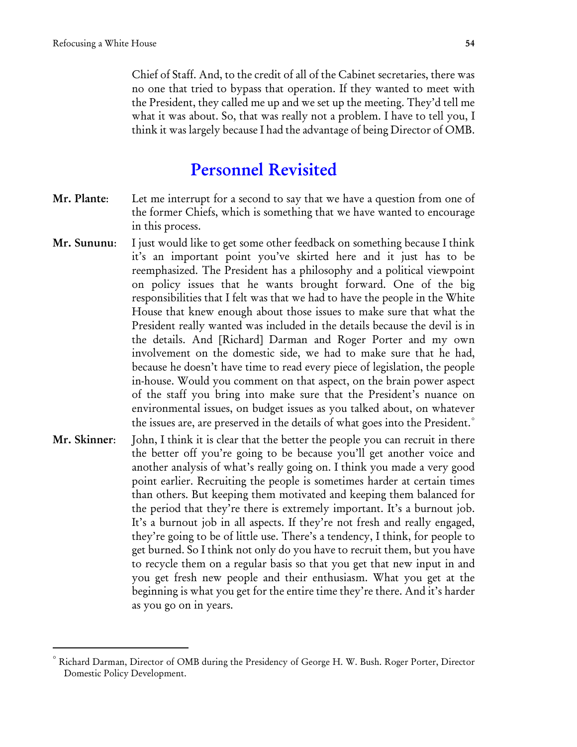Chief of Staff. And, to the credit of all of the Cabinet secretaries, there was no one that tried to bypass that operation. If they wanted to meet with the President, they called me up and we set up the meeting. They'd tell me what it was about. So, that was really not a problem. I have to tell you, I think it was largely because I had the advantage of being Director of OMB.

## Personnel Revisited

**Mr. Plante**: Let me interrupt for a second to say that we have a question from one of the former Chiefs, which is something that we have wanted to encourage in this process.

**Mr. Sununu**: I just would like to get some other feedback on something because I think it's an important point you've skirted here and it just has to be reemphasized. The President has a philosophy and a political viewpoint on policy issues that he wants brought forward. One of the big responsibilities that I felt was that we had to have the people in the White House that knew enough about those issues to make sure that what the President really wanted was included in the details because the devil is in the details. And [Richard] Darman and Roger Porter and my own involvement on the domestic side, we had to make sure that he had, because he doesn't have time to read every piece of legislation, the people in-house. Would you comment on that aspect, on the brain power aspect of the staff you bring into make sure that the President's nuance on environmental issues, on budget issues as you talked about, on whatever the issues are, are preserved in the details of what goes into the President.[°]

**Mr. Skinner**: John, I think it is clear that the better the people you can recruit in there the better off you're going to be because you'll get another voice and another analysis of what's really going on. I think you made a very good point earlier. Recruiting the people is sometimes harder at certain times than others. But keeping them motivated and keeping them balanced for the period that they're there is extremely important. It's a burnout job. It's a burnout job in all aspects. If they're not fresh and really engaged, they're going to be of little use. There's a tendency, I think, for people to get burned. So I think not only do you have to recruit them, but you have to recycle them on a regular basis so that you get that new input in and you get fresh new people and their enthusiasm. What you get at the beginning is what you get for the entire time they're there. And it's harder as you go on in years.

---

[°] Richard Darman, Director of OMB during the Presidency of George H. W. Bush. Roger Porter, Director Domestic Policy Development.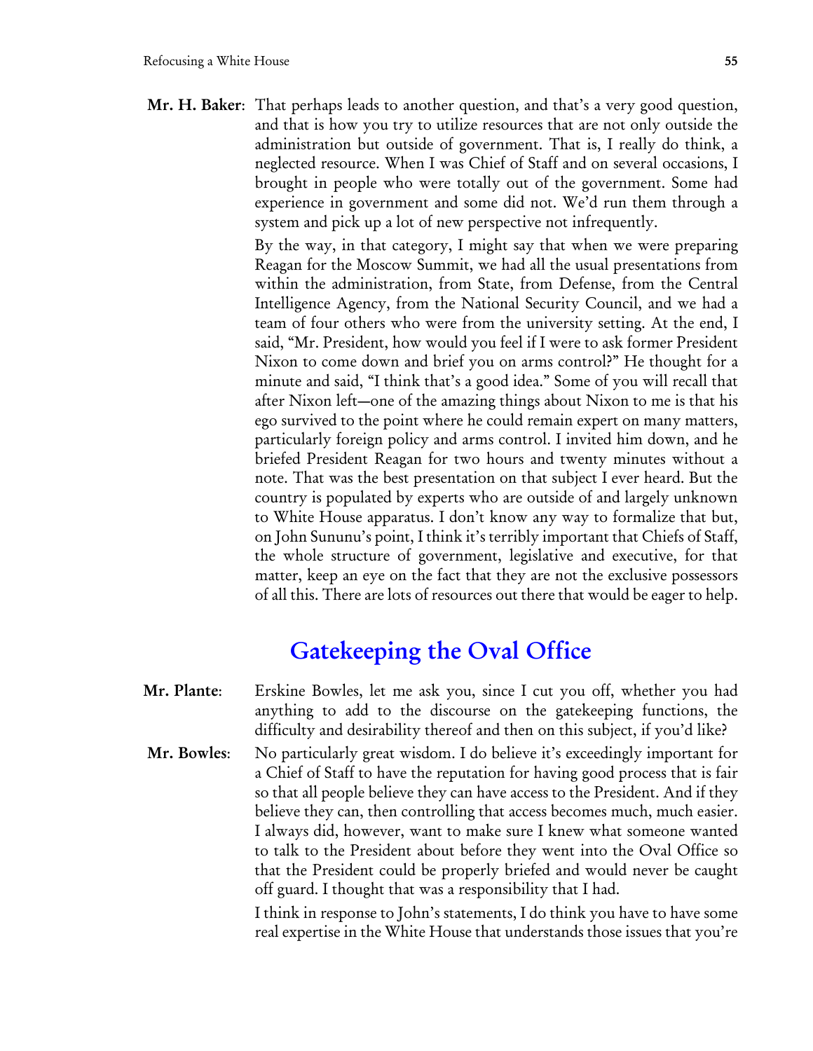**Mr. H. Baker**: That perhaps leads to another question, and that's a very good question, and that is how you try to utilize resources that are not only outside the administration but outside of government. That is, I really do think, a neglected resource. When I was Chief of Staff and on several occasions, I brought in people who were totally out of the government. Some had experience in government and some did not. We'd run them through a system and pick up a lot of new perspective not infrequently.

By the way, in that category, I might say that when we were preparing Reagan for the Moscow Summit, we had all the usual presentations from within the administration, from State, from Defense, from the Central Intelligence Agency, from the National Security Council, and we had a team of four others who were from the university setting. At the end, I said, "Mr. President, how would you feel if I were to ask former President Nixon to come down and brief you on arms control?" He thought for a minute and said, "I think that's a good idea." Some of you will recall that after Nixon left—one of the amazing things about Nixon to me is that his ego survived to the point where he could remain expert on many matters, particularly foreign policy and arms control. I invited him down, and he briefed President Reagan for two hours and twenty minutes without a note. That was the best presentation on that subject I ever heard. But the country is populated by experts who are outside of and largely unknown to White House apparatus. I don't know any way to formalize that but, on John Sununu's point, I think it's terribly important that Chiefs of Staff, the whole structure of government, legislative and executive, for that matter, keep an eye on the fact that they are not the exclusive possessors of all this. There are lots of resources out there that would be eager to help.

## Gatekeeping the Oval Office

**Mr. Plante**: Erskine Bowles, let me ask you, since I cut you off, whether you had anything to add to the discourse on the gatekeeping functions, the difficulty and desirability thereof and then on this subject, if you'd like?

**Mr. Bowles**: No particularly great wisdom. I do believe it's exceedingly important for a Chief of Staff to have the reputation for having good process that is fair so that all people believe they can have access to the President. And if they believe they can, then controlling that access becomes much, much easier. I always did, however, want to make sure I knew what someone wanted to talk to the President about before they went into the Oval Office so that the President could be properly briefed and would never be caught off guard. I thought that was a responsibility that I had.

I think in response to John's statements, I do think you have to have some real expertise in the White House that understands those issues that you're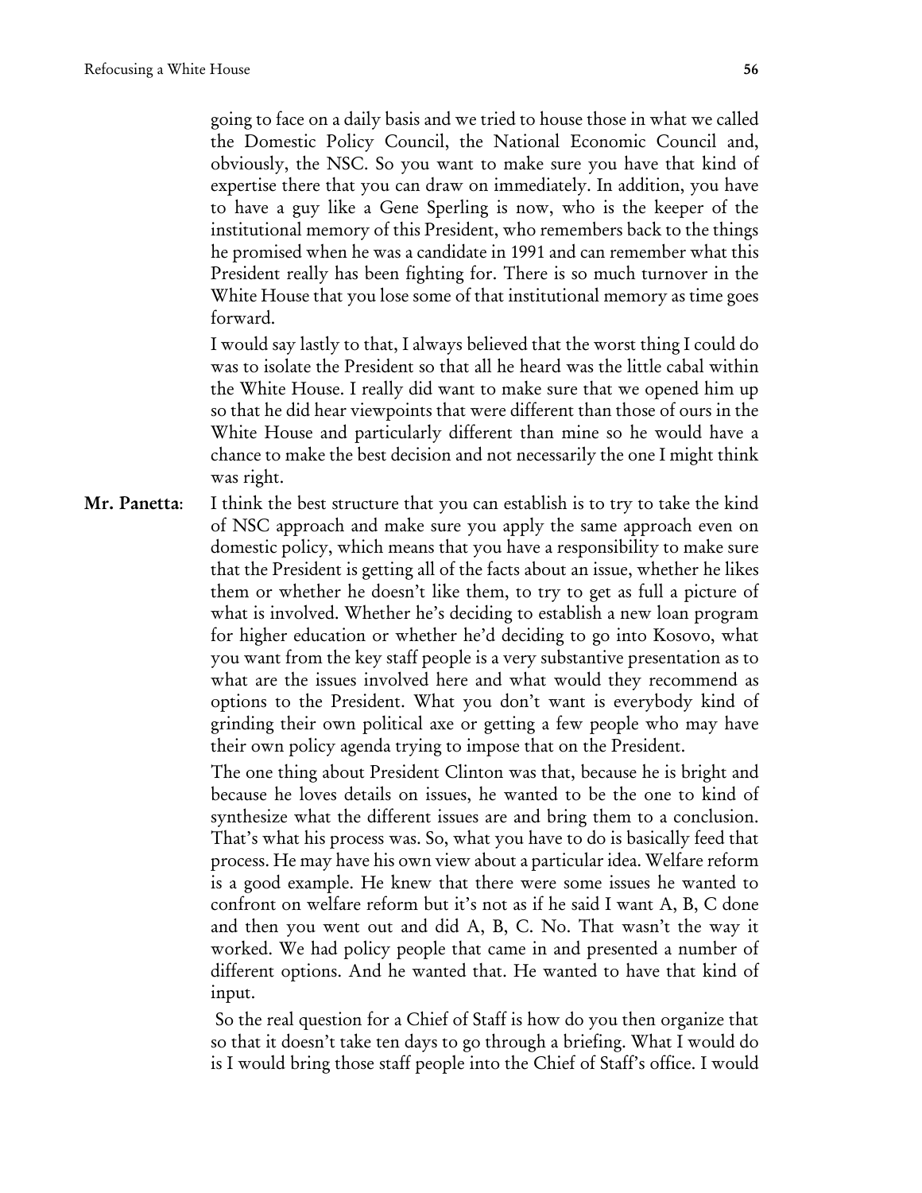going to face on a daily basis and we tried to house those in what we called the Domestic Policy Council, the National Economic Council and, obviously, the NSC. So you want to make sure you have that kind of expertise there that you can draw on immediately. In addition, you have to have a guy like a Gene Sperling is now, who is the keeper of the institutional memory of this President, who remembers back to the things he promised when he was a candidate in 1991 and can remember what this President really has been fighting for. There is so much turnover in the White House that you lose some of that institutional memory as time goes forward.

I would say lastly to that, I always believed that the worst thing I could do was to isolate the President so that all he heard was the little cabal within the White House. I really did want to make sure that we opened him up so that he did hear viewpoints that were different than those of ours in the White House and particularly different than mine so he would have a chance to make the best decision and not necessarily the one I might think was right.

**Mr. Panetta**: I think the best structure that you can establish is to try to take the kind of NSC approach and make sure you apply the same approach even on domestic policy, which means that you have a responsibility to make sure that the President is getting all of the facts about an issue, whether he likes them or whether he doesn't like them, to try to get as full a picture of what is involved. Whether he's deciding to establish a new loan program for higher education or whether he'd deciding to go into Kosovo, what you want from the key staff people is a very substantive presentation as to what are the issues involved here and what would they recommend as options to the President. What you don't want is everybody kind of grinding their own political axe or getting a few people who may have their own policy agenda trying to impose that on the President.

The one thing about President Clinton was that, because he is bright and because he loves details on issues, he wanted to be the one to kind of synthesize what the different issues are and bring them to a conclusion. That's what his process was. So, what you have to do is basically feed that process. He may have his own view about a particular idea. Welfare reform is a good example. He knew that there were some issues he wanted to confront on welfare reform but it's not as if he said I want A, B, C done and then you went out and did A, B, C. No. That wasn't the way it worked. We had policy people that came in and presented a number of different options. And he wanted that. He wanted to have that kind of input.

So the real question for a Chief of Staff is how do you then organize that so that it doesn't take ten days to go through a briefing. What I would do is I would bring those staff people into the Chief of Staff's office. I would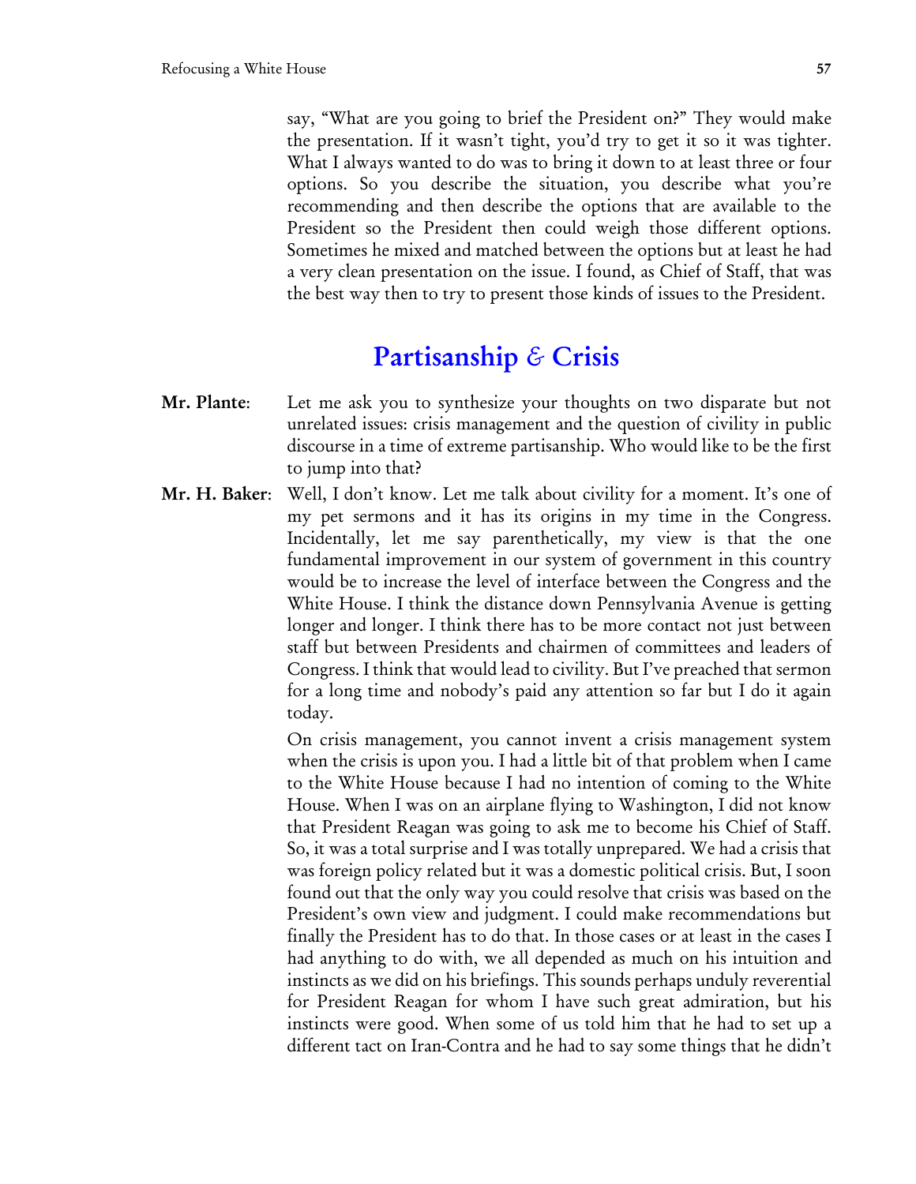say, "What are you going to brief the President on?" They would make the presentation. If it wasn't tight, you'd try to get it so it was tighter. What I always wanted to do was to bring it down to at least three or four options. So you describe the situation, you describe what you're recommending and then describe the options that are available to the President so the President then could weigh those different options. Sometimes he mixed and matched between the options but at least he had a very clean presentation on the issue. I found, as Chief of Staff, that was the best way then to try to present those kinds of issues to the President.

## Partisanship & Crisis

**Mr. Plante**: Let me ask you to synthesize your thoughts on two disparate but not unrelated issues: crisis management and the question of civility in public discourse in a time of extreme partisanship. Who would like to be the first to jump into that?

**Mr. H. Baker**: Well, I don't know. Let me talk about civility for a moment. It's one of my pet sermons and it has its origins in my time in the Congress. Incidentally, let me say parenthetically, my view is that the one fundamental improvement in our system of government in this country would be to increase the level of interface between the Congress and the White House. I think the distance down Pennsylvania Avenue is getting longer and longer. I think there has to be more contact not just between staff but between Presidents and chairmen of committees and leaders of Congress. I think that would lead to civility. But I've preached that sermon for a long time and nobody's paid any attention so far but I do it again today.

On crisis management, you cannot invent a crisis management system when the crisis is upon you. I had a little bit of that problem when I came to the White House because I had no intention of coming to the White House. When I was on an airplane flying to Washington, I did not know that President Reagan was going to ask me to become his Chief of Staff. So, it was a total surprise and I was totally unprepared. We had a crisis that was foreign policy related but it was a domestic political crisis. But, I soon found out that the only way you could resolve that crisis was based on the President's own view and judgment. I could make recommendations but finally the President has to do that. In those cases or at least in the cases I had anything to do with, we all depended as much on his intuition and instincts as we did on his briefings. This sounds perhaps unduly reverential for President Reagan for whom I have such great admiration, but his instincts were good. When some of us told him that he had to set up a different tact on Iran-Contra and he had to say some things that he didn't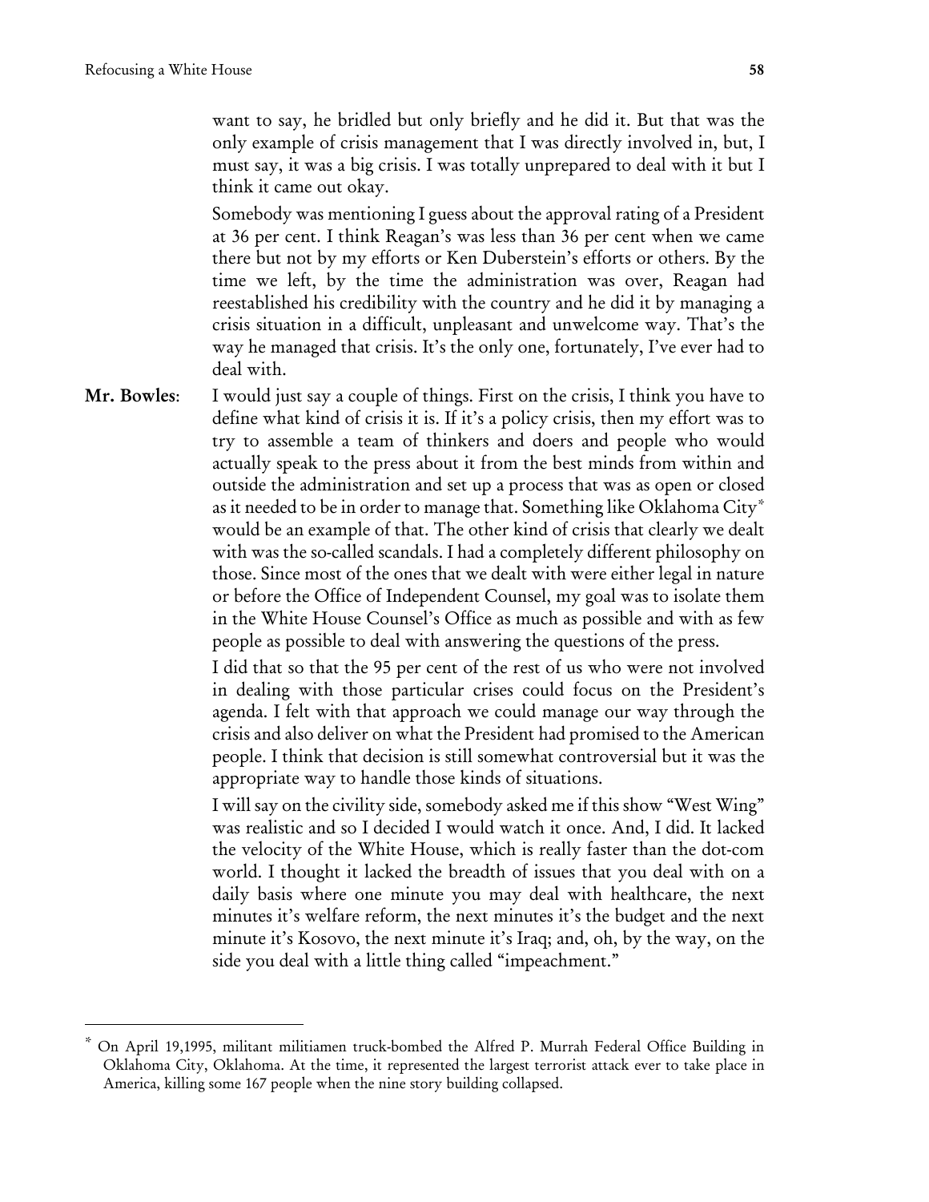want to say, he bridled but only briefly and he did it. But that was the only example of crisis management that I was directly involved in, but, I must say, it was a big crisis. I was totally unprepared to deal with it but I think it came out okay.

Somebody was mentioning I guess about the approval rating of a President at 36 per cent. I think Reagan's was less than 36 per cent when we came there but not by my efforts or Ken Duberstein's efforts or others. By the time we left, by the time the administration was over, Reagan had reestablished his credibility with the country and he did it by managing a crisis situation in a difficult, unpleasant and unwelcome way. That's the way he managed that crisis. It's the only one, fortunately, I've ever had to deal with.

**Mr. Bowles**: I would just say a couple of things. First on the crisis, I think you have to define what kind of crisis it is. If it's a policy crisis, then my effort was to try to assemble a team of thinkers and doers and people who would actually speak to the press about it from the best minds from within and outside the administration and set up a process that was as open or closed as it needed to be in order to manage that. Something like Oklahoma City* would be an example of that. The other kind of crisis that clearly we dealt with was the so-called scandals. I had a completely different philosophy on those. Since most of the ones that we dealt with were either legal in nature or before the Office of Independent Counsel, my goal was to isolate them in the White House Counsel's Office as much as possible and with as few people as possible to deal with answering the questions of the press.

I did that so that the 95 per cent of the rest of us who were not involved in dealing with those particular crises could focus on the President's agenda. I felt with that approach we could manage our way through the crisis and also deliver on what the President had promised to the American people. I think that decision is still somewhat controversial but it was the appropriate way to handle those kinds of situations.

I will say on the civility side, somebody asked me if this show "West Wing" was realistic and so I decided I would watch it once. And, I did. It lacked the velocity of the White House, which is really faster than the dot-com world. I thought it lacked the breadth of issues that you deal with on a daily basis where one minute you may deal with healthcare, the next minutes it's welfare reform, the next minutes it's the budget and the next minute it's Kosovo, the next minute it's Iraq; and, oh, by the way, on the side you deal with a little thing called "impeachment."

---

* On April 19,1995, militant militiamen truck-bombed the Alfred P. Murrah Federal Office Building in Oklahoma City, Oklahoma. At the time, it represented the largest terrorist attack ever to take place in America, killing some 167 people when the nine story building collapsed.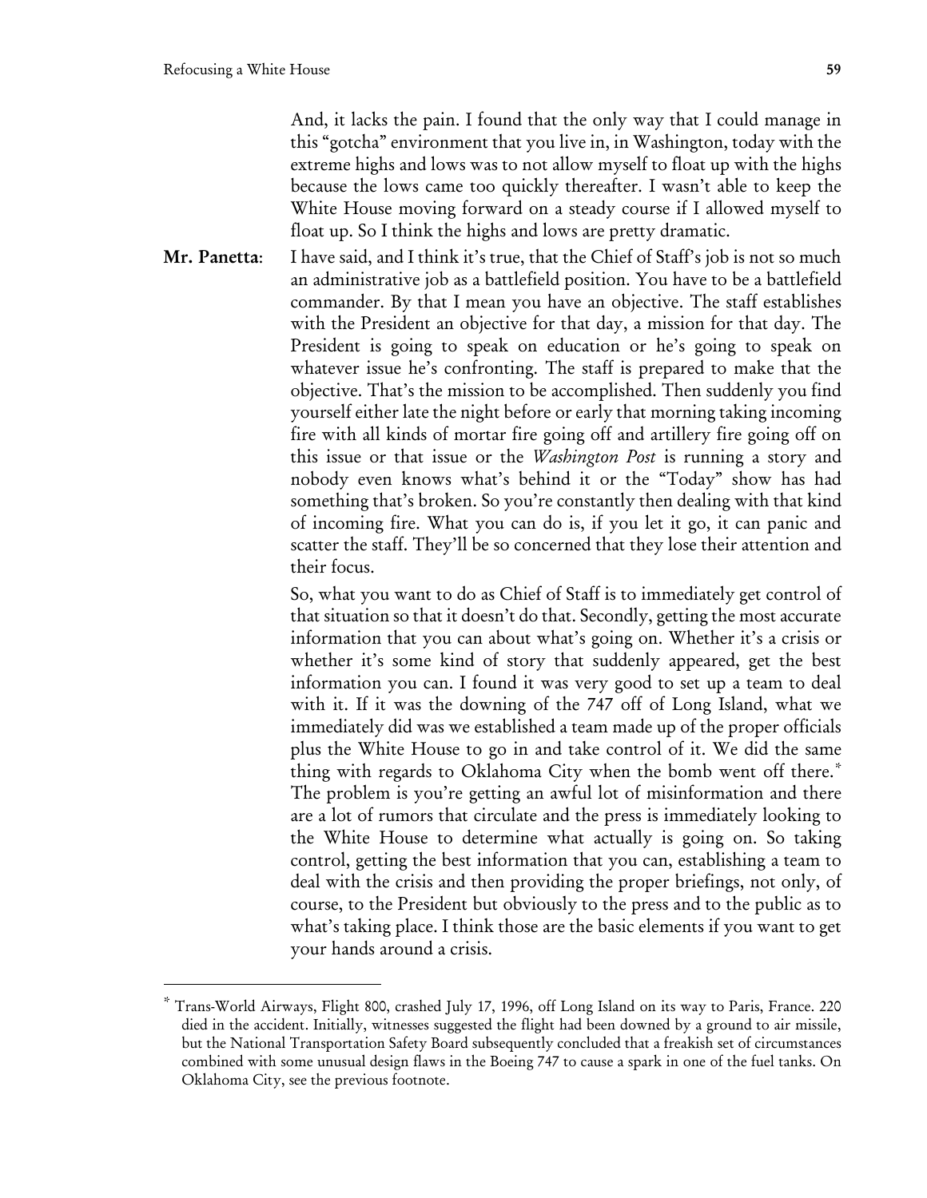And, it lacks the pain. I found that the only way that I could manage in this "gotcha" environment that you live in, in Washington, today with the extreme highs and lows was to not allow myself to float up with the highs because the lows came too quickly thereafter. I wasn't able to keep the White House moving forward on a steady course if I allowed myself to float up. So I think the highs and lows are pretty dramatic.

**Mr. Panetta**: I have said, and I think it's true, that the Chief of Staff's job is not so much an administrative job as a battlefield position. You have to be a battlefield commander. By that I mean you have an objective. The staff establishes with the President an objective for that day, a mission for that day. The President is going to speak on education or he's going to speak on whatever issue he's confronting. The staff is prepared to make that the objective. That's the mission to be accomplished. Then suddenly you find yourself either late the night before or early that morning taking incoming fire with all kinds of mortar fire going off and artillery fire going off on this issue or that issue or the *Washington Post* is running a story and nobody even knows what's behind it or the "Today" show has had something that's broken. So you're constantly then dealing with that kind of incoming fire. What you can do is, if you let it go, it can panic and scatter the staff. They'll be so concerned that they lose their attention and their focus.

So, what you want to do as Chief of Staff is to immediately get control of that situation so that it doesn't do that. Secondly, getting the most accurate information that you can about what's going on. Whether it's a crisis or whether it's some kind of story that suddenly appeared, get the best information you can. I found it was very good to set up a team to deal with it. If it was the downing of the 747 off of Long Island, what we immediately did was we established a team made up of the proper officials plus the White House to go in and take control of it. We did the same thing with regards to Oklahoma City when the bomb went off there.* The problem is you're getting an awful lot of misinformation and there are a lot of rumors that circulate and the press is immediately looking to the White House to determine what actually is going on. So taking control, getting the best information that you can, establishing a team to deal with the crisis and then providing the proper briefings, not only, of course, to the President but obviously to the press and to the public as to what's taking place. I think those are the basic elements if you want to get your hands around a crisis.

---

\* Trans-World Airways, Flight 800, crashed July 17, 1996, off Long Island on its way to Paris, France. 220 died in the accident. Initially, witnesses suggested the flight had been downed by a ground to air missile, but the National Transportation Safety Board subsequently concluded that a freakish set of circumstances combined with some unusual design flaws in the Boeing 747 to cause a spark in one of the fuel tanks. On Oklahoma City, see the previous footnote.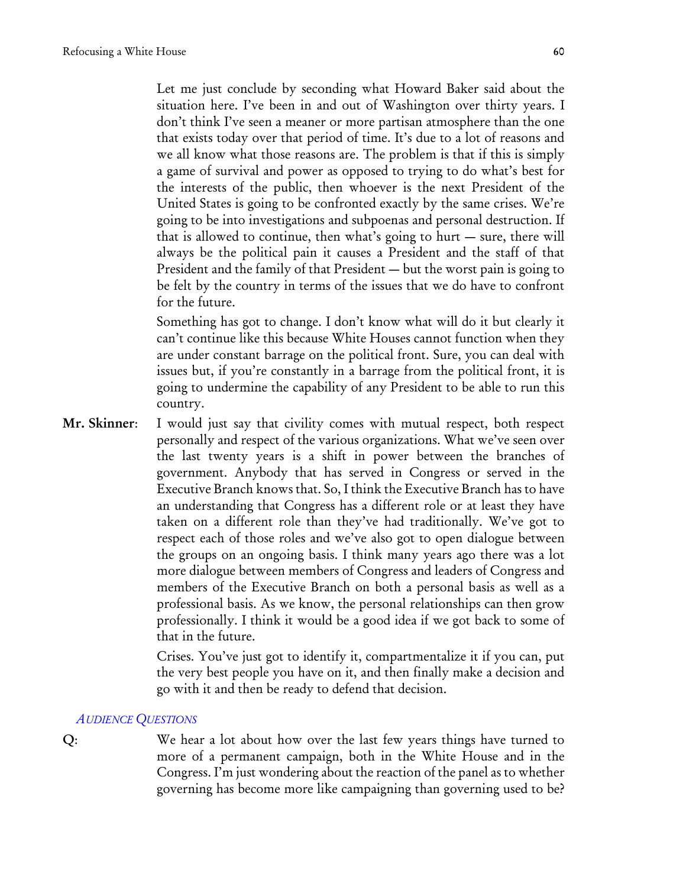Let me just conclude by seconding what Howard Baker said about the situation here. I've been in and out of Washington over thirty years. I don't think I've seen a meaner or more partisan atmosphere than the one that exists today over that period of time. It's due to a lot of reasons and we all know what those reasons are. The problem is that if this is simply a game of survival and power as opposed to trying to do what's best for the interests of the public, then whoever is the next President of the United States is going to be confronted exactly by the same crises. We're going to be into investigations and subpoenas and personal destruction. If that is allowed to continue, then what's going to hurt — sure, there will always be the political pain it causes a President and the staff of that President and the family of that President — but the worst pain is going to be felt by the country in terms of the issues that we do have to confront for the future.

Something has got to change. I don't know what will do it but clearly it can't continue like this because White Houses cannot function when they are under constant barrage on the political front. Sure, you can deal with issues but, if you're constantly in a barrage from the political front, it is going to undermine the capability of any President to be able to run this country.

**Mr. Skinner**: I would just say that civility comes with mutual respect, both respect personally and respect of the various organizations. What we've seen over the last twenty years is a shift in power between the branches of government. Anybody that has served in Congress or served in the Executive Branch knows that. So, I think the Executive Branch has to have an understanding that Congress has a different role or at least they have taken on a different role than they've had traditionally. We've got to respect each of those roles and we've also got to open dialogue between the groups on an ongoing basis. I think many years ago there was a lot more dialogue between members of Congress and leaders of Congress and members of the Executive Branch on both a personal basis as well as a professional basis. As we know, the personal relationships can then grow professionally. I think it would be a good idea if we got back to some of that in the future.

Crises. You've just got to identify it, compartmentalize it if you can, put the very best people you have on it, and then finally make a decision and go with it and then be ready to defend that decision.

*AUDIENCE QUESTIONS*

**Q**: We hear a lot about how over the last few years things have turned to more of a permanent campaign, both in the White House and in the Congress. I'm just wondering about the reaction of the panel as to whether governing has become more like campaigning than governing used to be?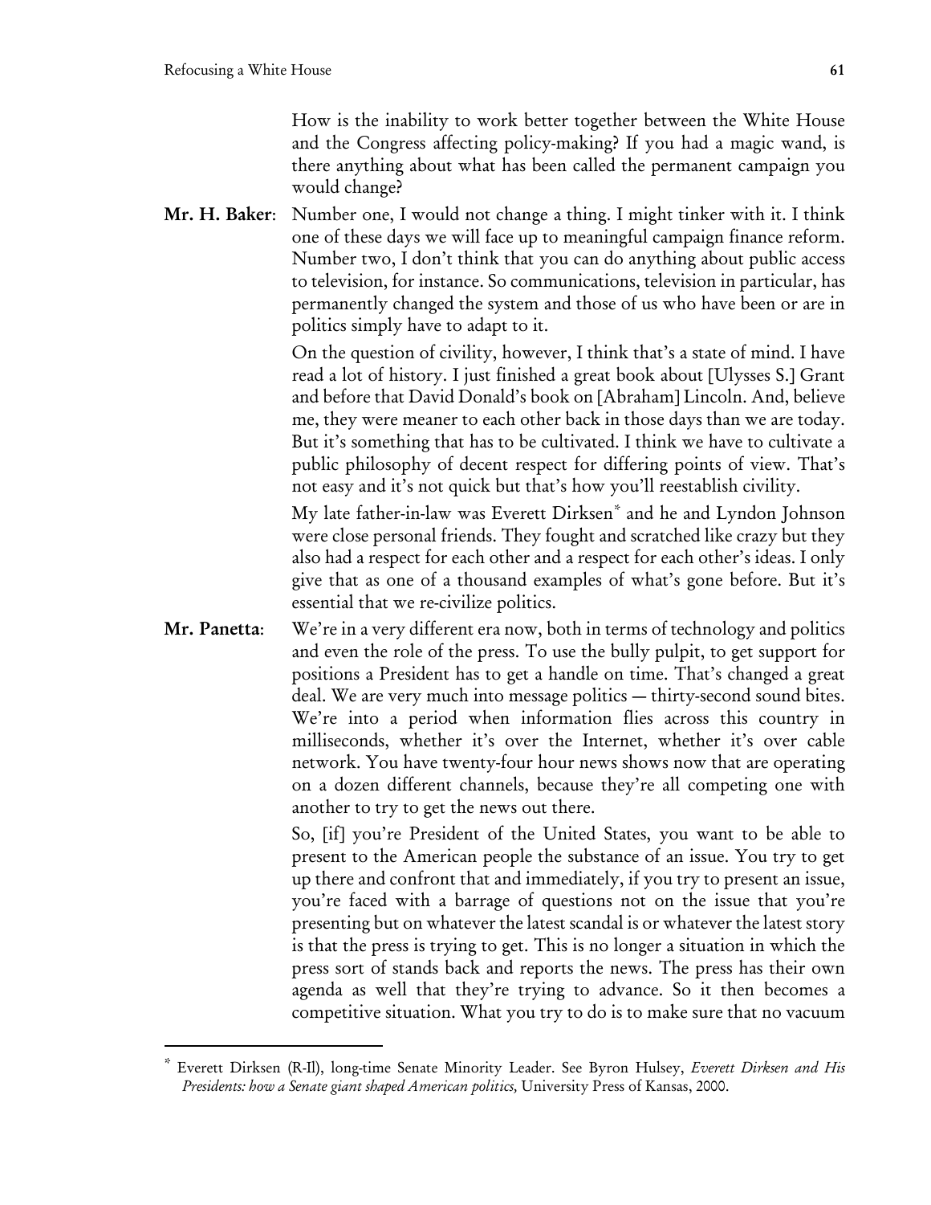How is the inability to work better together between the White House and the Congress affecting policy-making? If you had a magic wand, is there anything about what has been called the permanent campaign you would change?

**Mr. H. Baker**: Number one, I would not change a thing. I might tinker with it. I think one of these days we will face up to meaningful campaign finance reform. Number two, I don't think that you can do anything about public access to television, for instance. So communications, television in particular, has permanently changed the system and those of us who have been or are in politics simply have to adapt to it.

On the question of civility, however, I think that's a state of mind. I have read a lot of history. I just finished a great book about [Ulysses S.] Grant and before that David Donald's book on [Abraham] Lincoln. And, believe me, they were meaner to each other back in those days than we are today. But it's something that has to be cultivated. I think we have to cultivate a public philosophy of decent respect for differing points of view. That's not easy and it's not quick but that's how you'll reestablish civility.

My late father-in-law was Everett Dirksen* and he and Lyndon Johnson were close personal friends. They fought and scratched like crazy but they also had a respect for each other and a respect for each other's ideas. I only give that as one of a thousand examples of what's gone before. But it's essential that we re-civilize politics.

**Mr. Panetta**: We're in a very different era now, both in terms of technology and politics and even the role of the press. To use the bully pulpit, to get support for positions a President has to get a handle on time. That's changed a great deal. We are very much into message politics — thirty-second sound bites. We're into a period when information flies across this country in milliseconds, whether it's over the Internet, whether it's over cable network. You have twenty-four hour news shows now that are operating on a dozen different channels, because they're all competing one with another to try to get the news out there.

So, [if] you're President of the United States, you want to be able to present to the American people the substance of an issue. You try to get up there and confront that and immediately, if you try to present an issue, you're faced with a barrage of questions not on the issue that you're presenting but on whatever the latest scandal is or whatever the latest story is that the press is trying to get. This is no longer a situation in which the press sort of stands back and reports the news. The press has their own agenda as well that they're trying to advance. So it then becomes a competitive situation. What you try to do is to make sure that no vacuum

---

* Everett Dirksen (R-Il), long-time Senate Minority Leader. See Byron Hulsey, *Everett Dirksen and His Presidents: how a Senate giant shaped American politics,* University Press of Kansas, 2000.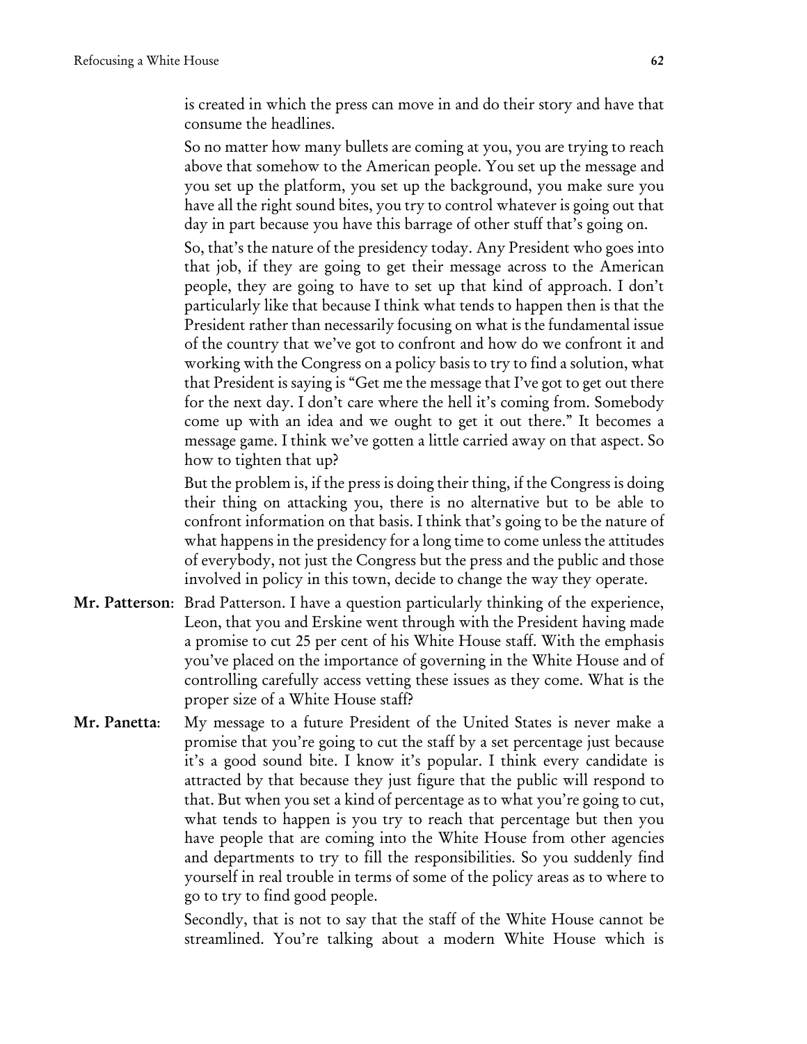is created in which the press can move in and do their story and have that consume the headlines.

So no matter how many bullets are coming at you, you are trying to reach above that somehow to the American people. You set up the message and you set up the platform, you set up the background, you make sure you have all the right sound bites, you try to control whatever is going out that day in part because you have this barrage of other stuff that's going on.

So, that's the nature of the presidency today. Any President who goes into that job, if they are going to get their message across to the American people, they are going to have to set up that kind of approach. I don't particularly like that because I think what tends to happen then is that the President rather than necessarily focusing on what is the fundamental issue of the country that we've got to confront and how do we confront it and working with the Congress on a policy basis to try to find a solution, what that President is saying is "Get me the message that I've got to get out there for the next day. I don't care where the hell it's coming from. Somebody come up with an idea and we ought to get it out there." It becomes a message game. I think we've gotten a little carried away on that aspect. So how to tighten that up?

But the problem is, if the press is doing their thing, if the Congress is doing their thing on attacking you, there is no alternative but to be able to confront information on that basis. I think that's going to be the nature of what happens in the presidency for a long time to come unless the attitudes of everybody, not just the Congress but the press and the public and those involved in policy in this town, decide to change the way they operate.

**Mr. Patterson**: Brad Patterson. I have a question particularly thinking of the experience, Leon, that you and Erskine went through with the President having made a promise to cut 25 per cent of his White House staff. With the emphasis you've placed on the importance of governing in the White House and of controlling carefully access vetting these issues as they come. What is the proper size of a White House staff?

**Mr. Panetta**: My message to a future President of the United States is never make a promise that you're going to cut the staff by a set percentage just because it's a good sound bite. I know it's popular. I think every candidate is attracted by that because they just figure that the public will respond to that. But when you set a kind of percentage as to what you're going to cut, what tends to happen is you try to reach that percentage but then you have people that are coming into the White House from other agencies and departments to try to fill the responsibilities. So you suddenly find yourself in real trouble in terms of some of the policy areas as to where to go to try to find good people.

Secondly, that is not to say that the staff of the White House cannot be streamlined. You're talking about a modern White House which is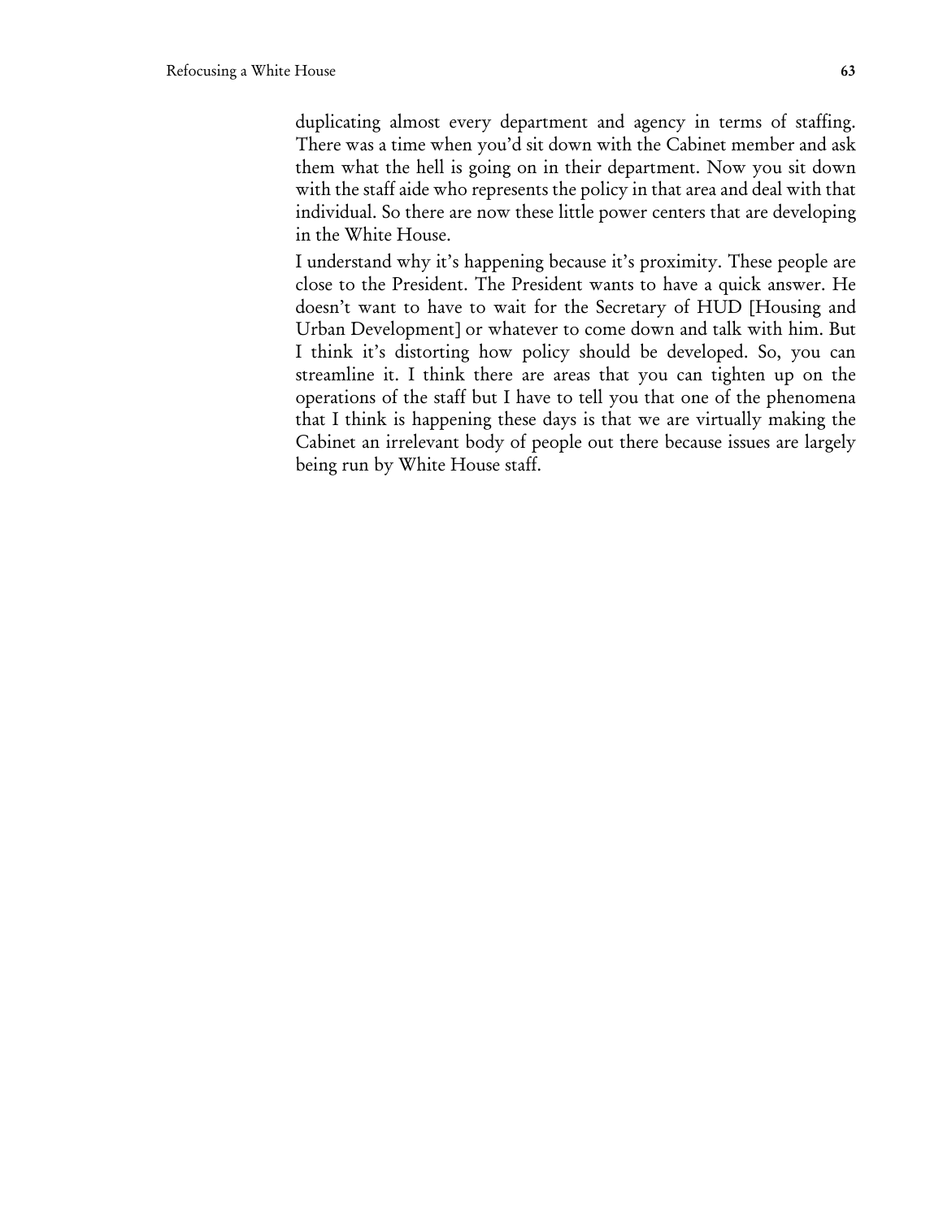duplicating almost every department and agency in terms of staffing. There was a time when you'd sit down with the Cabinet member and ask them what the hell is going on in their department. Now you sit down with the staff aide who represents the policy in that area and deal with that individual. So there are now these little power centers that are developing in the White House.

I understand why it's happening because it's proximity. These people are close to the President. The President wants to have a quick answer. He doesn't want to have to wait for the Secretary of HUD [Housing and Urban Development] or whatever to come down and talk with him. But I think it's distorting how policy should be developed. So, you can streamline it. I think there are areas that you can tighten up on the operations of the staff but I have to tell you that one of the phenomena that I think is happening these days is that we are virtually making the Cabinet an irrelevant body of people out there because issues are largely being run by White House staff.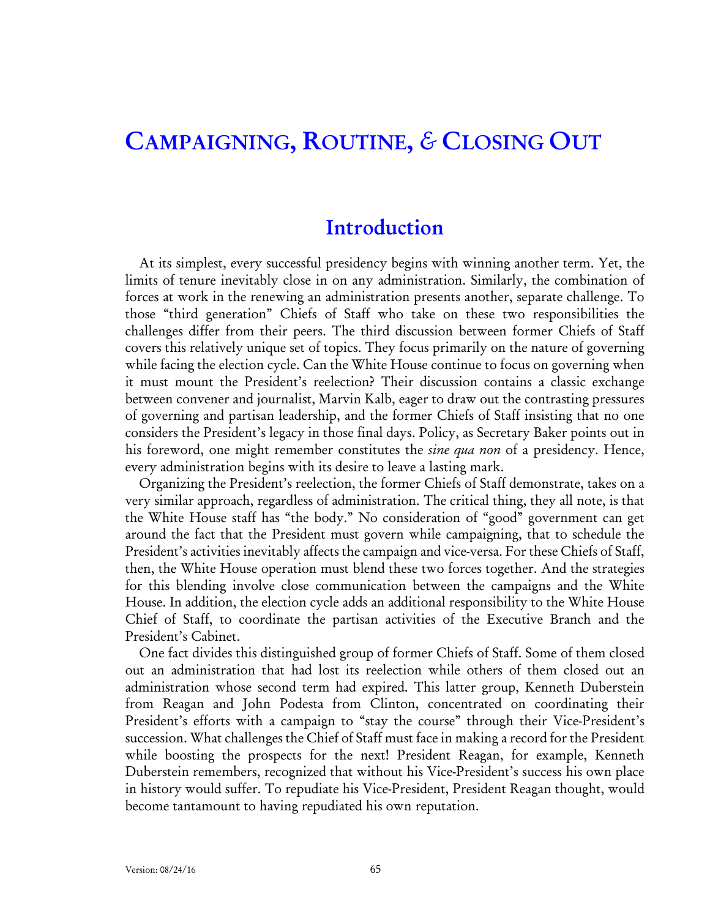# CAMPAIGNING, ROUTINE, & CLOSING OUT

## Introduction

At its simplest, every successful presidency begins with winning another term. Yet, the limits of tenure inevitably close in on any administration. Similarly, the combination of forces at work in the renewing an administration presents another, separate challenge. To those "third generation" Chiefs of Staff who take on these two responsibilities the challenges differ from their peers. The third discussion between former Chiefs of Staff covers this relatively unique set of topics. They focus primarily on the nature of governing while facing the election cycle. Can the White House continue to focus on governing when it must mount the President's reelection? Their discussion contains a classic exchange between convener and journalist, Marvin Kalb, eager to draw out the contrasting pressures of governing and partisan leadership, and the former Chiefs of Staff insisting that no one considers the President's legacy in those final days. Policy, as Secretary Baker points out in his foreword, one might remember constitutes the *sine qua non* of a presidency. Hence, every administration begins with its desire to leave a lasting mark.

Organizing the President's reelection, the former Chiefs of Staff demonstrate, takes on a very similar approach, regardless of administration. The critical thing, they all note, is that the White House staff has "the body." No consideration of "good" government can get around the fact that the President must govern while campaigning, that to schedule the President's activities inevitably affects the campaign and vice-versa. For these Chiefs of Staff, then, the White House operation must blend these two forces together. And the strategies for this blending involve close communication between the campaigns and the White House. In addition, the election cycle adds an additional responsibility to the White House Chief of Staff, to coordinate the partisan activities of the Executive Branch and the President's Cabinet.

One fact divides this distinguished group of former Chiefs of Staff. Some of them closed out an administration that had lost its reelection while others of them closed out an administration whose second term had expired. This latter group, Kenneth Duberstein from Reagan and John Podesta from Clinton, concentrated on coordinating their President's efforts with a campaign to "stay the course" through their Vice-President's succession. What challenges the Chief of Staff must face in making a record for the President while boosting the prospects for the next! President Reagan, for example, Kenneth Duberstein remembers, recognized that without his Vice-President's success his own place in history would suffer. To repudiate his Vice-President, President Reagan thought, would become tantamount to having repudiated his own reputation.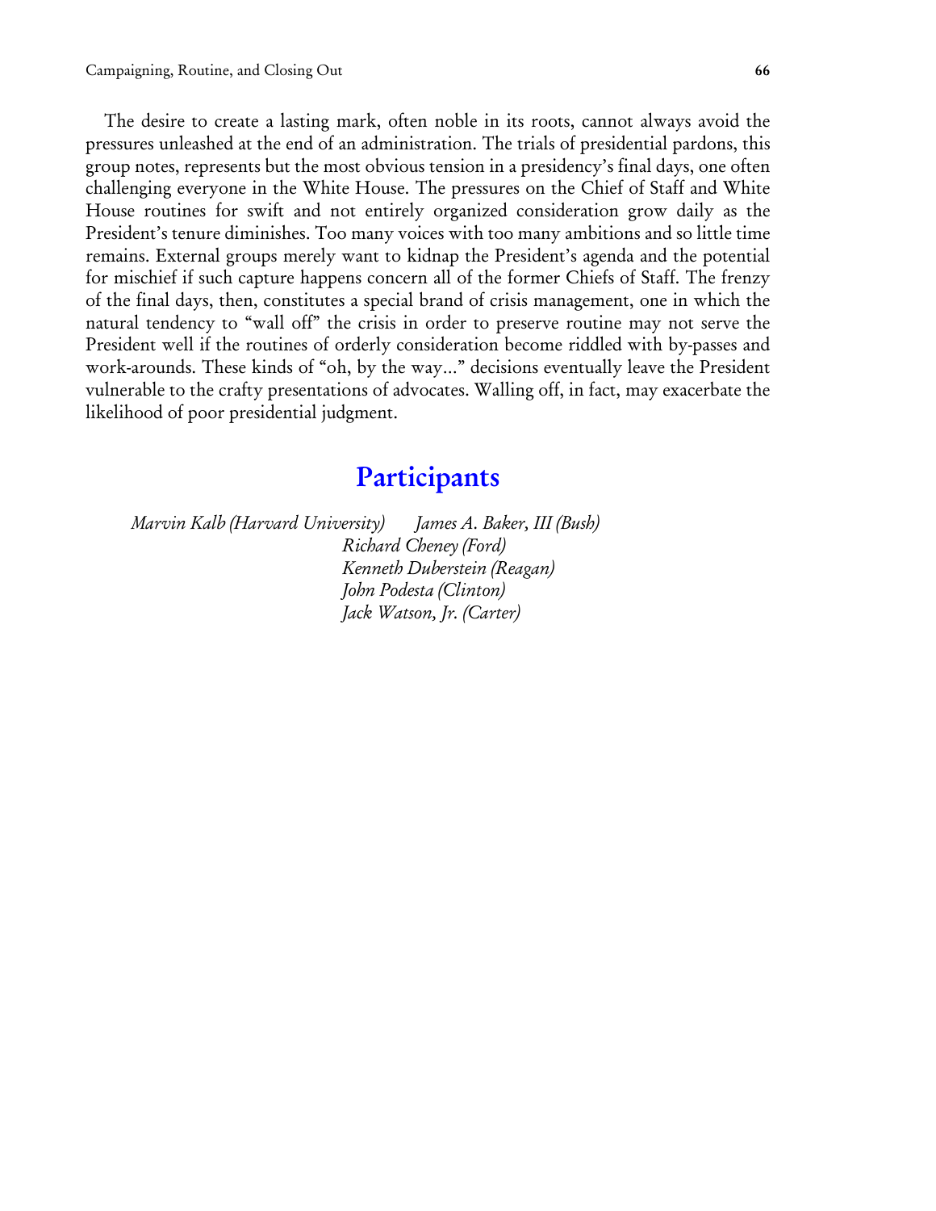The desire to create a lasting mark, often noble in its roots, cannot always avoid the pressures unleashed at the end of an administration. The trials of presidential pardons, this group notes, represents but the most obvious tension in a presidency's final days, one often challenging everyone in the White House. The pressures on the Chief of Staff and White House routines for swift and not entirely organized consideration grow daily as the President's tenure diminishes. Too many voices with too many ambitions and so little time remains. External groups merely want to kidnap the President's agenda and the potential for mischief if such capture happens concern all of the former Chiefs of Staff. The frenzy of the final days, then, constitutes a special brand of crisis management, one in which the natural tendency to "wall off" the crisis in order to preserve routine may not serve the President well if the routines of orderly consideration become riddled with by-passes and work-arounds. These kinds of "oh, by the way..." decisions eventually leave the President vulnerable to the crafty presentations of advocates. Walling off, in fact, may exacerbate the likelihood of poor presidential judgment.

## Participants

*Marvin Kalb (Harvard University)*

*James A. Baker, III (Bush)*
*Richard Cheney (Ford)*
*Kenneth Duberstein (Reagan)*
*John Podesta (Clinton)*
*Jack Watson, Jr. (Carter)*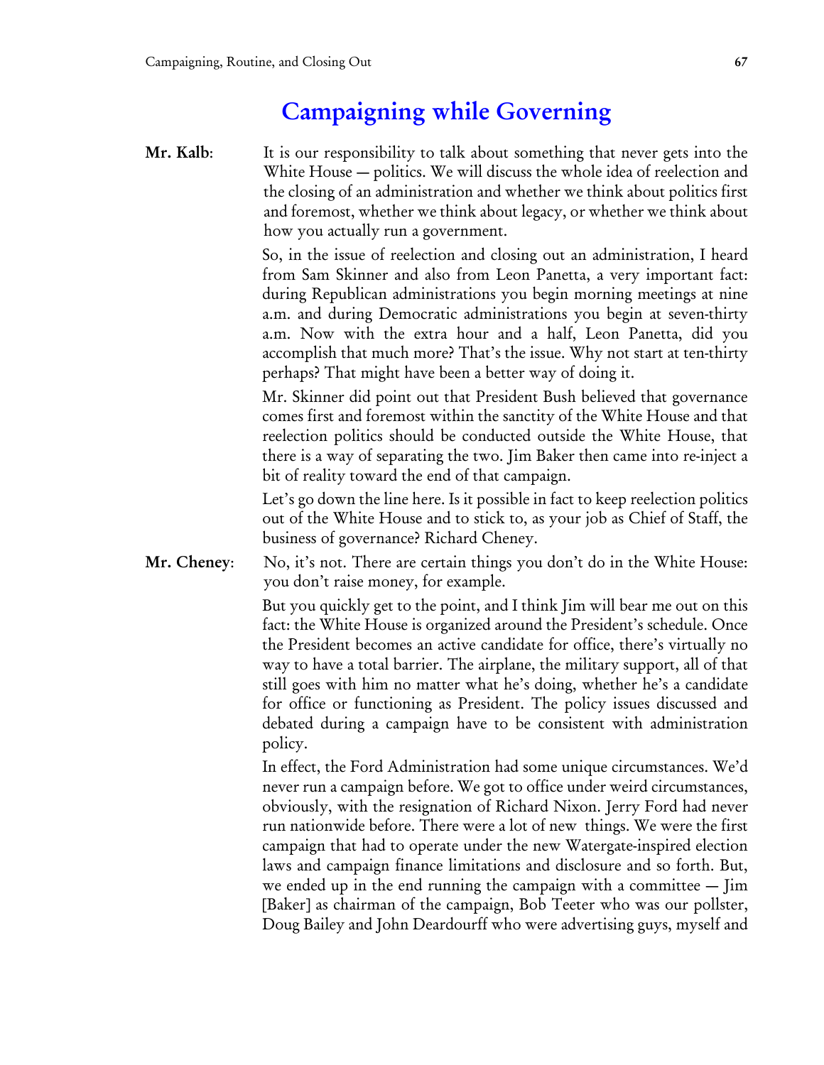## Campaigning while Governing

**Mr. Kalb**: It is our responsibility to talk about something that never gets into the White House — politics. We will discuss the whole idea of reelection and the closing of an administration and whether we think about politics first and foremost, whether we think about legacy, or whether we think about how you actually run a government.

So, in the issue of reelection and closing out an administration, I heard from Sam Skinner and also from Leon Panetta, a very important fact: during Republican administrations you begin morning meetings at nine a.m. and during Democratic administrations you begin at seven-thirty a.m. Now with the extra hour and a half, Leon Panetta, did you accomplish that much more? That's the issue. Why not start at ten-thirty perhaps? That might have been a better way of doing it.

Mr. Skinner did point out that President Bush believed that governance comes first and foremost within the sanctity of the White House and that reelection politics should be conducted outside the White House, that there is a way of separating the two. Jim Baker then came into re-inject a bit of reality toward the end of that campaign.

Let's go down the line here. Is it possible in fact to keep reelection politics out of the White House and to stick to, as your job as Chief of Staff, the business of governance? Richard Cheney.

**Mr. Cheney**: No, it's not. There are certain things you don't do in the White House: you don't raise money, for example.

But you quickly get to the point, and I think Jim will bear me out on this fact: the White House is organized around the President's schedule. Once the President becomes an active candidate for office, there's virtually no way to have a total barrier. The airplane, the military support, all of that still goes with him no matter what he's doing, whether he's a candidate for office or functioning as President. The policy issues discussed and debated during a campaign have to be consistent with administration policy.

In effect, the Ford Administration had some unique circumstances. We'd never run a campaign before. We got to office under weird circumstances, obviously, with the resignation of Richard Nixon. Jerry Ford had never run nationwide before. There were a lot of new things. We were the first campaign that had to operate under the new Watergate-inspired election laws and campaign finance limitations and disclosure and so forth. But, we ended up in the end running the campaign with a committee — Jim [Baker] as chairman of the campaign, Bob Teeter who was our pollster, Doug Bailey and John Deardourff who were advertising guys, myself and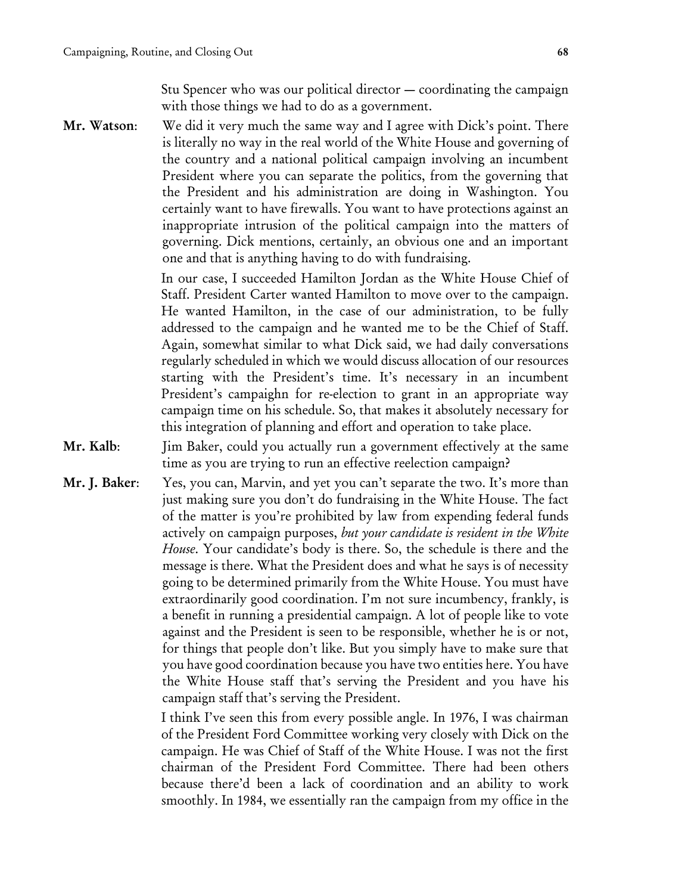Stu Spencer who was our political director — coordinating the campaign with those things we had to do as a government.

**Mr. Watson**: We did it very much the same way and I agree with Dick's point. There is literally no way in the real world of the White House and governing of the country and a national political campaign involving an incumbent President where you can separate the politics, from the governing that the President and his administration are doing in Washington. You certainly want to have firewalls. You want to have protections against an inappropriate intrusion of the political campaign into the matters of governing. Dick mentions, certainly, an obvious one and an important one and that is anything having to do with fundraising.

In our case, I succeeded Hamilton Jordan as the White House Chief of Staff. President Carter wanted Hamilton to move over to the campaign. He wanted Hamilton, in the case of our administration, to be fully addressed to the campaign and he wanted me to be the Chief of Staff. Again, somewhat similar to what Dick said, we had daily conversations regularly scheduled in which we would discuss allocation of our resources starting with the President's time. It's necessary in an incumbent President's campaighn for re-election to grant in an appropriate way campaign time on his schedule. So, that makes it absolutely necessary for this integration of planning and effort and operation to take place.

**Mr. Kalb**: Jim Baker, could you actually run a government effectively at the same time as you are trying to run an effective reelection campaign?

**Mr. J. Baker**: Yes, you can, Marvin, and yet you can't separate the two. It's more than just making sure you don't do fundraising in the White House. The fact of the matter is you're prohibited by law from expending federal funds actively on campaign purposes, *but your candidate is resident in the White House*. Your candidate's body is there. So, the schedule is there and the message is there. What the President does and what he says is of necessity going to be determined primarily from the White House. You must have extraordinarily good coordination. I'm not sure incumbency, frankly, is a benefit in running a presidential campaign. A lot of people like to vote against and the President is seen to be responsible, whether he is or not, for things that people don't like. But you simply have to make sure that you have good coordination because you have two entities here. You have the White House staff that's serving the President and you have his campaign staff that's serving the President.

I think I've seen this from every possible angle. In 1976, I was chairman of the President Ford Committee working very closely with Dick on the campaign. He was Chief of Staff of the White House. I was not the first chairman of the President Ford Committee. There had been others because there'd been a lack of coordination and an ability to work smoothly. In 1984, we essentially ran the campaign from my office in the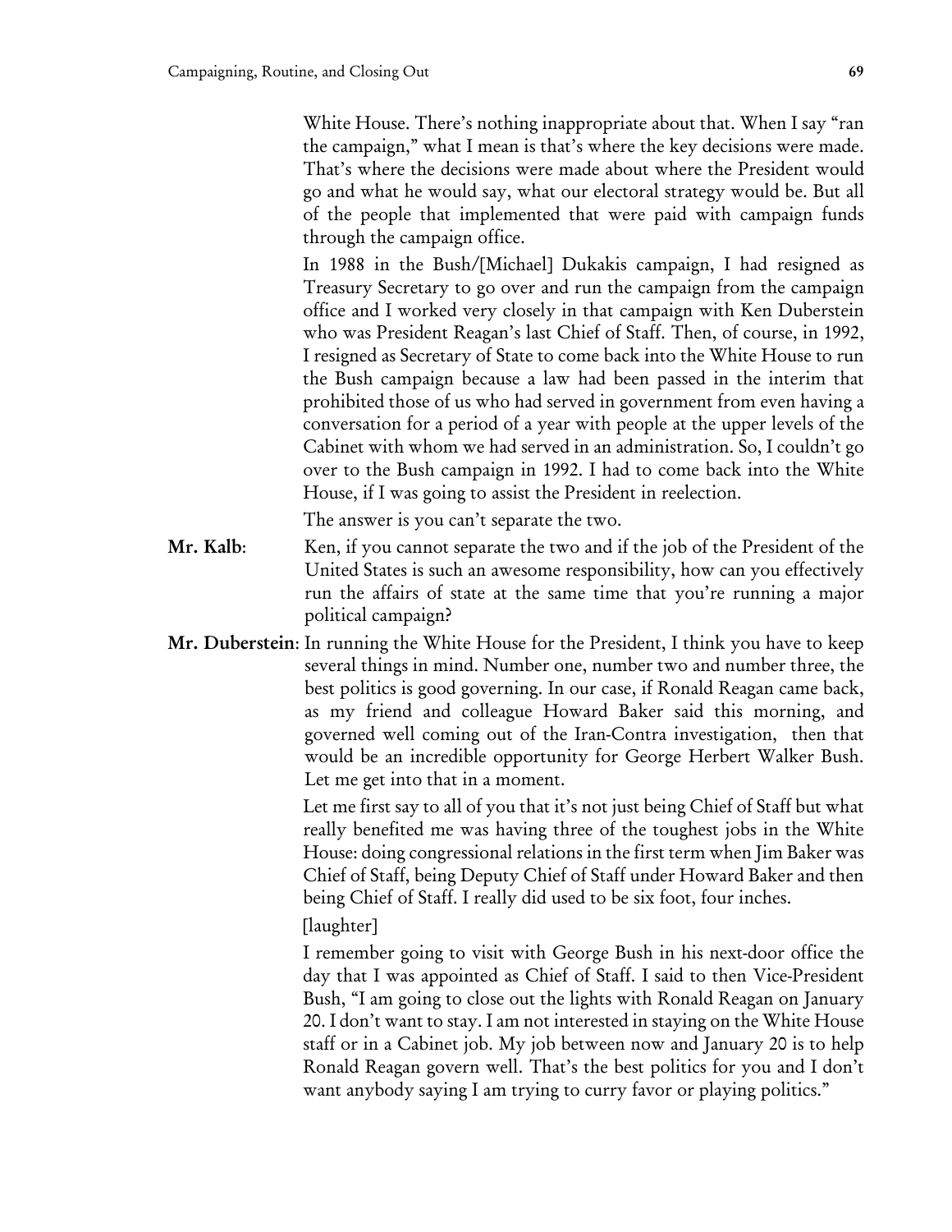White House. There's nothing inappropriate about that. When I say "ran the campaign," what I mean is that's where the key decisions were made. That's where the decisions were made about where the President would go and what he would say, what our electoral strategy would be. But all of the people that implemented that were paid with campaign funds through the campaign office.

In 1988 in the Bush/[Michael] Dukakis campaign, I had resigned as Treasury Secretary to go over and run the campaign from the campaign office and I worked very closely in that campaign with Ken Duberstein who was President Reagan's last Chief of Staff. Then, of course, in 1992, I resigned as Secretary of State to come back into the White House to run the Bush campaign because a law had been passed in the interim that prohibited those of us who had served in government from even having a conversation for a period of a year with people at the upper levels of the Cabinet with whom we had served in an administration. So, I couldn't go over to the Bush campaign in 1992. I had to come back into the White House, if I was going to assist the President in reelection.

The answer is you can't separate the two.

**Mr. Kalb**: Ken, if you cannot separate the two and if the job of the President of the United States is such an awesome responsibility, how can you effectively run the affairs of state at the same time that you're running a major political campaign?

**Mr. Duberstein**: In running the White House for the President, I think you have to keep several things in mind. Number one, number two and number three, the best politics is good governing. In our case, if Ronald Reagan came back, as my friend and colleague Howard Baker said this morning, and governed well coming out of the Iran-Contra investigation, then that would be an incredible opportunity for George Herbert Walker Bush. Let me get into that in a moment.

Let me first say to all of you that it's not just being Chief of Staff but what really benefited me was having three of the toughest jobs in the White House: doing congressional relations in the first term when Jim Baker was Chief of Staff, being Deputy Chief of Staff under Howard Baker and then being Chief of Staff. I really did used to be six foot, four inches.

[laughter]

I remember going to visit with George Bush in his next-door office the day that I was appointed as Chief of Staff. I said to then Vice-President Bush, "I am going to close out the lights with Ronald Reagan on January 20. I don't want to stay. I am not interested in staying on the White House staff or in a Cabinet job. My job between now and January 20 is to help Ronald Reagan govern well. That's the best politics for you and I don't want anybody saying I am trying to curry favor or playing politics."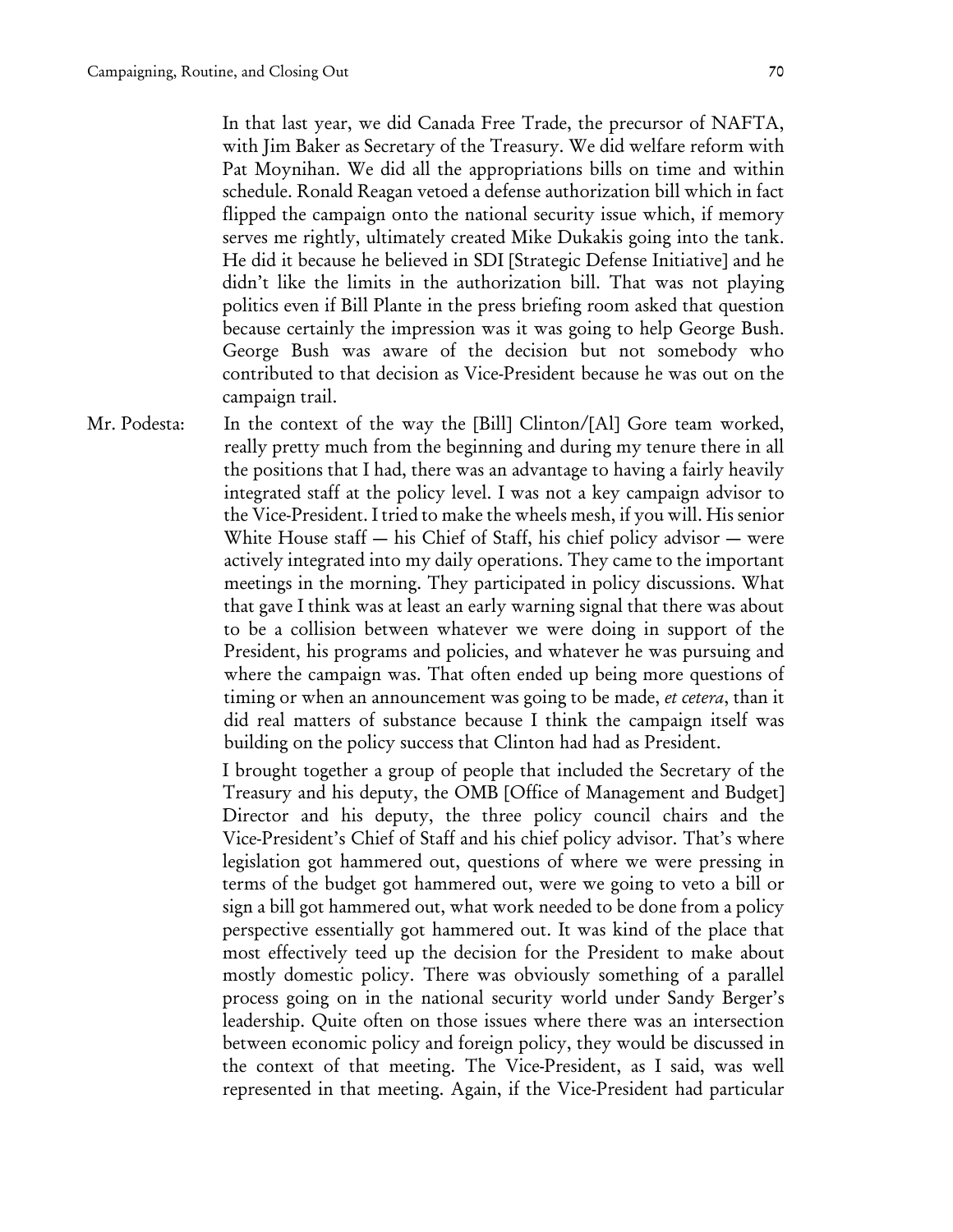In that last year, we did Canada Free Trade, the precursor of NAFTA, with Jim Baker as Secretary of the Treasury. We did welfare reform with Pat Moynihan. We did all the appropriations bills on time and within schedule. Ronald Reagan vetoed a defense authorization bill which in fact flipped the campaign onto the national security issue which, if memory serves me rightly, ultimately created Mike Dukakis going into the tank. He did it because he believed in SDI [Strategic Defense Initiative] and he didn't like the limits in the authorization bill. That was not playing politics even if Bill Plante in the press briefing room asked that question because certainly the impression was it was going to help George Bush. George Bush was aware of the decision but not somebody who contributed to that decision as Vice-President because he was out on the campaign trail.

Mr. Podesta: In the context of the way the [Bill] Clinton/[Al] Gore team worked, really pretty much from the beginning and during my tenure there in all the positions that I had, there was an advantage to having a fairly heavily integrated staff at the policy level. I was not a key campaign advisor to the Vice-President. I tried to make the wheels mesh, if you will. His senior White House staff — his Chief of Staff, his chief policy advisor — were actively integrated into my daily operations. They came to the important meetings in the morning. They participated in policy discussions. What that gave I think was at least an early warning signal that there was about to be a collision between whatever we were doing in support of the President, his programs and policies, and whatever he was pursuing and where the campaign was. That often ended up being more questions of timing or when an announcement was going to be made, *et cetera*, than it did real matters of substance because I think the campaign itself was building on the policy success that Clinton had had as President.

I brought together a group of people that included the Secretary of the Treasury and his deputy, the OMB [Office of Management and Budget] Director and his deputy, the three policy council chairs and the Vice-President's Chief of Staff and his chief policy advisor. That's where legislation got hammered out, questions of where we were pressing in terms of the budget got hammered out, were we going to veto a bill or sign a bill got hammered out, what work needed to be done from a policy perspective essentially got hammered out. It was kind of the place that most effectively teed up the decision for the President to make about mostly domestic policy. There was obviously something of a parallel process going on in the national security world under Sandy Berger's leadership. Quite often on those issues where there was an intersection between economic policy and foreign policy, they would be discussed in the context of that meeting. The Vice-President, as I said, was well represented in that meeting. Again, if the Vice-President had particular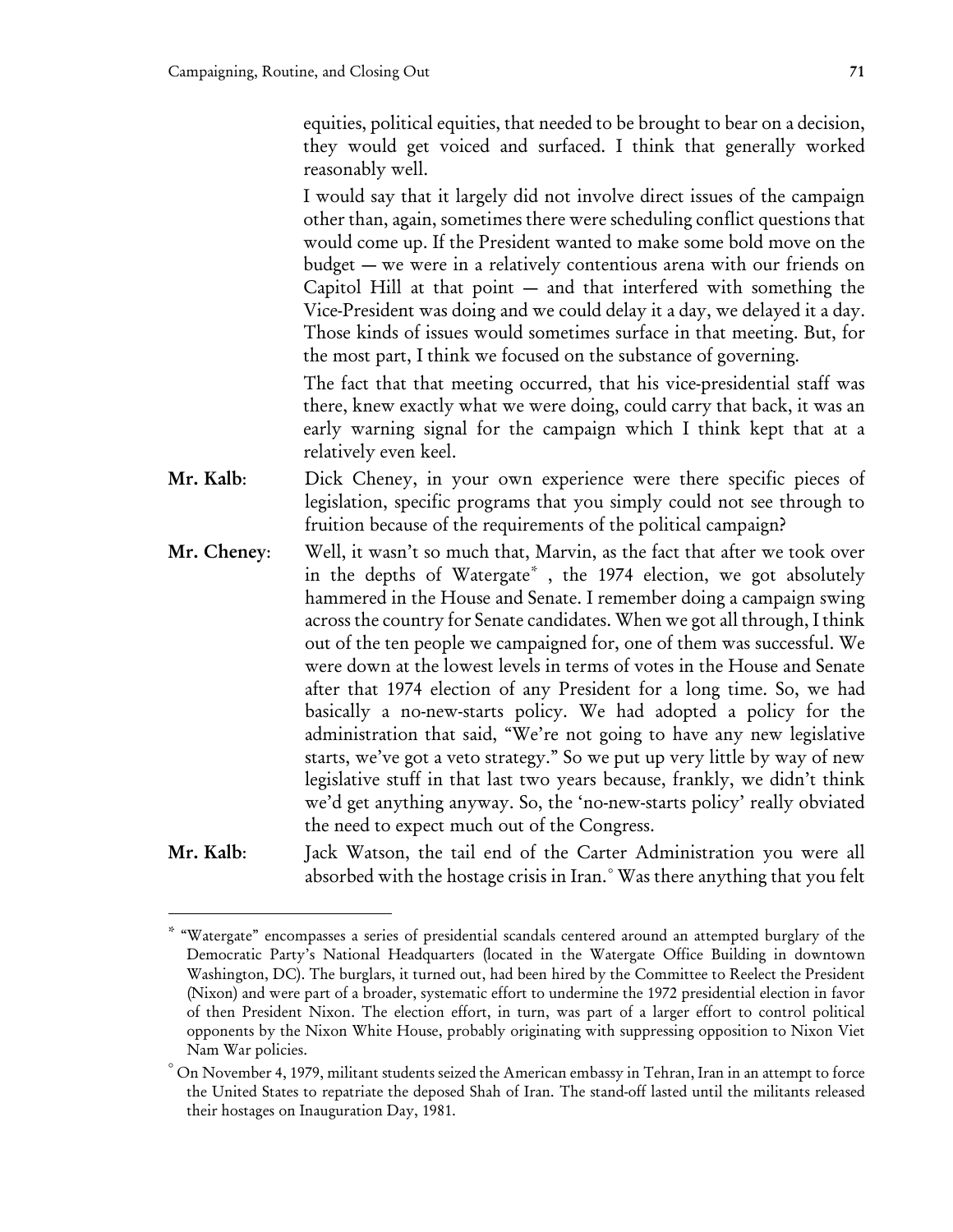equities, political equities, that needed to be brought to bear on a decision, they would get voiced and surfaced. I think that generally worked reasonably well.

I would say that it largely did not involve direct issues of the campaign other than, again, sometimes there were scheduling conflict questions that would come up. If the President wanted to make some bold move on the budget — we were in a relatively contentious arena with our friends on Capitol Hill at that point — and that interfered with something the Vice-President was doing and we could delay it a day, we delayed it a day. Those kinds of issues would sometimes surface in that meeting. But, for the most part, I think we focused on the substance of governing.

The fact that that meeting occurred, that his vice-presidential staff was there, knew exactly what we were doing, could carry that back, it was an early warning signal for the campaign which I think kept that at a relatively even keel.

**Mr. Kalb**: Dick Cheney, in your own experience were there specific pieces of legislation, specific programs that you simply could not see through to fruition because of the requirements of the political campaign?

**Mr. Cheney**: Well, it wasn't so much that, Marvin, as the fact that after we took over in the depths of Watergate[*] , the 1974 election, we got absolutely hammered in the House and Senate. I remember doing a campaign swing across the country for Senate candidates. When we got all through, I think out of the ten people we campaigned for, one of them was successful. We were down at the lowest levels in terms of votes in the House and Senate after that 1974 election of any President for a long time. So, we had basically a no-new-starts policy. We had adopted a policy for the administration that said, "We're not going to have any new legislative starts, we've got a veto strategy." So we put up very little by way of new legislative stuff in that last two years because, frankly, we didn't think we'd get anything anyway. So, the 'no-new-starts policy' really obviated the need to expect much out of the Congress.

**Mr. Kalb**: Jack Watson, the tail end of the Carter Administration you were all absorbed with the hostage crisis in Iran.[°] Was there anything that you felt

---

[*] "Watergate" encompasses a series of presidential scandals centered around an attempted burglary of the Democratic Party's National Headquarters (located in the Watergate Office Building in downtown Washington, DC). The burglars, it turned out, had been hired by the Committee to Reelect the President (Nixon) and were part of a broader, systematic effort to undermine the 1972 presidential election in favor of then President Nixon. The election effort, in turn, was part of a larger effort to control political opponents by the Nixon White House, probably originating with suppressing opposition to Nixon Viet Nam War policies.

[°] On November 4, 1979, militant students seized the American embassy in Tehran, Iran in an attempt to force the United States to repatriate the deposed Shah of Iran. The stand-off lasted until the militants released their hostages on Inauguration Day, 1981.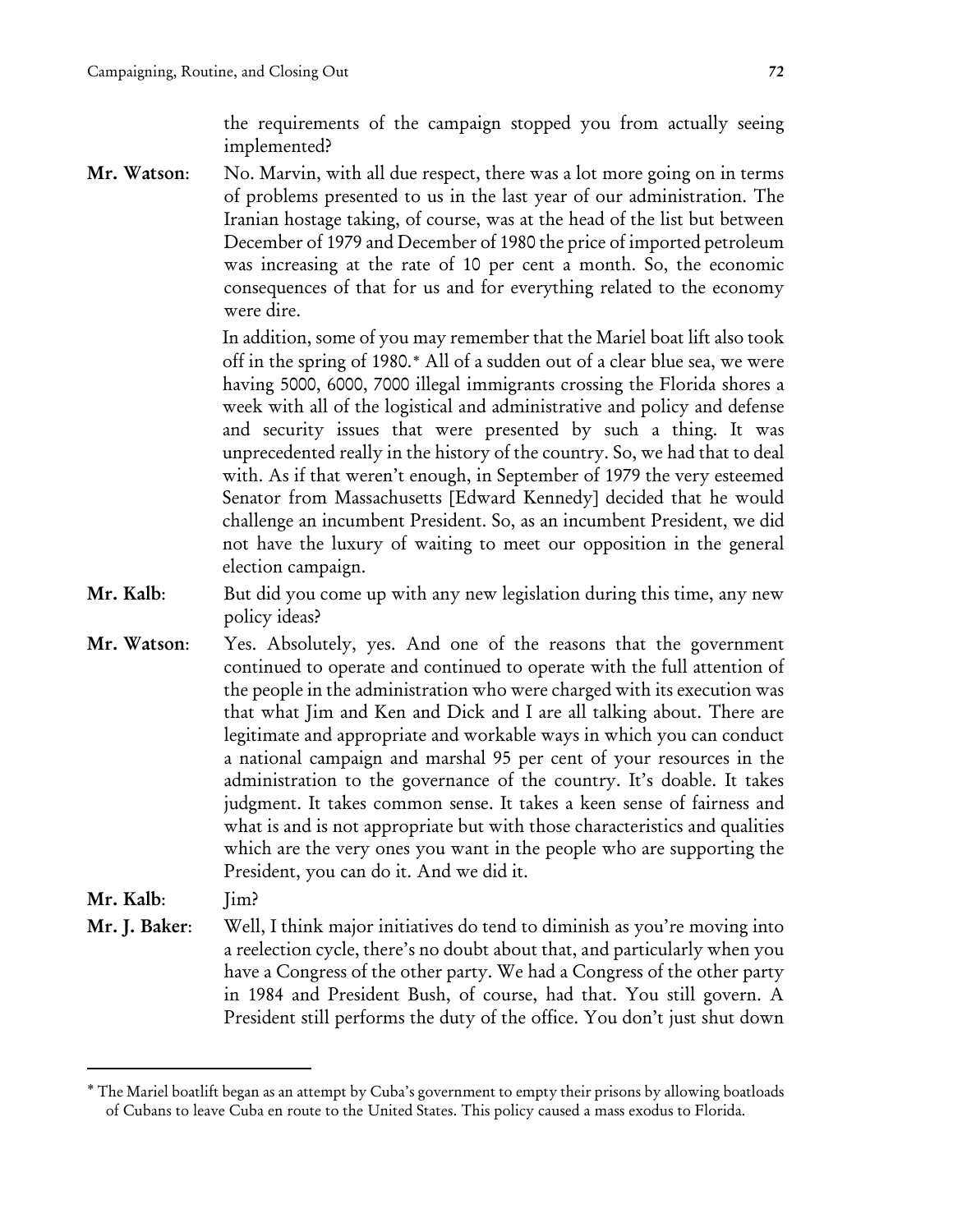the requirements of the campaign stopped you from actually seeing implemented?

**Mr. Watson**: No. Marvin, with all due respect, there was a lot more going on in terms of problems presented to us in the last year of our administration. The Iranian hostage taking, of course, was at the head of the list but between December of 1979 and December of 1980 the price of imported petroleum was increasing at the rate of 10 per cent a month. So, the economic consequences of that for us and for everything related to the economy were dire.

In addition, some of you may remember that the Mariel boat lift also took off in the spring of 1980.* All of a sudden out of a clear blue sea, we were having 5000, 6000, 7000 illegal immigrants crossing the Florida shores a week with all of the logistical and administrative and policy and defense and security issues that were presented by such a thing. It was unprecedented really in the history of the country. So, we had that to deal with. As if that weren't enough, in September of 1979 the very esteemed Senator from Massachusetts [Edward Kennedy] decided that he would challenge an incumbent President. So, as an incumbent President, we did not have the luxury of waiting to meet our opposition in the general election campaign.

**Mr. Kalb**: But did you come up with any new legislation during this time, any new policy ideas?

**Mr. Watson**: Yes. Absolutely, yes. And one of the reasons that the government continued to operate and continued to operate with the full attention of the people in the administration who were charged with its execution was that what Jim and Ken and Dick and I are all talking about. There are legitimate and appropriate and workable ways in which you can conduct a national campaign and marshal 95 per cent of your resources in the administration to the governance of the country. It's doable. It takes judgment. It takes common sense. It takes a keen sense of fairness and what is and is not appropriate but with those characteristics and qualities which are the very ones you want in the people who are supporting the President, you can do it. And we did it.

**Mr. Kalb**: Jim?

**Mr. J. Baker**: Well, I think major initiatives do tend to diminish as you're moving into a reelection cycle, there's no doubt about that, and particularly when you have a Congress of the other party. We had a Congress of the other party in 1984 and President Bush, of course, had that. You still govern. A President still performs the duty of the office. You don't just shut down

---

* The Mariel boatlift began as an attempt by Cuba's government to empty their prisons by allowing boatloads of Cubans to leave Cuba en route to the United States. This policy caused a mass exodus to Florida.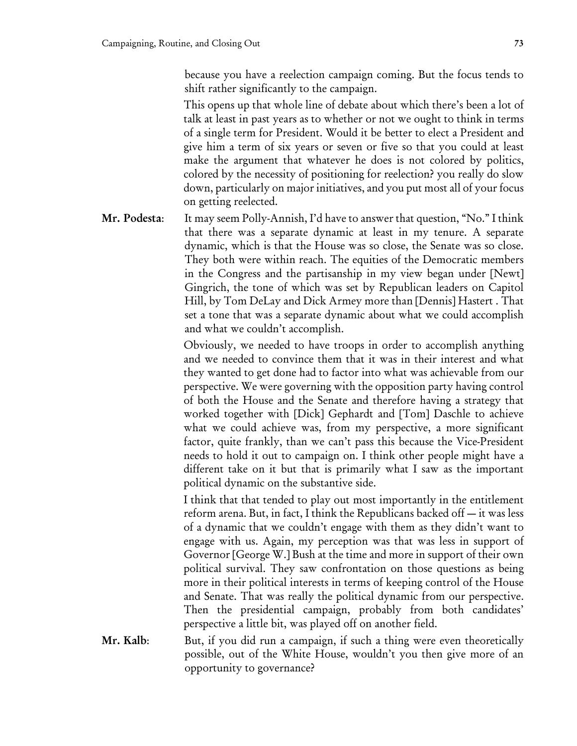because you have a reelection campaign coming. But the focus tends to shift rather significantly to the campaign.

This opens up that whole line of debate about which there's been a lot of talk at least in past years as to whether or not we ought to think in terms of a single term for President. Would it be better to elect a President and give him a term of six years or seven or five so that you could at least make the argument that whatever he does is not colored by politics, colored by the necessity of positioning for reelection? you really do slow down, particularly on major initiatives, and you put most all of your focus on getting reelected.

**Mr. Podesta**: It may seem Polly-Annish, I'd have to answer that question, "No." I think that there was a separate dynamic at least in my tenure. A separate dynamic, which is that the House was so close, the Senate was so close. They both were within reach. The equities of the Democratic members in the Congress and the partisanship in my view began under [Newt] Gingrich, the tone of which was set by Republican leaders on Capitol Hill, by Tom DeLay and Dick Armey more than [Dennis] Hastert . That set a tone that was a separate dynamic about what we could accomplish and what we couldn't accomplish.

Obviously, we needed to have troops in order to accomplish anything and we needed to convince them that it was in their interest and what they wanted to get done had to factor into what was achievable from our perspective. We were governing with the opposition party having control of both the House and the Senate and therefore having a strategy that worked together with [Dick] Gephardt and [Tom] Daschle to achieve what we could achieve was, from my perspective, a more significant factor, quite frankly, than we can't pass this because the Vice-President needs to hold it out to campaign on. I think other people might have a different take on it but that is primarily what I saw as the important political dynamic on the substantive side.

I think that that tended to play out most importantly in the entitlement reform arena. But, in fact, I think the Republicans backed off — it was less of a dynamic that we couldn't engage with them as they didn't want to engage with us. Again, my perception was that was less in support of Governor [George W.] Bush at the time and more in support of their own political survival. They saw confrontation on those questions as being more in their political interests in terms of keeping control of the House and Senate. That was really the political dynamic from our perspective. Then the presidential campaign, probably from both candidates' perspective a little bit, was played off on another field.

**Mr. Kalb**: But, if you did run a campaign, if such a thing were even theoretically possible, out of the White House, wouldn't you then give more of an opportunity to governance?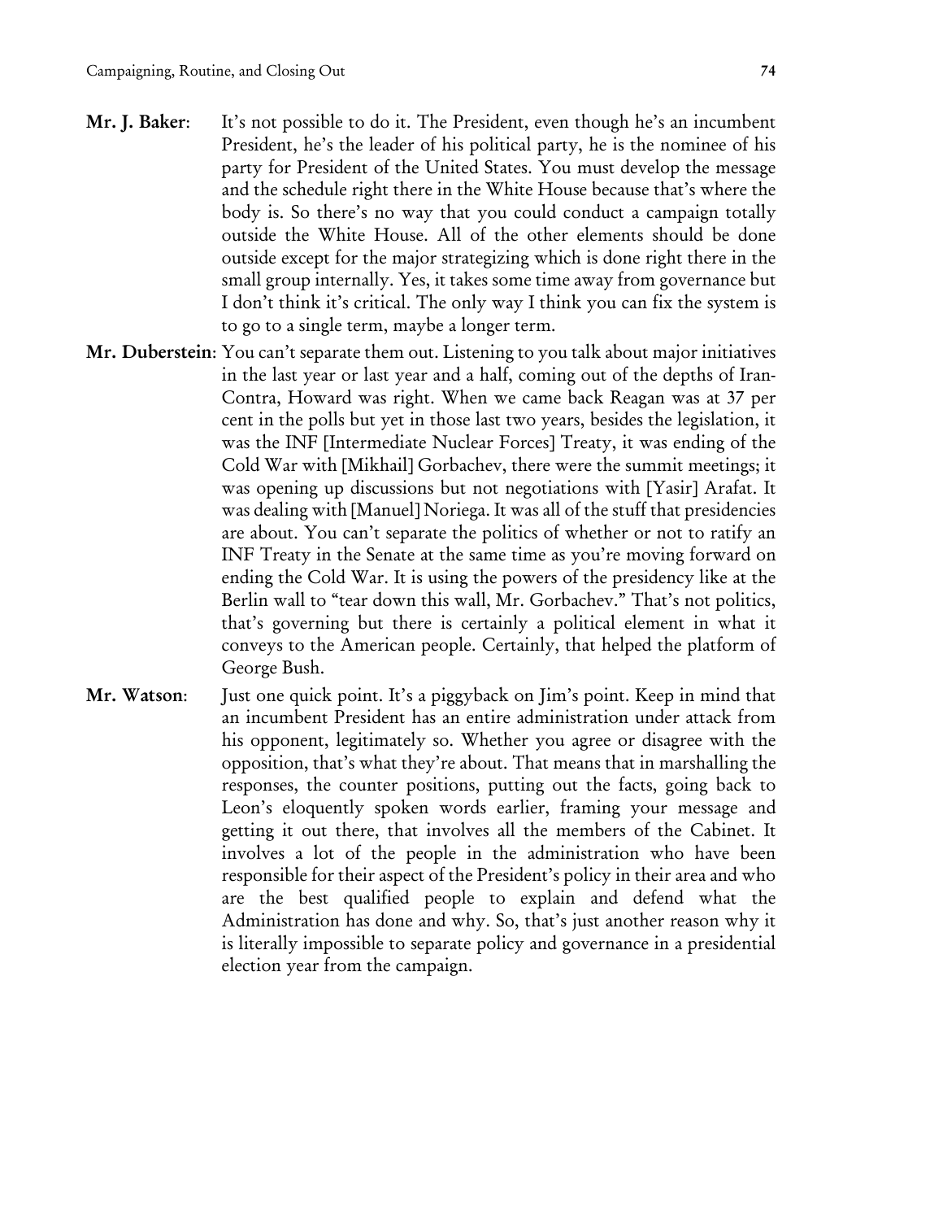**Mr. J. Baker**: It's not possible to do it. The President, even though he's an incumbent President, he's the leader of his political party, he is the nominee of his party for President of the United States. You must develop the message and the schedule right there in the White House because that's where the body is. So there's no way that you could conduct a campaign totally outside the White House. All of the other elements should be done outside except for the major strategizing which is done right there in the small group internally. Yes, it takes some time away from governance but I don't think it's critical. The only way I think you can fix the system is to go to a single term, maybe a longer term.

**Mr. Duberstein**: You can't separate them out. Listening to you talk about major initiatives in the last year or last year and a half, coming out of the depths of Iran-Contra, Howard was right. When we came back Reagan was at 37 per cent in the polls but yet in those last two years, besides the legislation, it was the INF [Intermediate Nuclear Forces] Treaty, it was ending of the Cold War with [Mikhail] Gorbachev, there were the summit meetings; it was opening up discussions but not negotiations with [Yasir] Arafat. It was dealing with [Manuel] Noriega. It was all of the stuff that presidencies are about. You can't separate the politics of whether or not to ratify an INF Treaty in the Senate at the same time as you're moving forward on ending the Cold War. It is using the powers of the presidency like at the Berlin wall to "tear down this wall, Mr. Gorbachev." That's not politics, that's governing but there is certainly a political element in what it conveys to the American people. Certainly, that helped the platform of George Bush.

**Mr. Watson**: Just one quick point. It's a piggyback on Jim's point. Keep in mind that an incumbent President has an entire administration under attack from his opponent, legitimately so. Whether you agree or disagree with the opposition, that's what they're about. That means that in marshalling the responses, the counter positions, putting out the facts, going back to Leon's eloquently spoken words earlier, framing your message and getting it out there, that involves all the members of the Cabinet. It involves a lot of the people in the administration who have been responsible for their aspect of the President's policy in their area and who are the best qualified people to explain and defend what the Administration has done and why. So, that's just another reason why it is literally impossible to separate policy and governance in a presidential election year from the campaign.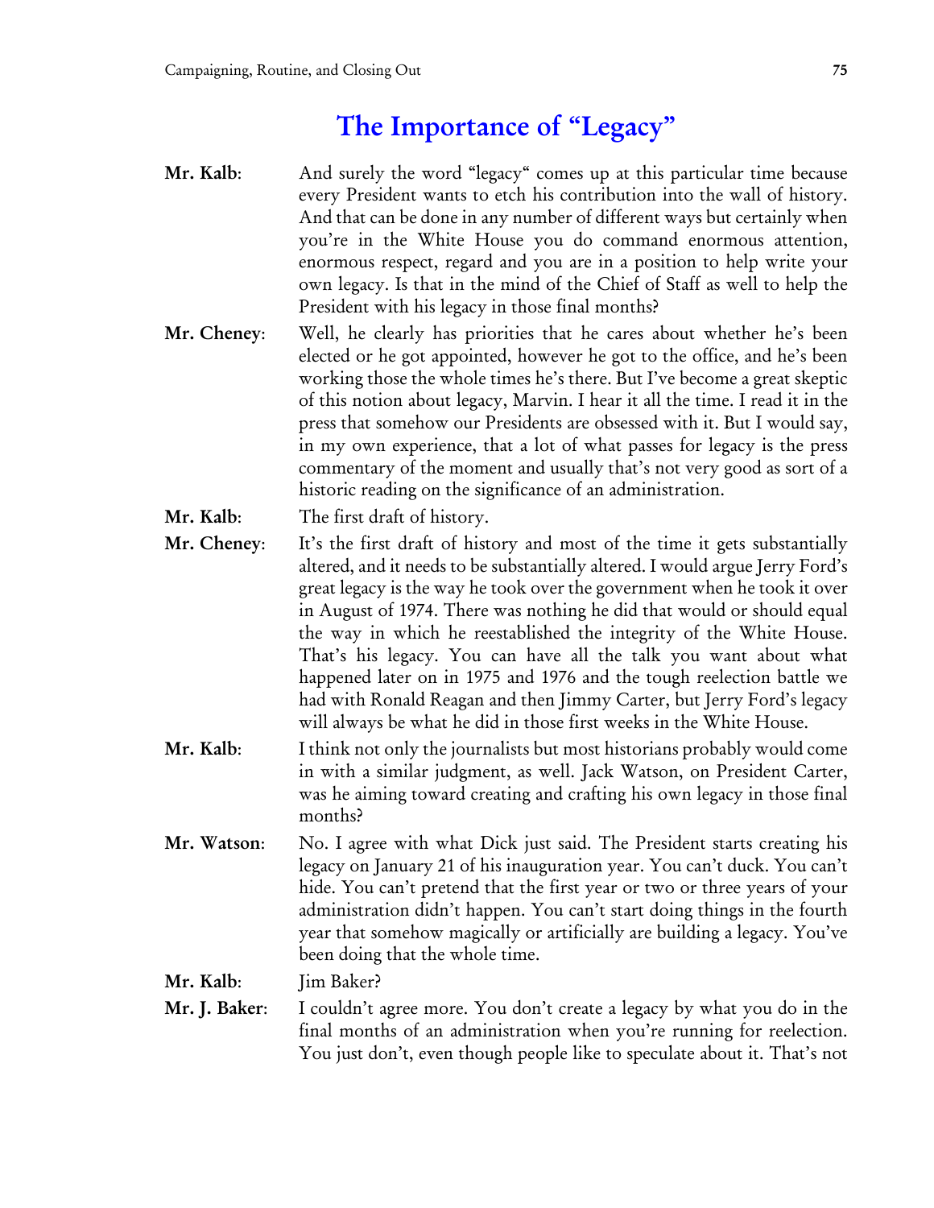## The Importance of "Legacy"

**Mr. Kalb**: And surely the word "legacy" comes up at this particular time because every President wants to etch his contribution into the wall of history. And that can be done in any number of different ways but certainly when you're in the White House you do command enormous attention, enormous respect, regard and you are in a position to help write your own legacy. Is that in the mind of the Chief of Staff as well to help the President with his legacy in those final months?

**Mr. Cheney**: Well, he clearly has priorities that he cares about whether he's been elected or he got appointed, however he got to the office, and he's been working those the whole times he's there. But I've become a great skeptic of this notion about legacy, Marvin. I hear it all the time. I read it in the press that somehow our Presidents are obsessed with it. But I would say, in my own experience, that a lot of what passes for legacy is the press commentary of the moment and usually that's not very good as sort of a historic reading on the significance of an administration.

**Mr. Kalb**: The first draft of history.

**Mr. Cheney**: It's the first draft of history and most of the time it gets substantially altered, and it needs to be substantially altered. I would argue Jerry Ford's great legacy is the way he took over the government when he took it over in August of 1974. There was nothing he did that would or should equal the way in which he reestablished the integrity of the White House. That's his legacy. You can have all the talk you want about what happened later on in 1975 and 1976 and the tough reelection battle we had with Ronald Reagan and then Jimmy Carter, but Jerry Ford's legacy will always be what he did in those first weeks in the White House.

**Mr. Kalb**: I think not only the journalists but most historians probably would come in with a similar judgment, as well. Jack Watson, on President Carter, was he aiming toward creating and crafting his own legacy in those final months?

**Mr. Watson**: No. I agree with what Dick just said. The President starts creating his legacy on January 21 of his inauguration year. You can't duck. You can't hide. You can't pretend that the first year or two or three years of your administration didn't happen. You can't start doing things in the fourth year that somehow magically or artificially are building a legacy. You've been doing that the whole time.

**Mr. Kalb**: Jim Baker?

**Mr. J. Baker**: I couldn't agree more. You don't create a legacy by what you do in the final months of an administration when you're running for reelection. You just don't, even though people like to speculate about it. That's not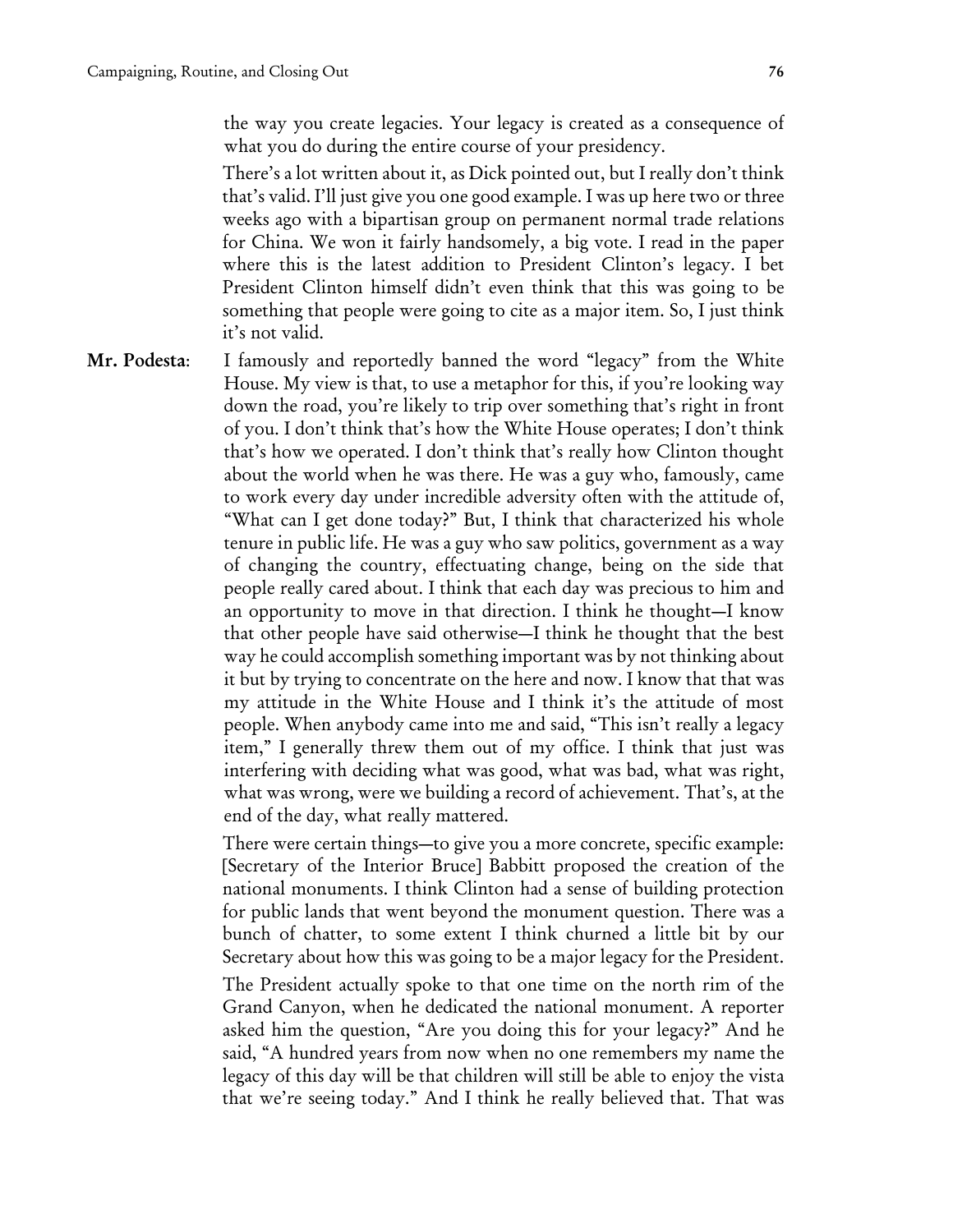the way you create legacies. Your legacy is created as a consequence of what you do during the entire course of your presidency.

There's a lot written about it, as Dick pointed out, but I really don't think that's valid. I'll just give you one good example. I was up here two or three weeks ago with a bipartisan group on permanent normal trade relations for China. We won it fairly handsomely, a big vote. I read in the paper where this is the latest addition to President Clinton's legacy. I bet President Clinton himself didn't even think that this was going to be something that people were going to cite as a major item. So, I just think it's not valid.

**Mr. Podesta**: I famously and reportedly banned the word "legacy" from the White House. My view is that, to use a metaphor for this, if you're looking way down the road, you're likely to trip over something that's right in front of you. I don't think that's how the White House operates; I don't think that's how we operated. I don't think that's really how Clinton thought about the world when he was there. He was a guy who, famously, came to work every day under incredible adversity often with the attitude of, "What can I get done today?" But, I think that characterized his whole tenure in public life. He was a guy who saw politics, government as a way of changing the country, effectuating change, being on the side that people really cared about. I think that each day was precious to him and an opportunity to move in that direction. I think he thought—I know that other people have said otherwise—I think he thought that the best way he could accomplish something important was by not thinking about it but by trying to concentrate on the here and now. I know that that was my attitude in the White House and I think it's the attitude of most people. When anybody came into me and said, "This isn't really a legacy item," I generally threw them out of my office. I think that just was interfering with deciding what was good, what was bad, what was right, what was wrong, were we building a record of achievement. That's, at the end of the day, what really mattered.

There were certain things—to give you a more concrete, specific example: [Secretary of the Interior Bruce] Babbitt proposed the creation of the national monuments. I think Clinton had a sense of building protection for public lands that went beyond the monument question. There was a bunch of chatter, to some extent I think churned a little bit by our Secretary about how this was going to be a major legacy for the President.

The President actually spoke to that one time on the north rim of the Grand Canyon, when he dedicated the national monument. A reporter asked him the question, "Are you doing this for your legacy?" And he said, "A hundred years from now when no one remembers my name the legacy of this day will be that children will still be able to enjoy the vista that we're seeing today." And I think he really believed that. That was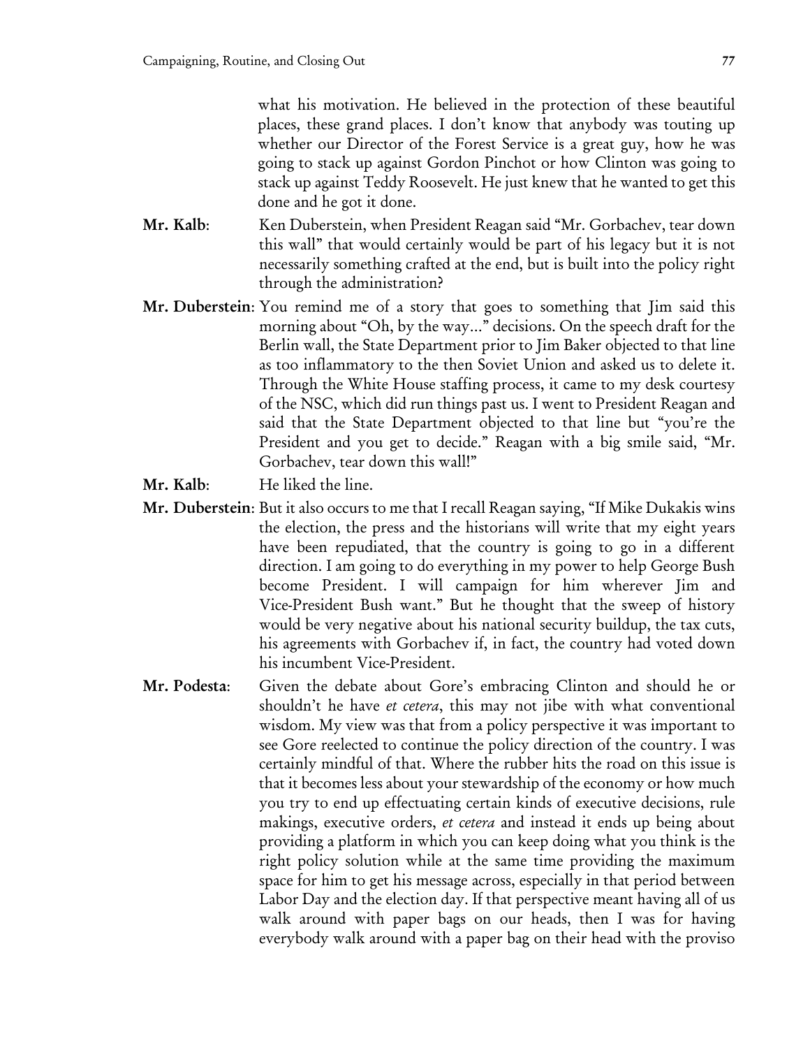what his motivation. He believed in the protection of these beautiful places, these grand places. I don't know that anybody was touting up whether our Director of the Forest Service is a great guy, how he was going to stack up against Gordon Pinchot or how Clinton was going to stack up against Teddy Roosevelt. He just knew that he wanted to get this done and he got it done.

**Mr. Kalb**: Ken Duberstein, when President Reagan said "Mr. Gorbachev, tear down this wall" that would certainly would be part of his legacy but it is not necessarily something crafted at the end, but is built into the policy right through the administration?

**Mr. Duberstein**: You remind me of a story that goes to something that Jim said this morning about "Oh, by the way…" decisions. On the speech draft for the Berlin wall, the State Department prior to Jim Baker objected to that line as too inflammatory to the then Soviet Union and asked us to delete it. Through the White House staffing process, it came to my desk courtesy of the NSC, which did run things past us. I went to President Reagan and said that the State Department objected to that line but "you're the President and you get to decide." Reagan with a big smile said, "Mr. Gorbachev, tear down this wall!"

**Mr. Kalb**: He liked the line.

**Mr. Duberstein**: But it also occurs to me that I recall Reagan saying, "If Mike Dukakis wins the election, the press and the historians will write that my eight years have been repudiated, that the country is going to go in a different direction. I am going to do everything in my power to help George Bush become President. I will campaign for him wherever Jim and Vice-President Bush want." But he thought that the sweep of history would be very negative about his national security buildup, the tax cuts, his agreements with Gorbachev if, in fact, the country had voted down his incumbent Vice-President.

**Mr. Podesta**: Given the debate about Gore's embracing Clinton and should he or shouldn't he have *et cetera*, this may not jibe with what conventional wisdom. My view was that from a policy perspective it was important to see Gore reelected to continue the policy direction of the country. I was certainly mindful of that. Where the rubber hits the road on this issue is that it becomes less about your stewardship of the economy or how much you try to end up effectuating certain kinds of executive decisions, rule makings, executive orders, *et cetera* and instead it ends up being about providing a platform in which you can keep doing what you think is the right policy solution while at the same time providing the maximum space for him to get his message across, especially in that period between Labor Day and the election day. If that perspective meant having all of us walk around with paper bags on our heads, then I was for having everybody walk around with a paper bag on their head with the proviso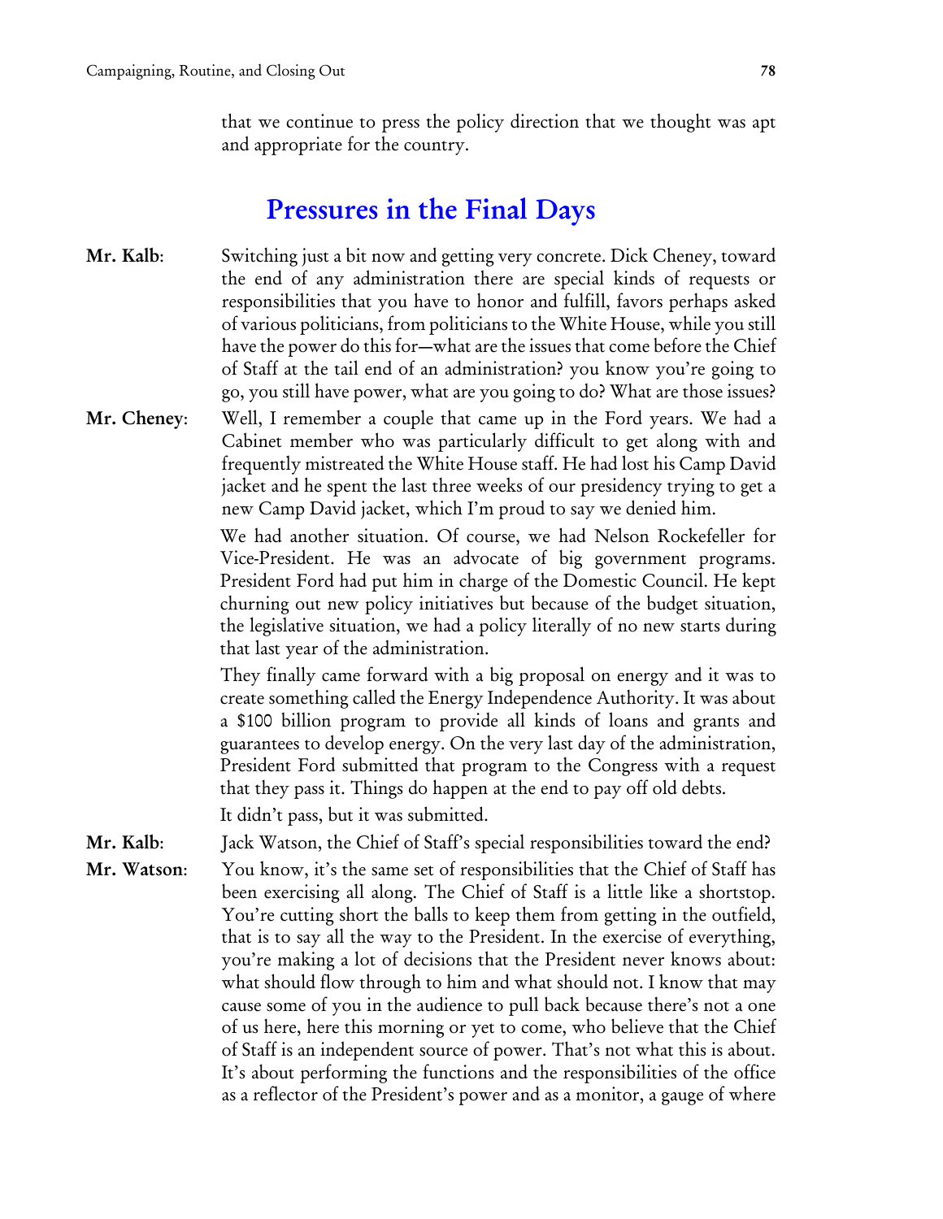that we continue to press the policy direction that we thought was apt and appropriate for the country.

## Pressures in the Final Days

**Mr. Kalb**: Switching just a bit now and getting very concrete. Dick Cheney, toward the end of any administration there are special kinds of requests or responsibilities that you have to honor and fulfill, favors perhaps asked of various politicians, from politicians to the White House, while you still have the power do this for—what are the issues that come before the Chief of Staff at the tail end of an administration? you know you're going to go, you still have power, what are you going to do? What are those issues?

**Mr. Cheney**: Well, I remember a couple that came up in the Ford years. We had a Cabinet member who was particularly difficult to get along with and frequently mistreated the White House staff. He had lost his Camp David jacket and he spent the last three weeks of our presidency trying to get a new Camp David jacket, which I'm proud to say we denied him.

We had another situation. Of course, we had Nelson Rockefeller for Vice-President. He was an advocate of big government programs. President Ford had put him in charge of the Domestic Council. He kept churning out new policy initiatives but because of the budget situation, the legislative situation, we had a policy literally of no new starts during that last year of the administration.

They finally came forward with a big proposal on energy and it was to create something called the Energy Independence Authority. It was about a $100 billion program to provide all kinds of loans and grants and guarantees to develop energy. On the very last day of the administration, President Ford submitted that program to the Congress with a request that they pass it. Things do happen at the end to pay off old debts.

It didn't pass, but it was submitted.

**Mr. Kalb**: Jack Watson, the Chief of Staff's special responsibilities toward the end?

**Mr. Watson**: You know, it's the same set of responsibilities that the Chief of Staff has been exercising all along. The Chief of Staff is a little like a shortstop. You're cutting short the balls to keep them from getting in the outfield, that is to say all the way to the President. In the exercise of everything, you're making a lot of decisions that the President never knows about: what should flow through to him and what should not. I know that may cause some of you in the audience to pull back because there's not a one of us here, here this morning or yet to come, who believe that the Chief of Staff is an independent source of power. That's not what this is about. It's about performing the functions and the responsibilities of the office as a reflector of the President's power and as a monitor, a gauge of where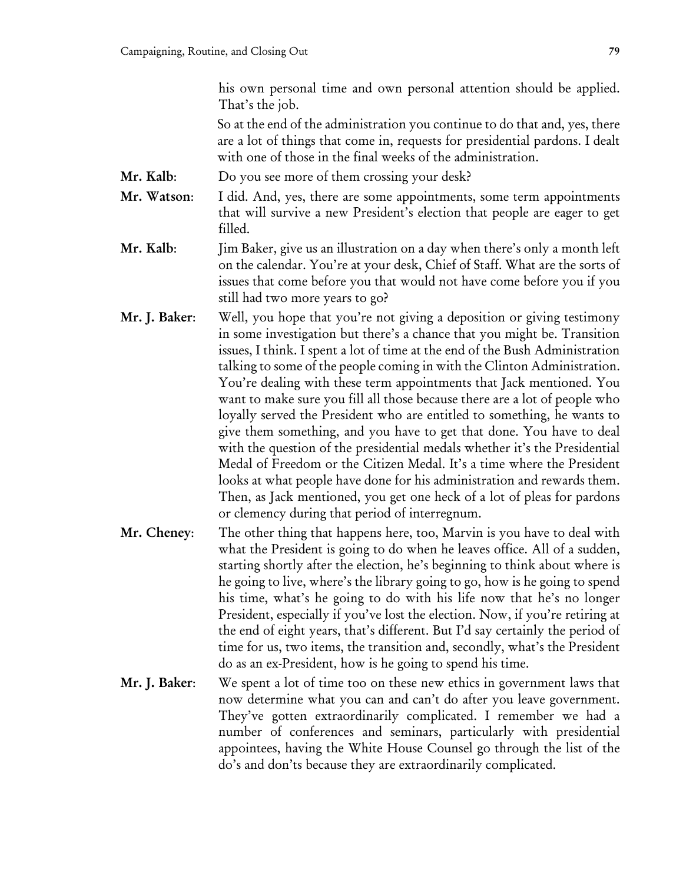his own personal time and own personal attention should be applied. That's the job.

So at the end of the administration you continue to do that and, yes, there are a lot of things that come in, requests for presidential pardons. I dealt with one of those in the final weeks of the administration.

**Mr. Kalb**: Do you see more of them crossing your desk?

**Mr. Watson**: I did. And, yes, there are some appointments, some term appointments that will survive a new President's election that people are eager to get filled.

**Mr. Kalb**: Jim Baker, give us an illustration on a day when there's only a month left on the calendar. You're at your desk, Chief of Staff. What are the sorts of issues that come before you that would not have come before you if you still had two more years to go?

**Mr. J. Baker**: Well, you hope that you're not giving a deposition or giving testimony in some investigation but there's a chance that you might be. Transition issues, I think. I spent a lot of time at the end of the Bush Administration talking to some of the people coming in with the Clinton Administration. You're dealing with these term appointments that Jack mentioned. You want to make sure you fill all those because there are a lot of people who loyally served the President who are entitled to something, he wants to give them something, and you have to get that done. You have to deal with the question of the presidential medals whether it's the Presidential Medal of Freedom or the Citizen Medal. It's a time where the President looks at what people have done for his administration and rewards them. Then, as Jack mentioned, you get one heck of a lot of pleas for pardons or clemency during that period of interregnum.

**Mr. Cheney**: The other thing that happens here, too, Marvin is you have to deal with what the President is going to do when he leaves office. All of a sudden, starting shortly after the election, he's beginning to think about where is he going to live, where's the library going to go, how is he going to spend his time, what's he going to do with his life now that he's no longer President, especially if you've lost the election. Now, if you're retiring at the end of eight years, that's different. But I'd say certainly the period of time for us, two items, the transition and, secondly, what's the President do as an ex-President, how is he going to spend his time.

**Mr. J. Baker**: We spent a lot of time too on these new ethics in government laws that now determine what you can and can't do after you leave government. They've gotten extraordinarily complicated. I remember we had a number of conferences and seminars, particularly with presidential appointees, having the White House Counsel go through the list of the do's and don'ts because they are extraordinarily complicated.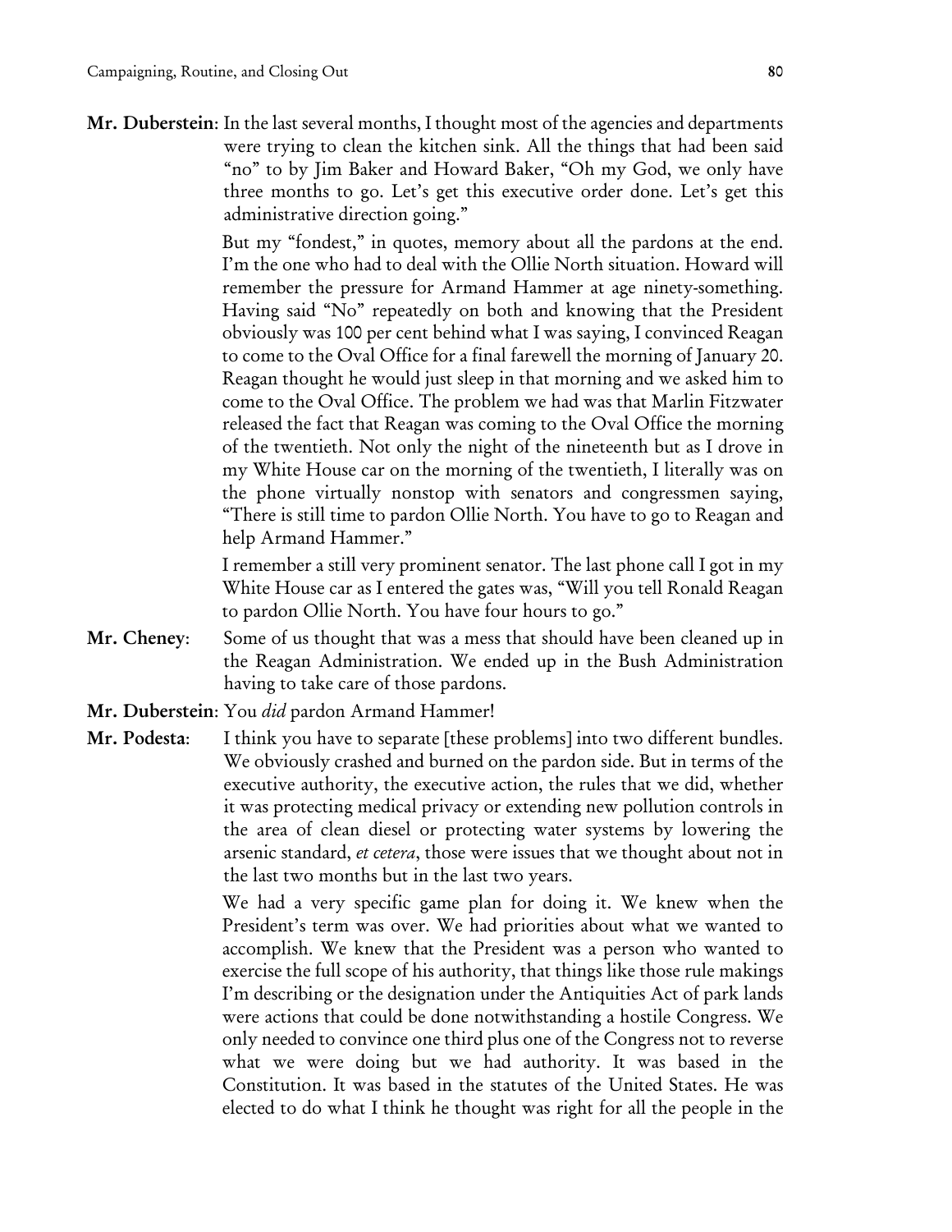**Mr. Duberstein**: In the last several months, I thought most of the agencies and departments were trying to clean the kitchen sink. All the things that had been said "no" to by Jim Baker and Howard Baker, "Oh my God, we only have three months to go. Let's get this executive order done. Let's get this administrative direction going."

But my "fondest," in quotes, memory about all the pardons at the end. I'm the one who had to deal with the Ollie North situation. Howard will remember the pressure for Armand Hammer at age ninety-something. Having said "No" repeatedly on both and knowing that the President obviously was 100 per cent behind what I was saying, I convinced Reagan to come to the Oval Office for a final farewell the morning of January 20. Reagan thought he would just sleep in that morning and we asked him to come to the Oval Office. The problem we had was that Marlin Fitzwater released the fact that Reagan was coming to the Oval Office the morning of the twentieth. Not only the night of the nineteenth but as I drove in my White House car on the morning of the twentieth, I literally was on the phone virtually nonstop with senators and congressmen saying, "There is still time to pardon Ollie North. You have to go to Reagan and help Armand Hammer."

I remember a still very prominent senator. The last phone call I got in my White House car as I entered the gates was, "Will you tell Ronald Reagan to pardon Ollie North. You have four hours to go."

**Mr. Cheney**: Some of us thought that was a mess that should have been cleaned up in the Reagan Administration. We ended up in the Bush Administration having to take care of those pardons.

**Mr. Duberstein**: You *did* pardon Armand Hammer!

**Mr. Podesta**: I think you have to separate [these problems] into two different bundles. We obviously crashed and burned on the pardon side. But in terms of the executive authority, the executive action, the rules that we did, whether it was protecting medical privacy or extending new pollution controls in the area of clean diesel or protecting water systems by lowering the arsenic standard, *et cetera*, those were issues that we thought about not in the last two months but in the last two years.

We had a very specific game plan for doing it. We knew when the President's term was over. We had priorities about what we wanted to accomplish. We knew that the President was a person who wanted to exercise the full scope of his authority, that things like those rule makings I'm describing or the designation under the Antiquities Act of park lands were actions that could be done notwithstanding a hostile Congress. We only needed to convince one third plus one of the Congress not to reverse what we were doing but we had authority. It was based in the Constitution. It was based in the statutes of the United States. He was elected to do what I think he thought was right for all the people in the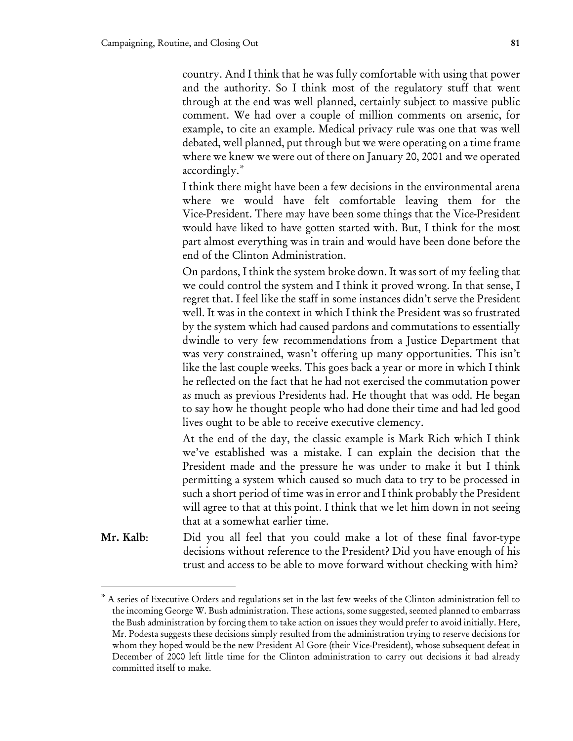country. And I think that he was fully comfortable with using that power and the authority. So I think most of the regulatory stuff that went through at the end was well planned, certainly subject to massive public comment. We had over a couple of million comments on arsenic, for example, to cite an example. Medical privacy rule was one that was well debated, well planned, put through but we were operating on a time frame where we knew we were out of there on January 20, 2001 and we operated accordingly.*

I think there might have been a few decisions in the environmental arena where we would have felt comfortable leaving them for the Vice-President. There may have been some things that the Vice-President would have liked to have gotten started with. But, I think for the most part almost everything was in train and would have been done before the end of the Clinton Administration.

On pardons, I think the system broke down. It was sort of my feeling that we could control the system and I think it proved wrong. In that sense, I regret that. I feel like the staff in some instances didn't serve the President well. It was in the context in which I think the President was so frustrated by the system which had caused pardons and commutations to essentially dwindle to very few recommendations from a Justice Department that was very constrained, wasn't offering up many opportunities. This isn't like the last couple weeks. This goes back a year or more in which I think he reflected on the fact that he had not exercised the commutation power as much as previous Presidents had. He thought that was odd. He began to say how he thought people who had done their time and had led good lives ought to be able to receive executive clemency.

At the end of the day, the classic example is Mark Rich which I think we've established was a mistake. I can explain the decision that the President made and the pressure he was under to make it but I think permitting a system which caused so much data to try to be processed in such a short period of time was in error and I think probably the President will agree to that at this point. I think that we let him down in not seeing that at a somewhat earlier time.

**Mr. Kalb**: Did you all feel that you could make a lot of these final favor-type decisions without reference to the President? Did you have enough of his trust and access to be able to move forward without checking with him?

---

* A series of Executive Orders and regulations set in the last few weeks of the Clinton administration fell to the incoming George W. Bush administration. These actions, some suggested, seemed planned to embarrass the Bush administration by forcing them to take action on issues they would prefer to avoid initially. Here, Mr. Podesta suggests these decisions simply resulted from the administration trying to reserve decisions for whom they hoped would be the new President Al Gore (their Vice-President), whose subsequent defeat in December of 2000 left little time for the Clinton administration to carry out decisions it had already committed itself to make.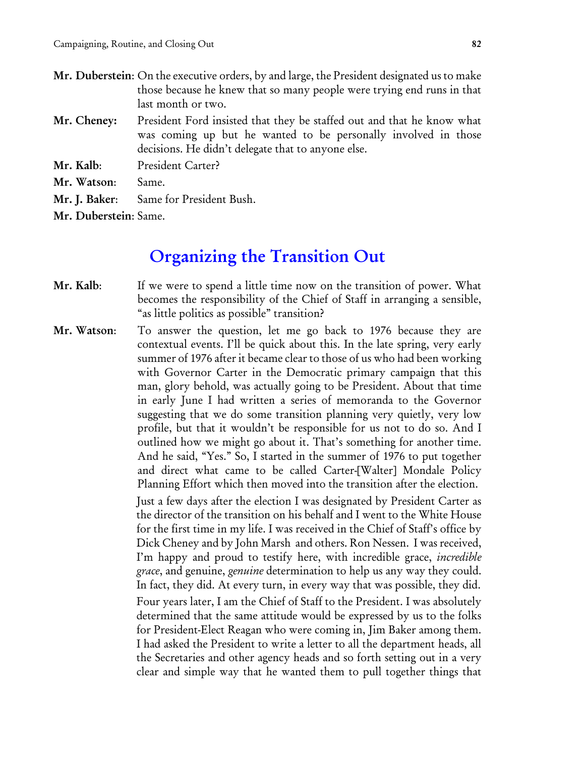**Mr. Duberstein**: On the executive orders, by and large, the President designated us to make those because he knew that so many people were trying end runs in that last month or two.

**Mr. Cheney:** President Ford insisted that they be staffed out and that he know what was coming up but he wanted to be personally involved in those decisions. He didn't delegate that to anyone else.

**Mr. Kalb**: President Carter?

**Mr. Watson**: Same.

**Mr. J. Baker**: Same for President Bush.

**Mr. Duberstein**: Same.

## Organizing the Transition Out

**Mr. Kalb**: If we were to spend a little time now on the transition of power. What becomes the responsibility of the Chief of Staff in arranging a sensible, "as little politics as possible" transition?

**Mr. Watson**: To answer the question, let me go back to 1976 because they are contextual events. I'll be quick about this. In the late spring, very early summer of 1976 after it became clear to those of us who had been working with Governor Carter in the Democratic primary campaign that this man, glory behold, was actually going to be President. About that time in early June I had written a series of memoranda to the Governor suggesting that we do some transition planning very quietly, very low profile, but that it wouldn't be responsible for us not to do so. And I outlined how we might go about it. That's something for another time. And he said, "Yes." So, I started in the summer of 1976 to put together and direct what came to be called Carter-[Walter] Mondale Policy Planning Effort which then moved into the transition after the election.

Just a few days after the election I was designated by President Carter as the director of the transition on his behalf and I went to the White House for the first time in my life. I was received in the Chief of Staff's office by Dick Cheney and by John Marsh and others. Ron Nessen. I was received, I'm happy and proud to testify here, with incredible grace, *incredible grace*, and genuine, *genuine* determination to help us any way they could. In fact, they did. At every turn, in every way that was possible, they did.

Four years later, I am the Chief of Staff to the President. I was absolutely determined that the same attitude would be expressed by us to the folks for President-Elect Reagan who were coming in, Jim Baker among them. I had asked the President to write a letter to all the department heads, all the Secretaries and other agency heads and so forth setting out in a very clear and simple way that he wanted them to pull together things that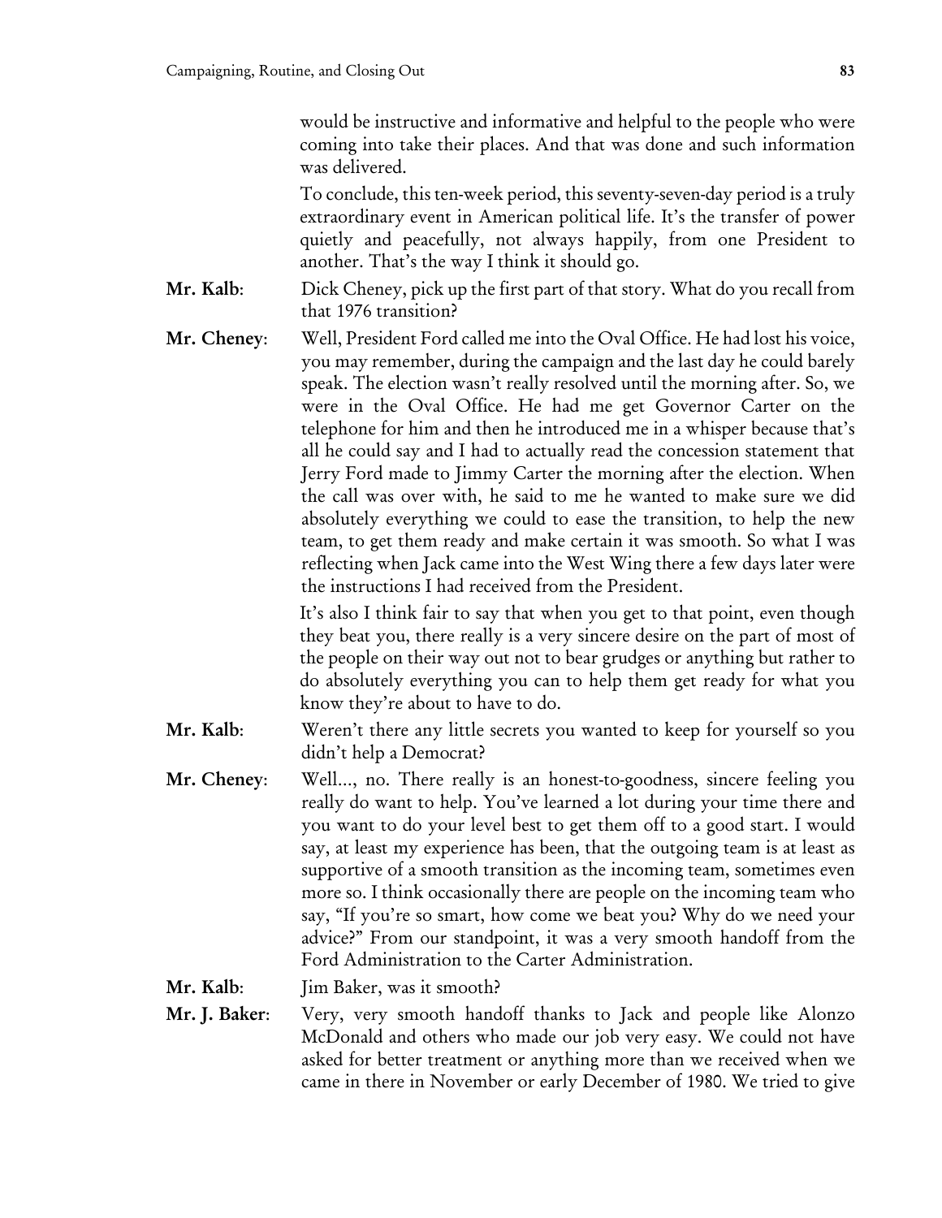would be instructive and informative and helpful to the people who were coming into take their places. And that was done and such information was delivered.

To conclude, this ten-week period, this seventy-seven-day period is a truly extraordinary event in American political life. It's the transfer of power quietly and peacefully, not always happily, from one President to another. That's the way I think it should go.

**Mr. Kalb**: Dick Cheney, pick up the first part of that story. What do you recall from that 1976 transition?

**Mr. Cheney**: Well, President Ford called me into the Oval Office. He had lost his voice, you may remember, during the campaign and the last day he could barely speak. The election wasn't really resolved until the morning after. So, we were in the Oval Office. He had me get Governor Carter on the telephone for him and then he introduced me in a whisper because that's all he could say and I had to actually read the concession statement that Jerry Ford made to Jimmy Carter the morning after the election. When the call was over with, he said to me he wanted to make sure we did absolutely everything we could to ease the transition, to help the new team, to get them ready and make certain it was smooth. So what I was reflecting when Jack came into the West Wing there a few days later were the instructions I had received from the President.

It's also I think fair to say that when you get to that point, even though they beat you, there really is a very sincere desire on the part of most of the people on their way out not to bear grudges or anything but rather to do absolutely everything you can to help them get ready for what you know they're about to have to do.

**Mr. Kalb**: Weren't there any little secrets you wanted to keep for yourself so you didn't help a Democrat?

**Mr. Cheney**: Well..., no. There really is an honest-to-goodness, sincere feeling you really do want to help. You've learned a lot during your time there and you want to do your level best to get them off to a good start. I would say, at least my experience has been, that the outgoing team is at least as supportive of a smooth transition as the incoming team, sometimes even more so. I think occasionally there are people on the incoming team who say, "If you're so smart, how come we beat you? Why do we need your advice?" From our standpoint, it was a very smooth handoff from the Ford Administration to the Carter Administration.

**Mr. Kalb**: Jim Baker, was it smooth?

**Mr. J. Baker**: Very, very smooth handoff thanks to Jack and people like Alonzo McDonald and others who made our job very easy. We could not have asked for better treatment or anything more than we received when we came in there in November or early December of 1980. We tried to give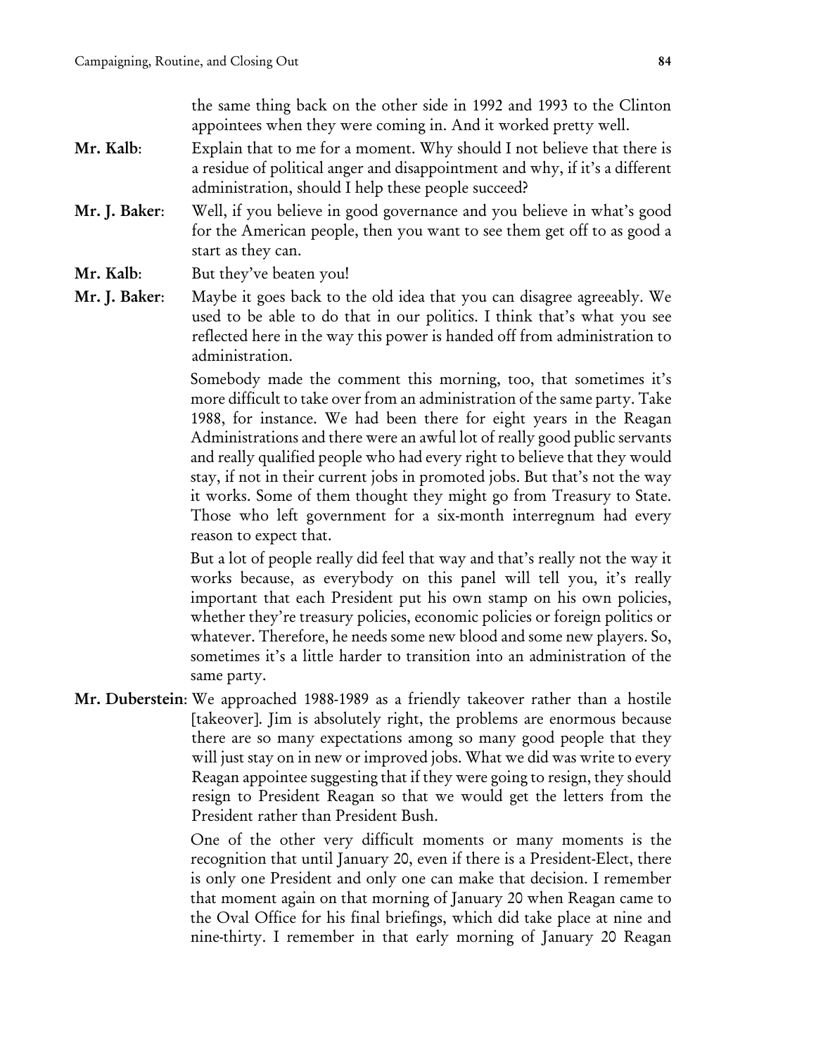the same thing back on the other side in 1992 and 1993 to the Clinton appointees when they were coming in. And it worked pretty well.

**Mr. Kalb**: Explain that to me for a moment. Why should I not believe that there is a residue of political anger and disappointment and why, if it's a different administration, should I help these people succeed?

**Mr. J. Baker**: Well, if you believe in good governance and you believe in what's good for the American people, then you want to see them get off to as good a start as they can.

**Mr. Kalb**: But they've beaten you!

**Mr. J. Baker**: Maybe it goes back to the old idea that you can disagree agreeably. We used to be able to do that in our politics. I think that's what you see reflected here in the way this power is handed off from administration to administration.

Somebody made the comment this morning, too, that sometimes it's more difficult to take over from an administration of the same party. Take 1988, for instance. We had been there for eight years in the Reagan Administrations and there were an awful lot of really good public servants and really qualified people who had every right to believe that they would stay, if not in their current jobs in promoted jobs. But that's not the way it works. Some of them thought they might go from Treasury to State. Those who left government for a six-month interregnum had every reason to expect that.

But a lot of people really did feel that way and that's really not the way it works because, as everybody on this panel will tell you, it's really important that each President put his own stamp on his own policies, whether they're treasury policies, economic policies or foreign politics or whatever. Therefore, he needs some new blood and some new players. So, sometimes it's a little harder to transition into an administration of the same party.

**Mr. Duberstein**: We approached 1988-1989 as a friendly takeover rather than a hostile [takeover]. Jim is absolutely right, the problems are enormous because there are so many expectations among so many good people that they will just stay on in new or improved jobs. What we did was write to every Reagan appointee suggesting that if they were going to resign, they should resign to President Reagan so that we would get the letters from the President rather than President Bush.

One of the other very difficult moments or many moments is the recognition that until January 20, even if there is a President-Elect, there is only one President and only one can make that decision. I remember that moment again on that morning of January 20 when Reagan came to the Oval Office for his final briefings, which did take place at nine and nine-thirty. I remember in that early morning of January 20 Reagan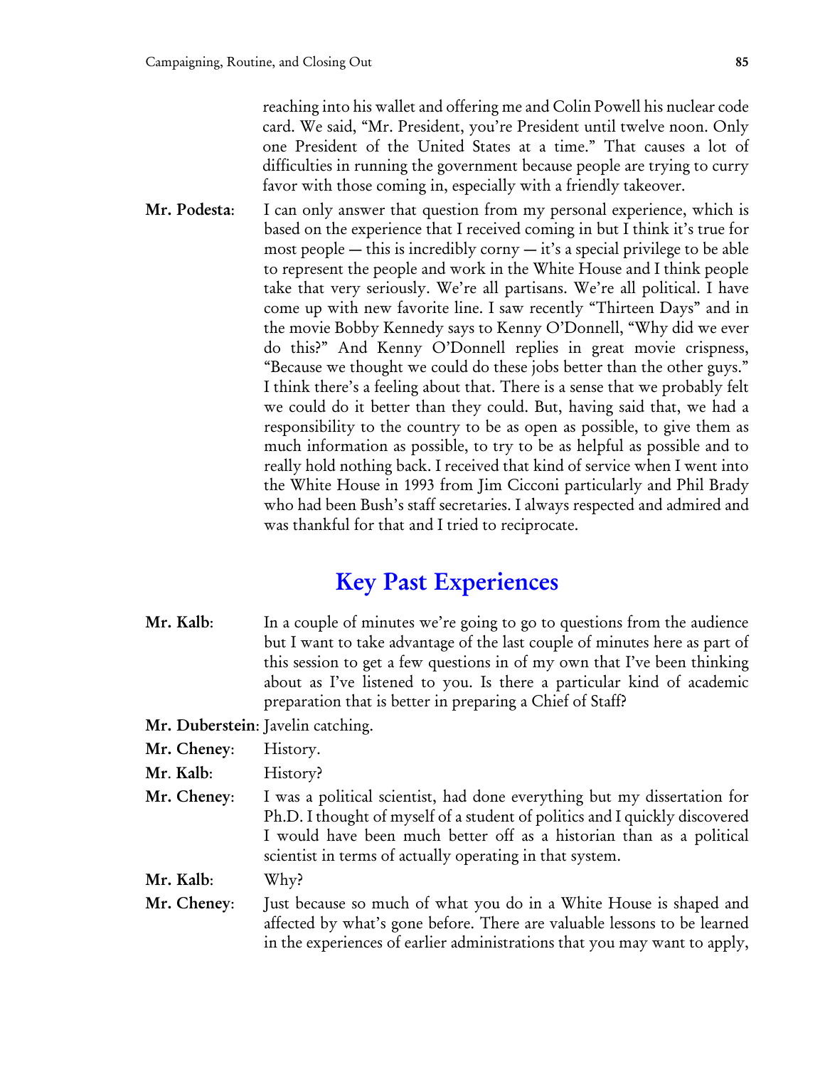reaching into his wallet and offering me and Colin Powell his nuclear code card. We said, "Mr. President, you're President until twelve noon. Only one President of the United States at a time." That causes a lot of difficulties in running the government because people are trying to curry favor with those coming in, especially with a friendly takeover.

**Mr. Podesta**: I can only answer that question from my personal experience, which is based on the experience that I received coming in but I think it's true for most people — this is incredibly corny — it's a special privilege to be able to represent the people and work in the White House and I think people take that very seriously. We're all partisans. We're all political. I have come up with new favorite line. I saw recently "Thirteen Days" and in the movie Bobby Kennedy says to Kenny O'Donnell, "Why did we ever do this?" And Kenny O'Donnell replies in great movie crispness, "Because we thought we could do these jobs better than the other guys." I think there's a feeling about that. There is a sense that we probably felt we could do it better than they could. But, having said that, we had a responsibility to the country to be as open as possible, to give them as much information as possible, to try to be as helpful as possible and to really hold nothing back. I received that kind of service when I went into the White House in 1993 from Jim Cicconi particularly and Phil Brady who had been Bush's staff secretaries. I always respected and admired and was thankful for that and I tried to reciprocate.

## Key Past Experiences

**Mr. Kalb**: In a couple of minutes we're going to go to questions from the audience but I want to take advantage of the last couple of minutes here as part of this session to get a few questions in of my own that I've been thinking about as I've listened to you. Is there a particular kind of academic preparation that is better in preparing a Chief of Staff?

**Mr. Duberstein**: Javelin catching.

**Mr. Cheney**: History.

**Mr. Kalb**: History?

**Mr. Cheney**: I was a political scientist, had done everything but my dissertation for Ph.D. I thought of myself of a student of politics and I quickly discovered I would have been much better off as a historian than as a political scientist in terms of actually operating in that system.

**Mr. Kalb**: Why?

**Mr. Cheney**: Just because so much of what you do in a White House is shaped and affected by what's gone before. There are valuable lessons to be learned in the experiences of earlier administrations that you may want to apply,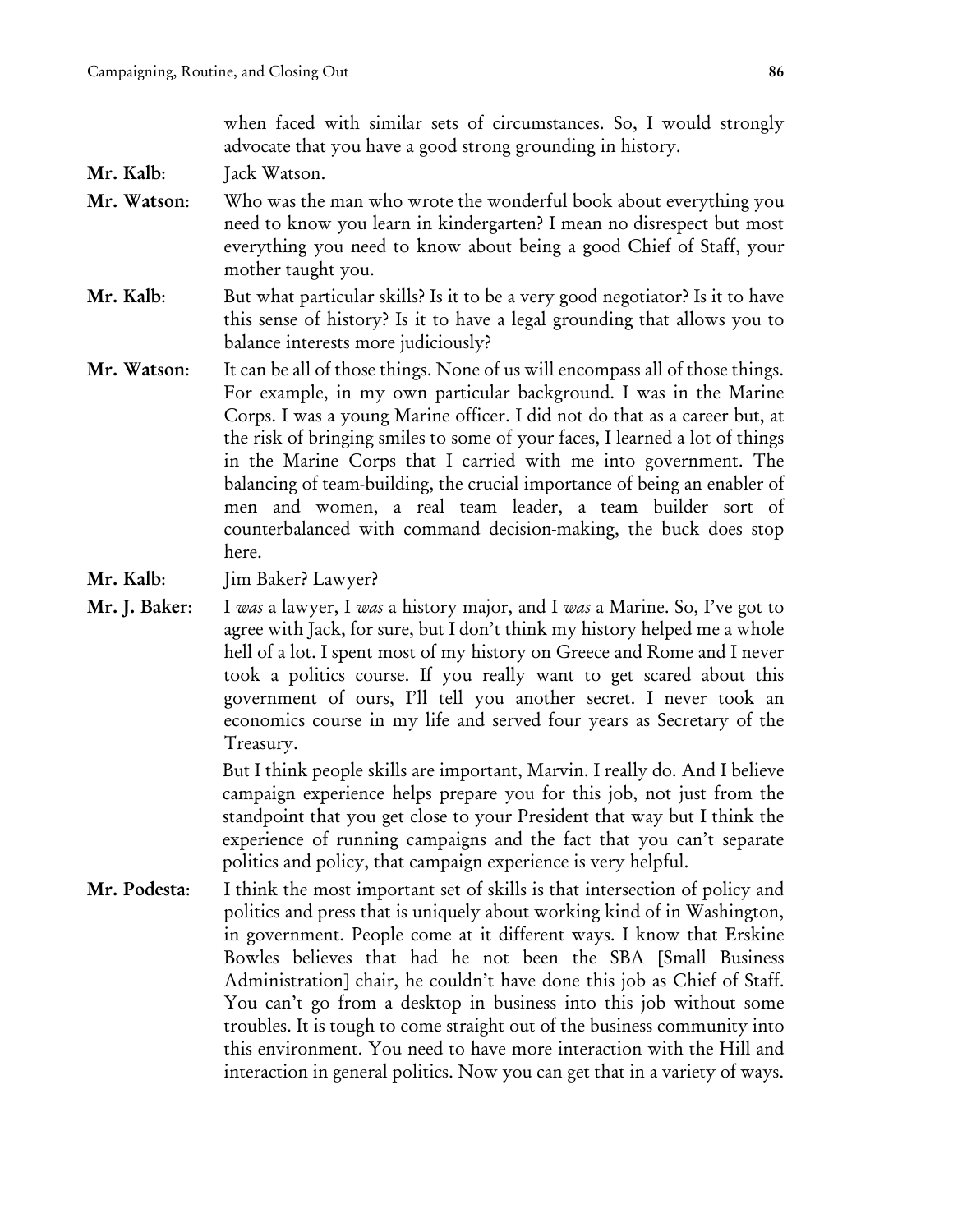when faced with similar sets of circumstances. So, I would strongly advocate that you have a good strong grounding in history.

**Mr. Kalb**: Jack Watson.

**Mr. Watson**: Who was the man who wrote the wonderful book about everything you need to know you learn in kindergarten? I mean no disrespect but most everything you need to know about being a good Chief of Staff, your mother taught you.

**Mr. Kalb**: But what particular skills? Is it to be a very good negotiator? Is it to have this sense of history? Is it to have a legal grounding that allows you to balance interests more judiciously?

**Mr. Watson**: It can be all of those things. None of us will encompass all of those things. For example, in my own particular background. I was in the Marine Corps. I was a young Marine officer. I did not do that as a career but, at the risk of bringing smiles to some of your faces, I learned a lot of things in the Marine Corps that I carried with me into government. The balancing of team-building, the crucial importance of being an enabler of men and women, a real team leader, a team builder sort of counterbalanced with command decision-making, the buck does stop here.

**Mr. Kalb**: Jim Baker? Lawyer?

**Mr. J. Baker**: I *was* a lawyer, I *was* a history major, and I *was* a Marine. So, I've got to agree with Jack, for sure, but I don't think my history helped me a whole hell of a lot. I spent most of my history on Greece and Rome and I never took a politics course. If you really want to get scared about this government of ours, I'll tell you another secret. I never took an economics course in my life and served four years as Secretary of the Treasury.

But I think people skills are important, Marvin. I really do. And I believe campaign experience helps prepare you for this job, not just from the standpoint that you get close to your President that way but I think the experience of running campaigns and the fact that you can't separate politics and policy, that campaign experience is very helpful.

**Mr. Podesta**: I think the most important set of skills is that intersection of policy and politics and press that is uniquely about working kind of in Washington, in government. People come at it different ways. I know that Erskine Bowles believes that had he not been the SBA [Small Business Administration] chair, he couldn't have done this job as Chief of Staff. You can't go from a desktop in business into this job without some troubles. It is tough to come straight out of the business community into this environment. You need to have more interaction with the Hill and interaction in general politics. Now you can get that in a variety of ways.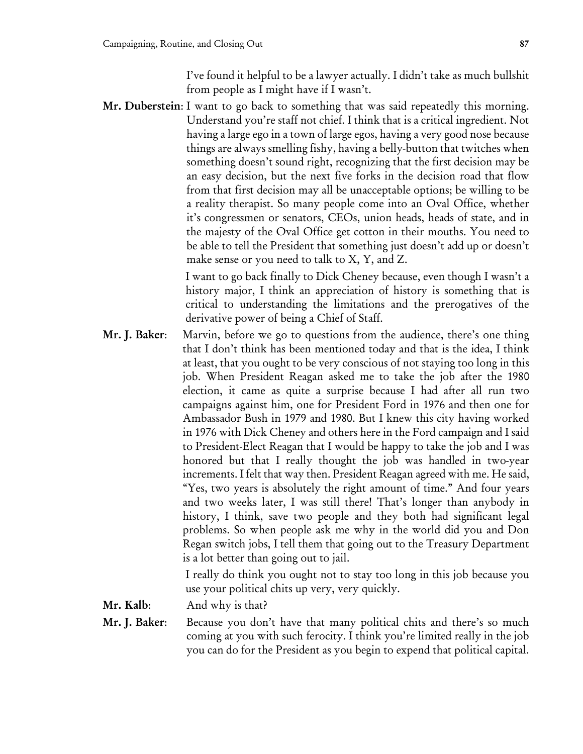I've found it helpful to be a lawyer actually. I didn't take as much bullshit from people as I might have if I wasn't.

**Mr. Duberstein**: I want to go back to something that was said repeatedly this morning. Understand you're staff not chief. I think that is a critical ingredient. Not having a large ego in a town of large egos, having a very good nose because things are always smelling fishy, having a belly-button that twitches when something doesn't sound right, recognizing that the first decision may be an easy decision, but the next five forks in the decision road that flow from that first decision may all be unacceptable options; be willing to be a reality therapist. So many people come into an Oval Office, whether it's congressmen or senators, CEOs, union heads, heads of state, and in the majesty of the Oval Office get cotton in their mouths. You need to be able to tell the President that something just doesn't add up or doesn't make sense or you need to talk to X, Y, and Z.

I want to go back finally to Dick Cheney because, even though I wasn't a history major, I think an appreciation of history is something that is critical to understanding the limitations and the prerogatives of the derivative power of being a Chief of Staff.

**Mr. J. Baker**: Marvin, before we go to questions from the audience, there's one thing that I don't think has been mentioned today and that is the idea, I think at least, that you ought to be very conscious of not staying too long in this job. When President Reagan asked me to take the job after the 1980 election, it came as quite a surprise because I had after all run two campaigns against him, one for President Ford in 1976 and then one for Ambassador Bush in 1979 and 1980. But I knew this city having worked in 1976 with Dick Cheney and others here in the Ford campaign and I said to President-Elect Reagan that I would be happy to take the job and I was honored but that I really thought the job was handled in two-year increments. I felt that way then. President Reagan agreed with me. He said, "Yes, two years is absolutely the right amount of time." And four years and two weeks later, I was still there! That's longer than anybody in history, I think, save two people and they both had significant legal problems. So when people ask me why in the world did you and Don Regan switch jobs, I tell them that going out to the Treasury Department is a lot better than going out to jail.

I really do think you ought not to stay too long in this job because you use your political chits up very, very quickly.

**Mr. Kalb**: And why is that?

**Mr. J. Baker**: Because you don't have that many political chits and there's so much coming at you with such ferocity. I think you're limited really in the job you can do for the President as you begin to expend that political capital.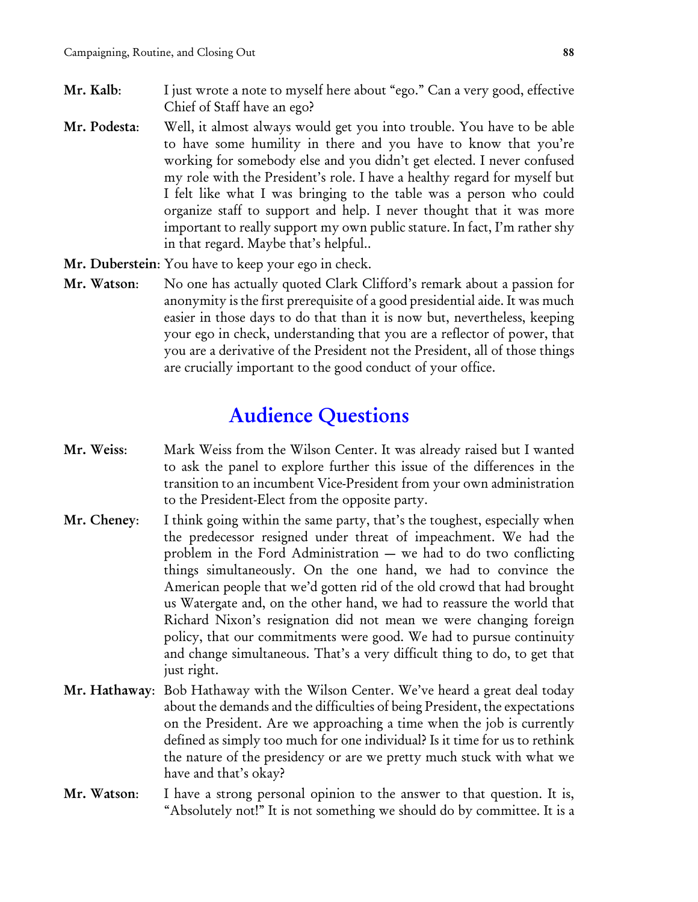**Mr. Kalb**: I just wrote a note to myself here about "ego." Can a very good, effective Chief of Staff have an ego?

**Mr. Podesta**: Well, it almost always would get you into trouble. You have to be able to have some humility in there and you have to know that you're working for somebody else and you didn't get elected. I never confused my role with the President's role. I have a healthy regard for myself but I felt like what I was bringing to the table was a person who could organize staff to support and help. I never thought that it was more important to really support my own public stature. In fact, I'm rather shy in that regard. Maybe that's helpful..

**Mr. Duberstein**: You have to keep your ego in check.

**Mr. Watson**: No one has actually quoted Clark Clifford's remark about a passion for anonymity is the first prerequisite of a good presidential aide. It was much easier in those days to do that than it is now but, nevertheless, keeping your ego in check, understanding that you are a reflector of power, that you are a derivative of the President not the President, all of those things are crucially important to the good conduct of your office.

## Audience Questions

**Mr. Weiss**: Mark Weiss from the Wilson Center. It was already raised but I wanted to ask the panel to explore further this issue of the differences in the transition to an incumbent Vice-President from your own administration to the President-Elect from the opposite party.

**Mr. Cheney**: I think going within the same party, that's the toughest, especially when the predecessor resigned under threat of impeachment. We had the problem in the Ford Administration — we had to do two conflicting things simultaneously. On the one hand, we had to convince the American people that we'd gotten rid of the old crowd that had brought us Watergate and, on the other hand, we had to reassure the world that Richard Nixon's resignation did not mean we were changing foreign policy, that our commitments were good. We had to pursue continuity and change simultaneous. That's a very difficult thing to do, to get that just right.

**Mr. Hathaway**: Bob Hathaway with the Wilson Center. We've heard a great deal today about the demands and the difficulties of being President, the expectations on the President. Are we approaching a time when the job is currently defined as simply too much for one individual? Is it time for us to rethink the nature of the presidency or are we pretty much stuck with what we have and that's okay?

**Mr. Watson**: I have a strong personal opinion to the answer to that question. It is, "Absolutely not!" It is not something we should do by committee. It is a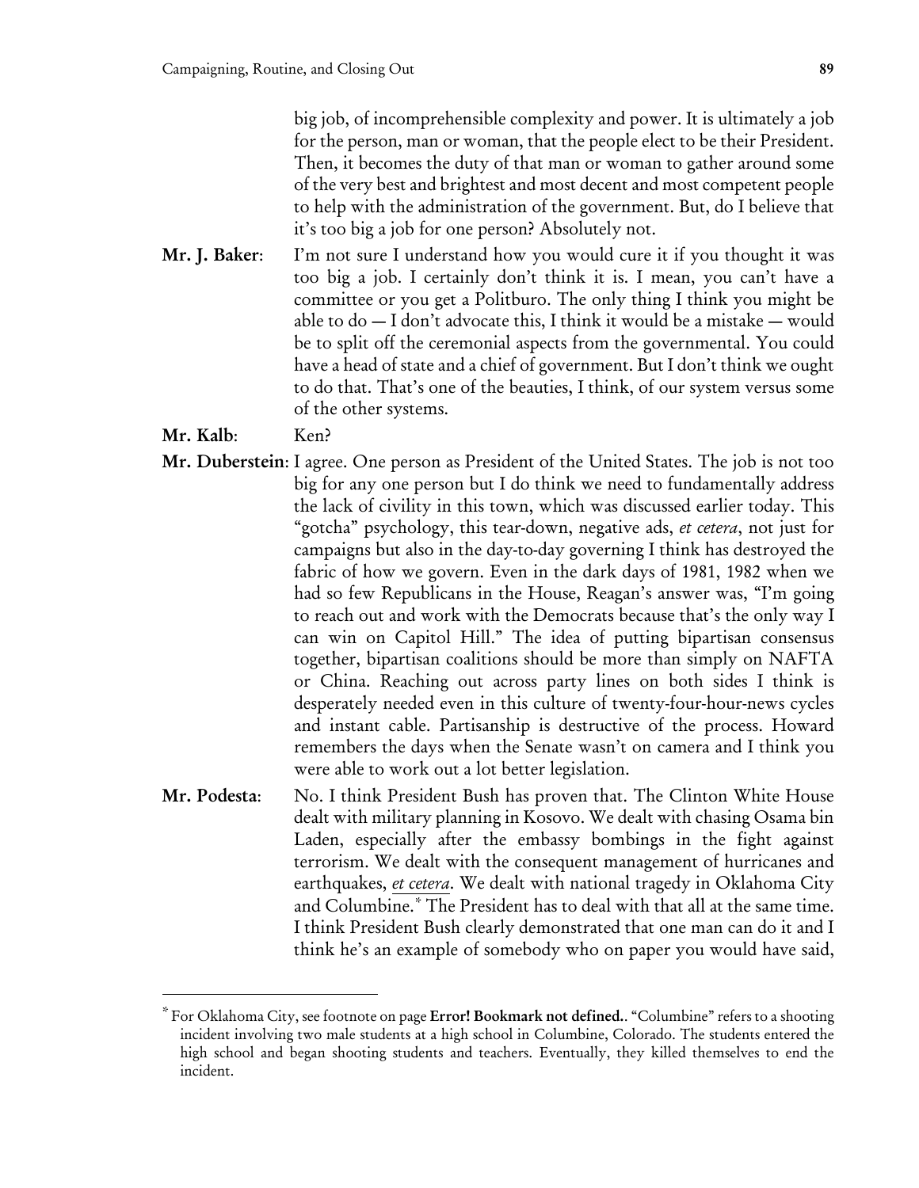big job, of incomprehensible complexity and power. It is ultimately a job for the person, man or woman, that the people elect to be their President. Then, it becomes the duty of that man or woman to gather around some of the very best and brightest and most decent and most competent people to help with the administration of the government. But, do I believe that it's too big a job for one person? Absolutely not.

**Mr. J. Baker**: I'm not sure I understand how you would cure it if you thought it was too big a job. I certainly don't think it is. I mean, you can't have a committee or you get a Politburo. The only thing I think you might be able to do — I don't advocate this, I think it would be a mistake — would be to split off the ceremonial aspects from the governmental. You could have a head of state and a chief of government. But I don't think we ought to do that. That's one of the beauties, I think, of our system versus some of the other systems.

**Mr. Kalb**: Ken?

**Mr. Duberstein**: I agree. One person as President of the United States. The job is not too big for any one person but I do think we need to fundamentally address the lack of civility in this town, which was discussed earlier today. This "gotcha" psychology, this tear-down, negative ads, *et cetera*, not just for campaigns but also in the day-to-day governing I think has destroyed the fabric of how we govern. Even in the dark days of 1981, 1982 when we had so few Republicans in the House, Reagan's answer was, "I'm going to reach out and work with the Democrats because that's the only way I can win on Capitol Hill." The idea of putting bipartisan consensus together, bipartisan coalitions should be more than simply on NAFTA or China. Reaching out across party lines on both sides I think is desperately needed even in this culture of twenty-four-hour-news cycles and instant cable. Partisanship is destructive of the process. Howard remembers the days when the Senate wasn't on camera and I think you were able to work out a lot better legislation.

**Mr. Podesta**: No. I think President Bush has proven that. The Clinton White House dealt with military planning in Kosovo. We dealt with chasing Osama bin Laden, especially after the embassy bombings in the fight against terrorism. We dealt with the consequent management of hurricanes and earthquakes, *et cetera*. We dealt with national tragedy in Oklahoma City and Columbine.* The President has to deal with that all at the same time. I think President Bush clearly demonstrated that one man can do it and I think he's an example of somebody who on paper you would have said,

---

* For Oklahoma City, see footnote on page **Error! Bookmark not defined.**. "Columbine" refers to a shooting incident involving two male students at a high school in Columbine, Colorado. The students entered the high school and began shooting students and teachers. Eventually, they killed themselves to end the incident.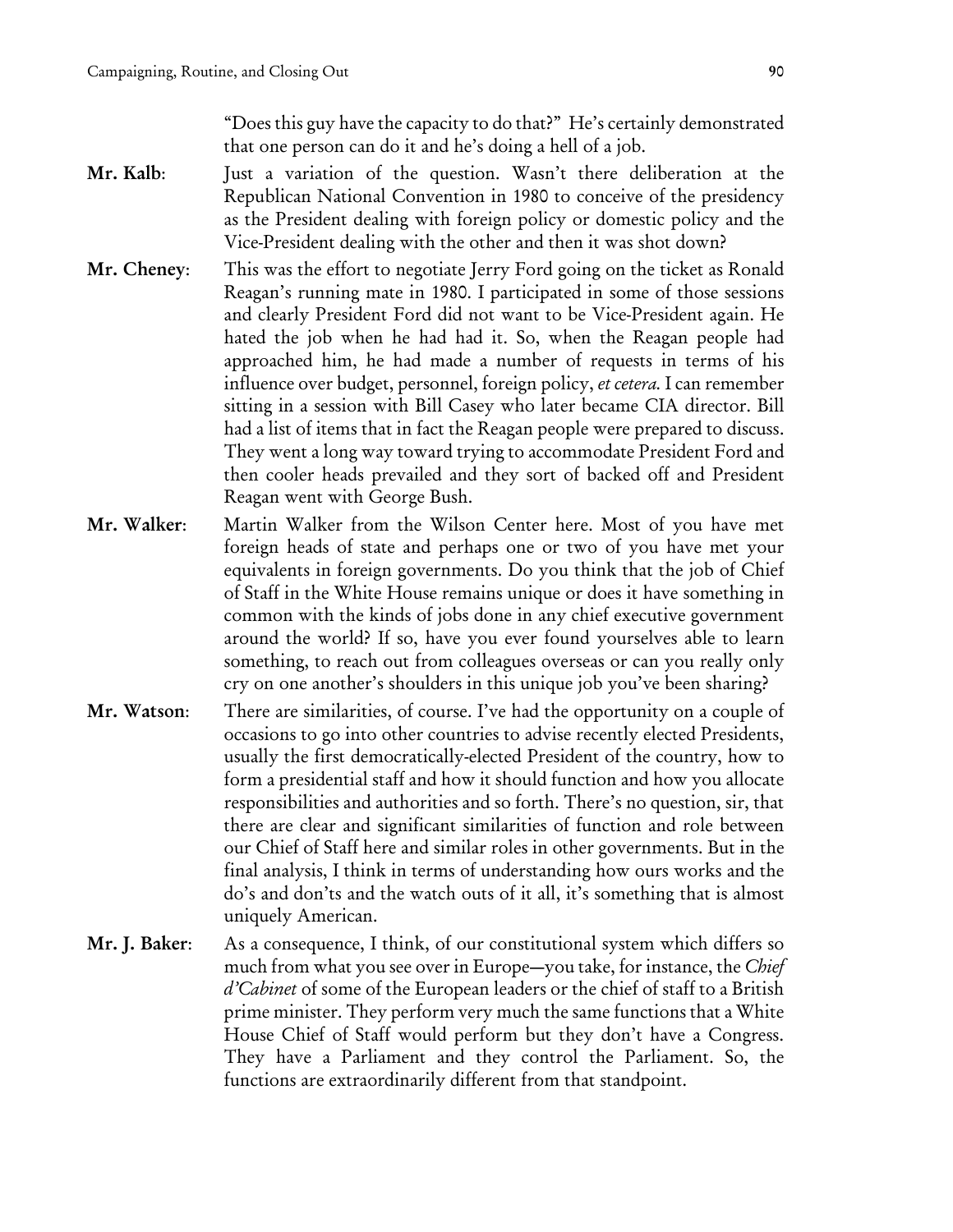"Does this guy have the capacity to do that?" He's certainly demonstrated that one person can do it and he's doing a hell of a job.

**Mr. Kalb**: Just a variation of the question. Wasn't there deliberation at the Republican National Convention in 1980 to conceive of the presidency as the President dealing with foreign policy or domestic policy and the Vice-President dealing with the other and then it was shot down?

**Mr. Cheney**: This was the effort to negotiate Jerry Ford going on the ticket as Ronald Reagan's running mate in 1980. I participated in some of those sessions and clearly President Ford did not want to be Vice-President again. He hated the job when he had had it. So, when the Reagan people had approached him, he had made a number of requests in terms of his influence over budget, personnel, foreign policy, *et cetera.* I can remember sitting in a session with Bill Casey who later became CIA director. Bill had a list of items that in fact the Reagan people were prepared to discuss. They went a long way toward trying to accommodate President Ford and then cooler heads prevailed and they sort of backed off and President Reagan went with George Bush.

**Mr. Walker**: Martin Walker from the Wilson Center here. Most of you have met foreign heads of state and perhaps one or two of you have met your equivalents in foreign governments. Do you think that the job of Chief of Staff in the White House remains unique or does it have something in common with the kinds of jobs done in any chief executive government around the world? If so, have you ever found yourselves able to learn something, to reach out from colleagues overseas or can you really only cry on one another's shoulders in this unique job you've been sharing?

**Mr. Watson**: There are similarities, of course. I've had the opportunity on a couple of occasions to go into other countries to advise recently elected Presidents, usually the first democratically-elected President of the country, how to form a presidential staff and how it should function and how you allocate responsibilities and authorities and so forth. There's no question, sir, that there are clear and significant similarities of function and role between our Chief of Staff here and similar roles in other governments. But in the final analysis, I think in terms of understanding how ours works and the do's and don'ts and the watch outs of it all, it's something that is almost uniquely American.

**Mr. J. Baker**: As a consequence, I think, of our constitutional system which differs so much from what you see over in Europe—you take, for instance, the *Chief d'Cabinet* of some of the European leaders or the chief of staff to a British prime minister. They perform very much the same functions that a White House Chief of Staff would perform but they don't have a Congress. They have a Parliament and they control the Parliament. So, the functions are extraordinarily different from that standpoint.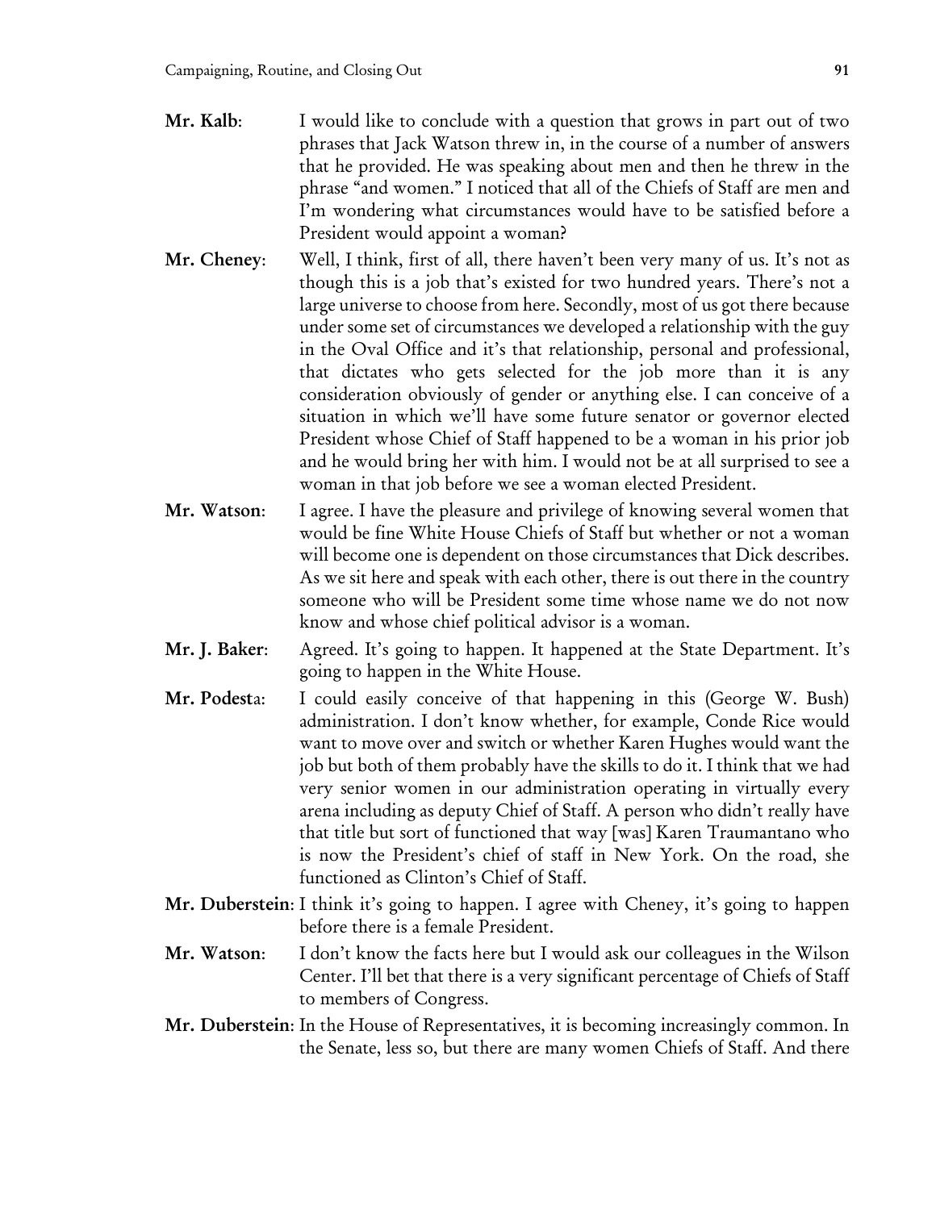**Mr. Kalb**: I would like to conclude with a question that grows in part out of two phrases that Jack Watson threw in, in the course of a number of answers that he provided. He was speaking about men and then he threw in the phrase "and women." I noticed that all of the Chiefs of Staff are men and I'm wondering what circumstances would have to be satisfied before a President would appoint a woman?

**Mr. Cheney**: Well, I think, first of all, there haven't been very many of us. It's not as though this is a job that's existed for two hundred years. There's not a large universe to choose from here. Secondly, most of us got there because under some set of circumstances we developed a relationship with the guy in the Oval Office and it's that relationship, personal and professional, that dictates who gets selected for the job more than it is any consideration obviously of gender or anything else. I can conceive of a situation in which we'll have some future senator or governor elected President whose Chief of Staff happened to be a woman in his prior job and he would bring her with him. I would not be at all surprised to see a woman in that job before we see a woman elected President.

**Mr. Watson**: I agree. I have the pleasure and privilege of knowing several women that would be fine White House Chiefs of Staff but whether or not a woman will become one is dependent on those circumstances that Dick describes. As we sit here and speak with each other, there is out there in the country someone who will be President some time whose name we do not now know and whose chief political advisor is a woman.

**Mr. J. Baker**: Agreed. It's going to happen. It happened at the State Department. It's going to happen in the White House.

**Mr. Podesta**: I could easily conceive of that happening in this (George W. Bush) administration. I don't know whether, for example, Conde Rice would want to move over and switch or whether Karen Hughes would want the job but both of them probably have the skills to do it. I think that we had very senior women in our administration operating in virtually every arena including as deputy Chief of Staff. A person who didn't really have that title but sort of functioned that way [was] Karen Traumantano who is now the President's chief of staff in New York. On the road, she functioned as Clinton's Chief of Staff.

**Mr. Duberstein**: I think it's going to happen. I agree with Cheney, it's going to happen before there is a female President.

**Mr. Watson**: I don't know the facts here but I would ask our colleagues in the Wilson Center. I'll bet that there is a very significant percentage of Chiefs of Staff to members of Congress.

**Mr. Duberstein**: In the House of Representatives, it is becoming increasingly common. In the Senate, less so, but there are many women Chiefs of Staff. And there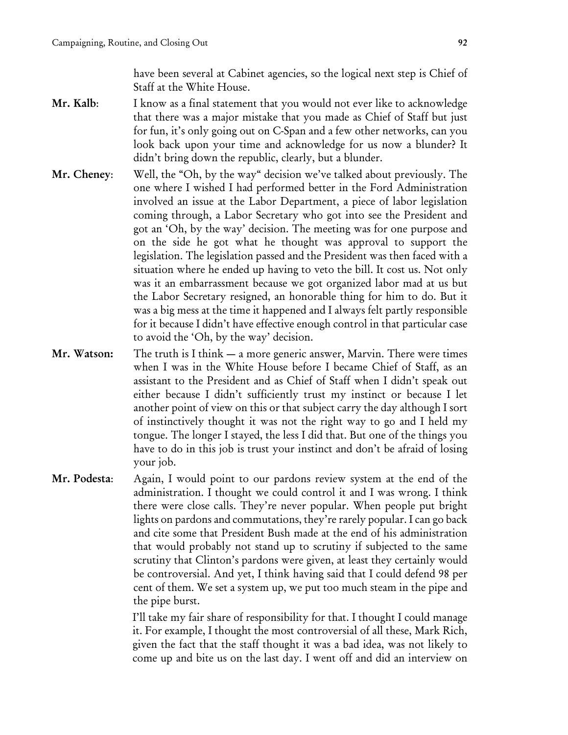have been several at Cabinet agencies, so the logical next step is Chief of Staff at the White House.

**Mr. Kalb**: I know as a final statement that you would not ever like to acknowledge that there was a major mistake that you made as Chief of Staff but just for fun, it's only going out on C-Span and a few other networks, can you look back upon your time and acknowledge for us now a blunder? It didn't bring down the republic, clearly, but a blunder.

**Mr. Cheney**: Well, the "Oh, by the way" decision we've talked about previously. The one where I wished I had performed better in the Ford Administration involved an issue at the Labor Department, a piece of labor legislation coming through, a Labor Secretary who got into see the President and got an 'Oh, by the way' decision. The meeting was for one purpose and on the side he got what he thought was approval to support the legislation. The legislation passed and the President was then faced with a situation where he ended up having to veto the bill. It cost us. Not only was it an embarrassment because we got organized labor mad at us but the Labor Secretary resigned, an honorable thing for him to do. But it was a big mess at the time it happened and I always felt partly responsible for it because I didn't have effective enough control in that particular case to avoid the 'Oh, by the way' decision.

**Mr. Watson:** The truth is I think — a more generic answer, Marvin. There were times when I was in the White House before I became Chief of Staff, as an assistant to the President and as Chief of Staff when I didn't speak out either because I didn't sufficiently trust my instinct or because I let another point of view on this or that subject carry the day although I sort of instinctively thought it was not the right way to go and I held my tongue. The longer I stayed, the less I did that. But one of the things you have to do in this job is trust your instinct and don't be afraid of losing your job.

**Mr. Podesta**: Again, I would point to our pardons review system at the end of the administration. I thought we could control it and I was wrong. I think there were close calls. They're never popular. When people put bright lights on pardons and commutations, they're rarely popular. I can go back and cite some that President Bush made at the end of his administration that would probably not stand up to scrutiny if subjected to the same scrutiny that Clinton's pardons were given, at least they certainly would be controversial. And yet, I think having said that I could defend 98 per cent of them. We set a system up, we put too much steam in the pipe and the pipe burst.

I'll take my fair share of responsibility for that. I thought I could manage it. For example, I thought the most controversial of all these, Mark Rich, given the fact that the staff thought it was a bad idea, was not likely to come up and bite us on the last day. I went off and did an interview on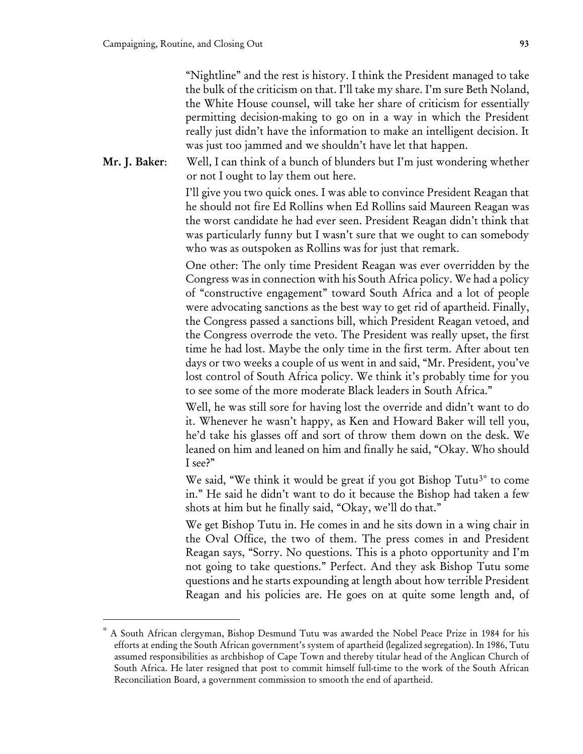"Nightline" and the rest is history. I think the President managed to take the bulk of the criticism on that. I'll take my share. I'm sure Beth Noland, the White House counsel, will take her share of criticism for essentially permitting decision-making to go on in a way in which the President really just didn't have the information to make an intelligent decision. It was just too jammed and we shouldn't have let that happen.

**Mr. J. Baker**: Well, I can think of a bunch of blunders but I'm just wondering whether or not I ought to lay them out here.

I'll give you two quick ones. I was able to convince President Reagan that he should not fire Ed Rollins when Ed Rollins said Maureen Reagan was the worst candidate he had ever seen. President Reagan didn't think that was particularly funny but I wasn't sure that we ought to can somebody who was as outspoken as Rollins was for just that remark.

One other: The only time President Reagan was ever overridden by the Congress was in connection with his South Africa policy. We had a policy of "constructive engagement" toward South Africa and a lot of people were advocating sanctions as the best way to get rid of apartheid. Finally, the Congress passed a sanctions bill, which President Reagan vetoed, and the Congress overrode the veto. The President was really upset, the first time he had lost. Maybe the only time in the first term. After about ten days or two weeks a couple of us went in and said, "Mr. President, you've lost control of South Africa policy. We think it's probably time for you to see some of the more moderate Black leaders in South Africa."

Well, he was still sore for having lost the override and didn't want to do it. Whenever he wasn't happy, as Ken and Howard Baker will tell you, he'd take his glasses off and sort of throw them down on the desk. We leaned on him and leaned on him and finally he said, "Okay. Who should I see?"

We said, "We think it would be great if you got Bishop Tutu[3*] to come in." He said he didn't want to do it because the Bishop had taken a few shots at him but he finally said, "Okay, we'll do that."

We get Bishop Tutu in. He comes in and he sits down in a wing chair in the Oval Office, the two of them. The press comes in and President Reagan says, "Sorry. No questions. This is a photo opportunity and I'm not going to take questions." Perfect. And they ask Bishop Tutu some questions and he starts expounding at length about how terrible President Reagan and his policies are. He goes on at quite some length and, of

---

[*] A South African clergyman, Bishop Desmund Tutu was awarded the Nobel Peace Prize in 1984 for his efforts at ending the South African government's system of apartheid (legalized segregation). In 1986, Tutu assumed responsibilities as archbishop of Cape Town and thereby titular head of the Anglican Church of South Africa. He later resigned that post to commit himself full-time to the work of the South African Reconciliation Board, a government commission to smooth the end of apartheid.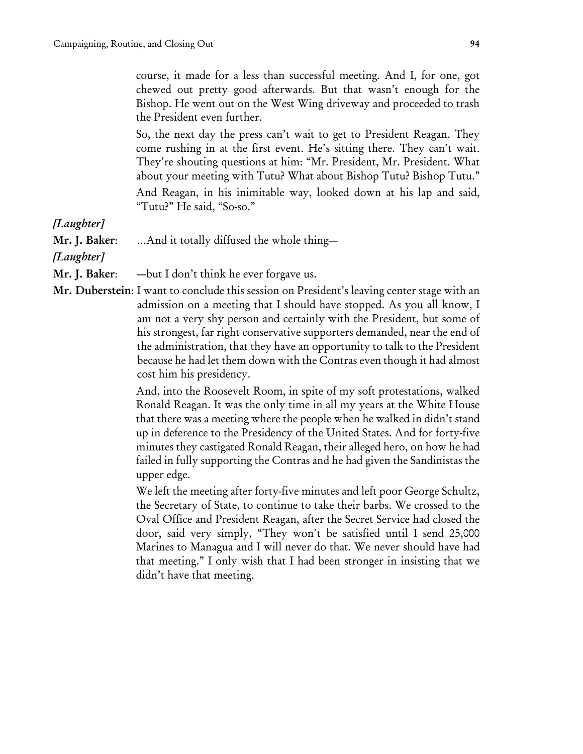course, it made for a less than successful meeting. And I, for one, got chewed out pretty good afterwards. But that wasn't enough for the Bishop. He went out on the West Wing driveway and proceeded to trash the President even further.

So, the next day the press can't wait to get to President Reagan. They come rushing in at the first event. He's sitting there. They can't wait. They're shouting questions at him: "Mr. President, Mr. President. What about your meeting with Tutu? What about Bishop Tutu? Bishop Tutu."

And Reagan, in his inimitable way, looked down at his lap and said, "Tutu?" He said, "So-so."

*[Laughter]*

**Mr. J. Baker**: ...And it totally diffused the whole thing—

*[Laughter]*

**Mr. J. Baker**: —but I don't think he ever forgave us.

**Mr. Duberstein**: I want to conclude this session on President's leaving center stage with an admission on a meeting that I should have stopped. As you all know, I am not a very shy person and certainly with the President, but some of his strongest, far right conservative supporters demanded, near the end of the administration, that they have an opportunity to talk to the President because he had let them down with the Contras even though it had almost cost him his presidency.

And, into the Roosevelt Room, in spite of my soft protestations, walked Ronald Reagan. It was the only time in all my years at the White House that there was a meeting where the people when he walked in didn't stand up in deference to the Presidency of the United States. And for forty-five minutes they castigated Ronald Reagan, their alleged hero, on how he had failed in fully supporting the Contras and he had given the Sandinistas the upper edge.

We left the meeting after forty-five minutes and left poor George Schultz, the Secretary of State, to continue to take their barbs. We crossed to the Oval Office and President Reagan, after the Secret Service had closed the door, said very simply, "They won't be satisfied until I send 25,000 Marines to Managua and I will never do that. We never should have had that meeting." I only wish that I had been stronger in insisting that we didn't have that meeting.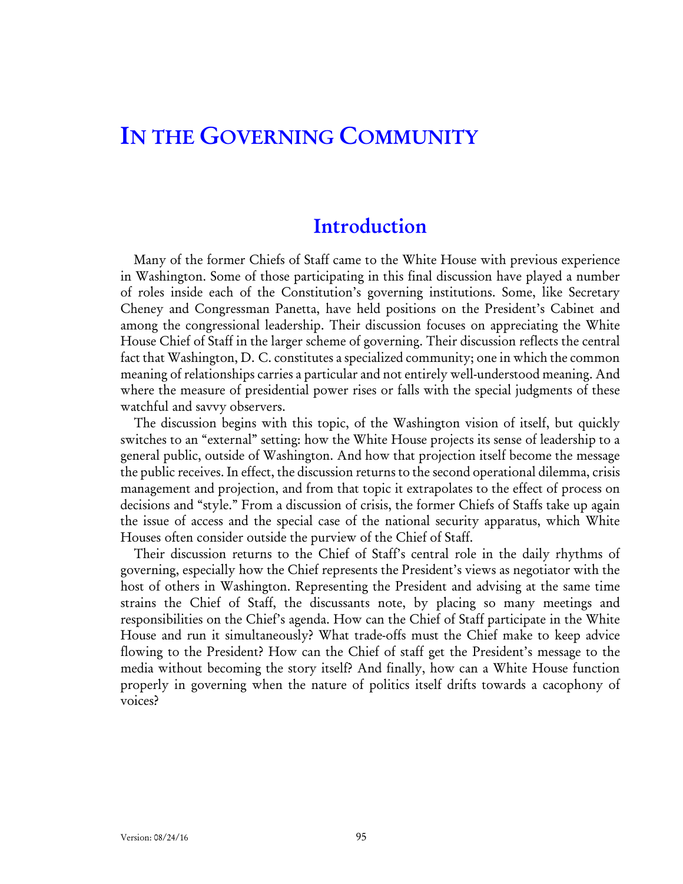# IN THE GOVERNING COMMUNITY

## Introduction

Many of the former Chiefs of Staff came to the White House with previous experience in Washington. Some of those participating in this final discussion have played a number of roles inside each of the Constitution's governing institutions. Some, like Secretary Cheney and Congressman Panetta, have held positions on the President's Cabinet and among the congressional leadership. Their discussion focuses on appreciating the White House Chief of Staff in the larger scheme of governing. Their discussion reflects the central fact that Washington, D. C. constitutes a specialized community; one in which the common meaning of relationships carries a particular and not entirely well-understood meaning. And where the measure of presidential power rises or falls with the special judgments of these watchful and savvy observers.

The discussion begins with this topic, of the Washington vision of itself, but quickly switches to an "external" setting: how the White House projects its sense of leadership to a general public, outside of Washington. And how that projection itself become the message the public receives. In effect, the discussion returns to the second operational dilemma, crisis management and projection, and from that topic it extrapolates to the effect of process on decisions and "style." From a discussion of crisis, the former Chiefs of Staffs take up again the issue of access and the special case of the national security apparatus, which White Houses often consider outside the purview of the Chief of Staff.

Their discussion returns to the Chief of Staff's central role in the daily rhythms of governing, especially how the Chief represents the President's views as negotiator with the host of others in Washington. Representing the President and advising at the same time strains the Chief of Staff, the discussants note, by placing so many meetings and responsibilities on the Chief's agenda. How can the Chief of Staff participate in the White House and run it simultaneously? What trade-offs must the Chief make to keep advice flowing to the President? How can the Chief of staff get the President's message to the media without becoming the story itself? And finally, how can a White House function properly in governing when the nature of politics itself drifts towards a cacophony of voices?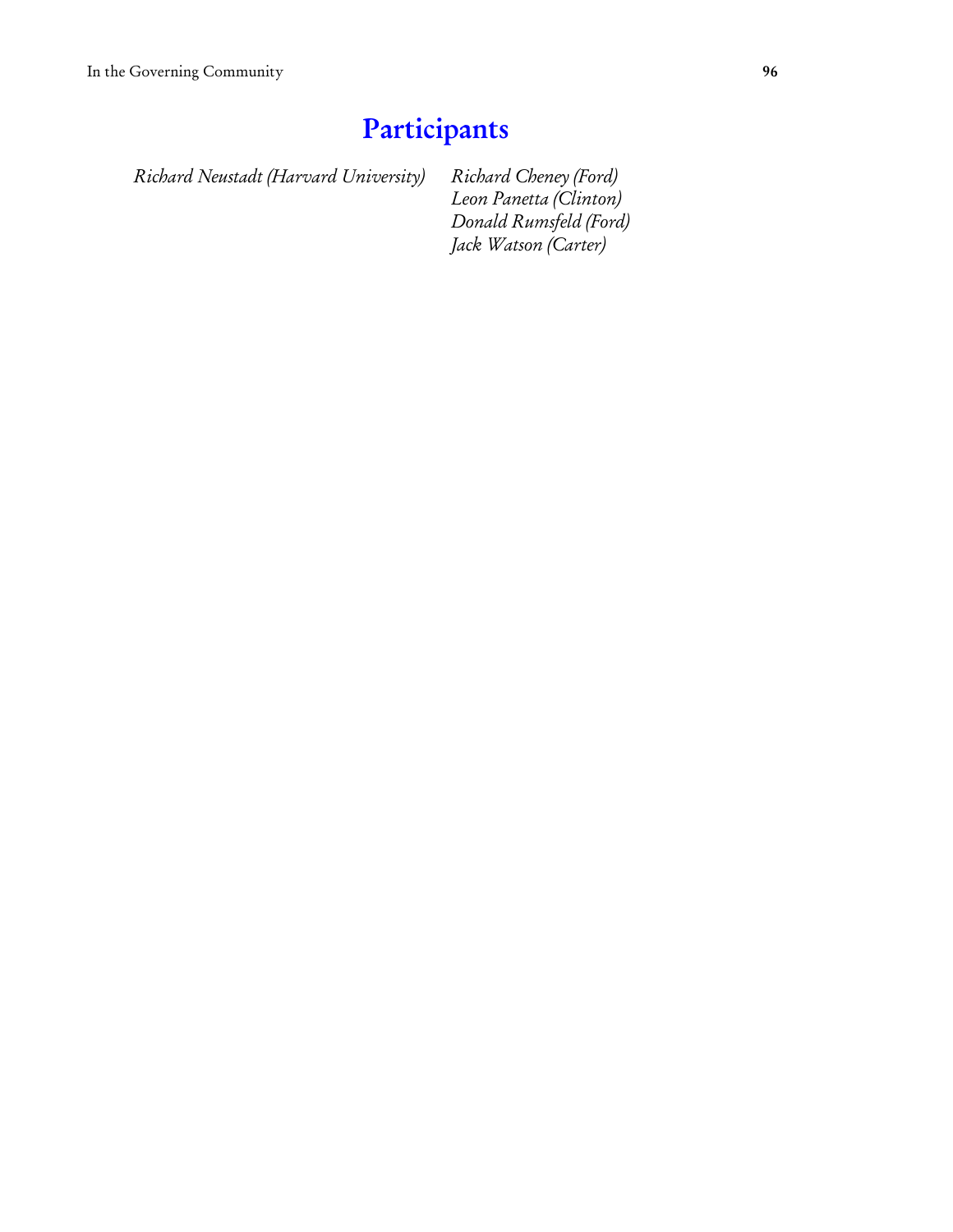# Participants

*Richard Neustadt (Harvard University)*

*Richard Cheney (Ford)*
*Leon Panetta (Clinton)*
*Donald Rumsfeld (Ford)*
*Jack Watson (Carter)*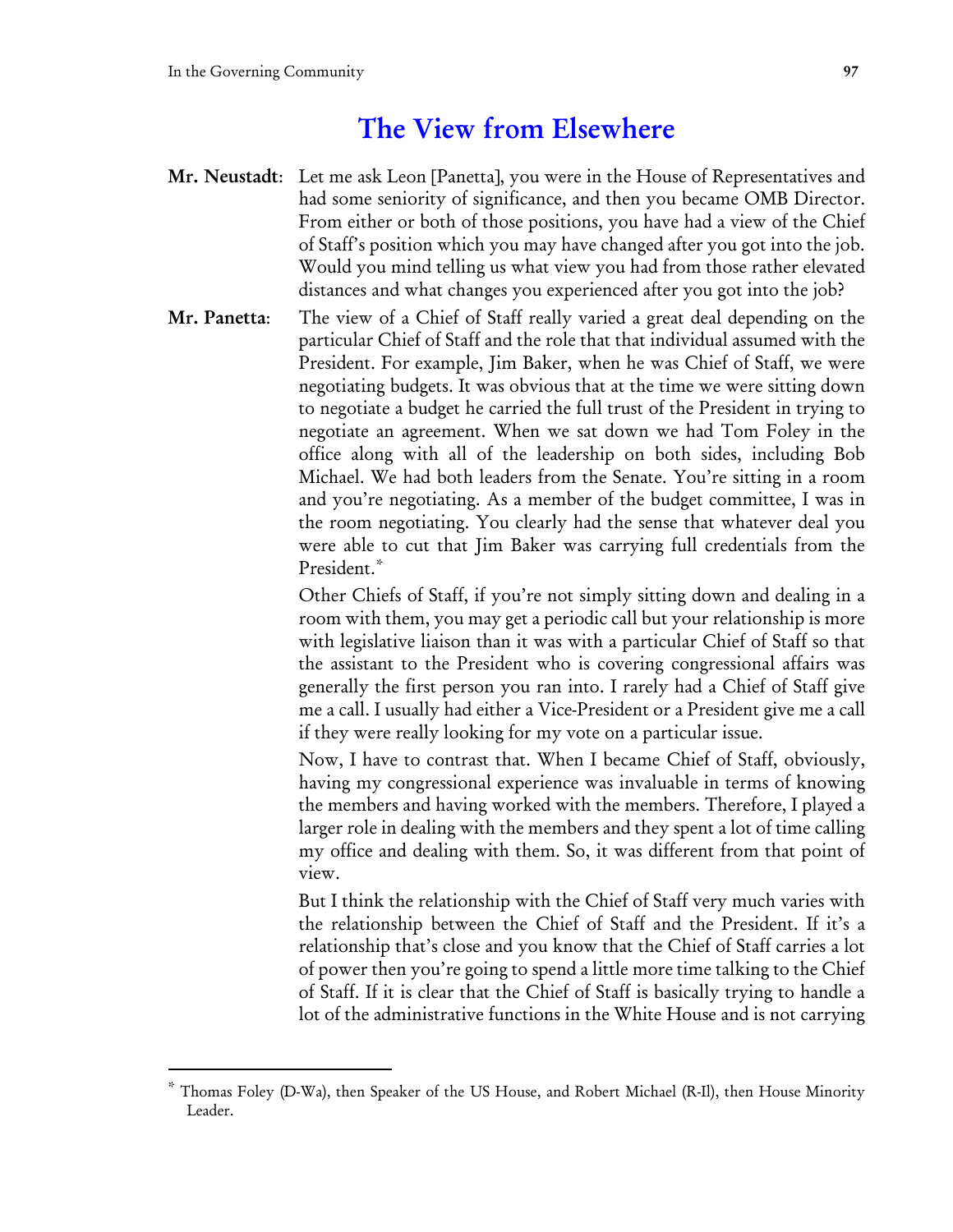## The View from Elsewhere

**Mr. Neustadt**: Let me ask Leon [Panetta], you were in the House of Representatives and had some seniority of significance, and then you became OMB Director. From either or both of those positions, you have had a view of the Chief of Staff's position which you may have changed after you got into the job. Would you mind telling us what view you had from those rather elevated distances and what changes you experienced after you got into the job?

**Mr. Panetta**: The view of a Chief of Staff really varied a great deal depending on the particular Chief of Staff and the role that that individual assumed with the President. For example, Jim Baker, when he was Chief of Staff, we were negotiating budgets. It was obvious that at the time we were sitting down to negotiate a budget he carried the full trust of the President in trying to negotiate an agreement. When we sat down we had Tom Foley in the office along with all of the leadership on both sides, including Bob Michael. We had both leaders from the Senate. You're sitting in a room and you're negotiating. As a member of the budget committee, I was in the room negotiating. You clearly had the sense that whatever deal you were able to cut that Jim Baker was carrying full credentials from the President.*

Other Chiefs of Staff, if you're not simply sitting down and dealing in a room with them, you may get a periodic call but your relationship is more with legislative liaison than it was with a particular Chief of Staff so that the assistant to the President who is covering congressional affairs was generally the first person you ran into. I rarely had a Chief of Staff give me a call. I usually had either a Vice-President or a President give me a call if they were really looking for my vote on a particular issue.

Now, I have to contrast that. When I became Chief of Staff, obviously, having my congressional experience was invaluable in terms of knowing the members and having worked with the members. Therefore, I played a larger role in dealing with the members and they spent a lot of time calling my office and dealing with them. So, it was different from that point of view.

But I think the relationship with the Chief of Staff very much varies with the relationship between the Chief of Staff and the President. If it's a relationship that's close and you know that the Chief of Staff carries a lot of power then you're going to spend a little more time talking to the Chief of Staff. If it is clear that the Chief of Staff is basically trying to handle a lot of the administrative functions in the White House and is not carrying

---

* Thomas Foley (D-Wa), then Speaker of the US House, and Robert Michael (R-Il), then House Minority Leader.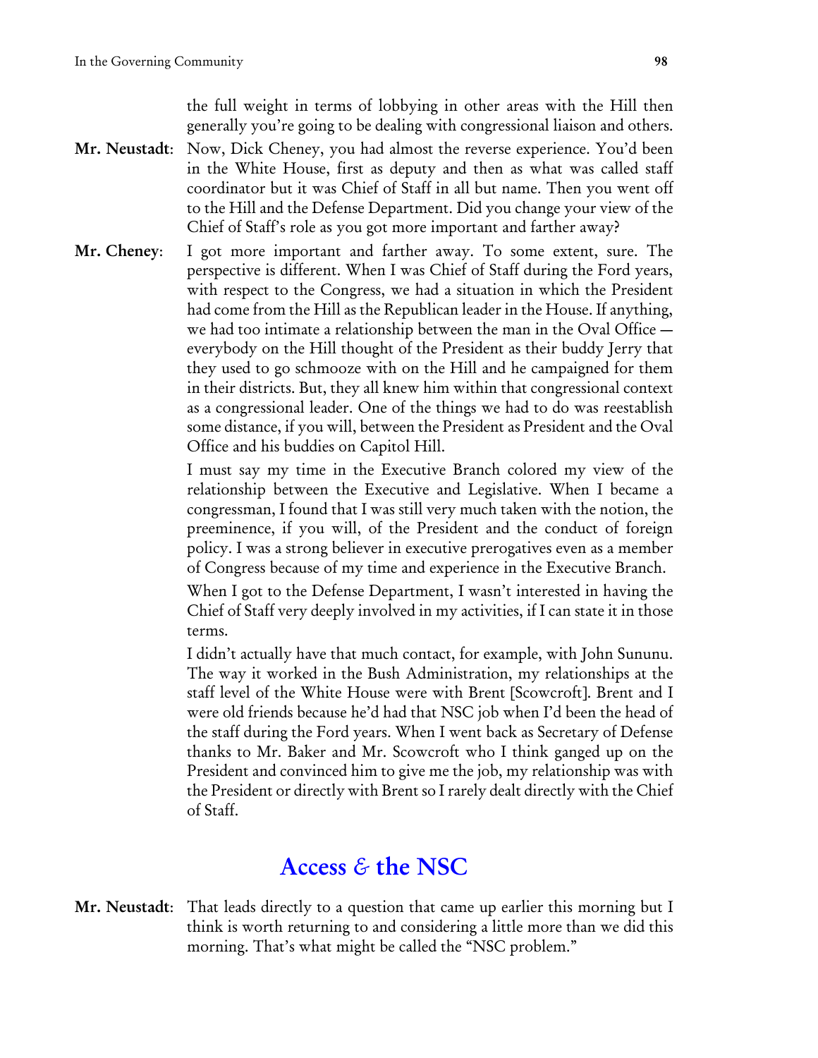the full weight in terms of lobbying in other areas with the Hill then generally you're going to be dealing with congressional liaison and others.

**Mr. Neustadt**: Now, Dick Cheney, you had almost the reverse experience. You'd been in the White House, first as deputy and then as what was called staff coordinator but it was Chief of Staff in all but name. Then you went off to the Hill and the Defense Department. Did you change your view of the Chief of Staff's role as you got more important and farther away?

**Mr. Cheney**: I got more important and farther away. To some extent, sure. The perspective is different. When I was Chief of Staff during the Ford years, with respect to the Congress, we had a situation in which the President had come from the Hill as the Republican leader in the House. If anything, we had too intimate a relationship between the man in the Oval Office — everybody on the Hill thought of the President as their buddy Jerry that they used to go schmooze with on the Hill and he campaigned for them in their districts. But, they all knew him within that congressional context as a congressional leader. One of the things we had to do was reestablish some distance, if you will, between the President as President and the Oval Office and his buddies on Capitol Hill.

I must say my time in the Executive Branch colored my view of the relationship between the Executive and Legislative. When I became a congressman, I found that I was still very much taken with the notion, the preeminence, if you will, of the President and the conduct of foreign policy. I was a strong believer in executive prerogatives even as a member of Congress because of my time and experience in the Executive Branch.

When I got to the Defense Department, I wasn't interested in having the Chief of Staff very deeply involved in my activities, if I can state it in those terms.

I didn't actually have that much contact, for example, with John Sununu. The way it worked in the Bush Administration, my relationships at the staff level of the White House were with Brent [Scowcroft]. Brent and I were old friends because he'd had that NSC job when I'd been the head of the staff during the Ford years. When I went back as Secretary of Defense thanks to Mr. Baker and Mr. Scowcroft who I think ganged up on the President and convinced him to give me the job, my relationship was with the President or directly with Brent so I rarely dealt directly with the Chief of Staff.

## Access & the NSC

**Mr. Neustadt**: That leads directly to a question that came up earlier this morning but I think is worth returning to and considering a little more than we did this morning. That's what might be called the "NSC problem."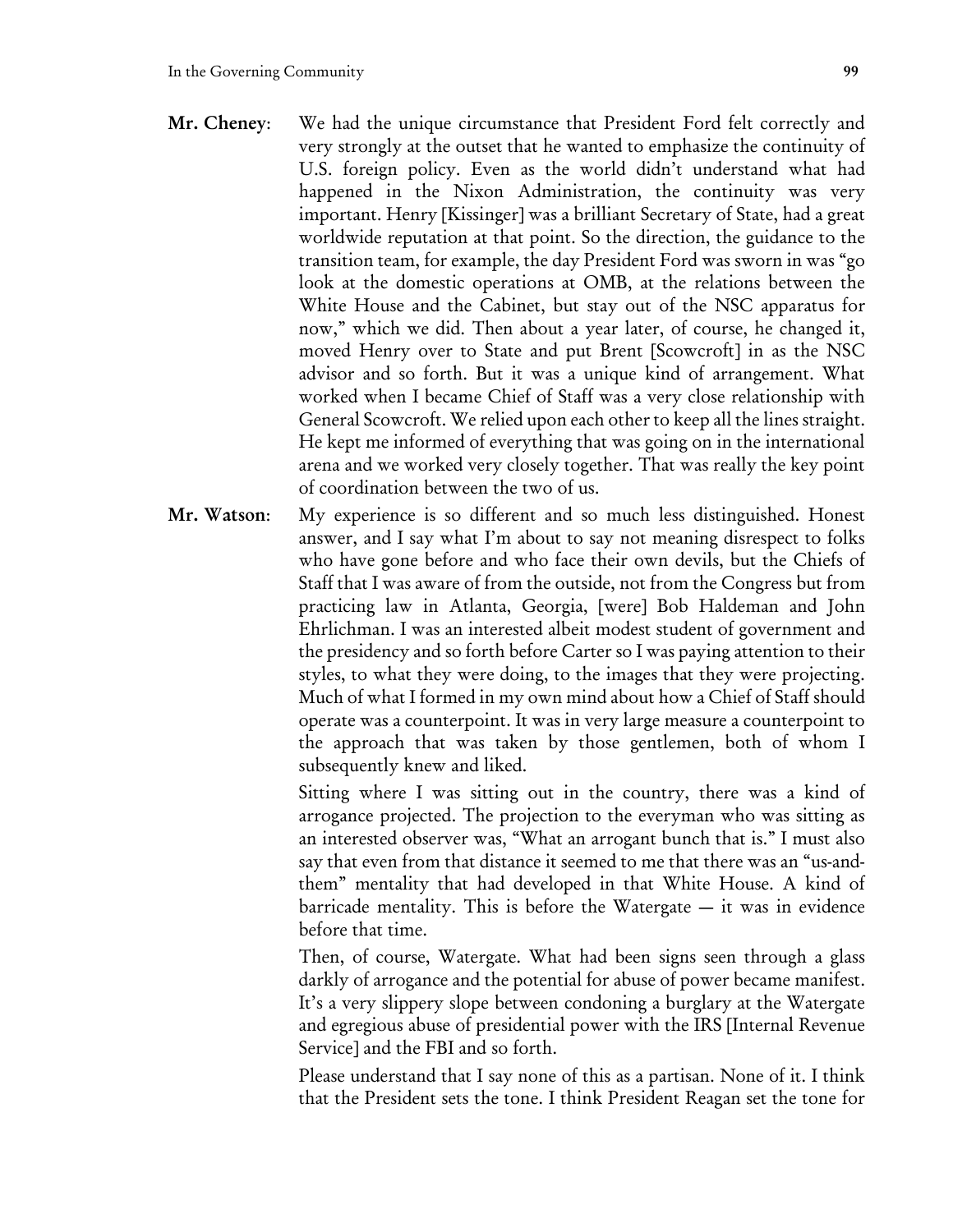**Mr. Cheney**: We had the unique circumstance that President Ford felt correctly and very strongly at the outset that he wanted to emphasize the continuity of U.S. foreign policy. Even as the world didn't understand what had happened in the Nixon Administration, the continuity was very important. Henry [Kissinger] was a brilliant Secretary of State, had a great worldwide reputation at that point. So the direction, the guidance to the transition team, for example, the day President Ford was sworn in was "go look at the domestic operations at OMB, at the relations between the White House and the Cabinet, but stay out of the NSC apparatus for now," which we did. Then about a year later, of course, he changed it, moved Henry over to State and put Brent [Scowcroft] in as the NSC advisor and so forth. But it was a unique kind of arrangement. What worked when I became Chief of Staff was a very close relationship with General Scowcroft. We relied upon each other to keep all the lines straight. He kept me informed of everything that was going on in the international arena and we worked very closely together. That was really the key point of coordination between the two of us.

**Mr. Watson**: My experience is so different and so much less distinguished. Honest answer, and I say what I'm about to say not meaning disrespect to folks who have gone before and who face their own devils, but the Chiefs of Staff that I was aware of from the outside, not from the Congress but from practicing law in Atlanta, Georgia, [were] Bob Haldeman and John Ehrlichman. I was an interested albeit modest student of government and the presidency and so forth before Carter so I was paying attention to their styles, to what they were doing, to the images that they were projecting. Much of what I formed in my own mind about how a Chief of Staff should operate was a counterpoint. It was in very large measure a counterpoint to the approach that was taken by those gentlemen, both of whom I subsequently knew and liked.

Sitting where I was sitting out in the country, there was a kind of arrogance projected. The projection to the everyman who was sitting as an interested observer was, "What an arrogant bunch that is." I must also say that even from that distance it seemed to me that there was an "us-and-them" mentality that had developed in that White House. A kind of barricade mentality. This is before the Watergate — it was in evidence before that time.

Then, of course, Watergate. What had been signs seen through a glass darkly of arrogance and the potential for abuse of power became manifest. It's a very slippery slope between condoning a burglary at the Watergate and egregious abuse of presidential power with the IRS [Internal Revenue Service] and the FBI and so forth.

Please understand that I say none of this as a partisan. None of it. I think that the President sets the tone. I think President Reagan set the tone for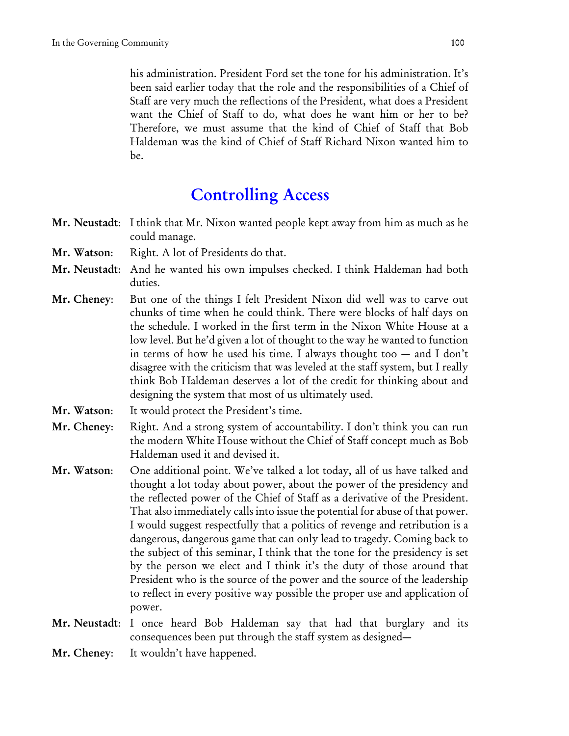his administration. President Ford set the tone for his administration. It's been said earlier today that the role and the responsibilities of a Chief of Staff are very much the reflections of the President, what does a President want the Chief of Staff to do, what does he want him or her to be? Therefore, we must assume that the kind of Chief of Staff that Bob Haldeman was the kind of Chief of Staff Richard Nixon wanted him to be.

## Controlling Access

**Mr. Neustadt**: I think that Mr. Nixon wanted people kept away from him as much as he could manage.

**Mr. Watson**: Right. A lot of Presidents do that.

**Mr. Neustadt**: And he wanted his own impulses checked. I think Haldeman had both duties.

**Mr. Cheney**: But one of the things I felt President Nixon did well was to carve out chunks of time when he could think. There were blocks of half days on the schedule. I worked in the first term in the Nixon White House at a low level. But he'd given a lot of thought to the way he wanted to function in terms of how he used his time. I always thought too — and I don't disagree with the criticism that was leveled at the staff system, but I really think Bob Haldeman deserves a lot of the credit for thinking about and designing the system that most of us ultimately used.

**Mr. Watson**: It would protect the President's time.

**Mr. Cheney**: Right. And a strong system of accountability. I don't think you can run the modern White House without the Chief of Staff concept much as Bob Haldeman used it and devised it.

**Mr. Watson**: One additional point. We've talked a lot today, all of us have talked and thought a lot today about power, about the power of the presidency and the reflected power of the Chief of Staff as a derivative of the President. That also immediately calls into issue the potential for abuse of that power. I would suggest respectfully that a politics of revenge and retribution is a dangerous, dangerous game that can only lead to tragedy. Coming back to the subject of this seminar, I think that the tone for the presidency is set by the person we elect and I think it's the duty of those around that President who is the source of the power and the source of the leadership to reflect in every positive way possible the proper use and application of power.

**Mr. Neustadt**: I once heard Bob Haldeman say that had that burglary and its consequences been put through the staff system as designed—

**Mr. Cheney**: It wouldn't have happened.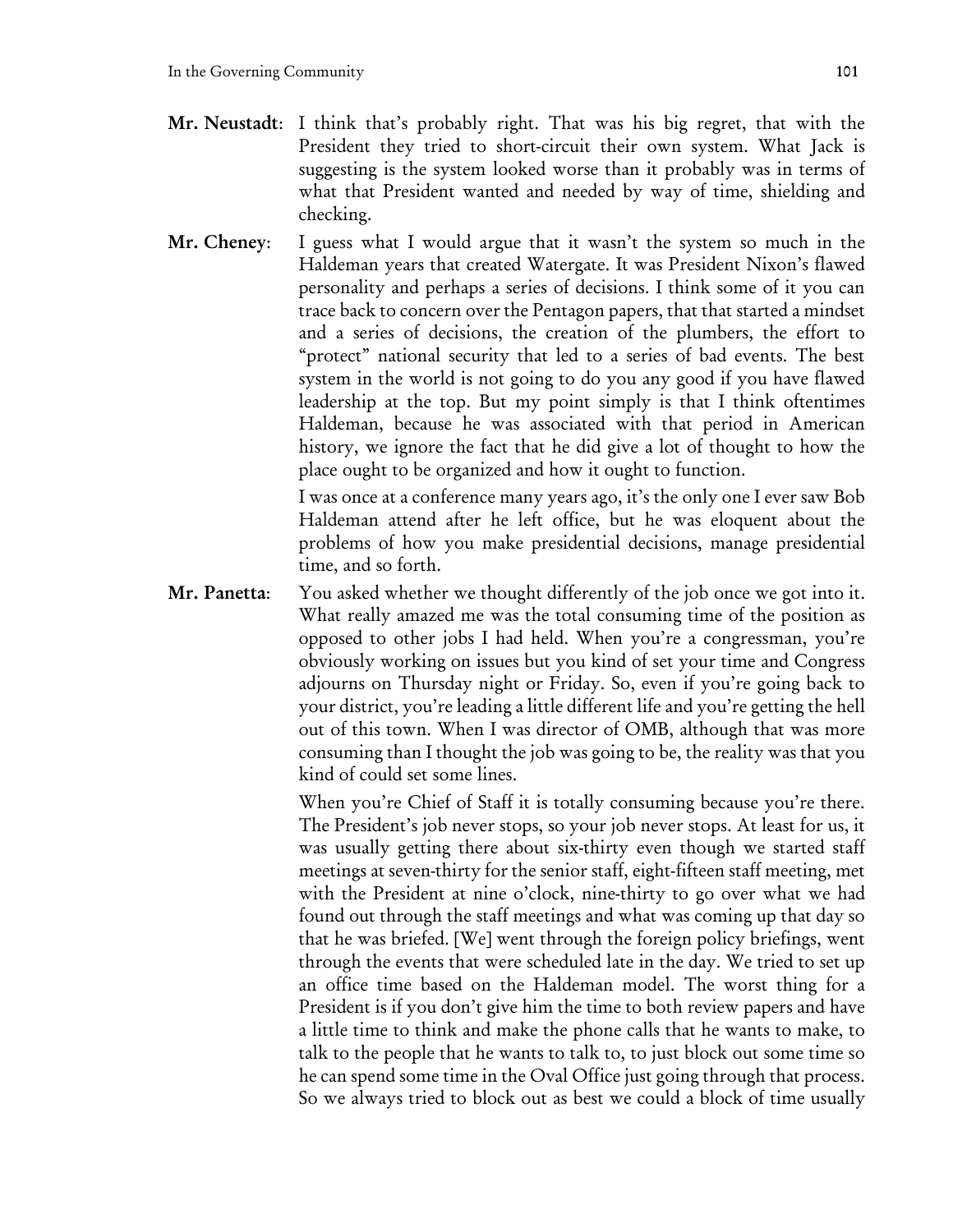**Mr. Neustadt**: I think that's probably right. That was his big regret, that with the President they tried to short-circuit their own system. What Jack is suggesting is the system looked worse than it probably was in terms of what that President wanted and needed by way of time, shielding and checking.

**Mr. Cheney**: I guess what I would argue that it wasn't the system so much in the Haldeman years that created Watergate. It was President Nixon's flawed personality and perhaps a series of decisions. I think some of it you can trace back to concern over the Pentagon papers, that that started a mindset and a series of decisions, the creation of the plumbers, the effort to "protect" national security that led to a series of bad events. The best system in the world is not going to do you any good if you have flawed leadership at the top. But my point simply is that I think oftentimes Haldeman, because he was associated with that period in American history, we ignore the fact that he did give a lot of thought to how the place ought to be organized and how it ought to function.

I was once at a conference many years ago, it's the only one I ever saw Bob Haldeman attend after he left office, but he was eloquent about the problems of how you make presidential decisions, manage presidential time, and so forth.

**Mr. Panetta**: You asked whether we thought differently of the job once we got into it. What really amazed me was the total consuming time of the position as opposed to other jobs I had held. When you're a congressman, you're obviously working on issues but you kind of set your time and Congress adjourns on Thursday night or Friday. So, even if you're going back to your district, you're leading a little different life and you're getting the hell out of this town. When I was director of OMB, although that was more consuming than I thought the job was going to be, the reality was that you kind of could set some lines.

When you're Chief of Staff it is totally consuming because you're there. The President's job never stops, so your job never stops. At least for us, it was usually getting there about six-thirty even though we started staff meetings at seven-thirty for the senior staff, eight-fifteen staff meeting, met with the President at nine o'clock, nine-thirty to go over what we had found out through the staff meetings and what was coming up that day so that he was briefed. [We] went through the foreign policy briefings, went through the events that were scheduled late in the day. We tried to set up an office time based on the Haldeman model. The worst thing for a President is if you don't give him the time to both review papers and have a little time to think and make the phone calls that he wants to make, to talk to the people that he wants to talk to, to just block out some time so he can spend some time in the Oval Office just going through that process. So we always tried to block out as best we could a block of time usually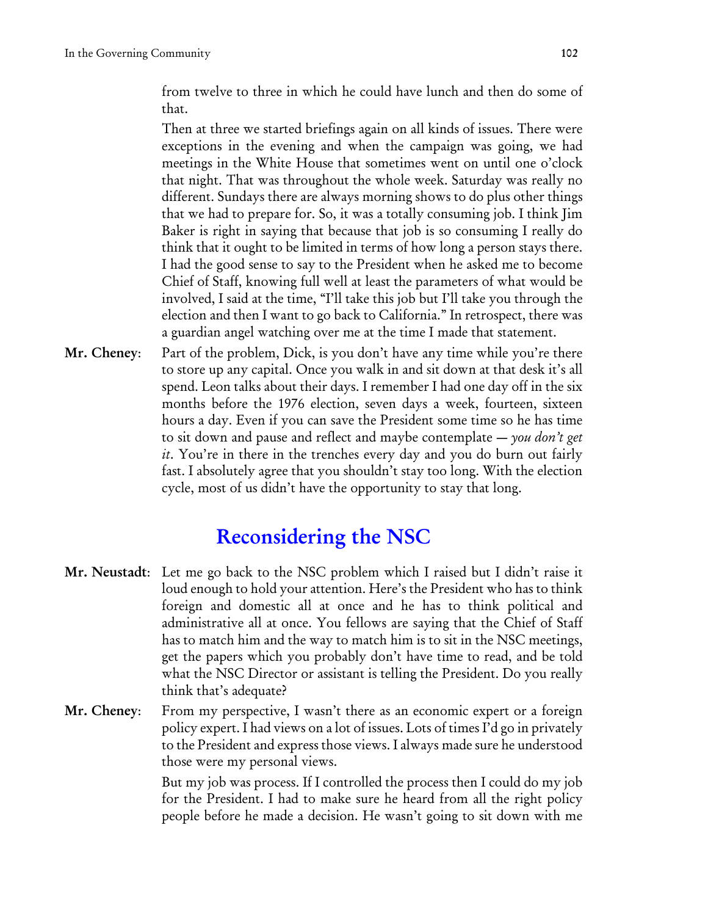from twelve to three in which he could have lunch and then do some of that.

Then at three we started briefings again on all kinds of issues. There were exceptions in the evening and when the campaign was going, we had meetings in the White House that sometimes went on until one o'clock that night. That was throughout the whole week. Saturday was really no different. Sundays there are always morning shows to do plus other things that we had to prepare for. So, it was a totally consuming job. I think Jim Baker is right in saying that because that job is so consuming I really do think that it ought to be limited in terms of how long a person stays there. I had the good sense to say to the President when he asked me to become Chief of Staff, knowing full well at least the parameters of what would be involved, I said at the time, "I'll take this job but I'll take you through the election and then I want to go back to California." In retrospect, there was a guardian angel watching over me at the time I made that statement.

**Mr. Cheney**: Part of the problem, Dick, is you don't have any time while you're there to store up any capital. Once you walk in and sit down at that desk it's all spend. Leon talks about their days. I remember I had one day off in the six months before the 1976 election, seven days a week, fourteen, sixteen hours a day. Even if you can save the President some time so he has time to sit down and pause and reflect and maybe contemplate — *you don't get it*. You're in there in the trenches every day and you do burn out fairly fast. I absolutely agree that you shouldn't stay too long. With the election cycle, most of us didn't have the opportunity to stay that long.

## Reconsidering the NSC

**Mr. Neustadt**: Let me go back to the NSC problem which I raised but I didn't raise it loud enough to hold your attention. Here's the President who has to think foreign and domestic all at once and he has to think political and administrative all at once. You fellows are saying that the Chief of Staff has to match him and the way to match him is to sit in the NSC meetings, get the papers which you probably don't have time to read, and be told what the NSC Director or assistant is telling the President. Do you really think that's adequate?

**Mr. Cheney**: From my perspective, I wasn't there as an economic expert or a foreign policy expert. I had views on a lot of issues. Lots of times I'd go in privately to the President and express those views. I always made sure he understood those were my personal views.

But my job was process. If I controlled the process then I could do my job for the President. I had to make sure he heard from all the right policy people before he made a decision. He wasn't going to sit down with me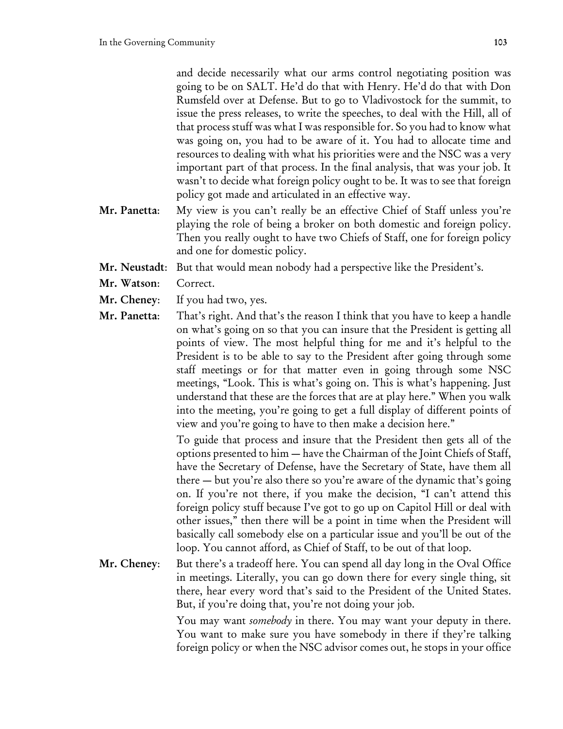and decide necessarily what our arms control negotiating position was going to be on SALT. He'd do that with Henry. He'd do that with Don Rumsfeld over at Defense. But to go to Vladivostock for the summit, to issue the press releases, to write the speeches, to deal with the Hill, all of that process stuff was what I was responsible for. So you had to know what was going on, you had to be aware of it. You had to allocate time and resources to dealing with what his priorities were and the NSC was a very important part of that process. In the final analysis, that was your job. It wasn't to decide what foreign policy ought to be. It was to see that foreign policy got made and articulated in an effective way.

**Mr. Panetta**: My view is you can't really be an effective Chief of Staff unless you're playing the role of being a broker on both domestic and foreign policy. Then you really ought to have two Chiefs of Staff, one for foreign policy and one for domestic policy.

**Mr. Neustadt**: But that would mean nobody had a perspective like the President's.

**Mr. Watson**: Correct.

**Mr. Cheney**: If you had two, yes.

**Mr. Panetta**: That's right. And that's the reason I think that you have to keep a handle on what's going on so that you can insure that the President is getting all points of view. The most helpful thing for me and it's helpful to the President is to be able to say to the President after going through some staff meetings or for that matter even in going through some NSC meetings, "Look. This is what's going on. This is what's happening. Just understand that these are the forces that are at play here." When you walk into the meeting, you're going to get a full display of different points of view and you're going to have to then make a decision here."

To guide that process and insure that the President then gets all of the options presented to him — have the Chairman of the Joint Chiefs of Staff, have the Secretary of Defense, have the Secretary of State, have them all there — but you're also there so you're aware of the dynamic that's going on. If you're not there, if you make the decision, "I can't attend this foreign policy stuff because I've got to go up on Capitol Hill or deal with other issues," then there will be a point in time when the President will basically call somebody else on a particular issue and you'll be out of the loop. You cannot afford, as Chief of Staff, to be out of that loop.

**Mr. Cheney**: But there's a tradeoff here. You can spend all day long in the Oval Office in meetings. Literally, you can go down there for every single thing, sit there, hear every word that's said to the President of the United States. But, if you're doing that, you're not doing your job.

You may want *somebody* in there. You may want your deputy in there. You want to make sure you have somebody in there if they're talking foreign policy or when the NSC advisor comes out, he stops in your office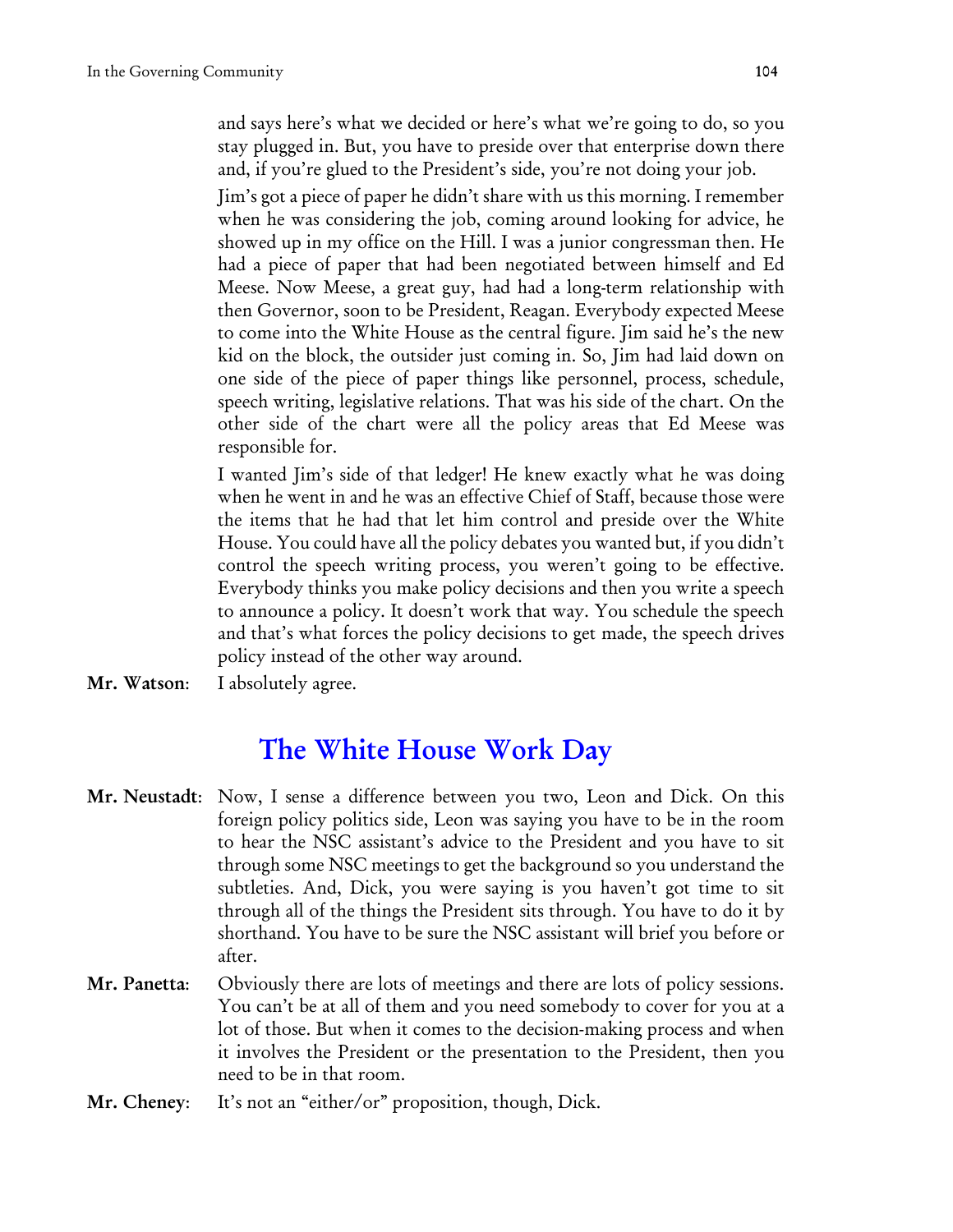and says here's what we decided or here's what we're going to do, so you stay plugged in. But, you have to preside over that enterprise down there and, if you're glued to the President's side, you're not doing your job.

Jim's got a piece of paper he didn't share with us this morning. I remember when he was considering the job, coming around looking for advice, he showed up in my office on the Hill. I was a junior congressman then. He had a piece of paper that had been negotiated between himself and Ed Meese. Now Meese, a great guy, had had a long-term relationship with then Governor, soon to be President, Reagan. Everybody expected Meese to come into the White House as the central figure. Jim said he's the new kid on the block, the outsider just coming in. So, Jim had laid down on one side of the piece of paper things like personnel, process, schedule, speech writing, legislative relations. That was his side of the chart. On the other side of the chart were all the policy areas that Ed Meese was responsible for.

I wanted Jim's side of that ledger! He knew exactly what he was doing when he went in and he was an effective Chief of Staff, because those were the items that he had that let him control and preside over the White House. You could have all the policy debates you wanted but, if you didn't control the speech writing process, you weren't going to be effective. Everybody thinks you make policy decisions and then you write a speech to announce a policy. It doesn't work that way. You schedule the speech and that's what forces the policy decisions to get made, the speech drives policy instead of the other way around.

**Mr. Watson**: I absolutely agree.

## The White House Work Day

**Mr. Neustadt**: Now, I sense a difference between you two, Leon and Dick. On this foreign policy politics side, Leon was saying you have to be in the room to hear the NSC assistant's advice to the President and you have to sit through some NSC meetings to get the background so you understand the subtleties. And, Dick, you were saying is you haven't got time to sit through all of the things the President sits through. You have to do it by shorthand. You have to be sure the NSC assistant will brief you before or after.

**Mr. Panetta**: Obviously there are lots of meetings and there are lots of policy sessions. You can't be at all of them and you need somebody to cover for you at a lot of those. But when it comes to the decision-making process and when it involves the President or the presentation to the President, then you need to be in that room.

**Mr. Cheney**: It's not an "either/or" proposition, though, Dick.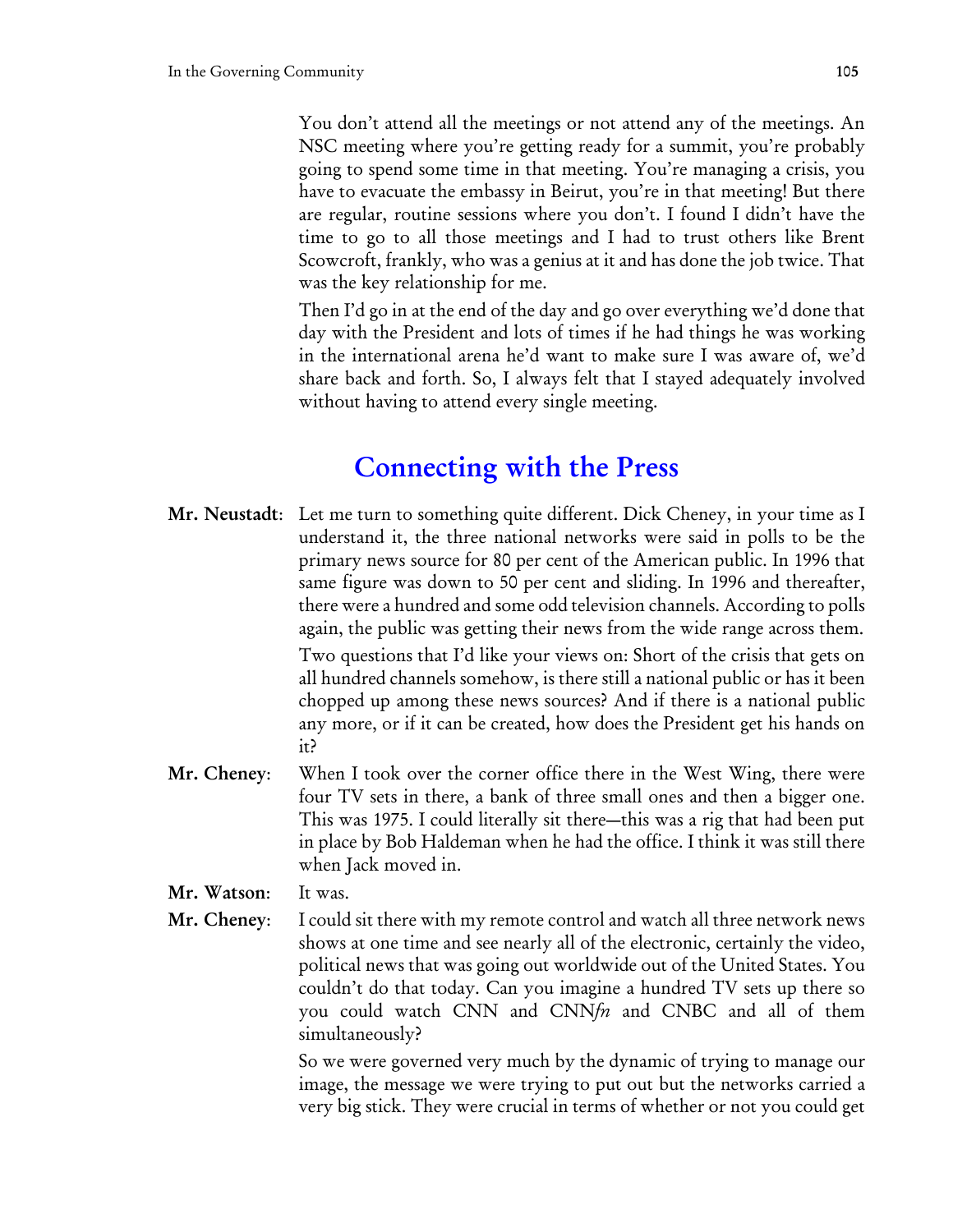You don't attend all the meetings or not attend any of the meetings. An NSC meeting where you're getting ready for a summit, you're probably going to spend some time in that meeting. You're managing a crisis, you have to evacuate the embassy in Beirut, you're in that meeting! But there are regular, routine sessions where you don't. I found I didn't have the time to go to all those meetings and I had to trust others like Brent Scowcroft, frankly, who was a genius at it and has done the job twice. That was the key relationship for me.

Then I'd go in at the end of the day and go over everything we'd done that day with the President and lots of times if he had things he was working in the international arena he'd want to make sure I was aware of, we'd share back and forth. So, I always felt that I stayed adequately involved without having to attend every single meeting.

## Connecting with the Press

**Mr. Neustadt**: Let me turn to something quite different. Dick Cheney, in your time as I understand it, the three national networks were said in polls to be the primary news source for 80 per cent of the American public. In 1996 that same figure was down to 50 per cent and sliding. In 1996 and thereafter, there were a hundred and some odd television channels. According to polls again, the public was getting their news from the wide range across them.

Two questions that I'd like your views on: Short of the crisis that gets on all hundred channels somehow, is there still a national public or has it been chopped up among these news sources? And if there is a national public any more, or if it can be created, how does the President get his hands on it?

**Mr. Cheney**: When I took over the corner office there in the West Wing, there were four TV sets in there, a bank of three small ones and then a bigger one. This was 1975. I could literally sit there—this was a rig that had been put in place by Bob Haldeman when he had the office. I think it was still there when Jack moved in.

**Mr. Watson**: It was.

**Mr. Cheney**: I could sit there with my remote control and watch all three network news shows at one time and see nearly all of the electronic, certainly the video, political news that was going out worldwide out of the United States. You couldn't do that today. Can you imagine a hundred TV sets up there so you could watch CNN and CNN*fn* and CNBC and all of them simultaneously?

So we were governed very much by the dynamic of trying to manage our image, the message we were trying to put out but the networks carried a very big stick. They were crucial in terms of whether or not you could get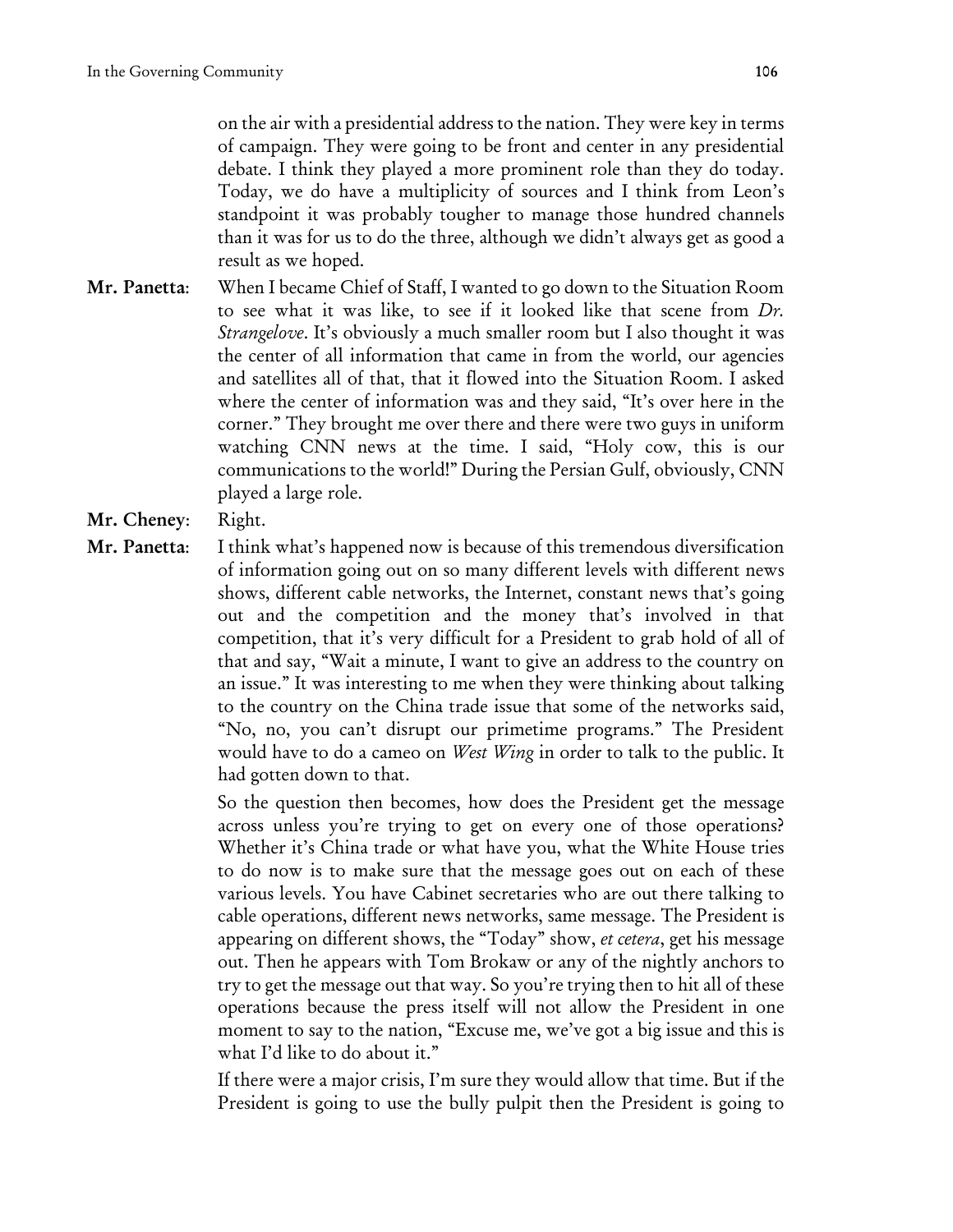on the air with a presidential address to the nation. They were key in terms of campaign. They were going to be front and center in any presidential debate. I think they played a more prominent role than they do today. Today, we do have a multiplicity of sources and I think from Leon's standpoint it was probably tougher to manage those hundred channels than it was for us to do the three, although we didn't always get as good a result as we hoped.

**Mr. Panetta**: When I became Chief of Staff, I wanted to go down to the Situation Room to see what it was like, to see if it looked like that scene from *Dr. Strangelove*. It's obviously a much smaller room but I also thought it was the center of all information that came in from the world, our agencies and satellites all of that, that it flowed into the Situation Room. I asked where the center of information was and they said, "It's over here in the corner." They brought me over there and there were two guys in uniform watching CNN news at the time. I said, "Holy cow, this is our communications to the world!" During the Persian Gulf, obviously, CNN played a large role.

**Mr. Cheney**: Right.

**Mr. Panetta**: I think what's happened now is because of this tremendous diversification of information going out on so many different levels with different news shows, different cable networks, the Internet, constant news that's going out and the competition and the money that's involved in that competition, that it's very difficult for a President to grab hold of all of that and say, "Wait a minute, I want to give an address to the country on an issue." It was interesting to me when they were thinking about talking to the country on the China trade issue that some of the networks said, "No, no, you can't disrupt our primetime programs." The President would have to do a cameo on *West Wing* in order to talk to the public. It had gotten down to that.

So the question then becomes, how does the President get the message across unless you're trying to get on every one of those operations? Whether it's China trade or what have you, what the White House tries to do now is to make sure that the message goes out on each of these various levels. You have Cabinet secretaries who are out there talking to cable operations, different news networks, same message. The President is appearing on different shows, the "Today" show, *et cetera*, get his message out. Then he appears with Tom Brokaw or any of the nightly anchors to try to get the message out that way. So you're trying then to hit all of these operations because the press itself will not allow the President in one moment to say to the nation, "Excuse me, we've got a big issue and this is what I'd like to do about it."

If there were a major crisis, I'm sure they would allow that time. But if the President is going to use the bully pulpit then the President is going to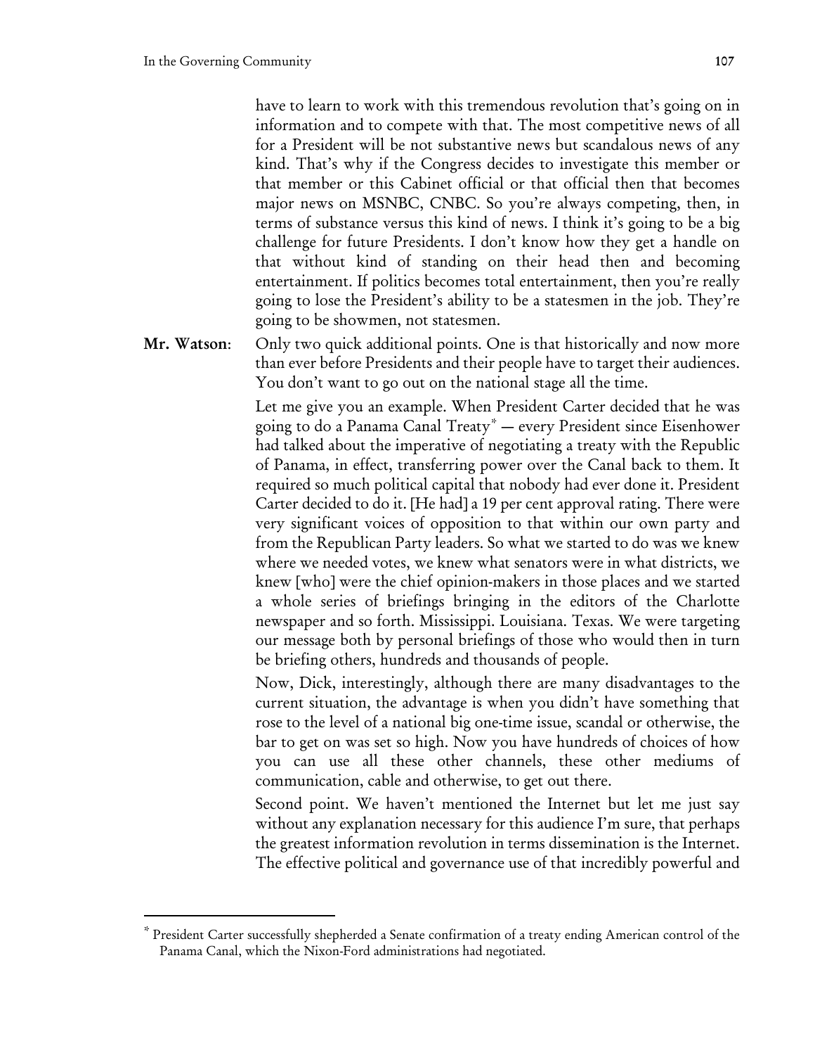have to learn to work with this tremendous revolution that's going on in information and to compete with that. The most competitive news of all for a President will be not substantive news but scandalous news of any kind. That's why if the Congress decides to investigate this member or that member or this Cabinet official or that official then that becomes major news on MSNBC, CNBC. So you're always competing, then, in terms of substance versus this kind of news. I think it's going to be a big challenge for future Presidents. I don't know how they get a handle on that without kind of standing on their head then and becoming entertainment. If politics becomes total entertainment, then you're really going to lose the President's ability to be a statesmen in the job. They're going to be showmen, not statesmen.

**Mr. Watson**: Only two quick additional points. One is that historically and now more than ever before Presidents and their people have to target their audiences. You don't want to go out on the national stage all the time.

Let me give you an example. When President Carter decided that he was going to do a Panama Canal Treaty* — every President since Eisenhower had talked about the imperative of negotiating a treaty with the Republic of Panama, in effect, transferring power over the Canal back to them. It required so much political capital that nobody had ever done it. President Carter decided to do it. [He had] a 19 per cent approval rating. There were very significant voices of opposition to that within our own party and from the Republican Party leaders. So what we started to do was we knew where we needed votes, we knew what senators were in what districts, we knew [who] were the chief opinion-makers in those places and we started a whole series of briefings bringing in the editors of the Charlotte newspaper and so forth. Mississippi. Louisiana. Texas. We were targeting our message both by personal briefings of those who would then in turn be briefing others, hundreds and thousands of people.

Now, Dick, interestingly, although there are many disadvantages to the current situation, the advantage is when you didn't have something that rose to the level of a national big one-time issue, scandal or otherwise, the bar to get on was set so high. Now you have hundreds of choices of how you can use all these other channels, these other mediums of communication, cable and otherwise, to get out there.

Second point. We haven't mentioned the Internet but let me just say without any explanation necessary for this audience I'm sure, that perhaps the greatest information revolution in terms dissemination is the Internet. The effective political and governance use of that incredibly powerful and

---

* President Carter successfully shepherded a Senate confirmation of a treaty ending American control of the Panama Canal, which the Nixon-Ford administrations had negotiated.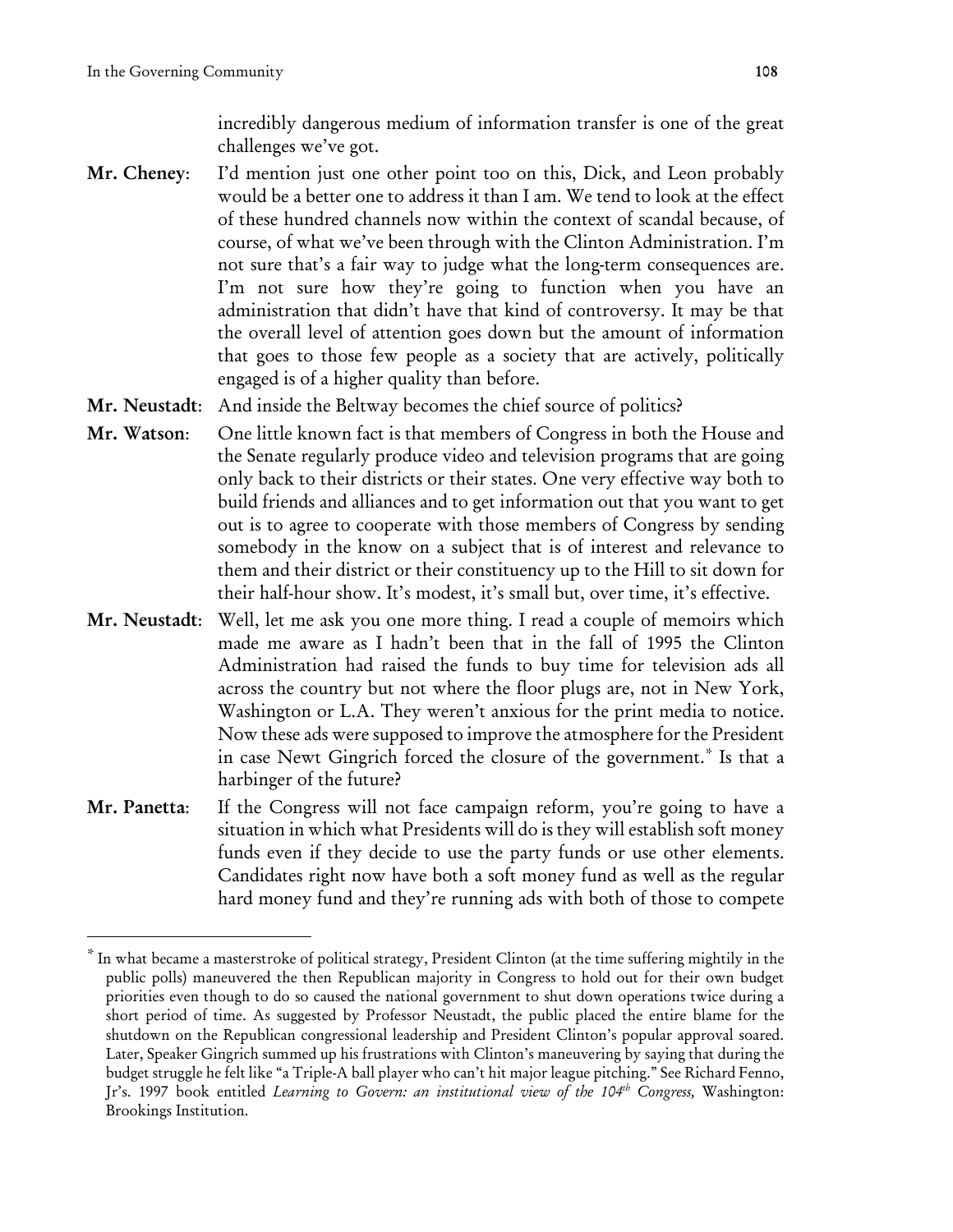incredibly dangerous medium of information transfer is one of the great challenges we've got.

**Mr. Cheney**: I'd mention just one other point too on this, Dick, and Leon probably would be a better one to address it than I am. We tend to look at the effect of these hundred channels now within the context of scandal because, of course, of what we've been through with the Clinton Administration. I'm not sure that's a fair way to judge what the long-term consequences are. I'm not sure how they're going to function when you have an administration that didn't have that kind of controversy. It may be that the overall level of attention goes down but the amount of information that goes to those few people as a society that are actively, politically engaged is of a higher quality than before.

**Mr. Neustadt**: And inside the Beltway becomes the chief source of politics?

**Mr. Watson**: One little known fact is that members of Congress in both the House and the Senate regularly produce video and television programs that are going only back to their districts or their states. One very effective way both to build friends and alliances and to get information out that you want to get out is to agree to cooperate with those members of Congress by sending somebody in the know on a subject that is of interest and relevance to them and their district or their constituency up to the Hill to sit down for their half-hour show. It's modest, it's small but, over time, it's effective.

**Mr. Neustadt**: Well, let me ask you one more thing. I read a couple of memoirs which made me aware as I hadn't been that in the fall of 1995 the Clinton Administration had raised the funds to buy time for television ads all across the country but not where the floor plugs are, not in New York, Washington or L.A. They weren't anxious for the print media to notice. Now these ads were supposed to improve the atmosphere for the President in case Newt Gingrich forced the closure of the government.* Is that a harbinger of the future?

**Mr. Panetta**: If the Congress will not face campaign reform, you're going to have a situation in which what Presidents will do is they will establish soft money funds even if they decide to use the party funds or use other elements. Candidates right now have both a soft money fund as well as the regular hard money fund and they're running ads with both of those to compete

---

* In what became a masterstroke of political strategy, President Clinton (at the time suffering mightily in the public polls) maneuvered the then Republican majority in Congress to hold out for their own budget priorities even though to do so caused the national government to shut down operations twice during a short period of time. As suggested by Professor Neustadt, the public placed the entire blame for the shutdown on the Republican congressional leadership and President Clinton's popular approval soared. Later, Speaker Gingrich summed up his frustrations with Clinton's maneuvering by saying that during the budget struggle he felt like "a Triple-A ball player who can't hit major league pitching." See Richard Fenno, Jr's. 1997 book entitled *Learning to Govern: an institutional view of the 104th Congress,* Washington: Brookings Institution.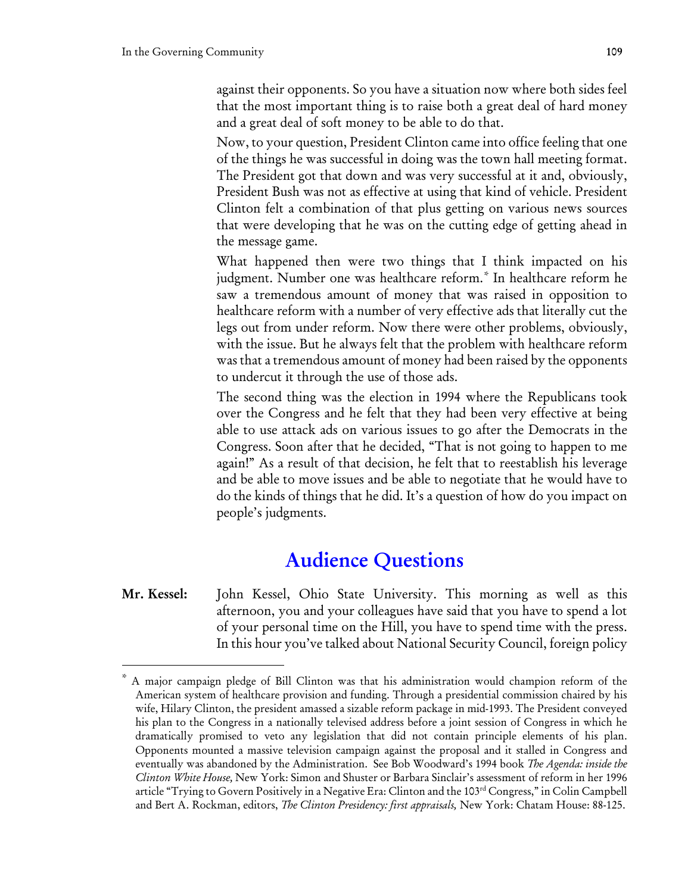against their opponents. So you have a situation now where both sides feel that the most important thing is to raise both a great deal of hard money and a great deal of soft money to be able to do that.

Now, to your question, President Clinton came into office feeling that one of the things he was successful in doing was the town hall meeting format. The President got that down and was very successful at it and, obviously, President Bush was not as effective at using that kind of vehicle. President Clinton felt a combination of that plus getting on various news sources that were developing that he was on the cutting edge of getting ahead in the message game.

What happened then were two things that I think impacted on his judgment. Number one was healthcare reform.* In healthcare reform he saw a tremendous amount of money that was raised in opposition to healthcare reform with a number of very effective ads that literally cut the legs out from under reform. Now there were other problems, obviously, with the issue. But he always felt that the problem with healthcare reform was that a tremendous amount of money had been raised by the opponents to undercut it through the use of those ads.

The second thing was the election in 1994 where the Republicans took over the Congress and he felt that they had been very effective at being able to use attack ads on various issues to go after the Democrats in the Congress. Soon after that he decided, "That is not going to happen to me again!" As a result of that decision, he felt that to reestablish his leverage and be able to move issues and be able to negotiate that he would have to do the kinds of things that he did. It's a question of how do you impact on people's judgments.

## Audience Questions

**Mr. Kessel:** John Kessel, Ohio State University. This morning as well as this afternoon, you and your colleagues have said that you have to spend a lot of your personal time on the Hill, you have to spend time with the press. In this hour you've talked about National Security Council, foreign policy

---

* A major campaign pledge of Bill Clinton was that his administration would champion reform of the American system of healthcare provision and funding. Through a presidential commission chaired by his wife, Hilary Clinton, the president amassed a sizable reform package in mid-1993. The President conveyed his plan to the Congress in a nationally televised address before a joint session of Congress in which he dramatically promised to veto any legislation that did not contain principle elements of his plan. Opponents mounted a massive television campaign against the proposal and it stalled in Congress and eventually was abandoned by the Administration. See Bob Woodward's 1994 book *The Agenda: inside the Clinton White House,* New York: Simon and Shuster or Barbara Sinclair's assessment of reform in her 1996 article "Trying to Govern Positively in a Negative Era: Clinton and the 103rd Congress," in Colin Campbell and Bert A. Rockman, editors, *The Clinton Presidency: first appraisals,* New York: Chatam House: 88-125.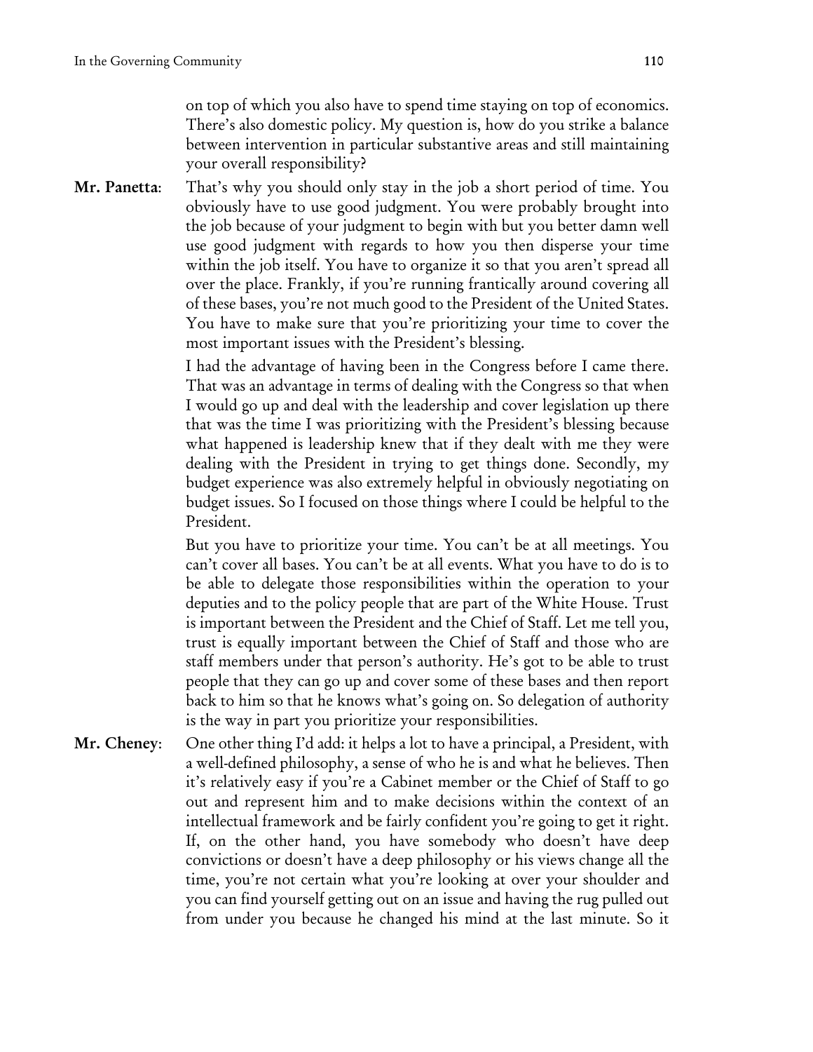on top of which you also have to spend time staying on top of economics. There's also domestic policy. My question is, how do you strike a balance between intervention in particular substantive areas and still maintaining your overall responsibility?

**Mr. Panetta**: That's why you should only stay in the job a short period of time. You obviously have to use good judgment. You were probably brought into the job because of your judgment to begin with but you better damn well use good judgment with regards to how you then disperse your time within the job itself. You have to organize it so that you aren't spread all over the place. Frankly, if you're running frantically around covering all of these bases, you're not much good to the President of the United States. You have to make sure that you're prioritizing your time to cover the most important issues with the President's blessing.

I had the advantage of having been in the Congress before I came there. That was an advantage in terms of dealing with the Congress so that when I would go up and deal with the leadership and cover legislation up there that was the time I was prioritizing with the President's blessing because what happened is leadership knew that if they dealt with me they were dealing with the President in trying to get things done. Secondly, my budget experience was also extremely helpful in obviously negotiating on budget issues. So I focused on those things where I could be helpful to the President.

But you have to prioritize your time. You can't be at all meetings. You can't cover all bases. You can't be at all events. What you have to do is to be able to delegate those responsibilities within the operation to your deputies and to the policy people that are part of the White House. Trust is important between the President and the Chief of Staff. Let me tell you, trust is equally important between the Chief of Staff and those who are staff members under that person's authority. He's got to be able to trust people that they can go up and cover some of these bases and then report back to him so that he knows what's going on. So delegation of authority is the way in part you prioritize your responsibilities.

**Mr. Cheney**: One other thing I'd add: it helps a lot to have a principal, a President, with a well-defined philosophy, a sense of who he is and what he believes. Then it's relatively easy if you're a Cabinet member or the Chief of Staff to go out and represent him and to make decisions within the context of an intellectual framework and be fairly confident you're going to get it right. If, on the other hand, you have somebody who doesn't have deep convictions or doesn't have a deep philosophy or his views change all the time, you're not certain what you're looking at over your shoulder and you can find yourself getting out on an issue and having the rug pulled out from under you because he changed his mind at the last minute. So it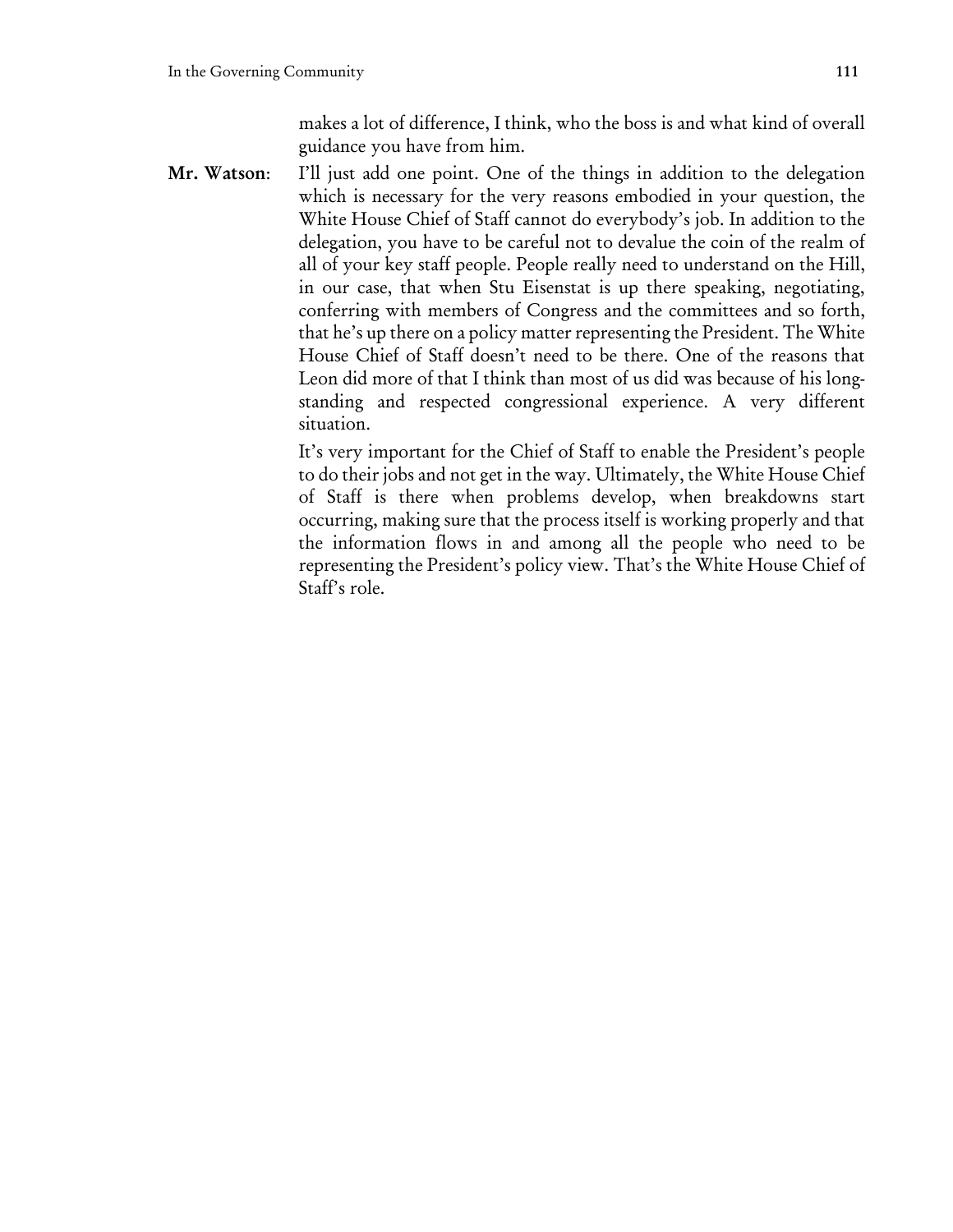makes a lot of difference, I think, who the boss is and what kind of overall guidance you have from him.

**Mr. Watson**: I'll just add one point. One of the things in addition to the delegation which is necessary for the very reasons embodied in your question, the White House Chief of Staff cannot do everybody's job. In addition to the delegation, you have to be careful not to devalue the coin of the realm of all of your key staff people. People really need to understand on the Hill, in our case, that when Stu Eisenstat is up there speaking, negotiating, conferring with members of Congress and the committees and so forth, that he's up there on a policy matter representing the President. The White House Chief of Staff doesn't need to be there. One of the reasons that Leon did more of that I think than most of us did was because of his long-standing and respected congressional experience. A very different situation.

It's very important for the Chief of Staff to enable the President's people to do their jobs and not get in the way. Ultimately, the White House Chief of Staff is there when problems develop, when breakdowns start occurring, making sure that the process itself is working properly and that the information flows in and among all the people who need to be representing the President's policy view. That's the White House Chief of Staff's role.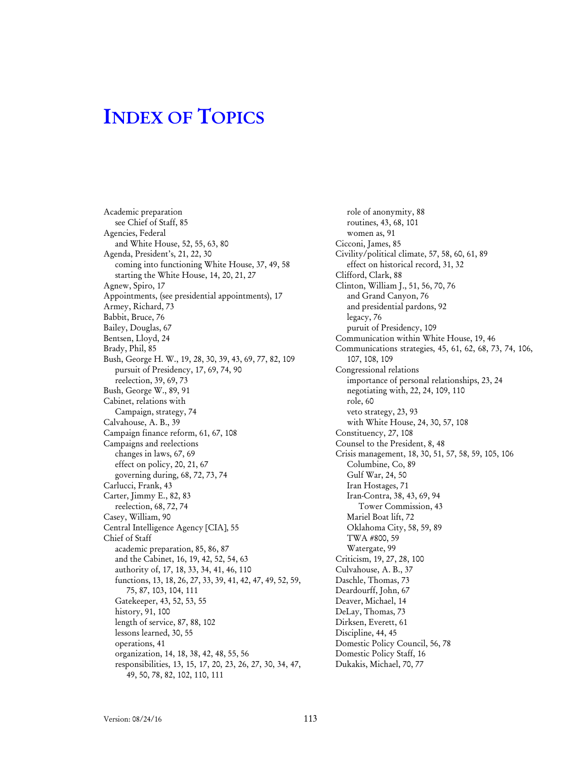# INDEX OF TOPICS

Academic preparation
  see Chief of Staff, 85
Agencies, Federal
  and White House, 52, 55, 63, 80
Agenda, President's, 21, 22, 30
  coming into functioning White House, 37, 49, 58
  starting the White House, 14, 20, 21, 27
Agnew, Spiro, 17
Appointments, (see presidential appointments), 17
Armey, Richard, 73
Babbit, Bruce, 76
Bailey, Douglas, 67
Bentsen, Lloyd, 24
Brady, Phil, 85
Bush, George H. W., 19, 28, 30, 39, 43, 69, 77, 82, 109
  pursuit of Presidency, 17, 69, 74, 90
  reelection, 39, 69, 73
Bush, George W., 89, 91
Cabinet, relations with
  Campaign, strategy, 74
Calvahouse, A. B., 39
Campaign finance reform, 61, 67, 108
Campaigns and reelections
  changes in laws, 67, 69
  effect on policy, 20, 21, 67
  governing during, 68, 72, 73, 74
Carlucci, Frank, 43
Carter, Jimmy E., 82, 83
  reelection, 68, 72, 74
Casey, William, 90
Central Intelligence Agency [CIA], 55
Chief of Staff
  academic preparation, 85, 86, 87
  and the Cabinet, 16, 19, 42, 52, 54, 63
  authority of, 17, 18, 33, 34, 41, 46, 110
  functions, 13, 18, 26, 27, 33, 39, 41, 42, 47, 49, 52, 59, 75, 87, 103, 104, 111
  Gatekeeper, 43, 52, 53, 55
  history, 91, 100
  length of service, 87, 88, 102
  lessons learned, 30, 55
  operations, 41
  organization, 14, 18, 38, 42, 48, 55, 56
  responsibilities, 13, 15, 17, 20, 23, 26, 27, 30, 34, 47, 49, 50, 78, 82, 102, 110, 111
  role of anonymity, 88
  routines, 43, 68, 101
  women as, 91
Cicconi, James, 85
Civility/political climate, 57, 58, 60, 61, 89
  effect on historical record, 31, 32
Clifford, Clark, 88
Clinton, William J., 51, 56, 70, 76
  and Grand Canyon, 76
  and presidential pardons, 92
  legacy, 76
  puruit of Presidency, 109
Communication within White House, 19, 46
Communications strategies, 45, 61, 62, 68, 73, 74, 106, 107, 108, 109
Congressional relations
  importance of personal relationships, 23, 24
  negotiating with, 22, 24, 109, 110
  role, 60
  veto strategy, 23, 93
  with White House, 24, 30, 57, 108
Constituency, 27, 108
Counsel to the President, 8, 48
Crisis management, 18, 30, 51, 57, 58, 59, 105, 106
  Columbine, Co, 89
  Gulf War, 24, 50
  Iran Hostages, 71
  Iran-Contra, 38, 43, 69, 94
    Tower Commission, 43
  Mariel Boat lift, 72
  Oklahoma City, 58, 59, 89
  TWA #800, 59
  Watergate, 99
Criticism, 19, 27, 28, 100
Culvahouse, A. B., 37
Daschle, Thomas, 73
Deardourff, John, 67
Deaver, Michael, 14
DeLay, Thomas, 73
Dirksen, Everett, 61
Discipline, 44, 45
Domestic Policy Council, 56, 78
Domestic Policy Staff, 16
Dukakis, Michael, 70, 77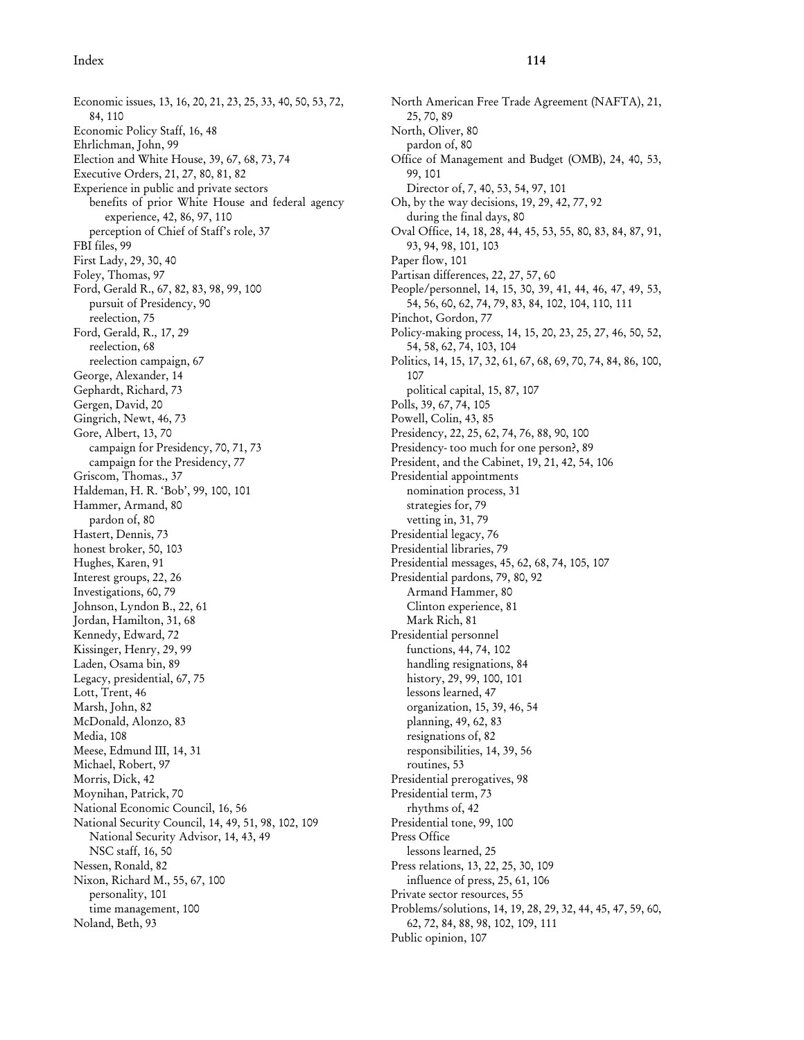Economic issues, 13, 16, 20, 21, 23, 25, 33, 40, 50, 53, 72, 84, 110
Economic Policy Staff, 16, 48
Ehrlichman, John, 99
Election and White House, 39, 67, 68, 73, 74
Executive Orders, 21, 27, 80, 81, 82
Experience in public and private sectors
  benefits of prior White House and federal agency experience, 42, 86, 97, 110
  perception of Chief of Staff's role, 37
FBI files, 99
First Lady, 29, 30, 40
Foley, Thomas, 97
Ford, Gerald R., 67, 82, 83, 98, 99, 100
  pursuit of Presidency, 90
  reelection, 75
Ford, Gerald, R., 17, 29
  reelection, 68
  reelection campaign, 67
George, Alexander, 14
Gephardt, Richard, 73
Gergen, David, 20
Gingrich, Newt, 46, 73
Gore, Albert, 13, 70
  campaign for Presidency, 70, 71, 73
  campaign for the Presidency, 77
Griscom, Thomas., 37
Haldeman, H. R. 'Bob', 99, 100, 101
Hammer, Armand, 80
  pardon of, 80
Hastert, Dennis, 73
honest broker, 50, 103
Hughes, Karen, 91
Interest groups, 22, 26
Investigations, 60, 79
Johnson, Lyndon B., 22, 61
Jordan, Hamilton, 31, 68
Kennedy, Edward, 72
Kissinger, Henry, 29, 99
Laden, Osama bin, 89
Legacy, presidential, 67, 75
Lott, Trent, 46
Marsh, John, 82
McDonald, Alonzo, 83
Media, 108
Meese, Edmund III, 14, 31
Michael, Robert, 97
Morris, Dick, 42
Moynihan, Patrick, 70
National Economic Council, 16, 56
National Security Council, 14, 49, 51, 98, 102, 109
  National Security Advisor, 14, 43, 49
  NSC staff, 16, 50
Nessen, Ronald, 82
Nixon, Richard M., 55, 67, 100
  personality, 101
  time management, 100
Noland, Beth, 93
North American Free Trade Agreement (NAFTA), 21, 25, 70, 89
North, Oliver, 80
  pardon of, 80
Office of Management and Budget (OMB), 24, 40, 53, 99, 101
  Director of, 7, 40, 53, 54, 97, 101
Oh, by the way decisions, 19, 29, 42, 77, 92
  during the final days, 80
Oval Office, 14, 18, 28, 44, 45, 53, 55, 80, 83, 84, 87, 91, 93, 94, 98, 101, 103
Paper flow, 101
Partisan differences, 22, 27, 57, 60
People/personnel, 14, 15, 30, 39, 41, 44, 46, 47, 49, 53, 54, 56, 60, 62, 74, 79, 83, 84, 102, 104, 110, 111
Pinchot, Gordon, 77
Policy-making process, 14, 15, 20, 23, 25, 27, 46, 50, 52, 54, 58, 62, 74, 103, 104
Politics, 14, 15, 17, 32, 61, 67, 68, 69, 70, 74, 84, 86, 100, 107
  political capital, 15, 87, 107
Polls, 39, 67, 74, 105
Powell, Colin, 43, 85
Presidency, 22, 25, 62, 74, 76, 88, 90, 100
Presidency- too much for one person?, 89
President, and the Cabinet, 19, 21, 42, 54, 106
Presidential appointments
  nomination process, 31
  strategies for, 79
  vetting in, 31, 79
Presidential legacy, 76
Presidential libraries, 79
Presidential messages, 45, 62, 68, 74, 105, 107
Presidential pardons, 79, 80, 92
  Armand Hammer, 80
  Clinton experience, 81
  Mark Rich, 81
Presidential personnel
  functions, 44, 74, 102
  handling resignations, 84
  history, 29, 99, 100, 101
  lessons learned, 47
  organization, 15, 39, 46, 54
  planning, 49, 62, 83
  resignations of, 82
  responsibilities, 14, 39, 56
  routines, 53
Presidential prerogatives, 98
Presidential term, 73
  rhythms of, 42
Presidential tone, 99, 100
Press Office
  lessons learned, 25
Press relations, 13, 22, 25, 30, 109
  influence of press, 25, 61, 106
Private sector resources, 55
Problems/solutions, 14, 19, 28, 29, 32, 44, 45, 47, 59, 60, 62, 72, 84, 88, 98, 102, 109, 111
Public opinion, 107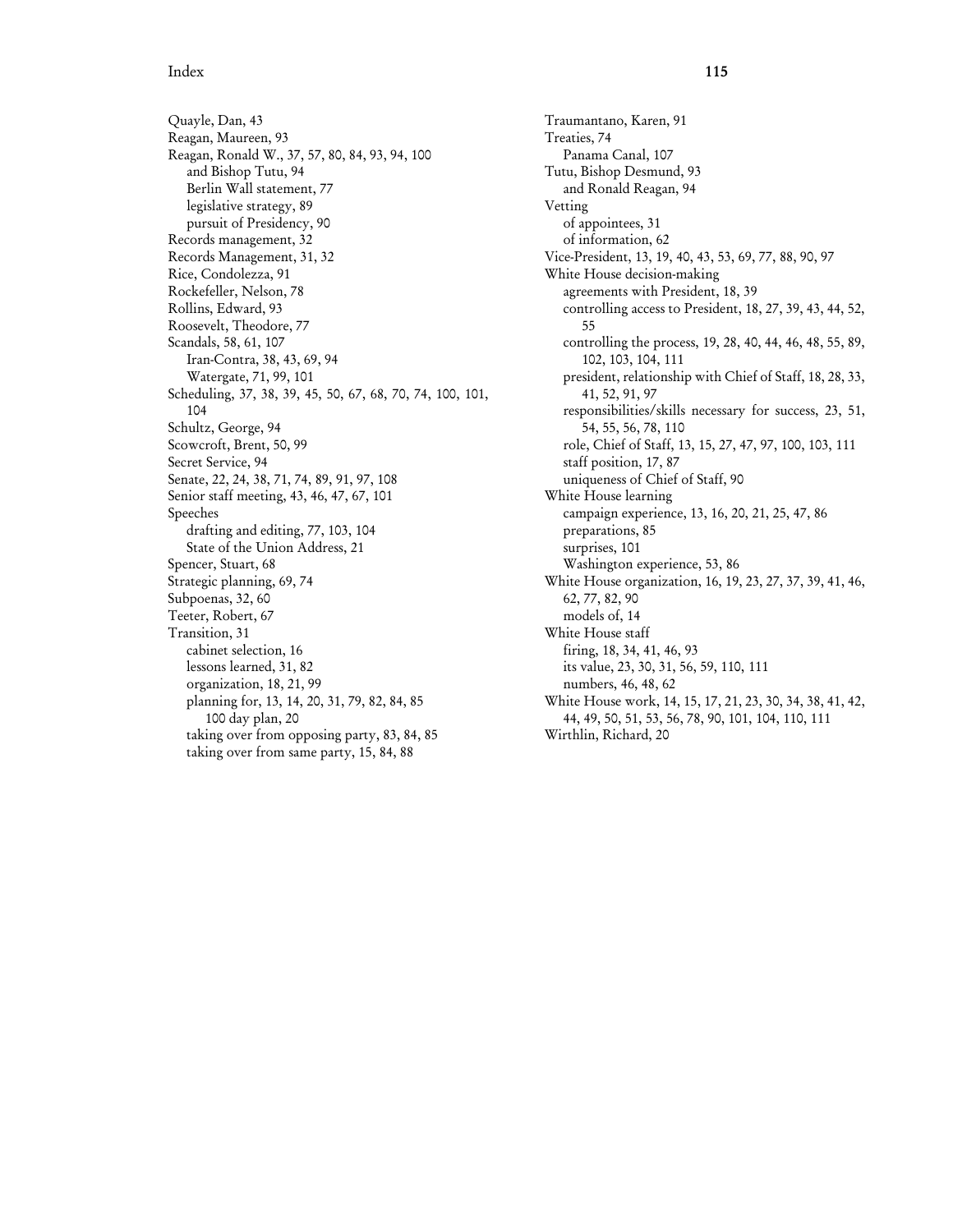Quayle, Dan, 43
Reagan, Maureen, 93
Reagan, Ronald W., 37, 57, 80, 84, 93, 94, 100
  and Bishop Tutu, 94
  Berlin Wall statement, 77
  legislative strategy, 89
  pursuit of Presidency, 90
Records management, 32
Records Management, 31, 32
Rice, Condolezza, 91
Rockefeller, Nelson, 78
Rollins, Edward, 93
Roosevelt, Theodore, 77
Scandals, 58, 61, 107
  Iran-Contra, 38, 43, 69, 94
  Watergate, 71, 99, 101
Scheduling, 37, 38, 39, 45, 50, 67, 68, 70, 74, 100, 101, 104
Schultz, George, 94
Scowcroft, Brent, 50, 99
Secret Service, 94
Senate, 22, 24, 38, 71, 74, 89, 91, 97, 108
Senior staff meeting, 43, 46, 47, 67, 101
Speeches
  drafting and editing, 77, 103, 104
  State of the Union Address, 21
Spencer, Stuart, 68
Strategic planning, 69, 74
Subpoenas, 32, 60
Teeter, Robert, 67
Transition, 31
  cabinet selection, 16
  lessons learned, 31, 82
  organization, 18, 21, 99
  planning for, 13, 14, 20, 31, 79, 82, 84, 85
    100 day plan, 20
  taking over from opposing party, 83, 84, 85
  taking over from same party, 15, 84, 88
Traumantano, Karen, 91
Treaties, 74
  Panama Canal, 107
Tutu, Bishop Desmund, 93
  and Ronald Reagan, 94
Vetting
  of appointees, 31
  of information, 62
Vice-President, 13, 19, 40, 43, 53, 69, 77, 88, 90, 97
White House decision-making
  agreements with President, 18, 39
  controlling access to President, 18, 27, 39, 43, 44, 52, 55
  controlling the process, 19, 28, 40, 44, 46, 48, 55, 89, 102, 103, 104, 111
  president, relationship with Chief of Staff, 18, 28, 33, 41, 52, 91, 97
  responsibilities/skills necessary for success, 23, 51, 54, 55, 56, 78, 110
  role, Chief of Staff, 13, 15, 27, 47, 97, 100, 103, 111
  staff position, 17, 87
  uniqueness of Chief of Staff, 90
White House learning
  campaign experience, 13, 16, 20, 21, 25, 47, 86
  preparations, 85
  surprises, 101
  Washington experience, 53, 86
White House organization, 16, 19, 23, 27, 37, 39, 41, 46, 62, 77, 82, 90
  models of, 14
White House staff
  firing, 18, 34, 41, 46, 93
  its value, 23, 30, 31, 56, 59, 110, 111
  numbers, 46, 48, 62
White House work, 14, 15, 17, 21, 23, 30, 34, 38, 41, 42, 44, 49, 50, 51, 53, 56, 78, 90, 101, 104, 110, 111
Wirthlin, Richard, 20